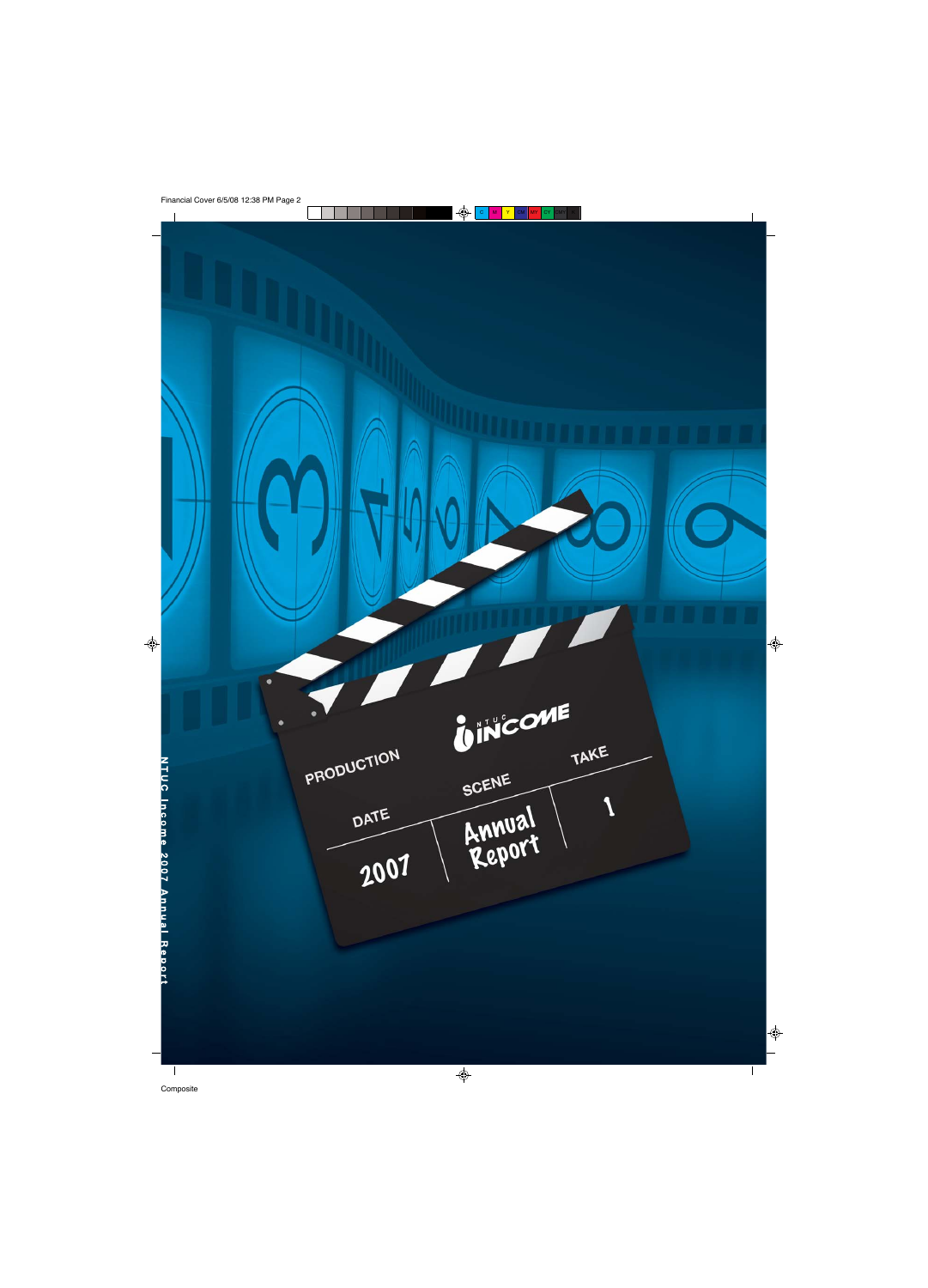NTUC INCOME

PRODUCTION

DATE

2007

SCENE

Annual Report

TAKE

1

NTUC Income 2007 Annual Report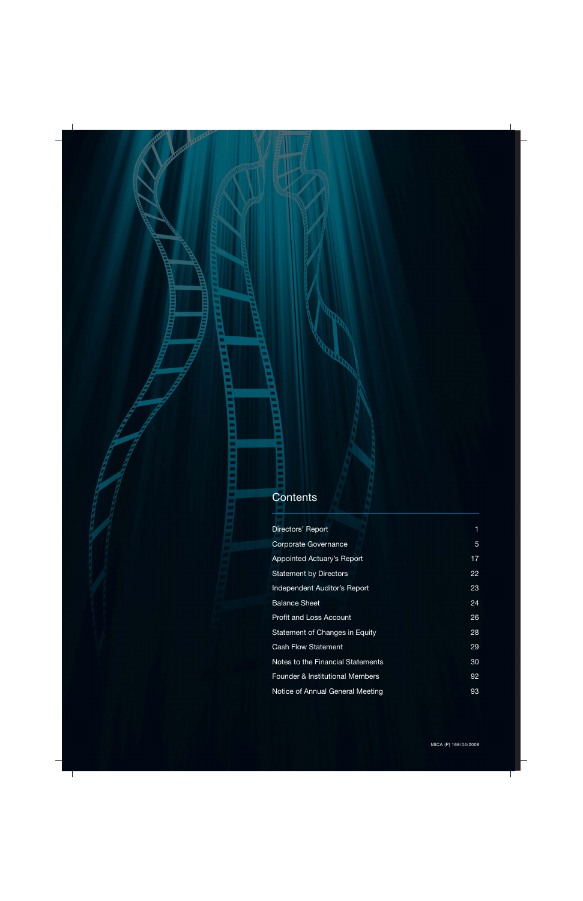# Contents

| | |
|---|---|
| Directors' Report | 1 |
| Corporate Governance | 5 |
| Appointed Actuary's Report | 17 |
| Statement by Directors | 22 |
| Independent Auditor's Report | 23 |
| Balance Sheet | 24 |
| Profit and Loss Account | 26 |
| Statement of Changes in Equity | 28 |
| Cash Flow Statement | 29 |
| Notes to the Financial Statements | 30 |
| Founder & Institutional Members | 92 |
| Notice of Annual General Meeting | 93 |

MICA (P) 168/04/2008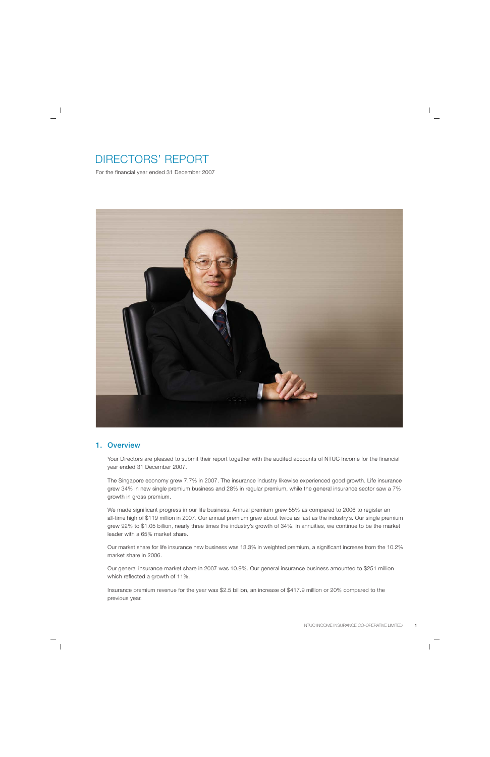# DIRECTORS' REPORT

For the financial year ended 31 December 2007

## 1. Overview

Your Directors are pleased to submit their report together with the audited accounts of NTUC Income for the financial year ended 31 December 2007.

The Singapore economy grew 7.7% in 2007. The insurance industry likewise experienced good growth. Life insurance grew 34% in new single premium business and 28% in regular premium, while the general insurance sector saw a 7% growth in gross premium.

We made significant progress in our life business. Annual premium grew 55% as compared to 2006 to register an all-time high of $119 million in 2007. Our annual premium grew about twice as fast as the industry's. Our single premium grew 92% to $1.05 billion, nearly three times the industry's growth of 34%. In annuities, we continue to be the market leader with a 65% market share.

Our market share for life insurance new business was 13.3% in weighted premium, a significant increase from the 10.2% market share in 2006.

Our general insurance market share in 2007 was 10.9%. Our general insurance business amounted to $251 million which reflected a growth of 11%.

Insurance premium revenue for the year was $2.5 billion, an increase of $417.9 million or 20% compared to the previous year.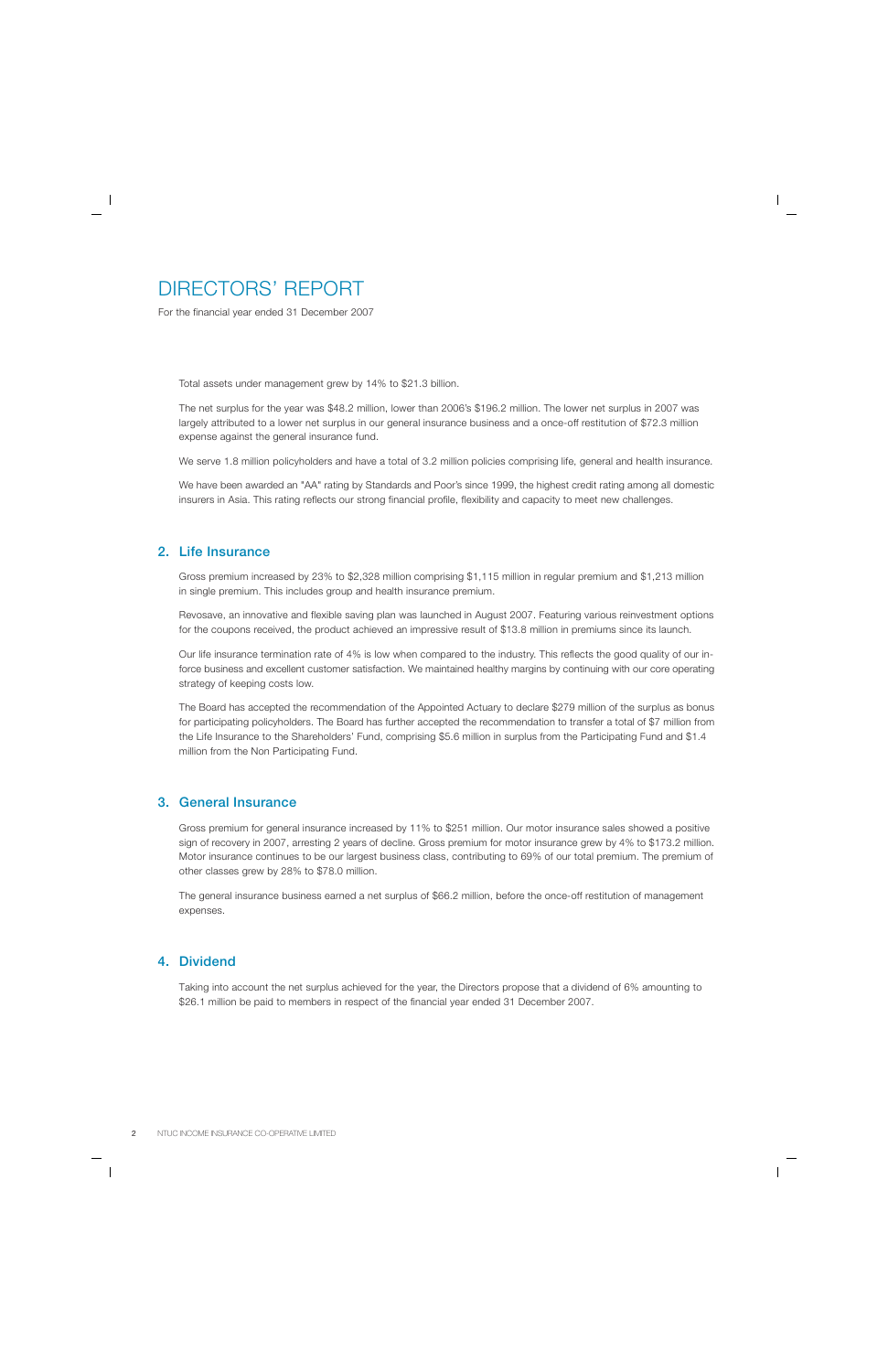# DIRECTORS' REPORT

For the financial year ended 31 December 2007

Total assets under management grew by 14% to $21.3 billion.

The net surplus for the year was $48.2 million, lower than 2006's $196.2 million. The lower net surplus in 2007 was largely attributed to a lower net surplus in our general insurance business and a once-off restitution of $72.3 million expense against the general insurance fund.

We serve 1.8 million policyholders and have a total of 3.2 million policies comprising life, general and health insurance.

We have been awarded an "AA" rating by Standards and Poor's since 1999, the highest credit rating among all domestic insurers in Asia. This rating reflects our strong financial profile, flexibility and capacity to meet new challenges.

## 2. Life Insurance

Gross premium increased by 23% to $2,328 million comprising $1,115 million in regular premium and $1,213 million in single premium. This includes group and health insurance premium.

Revosave, an innovative and flexible saving plan was launched in August 2007. Featuring various reinvestment options for the coupons received, the product achieved an impressive result of $13.8 million in premiums since its launch.

Our life insurance termination rate of 4% is low when compared to the industry. This reflects the good quality of our in-force business and excellent customer satisfaction. We maintained healthy margins by continuing with our core operating strategy of keeping costs low.

The Board has accepted the recommendation of the Appointed Actuary to declare $279 million of the surplus as bonus for participating policyholders. The Board has further accepted the recommendation to transfer a total of $7 million from the Life Insurance to the Shareholders' Fund, comprising $5.6 million in surplus from the Participating Fund and $1.4 million from the Non Participating Fund.

## 3. General Insurance

Gross premium for general insurance increased by 11% to $251 million. Our motor insurance sales showed a positive sign of recovery in 2007, arresting 2 years of decline. Gross premium for motor insurance grew by 4% to $173.2 million. Motor insurance continues to be our largest business class, contributing to 69% of our total premium. The premium of other classes grew by 28% to $78.0 million.

The general insurance business earned a net surplus of $66.2 million, before the once-off restitution of management expenses.

## 4. Dividend

Taking into account the net surplus achieved for the year, the Directors propose that a dividend of 6% amounting to $26.1 million be paid to members in respect of the financial year ended 31 December 2007.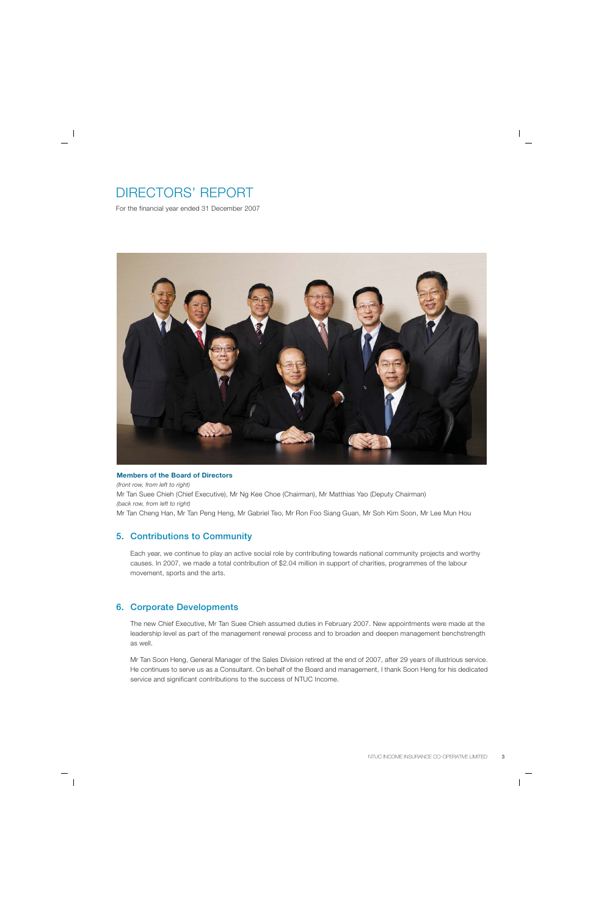# DIRECTORS' REPORT

For the financial year ended 31 December 2007

**Members of the Board of Directors**

*(front row, from left to right)*

Mr Tan Suee Chieh (Chief Executive), Mr Ng Kee Choe (Chairman), Mr Matthias Yao (Deputy Chairman)

*(back row, from left to right)*

Mr Tan Cheng Han, Mr Tan Peng Heng, Mr Gabriel Teo, Mr Ron Foo Siang Guan, Mr Soh Kim Soon, Mr Lee Mun Hou

## 5. Contributions to Community

Each year, we continue to play an active social role by contributing towards national community projects and worthy causes. In 2007, we made a total contribution of $2.04 million in support of charities, programmes of the labour movement, sports and the arts.

## 6. Corporate Developments

The new Chief Executive, Mr Tan Suee Chieh assumed duties in February 2007. New appointments were made at the leadership level as part of the management renewal process and to broaden and deepen management benchstrength as well.

Mr Tan Soon Heng, General Manager of the Sales Division retired at the end of 2007, after 29 years of illustrious service. He continues to serve us as a Consultant. On behalf of the Board and management, I thank Soon Heng for his dedicated service and significant contributions to the success of NTUC Income.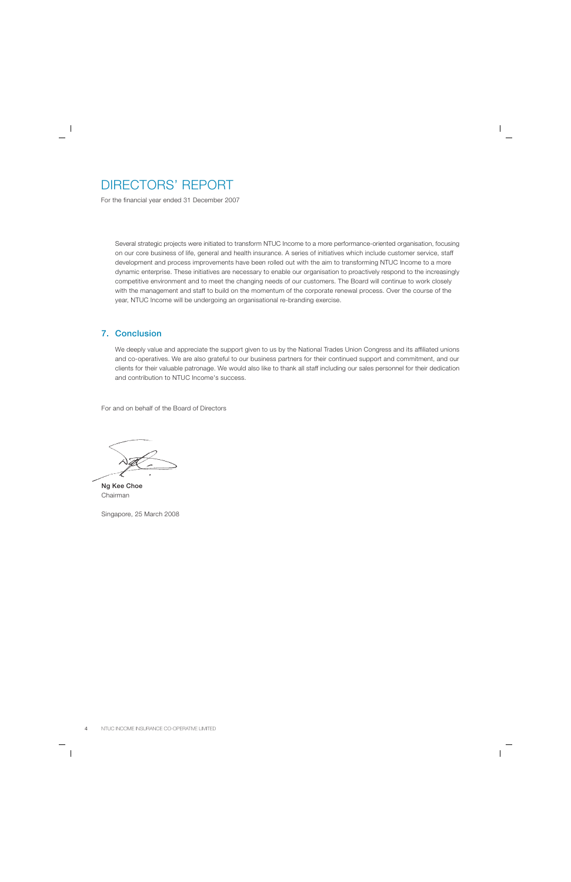# DIRECTORS' REPORT

For the financial year ended 31 December 2007

Several strategic projects were initiated to transform NTUC Income to a more performance-oriented organisation, focusing on our core business of life, general and health insurance. A series of initiatives which include customer service, staff development and process improvements have been rolled out with the aim to transforming NTUC Income to a more dynamic enterprise. These initiatives are necessary to enable our organisation to proactively respond to the increasingly competitive environment and to meet the changing needs of our customers. The Board will continue to work closely with the management and staff to build on the momentum of the corporate renewal process. Over the course of the year, NTUC Income will be undergoing an organisational re-branding exercise.

## 7. Conclusion

We deeply value and appreciate the support given to us by the National Trades Union Congress and its affiliated unions and co-operatives. We are also grateful to our business partners for their continued support and commitment, and our clients for their valuable patronage. We would also like to thank all staff including our sales personnel for their dedication and contribution to NTUC Income's success.

For and on behalf of the Board of Directors

**Ng Kee Choe**
Chairman

Singapore, 25 March 2008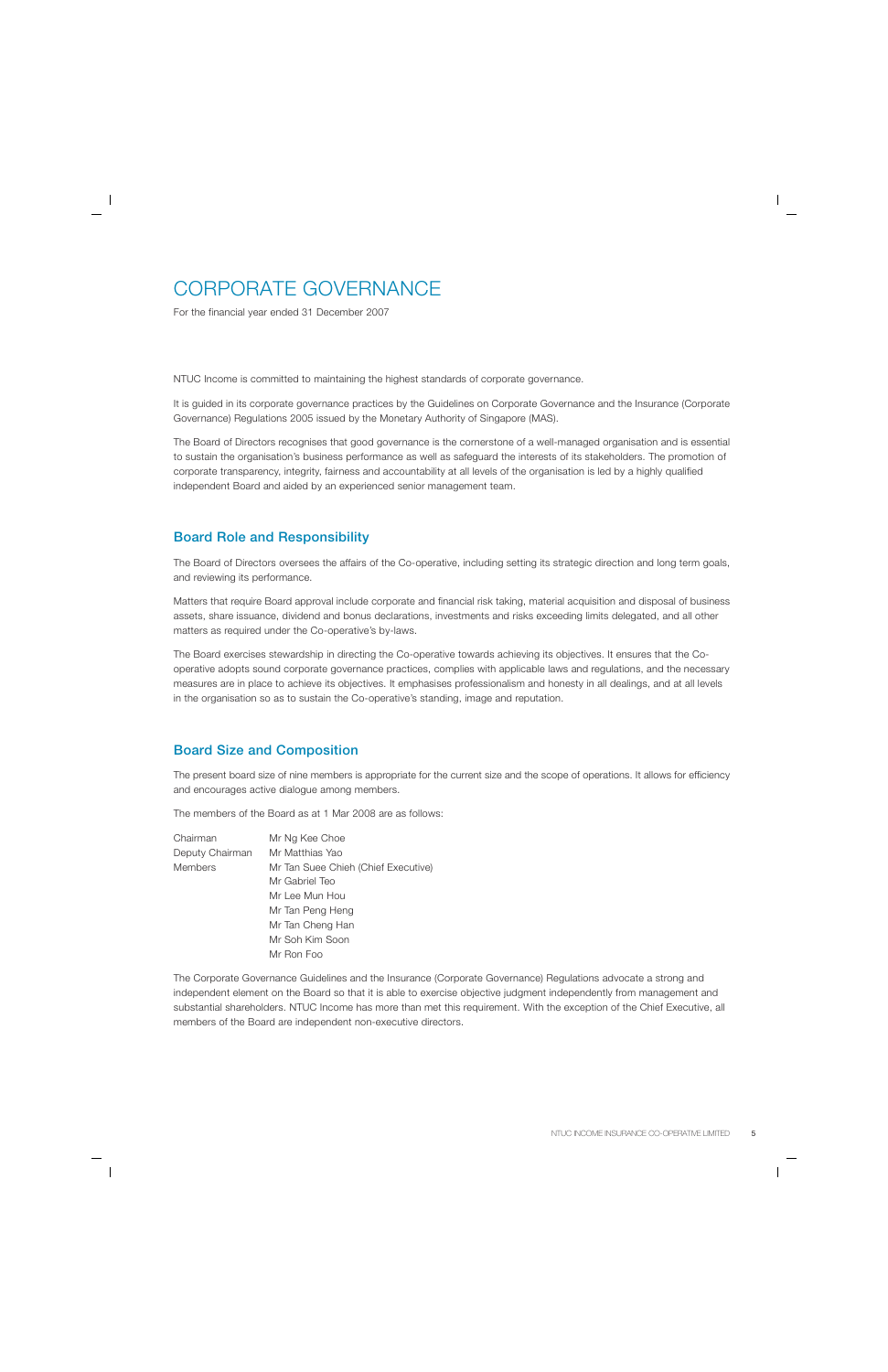# CORPORATE GOVERNANCE

For the financial year ended 31 December 2007

NTUC Income is committed to maintaining the highest standards of corporate governance.

It is guided in its corporate governance practices by the Guidelines on Corporate Governance and the Insurance (Corporate Governance) Regulations 2005 issued by the Monetary Authority of Singapore (MAS).

The Board of Directors recognises that good governance is the cornerstone of a well-managed organisation and is essential to sustain the organisation's business performance as well as safeguard the interests of its stakeholders. The promotion of corporate transparency, integrity, fairness and accountability at all levels of the organisation is led by a highly qualified independent Board and aided by an experienced senior management team.

## Board Role and Responsibility

The Board of Directors oversees the affairs of the Co-operative, including setting its strategic direction and long term goals, and reviewing its performance.

Matters that require Board approval include corporate and financial risk taking, material acquisition and disposal of business assets, share issuance, dividend and bonus declarations, investments and risks exceeding limits delegated, and all other matters as required under the Co-operative's by-laws.

The Board exercises stewardship in directing the Co-operative towards achieving its objectives. It ensures that the Co-operative adopts sound corporate governance practices, complies with applicable laws and regulations, and the necessary measures are in place to achieve its objectives. It emphasises professionalism and honesty in all dealings, and at all levels in the organisation so as to sustain the Co-operative's standing, image and reputation.

## Board Size and Composition

The present board size of nine members is appropriate for the current size and the scope of operations. It allows for efficiency and encourages active dialogue among members.

The members of the Board as at 1 Mar 2008 are as follows:

| | |
|---|---|
| Chairman | Mr Ng Kee Choe |
| Deputy Chairman | Mr Matthias Yao |
| Members | Mr Tan Suee Chieh (Chief Executive) |
| | Mr Gabriel Teo |
| | Mr Lee Mun Hou |
| | Mr Tan Peng Heng |
| | Mr Tan Cheng Han |
| | Mr Soh Kim Soon |
| | Mr Ron Foo |

The Corporate Governance Guidelines and the Insurance (Corporate Governance) Regulations advocate a strong and independent element on the Board so that it is able to exercise objective judgment independently from management and substantial shareholders. NTUC Income has more than met this requirement. With the exception of the Chief Executive, all members of the Board are independent non-executive directors.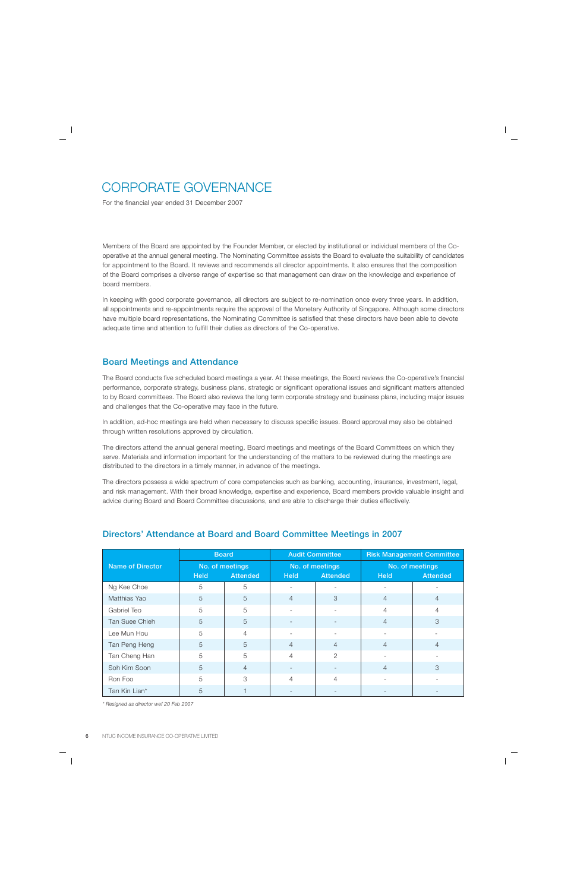# CORPORATE GOVERNANCE

For the financial year ended 31 December 2007

Members of the Board are appointed by the Founder Member, or elected by institutional or individual members of the Co-operative at the annual general meeting. The Nominating Committee assists the Board to evaluate the suitability of candidates for appointment to the Board. It reviews and recommends all director appointments. It also ensures that the composition of the Board comprises a diverse range of expertise so that management can draw on the knowledge and experience of board members.

In keeping with good corporate governance, all directors are subject to re-nomination once every three years. In addition, all appointments and re-appointments require the approval of the Monetary Authority of Singapore. Although some directors have multiple board representations, the Nominating Committee is satisfied that these directors have been able to devote adequate time and attention to fulfill their duties as directors of the Co-operative.

## Board Meetings and Attendance

The Board conducts five scheduled board meetings a year. At these meetings, the Board reviews the Co-operative's financial performance, corporate strategy, business plans, strategic or significant operational issues and significant matters attended to by Board committees. The Board also reviews the long term corporate strategy and business plans, including major issues and challenges that the Co-operative may face in the future.

In addition, ad-hoc meetings are held when necessary to discuss specific issues. Board approval may also be obtained through written resolutions approved by circulation.

The directors attend the annual general meeting, Board meetings and meetings of the Board Committees on which they serve. Materials and information important for the understanding of the matters to be reviewed during the meetings are distributed to the directors in a timely manner, in advance of the meetings.

The directors possess a wide spectrum of core competencies such as banking, accounting, insurance, investment, legal, and risk management. With their broad knowledge, expertise and experience, Board members provide valuable insight and advice during Board and Board Committee discussions, and are able to discharge their duties effectively.

## Directors' Attendance at Board and Board Committee Meetings in 2007

| Name of Director | Board | | Audit Committee | | Risk Management Committee | |
|---|---|---|---|---|---|---|
| | No. of meetings | | No. of meetings | | No. of meetings | |
| | Held | Attended | Held | Attended | Held | Attended |
| Ng Kee Choe | 5 | 5 | - | - | - | - |
| Matthias Yao | 5 | 5 | 4 | 3 | 4 | 4 |
| Gabriel Teo | 5 | 5 | - | - | 4 | 4 |
| Tan Suee Chieh | 5 | 5 | - | - | 4 | 3 |
| Lee Mun Hou | 5 | 4 | - | - | - | - |
| Tan Peng Heng | 5 | 5 | 4 | 4 | 4 | 4 |
| Tan Cheng Han | 5 | 5 | 4 | 2 | - | - |
| Soh Kim Soon | 5 | 4 | - | - | 4 | 3 |
| Ron Foo | 5 | 3 | 4 | 4 | - | - |
| Tan Kin Lian* | 5 | 1 | - | - | - | - |

*\* Resigned as director wef 20 Feb 2007*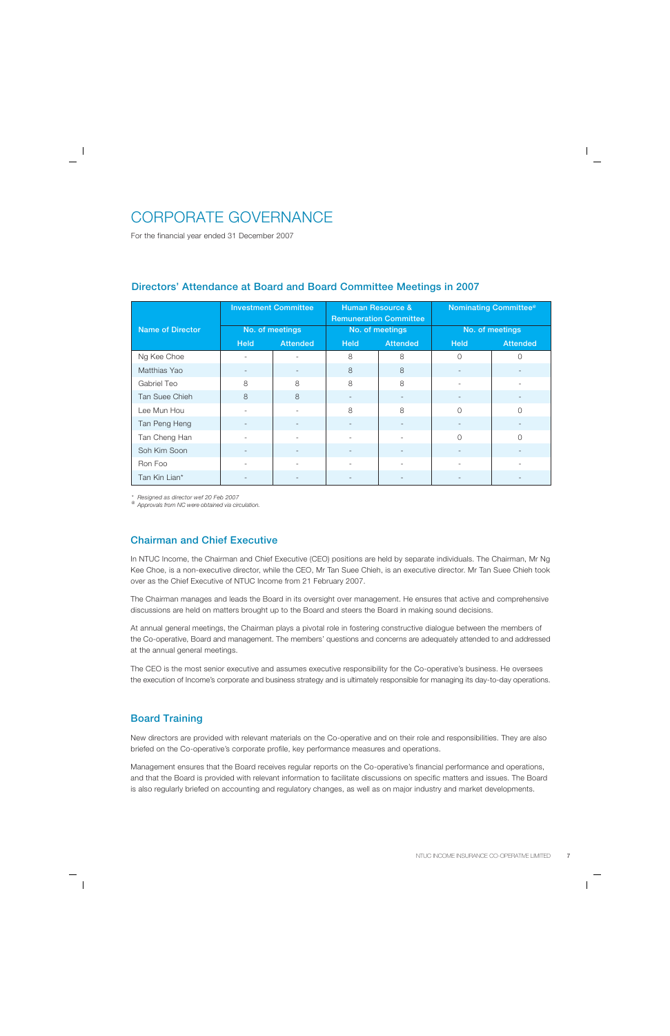# CORPORATE GOVERNANCE

For the financial year ended 31 December 2007

## Directors' Attendance at Board and Board Committee Meetings in 2007

| Name of Director | Investment Committee | | Human Resource & Remuneration Committee | | Nominating Committee@ | |
|---|---|---|---|---|---|---|
| | No. of meetings | | No. of meetings | | No. of meetings | |
| | Held | Attended | Held | Attended | Held | Attended |
| Ng Kee Choe | - | - | 8 | 8 | 0 | 0 |
| Matthias Yao | - | - | 8 | 8 | - | - |
| Gabriel Teo | 8 | 8 | 8 | 8 | - | - |
| Tan Suee Chieh | 8 | 8 | - | - | - | - |
| Lee Mun Hou | - | - | 8 | 8 | 0 | 0 |
| Tan Peng Heng | - | - | - | - | - | - |
| Tan Cheng Han | - | - | - | - | 0 | 0 |
| Soh Kim Soon | - | - | - | - | - | - |
| Ron Foo | - | - | - | - | - | - |
| Tan Kin Lian* | - | - | - | - | - | - |

*\* Resigned as director wef 20 Feb 2007*
*@ Approvals from NC were obtained via circulation.*

## Chairman and Chief Executive

In NTUC Income, the Chairman and Chief Executive (CEO) positions are held by separate individuals. The Chairman, Mr Ng Kee Choe, is a non-executive director, while the CEO, Mr Tan Suee Chieh, is an executive director. Mr Tan Suee Chieh took over as the Chief Executive of NTUC Income from 21 February 2007.

The Chairman manages and leads the Board in its oversight over management. He ensures that active and comprehensive discussions are held on matters brought up to the Board and steers the Board in making sound decisions.

At annual general meetings, the Chairman plays a pivotal role in fostering constructive dialogue between the members of the Co-operative, Board and management. The members' questions and concerns are adequately attended to and addressed at the annual general meetings.

The CEO is the most senior executive and assumes executive responsibility for the Co-operative's business. He oversees the execution of Income's corporate and business strategy and is ultimately responsible for managing its day-to-day operations.

## Board Training

New directors are provided with relevant materials on the Co-operative and on their role and responsibilities. They are also briefed on the Co-operative's corporate profile, key performance measures and operations.

Management ensures that the Board receives regular reports on the Co-operative's financial performance and operations, and that the Board is provided with relevant information to facilitate discussions on specific matters and issues. The Board is also regularly briefed on accounting and regulatory changes, as well as on major industry and market developments.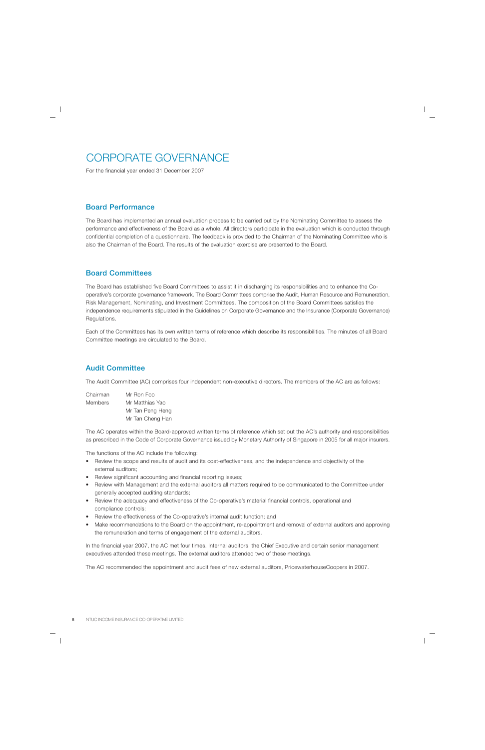# CORPORATE GOVERNANCE

For the financial year ended 31 December 2007

## Board Performance

The Board has implemented an annual evaluation process to be carried out by the Nominating Committee to assess the performance and effectiveness of the Board as a whole. All directors participate in the evaluation which is conducted through confidential completion of a questionnaire. The feedback is provided to the Chairman of the Nominating Committee who is also the Chairman of the Board. The results of the evaluation exercise are presented to the Board.

## Board Committees

The Board has established five Board Committees to assist it in discharging its responsibilities and to enhance the Co-operative's corporate governance framework. The Board Committees comprise the Audit, Human Resource and Remuneration, Risk Management, Nominating, and Investment Committees. The composition of the Board Committees satisfies the independence requirements stipulated in the Guidelines on Corporate Governance and the Insurance (Corporate Governance) Regulations.

Each of the Committees has its own written terms of reference which describe its responsibilities. The minutes of all Board Committee meetings are circulated to the Board.

## Audit Committee

The Audit Committee (AC) comprises four independent non-executive directors. The members of the AC are as follows:

| | |
|---|---|
| Chairman | Mr Ron Foo |
| Members | Mr Matthias Yao |
| | Mr Tan Peng Heng |
| | Mr Tan Cheng Han |

The AC operates within the Board-approved written terms of reference which set out the AC's authority and responsibilities as prescribed in the Code of Corporate Governance issued by Monetary Authority of Singapore in 2005 for all major insurers.

The functions of the AC include the following:

- Review the scope and results of audit and its cost-effectiveness, and the independence and objectivity of the external auditors;
- Review significant accounting and financial reporting issues;
- Review with Management and the external auditors all matters required to be communicated to the Committee under generally accepted auditing standards;
- Review the adequacy and effectiveness of the Co-operative's material financial controls, operational and compliance controls;
- Review the effectiveness of the Co-operative's internal audit function; and
- Make recommendations to the Board on the appointment, re-appointment and removal of external auditors and approving the remuneration and terms of engagement of the external auditors.

In the financial year 2007, the AC met four times. Internal auditors, the Chief Executive and certain senior management executives attended these meetings. The external auditors attended two of these meetings.

The AC recommended the appointment and audit fees of new external auditors, PricewaterhouseCoopers in 2007.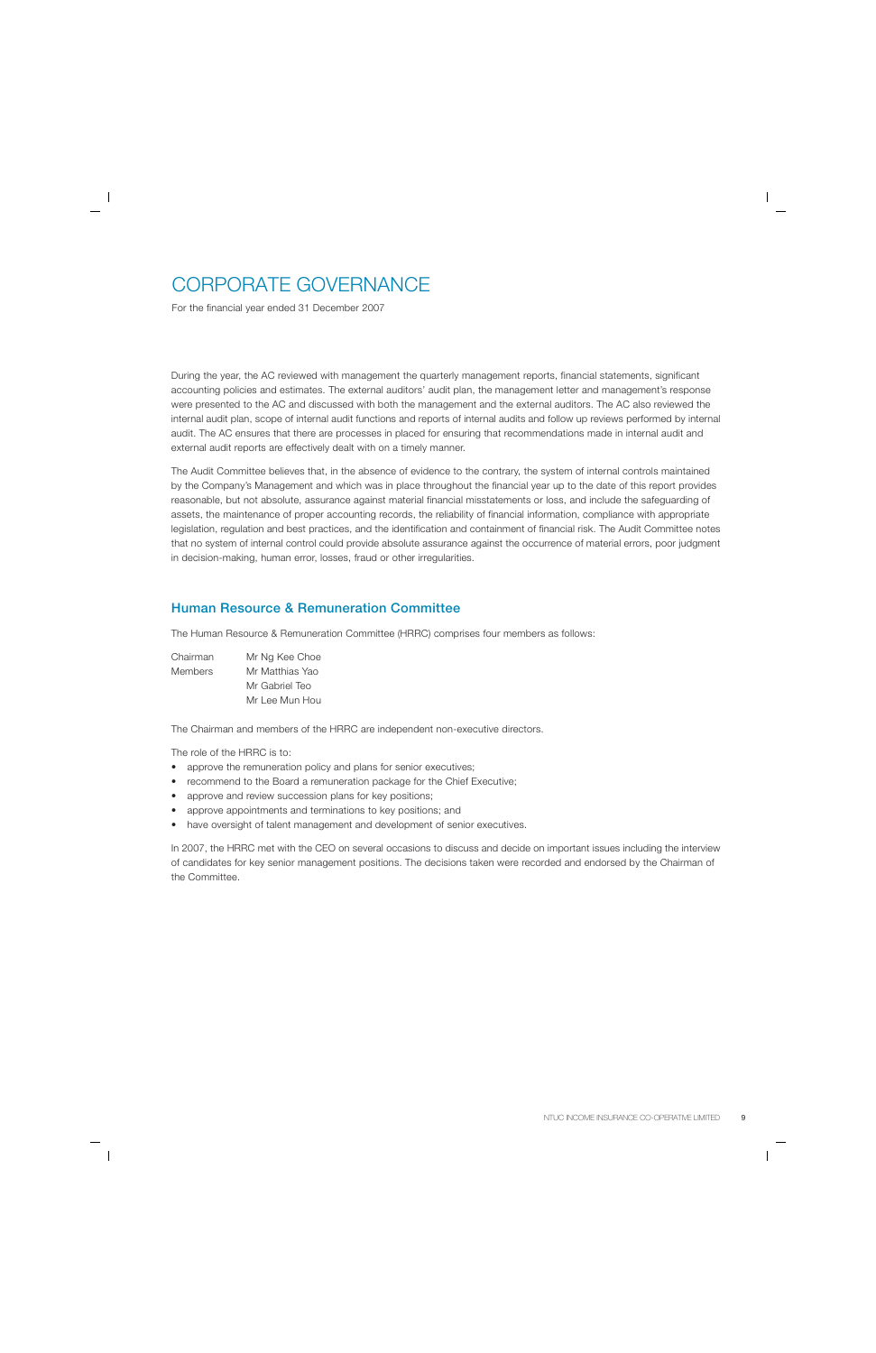# CORPORATE GOVERNANCE

For the financial year ended 31 December 2007

During the year, the AC reviewed with management the quarterly management reports, financial statements, significant accounting policies and estimates. The external auditors' audit plan, the management letter and management's response were presented to the AC and discussed with both the management and the external auditors. The AC also reviewed the internal audit plan, scope of internal audit functions and reports of internal audits and follow up reviews performed by internal audit. The AC ensures that there are processes in placed for ensuring that recommendations made in internal audit and external audit reports are effectively dealt with on a timely manner.

The Audit Committee believes that, in the absence of evidence to the contrary, the system of internal controls maintained by the Company's Management and which was in place throughout the financial year up to the date of this report provides reasonable, but not absolute, assurance against material financial misstatements or loss, and include the safeguarding of assets, the maintenance of proper accounting records, the reliability of financial information, compliance with appropriate legislation, regulation and best practices, and the identification and containment of financial risk. The Audit Committee notes that no system of internal control could provide absolute assurance against the occurrence of material errors, poor judgment in decision-making, human error, losses, fraud or other irregularities.

## Human Resource & Remuneration Committee

The Human Resource & Remuneration Committee (HRRC) comprises four members as follows:

| | |
|---|---|
| Chairman | Mr Ng Kee Choe |
| Members | Mr Matthias Yao |
| | Mr Gabriel Teo |
| | Mr Lee Mun Hou |

The Chairman and members of the HRRC are independent non-executive directors.

The role of the HRRC is to:

- approve the remuneration policy and plans for senior executives;
- recommend to the Board a remuneration package for the Chief Executive;
- approve and review succession plans for key positions;
- approve appointments and terminations to key positions; and
- have oversight of talent management and development of senior executives.

In 2007, the HRRC met with the CEO on several occasions to discuss and decide on important issues including the interview of candidates for key senior management positions. The decisions taken were recorded and endorsed by the Chairman of the Committee.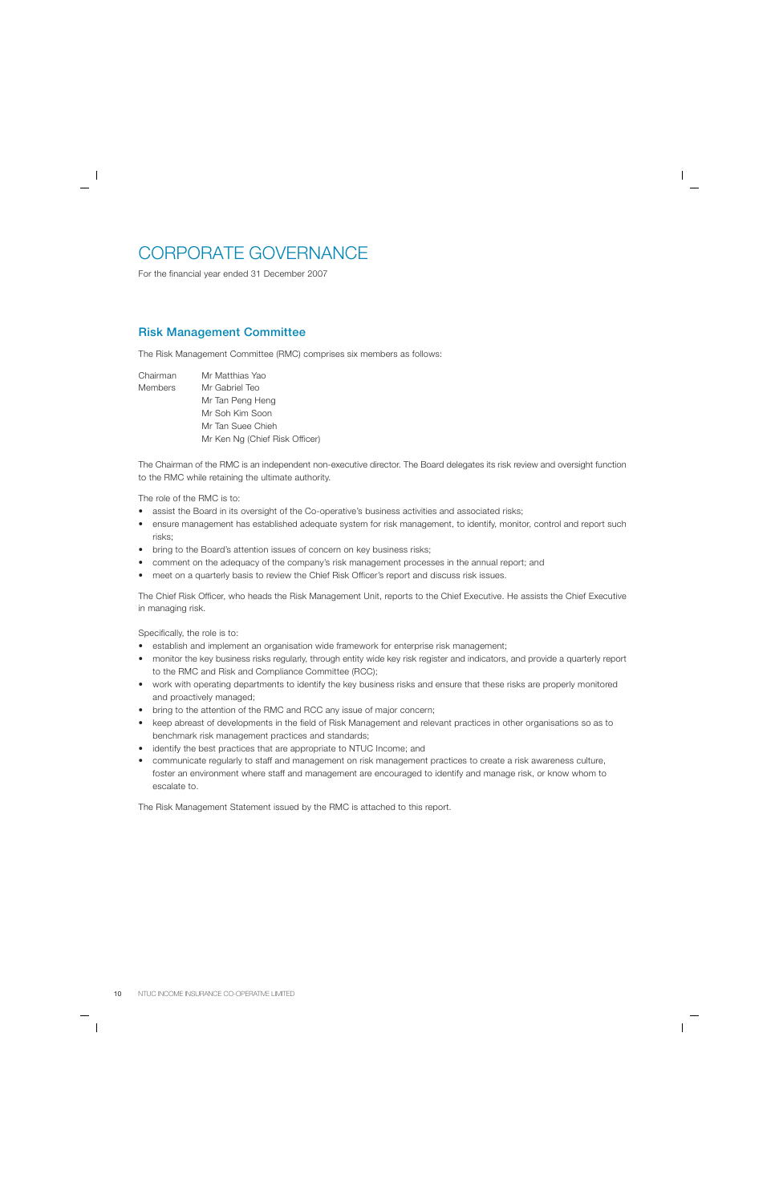# CORPORATE GOVERNANCE

For the financial year ended 31 December 2007

## Risk Management Committee

The Risk Management Committee (RMC) comprises six members as follows:

| | |
|---|---|
| Chairman | Mr Matthias Yao |
| Members | Mr Gabriel Teo |
| | Mr Tan Peng Heng |
| | Mr Soh Kim Soon |
| | Mr Tan Suee Chieh |
| | Mr Ken Ng (Chief Risk Officer) |

The Chairman of the RMC is an independent non-executive director. The Board delegates its risk review and oversight function to the RMC while retaining the ultimate authority.

The role of the RMC is to:

- assist the Board in its oversight of the Co-operative's business activities and associated risks;
- ensure management has established adequate system for risk management, to identify, monitor, control and report such risks;
- bring to the Board's attention issues of concern on key business risks;
- comment on the adequacy of the company's risk management processes in the annual report; and
- meet on a quarterly basis to review the Chief Risk Officer's report and discuss risk issues.

The Chief Risk Officer, who heads the Risk Management Unit, reports to the Chief Executive. He assists the Chief Executive in managing risk.

Specifically, the role is to:

- establish and implement an organisation wide framework for enterprise risk management;
- monitor the key business risks regularly, through entity wide key risk register and indicators, and provide a quarterly report to the RMC and Risk and Compliance Committee (RCC);
- work with operating departments to identify the key business risks and ensure that these risks are properly monitored and proactively managed;
- bring to the attention of the RMC and RCC any issue of major concern;
- keep abreast of developments in the field of Risk Management and relevant practices in other organisations so as to benchmark risk management practices and standards;
- identify the best practices that are appropriate to NTUC Income; and
- communicate regularly to staff and management on risk management practices to create a risk awareness culture, foster an environment where staff and management are encouraged to identify and manage risk, or know whom to escalate to.

The Risk Management Statement issued by the RMC is attached to this report.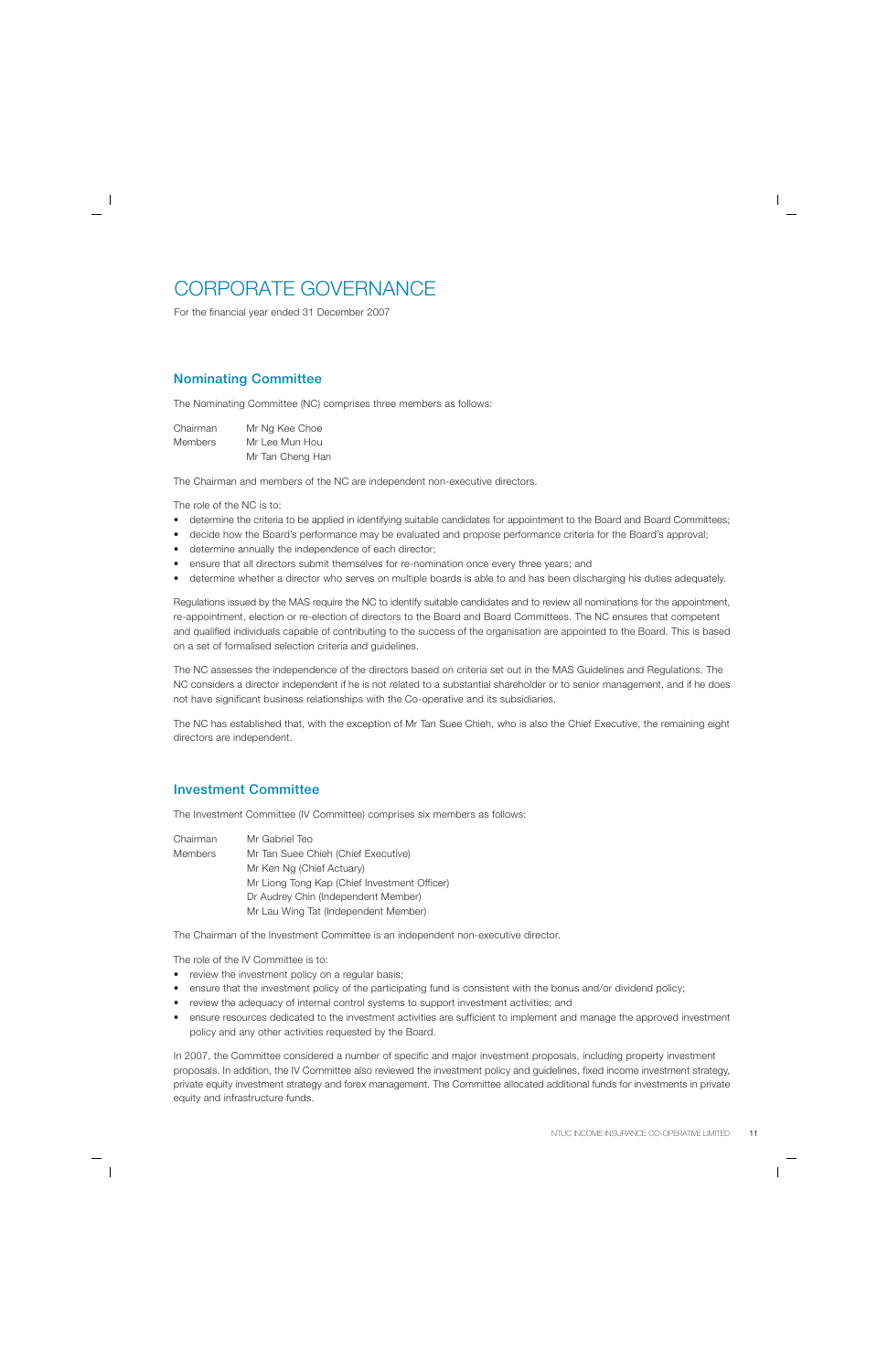# CORPORATE GOVERNANCE

For the financial year ended 31 December 2007

## Nominating Committee

The Nominating Committee (NC) comprises three members as follows:

| | |
|---|---|
| Chairman | Mr Ng Kee Choe |
| Members | Mr Lee Mun Hou |
| | Mr Tan Cheng Han |

The Chairman and members of the NC are independent non-executive directors.

The role of the NC is to:

- determine the criteria to be applied in identifying suitable candidates for appointment to the Board and Board Committees;
- decide how the Board's performance may be evaluated and propose performance criteria for the Board's approval;
- determine annually the independence of each director;
- ensure that all directors submit themselves for re-nomination once every three years; and
- determine whether a director who serves on multiple boards is able to and has been discharging his duties adequately.

Regulations issued by the MAS require the NC to identify suitable candidates and to review all nominations for the appointment, re-appointment, election or re-election of directors to the Board and Board Committees. The NC ensures that competent and qualified individuals capable of contributing to the success of the organisation are appointed to the Board. This is based on a set of formalised selection criteria and guidelines.

The NC assesses the independence of the directors based on criteria set out in the MAS Guidelines and Regulations. The NC considers a director independent if he is not related to a substantial shareholder or to senior management, and if he does not have significant business relationships with the Co-operative and its subsidiaries.

The NC has established that, with the exception of Mr Tan Suee Chieh, who is also the Chief Executive, the remaining eight directors are independent.

## Investment Committee

The Investment Committee (IV Committee) comprises six members as follows:

| | |
|---|---|
| Chairman | Mr Gabriel Teo |
| Members | Mr Tan Suee Chieh (Chief Executive) |
| | Mr Ken Ng (Chief Actuary) |
| | Mr Liong Tong Kap (Chief Investment Officer) |
| | Dr Audrey Chin (Independent Member) |
| | Mr Lau Wing Tat (Independent Member) |

The Chairman of the Investment Committee is an independent non-executive director.

The role of the IV Committee is to:

- review the investment policy on a regular basis;
- ensure that the investment policy of the participating fund is consistent with the bonus and/or dividend policy;
- review the adequacy of internal control systems to support investment activities; and
- ensure resources dedicated to the investment activities are sufficient to implement and manage the approved investment policy and any other activities requested by the Board.

In 2007, the Committee considered a number of specific and major investment proposals, including property investment proposals. In addition, the IV Committee also reviewed the investment policy and guidelines, fixed income investment strategy, private equity investment strategy and forex management. The Committee allocated additional funds for investments in private equity and infrastructure funds.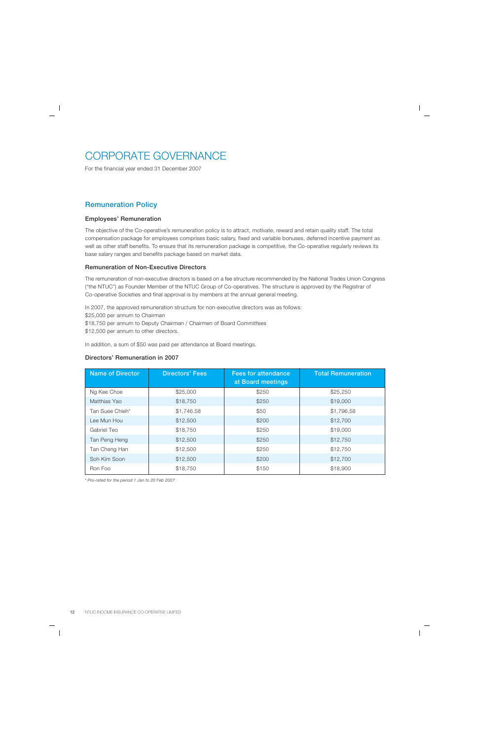# CORPORATE GOVERNANCE

For the financial year ended 31 December 2007

## Remuneration Policy

### Employees' Remuneration

The objective of the Co-operative's remuneration policy is to attract, motivate, reward and retain quality staff. The total compensation package for employees comprises basic salary, fixed and variable bonuses, deferred incentive payment as well as other staff benefits. To ensure that its remuneration package is competitive, the Co-operative regularly reviews its base salary ranges and benefits package based on market data.

### Remuneration of Non-Executive Directors

The remuneration of non-executive directors is based on a fee structure recommended by the National Trades Union Congress ("the NTUC") as Founder Member of the NTUC Group of Co-operatives. The structure is approved by the Registrar of Co-operative Societies and final approval is by members at the annual general meeting.

In 2007, the approved remuneration structure for non-executive directors was as follows:
$25,000 per annum to Chairman
$18,750 per annum to Deputy Chairman / Chairmen of Board Committees
$12,500 per annum to other directors.

In addition, a sum of $50 was paid per attendance at Board meetings.

### Directors' Remuneration in 2007

| Name of Director | Directors' Fees | Fees for attendance at Board meetings | Total Remuneration |
|---|---|---|---|
| Ng Kee Choe | $25,000 | $250 | $25,250 |
| Matthias Yao | $18,750 | $250 | $19,000 |
| Tan Suee Chieh* | $1,746.58 | $50 | $1,796.58 |
| Lee Mun Hou | $12,500 | $200 | $12,700 |
| Gabriel Teo | $18,750 | $250 | $19,000 |
| Tan Peng Heng | $12,500 | $250 | $12,750 |
| Tan Cheng Han | $12,500 | $250 | $12,750 |
| Soh Kim Soon | $12,500 | $200 | $12,700 |
| Ron Foo | $18,750 | $150 | $18,900 |

*\* Pro-rated for the period 1 Jan to 20 Feb 2007*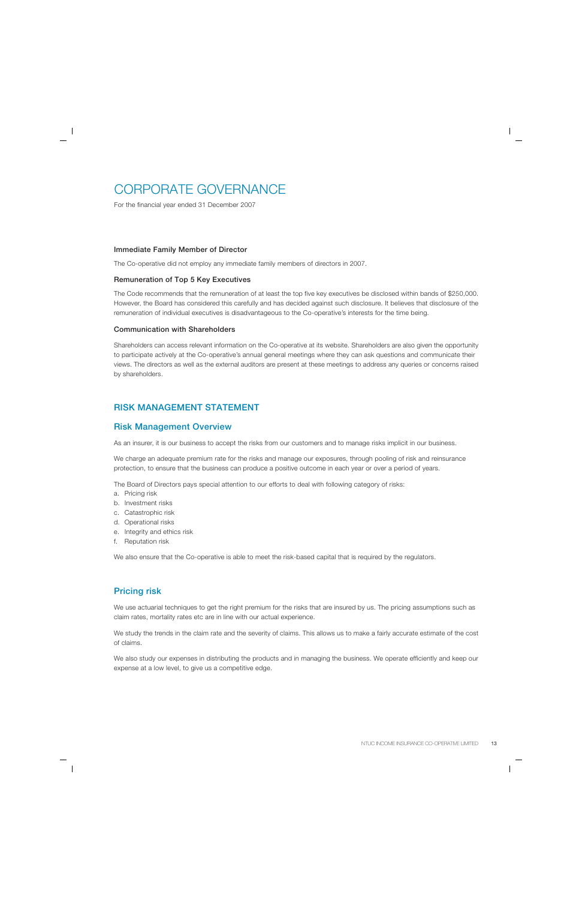# CORPORATE GOVERNANCE

For the financial year ended 31 December 2007

### Immediate Family Member of Director

The Co-operative did not employ any immediate family members of directors in 2007.

### Remuneration of Top 5 Key Executives

The Code recommends that the remuneration of at least the top five key executives be disclosed within bands of $250,000. However, the Board has considered this carefully and has decided against such disclosure. It believes that disclosure of the remuneration of individual executives is disadvantageous to the Co-operative's interests for the time being.

### Communication with Shareholders

Shareholders can access relevant information on the Co-operative at its website. Shareholders are also given the opportunity to participate actively at the Co-operative's annual general meetings where they can ask questions and communicate their views. The directors as well as the external auditors are present at these meetings to address any queries or concerns raised by shareholders.

## RISK MANAGEMENT STATEMENT

### Risk Management Overview

As an insurer, it is our business to accept the risks from our customers and to manage risks implicit in our business.

We charge an adequate premium rate for the risks and manage our exposures, through pooling of risk and reinsurance protection, to ensure that the business can produce a positive outcome in each year or over a period of years.

The Board of Directors pays special attention to our efforts to deal with following category of risks:

a. Pricing risk
b. Investment risks
c. Catastrophic risk
d. Operational risks
e. Integrity and ethics risk
f. Reputation risk

We also ensure that the Co-operative is able to meet the risk-based capital that is required by the regulators.

### Pricing risk

We use actuarial techniques to get the right premium for the risks that are insured by us. The pricing assumptions such as claim rates, mortality rates etc are in line with our actual experience.

We study the trends in the claim rate and the severity of claims. This allows us to make a fairly accurate estimate of the cost of claims.

We also study our expenses in distributing the products and in managing the business. We operate efficiently and keep our expense at a low level, to give us a competitive edge.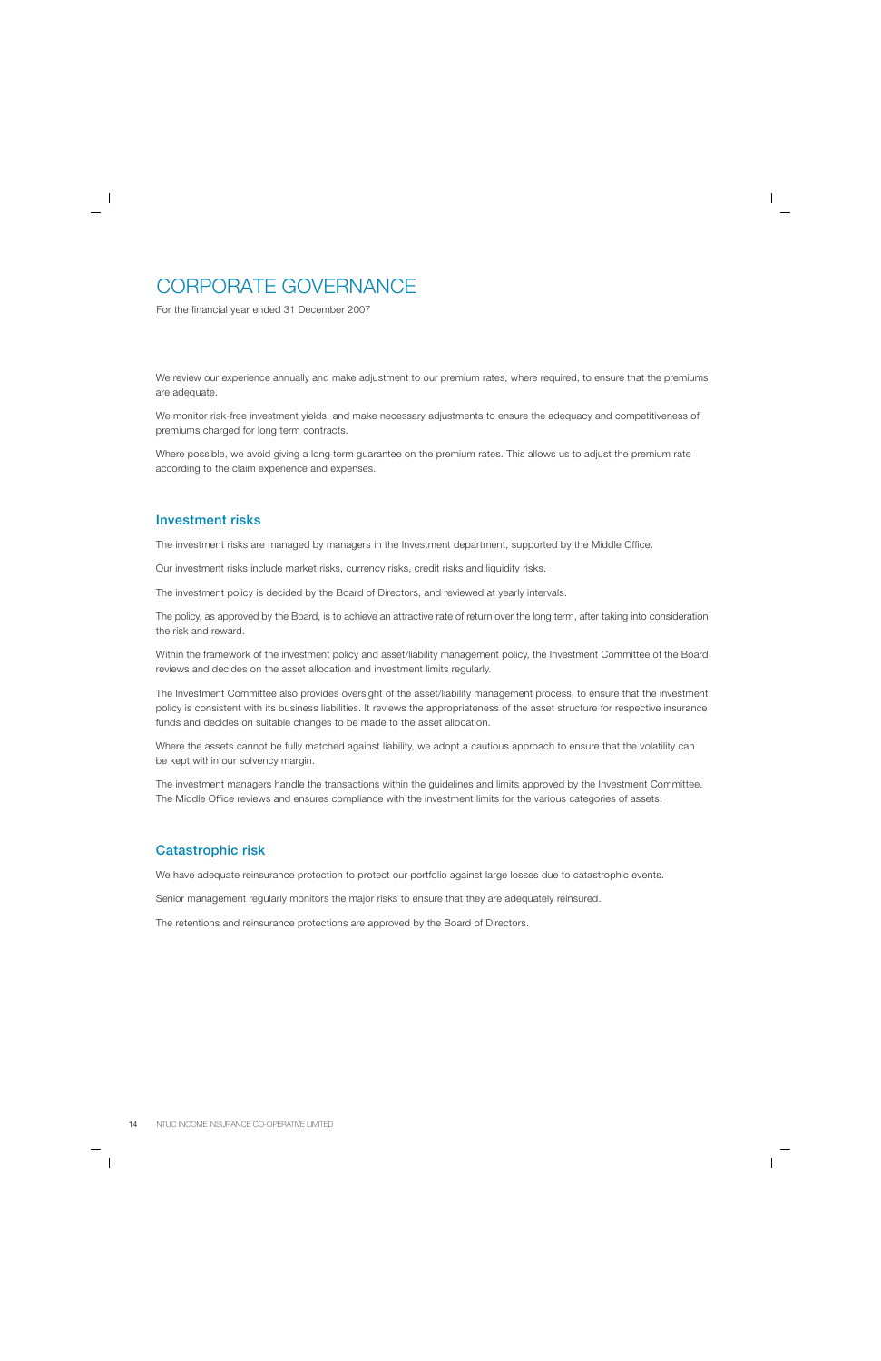# CORPORATE GOVERNANCE

For the financial year ended 31 December 2007

We review our experience annually and make adjustment to our premium rates, where required, to ensure that the premiums are adequate.

We monitor risk-free investment yields, and make necessary adjustments to ensure the adequacy and competitiveness of premiums charged for long term contracts.

Where possible, we avoid giving a long term guarantee on the premium rates. This allows us to adjust the premium rate according to the claim experience and expenses.

## Investment risks

The investment risks are managed by managers in the Investment department, supported by the Middle Office.

Our investment risks include market risks, currency risks, credit risks and liquidity risks.

The investment policy is decided by the Board of Directors, and reviewed at yearly intervals.

The policy, as approved by the Board, is to achieve an attractive rate of return over the long term, after taking into consideration the risk and reward.

Within the framework of the investment policy and asset/liability management policy, the Investment Committee of the Board reviews and decides on the asset allocation and investment limits regularly.

The Investment Committee also provides oversight of the asset/liability management process, to ensure that the investment policy is consistent with its business liabilities. It reviews the appropriateness of the asset structure for respective insurance funds and decides on suitable changes to be made to the asset allocation.

Where the assets cannot be fully matched against liability, we adopt a cautious approach to ensure that the volatility can be kept within our solvency margin.

The investment managers handle the transactions within the guidelines and limits approved by the Investment Committee. The Middle Office reviews and ensures compliance with the investment limits for the various categories of assets.

## Catastrophic risk

We have adequate reinsurance protection to protect our portfolio against large losses due to catastrophic events.

Senior management regularly monitors the major risks to ensure that they are adequately reinsured.

The retentions and reinsurance protections are approved by the Board of Directors.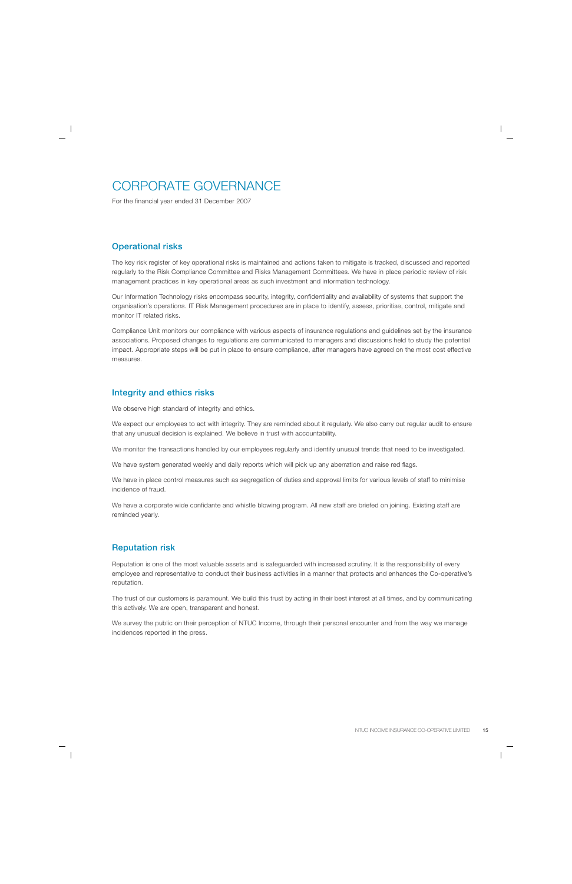# CORPORATE GOVERNANCE

For the financial year ended 31 December 2007

## Operational risks

The key risk register of key operational risks is maintained and actions taken to mitigate is tracked, discussed and reported regularly to the Risk Compliance Committee and Risks Management Committees. We have in place periodic review of risk management practices in key operational areas as such investment and information technology.

Our Information Technology risks encompass security, integrity, confidentiality and availability of systems that support the organisation's operations. IT Risk Management procedures are in place to identify, assess, prioritise, control, mitigate and monitor IT related risks.

Compliance Unit monitors our compliance with various aspects of insurance regulations and guidelines set by the insurance associations. Proposed changes to regulations are communicated to managers and discussions held to study the potential impact. Appropriate steps will be put in place to ensure compliance, after managers have agreed on the most cost effective measures.

## Integrity and ethics risks

We observe high standard of integrity and ethics.

We expect our employees to act with integrity. They are reminded about it regularly. We also carry out regular audit to ensure that any unusual decision is explained. We believe in trust with accountability.

We monitor the transactions handled by our employees regularly and identify unusual trends that need to be investigated.

We have system generated weekly and daily reports which will pick up any aberration and raise red flags.

We have in place control measures such as segregation of duties and approval limits for various levels of staff to minimise incidence of fraud.

We have a corporate wide confidante and whistle blowing program. All new staff are briefed on joining. Existing staff are reminded yearly.

## Reputation risk

Reputation is one of the most valuable assets and is safeguarded with increased scrutiny. It is the responsibility of every employee and representative to conduct their business activities in a manner that protects and enhances the Co-operative's reputation.

The trust of our customers is paramount. We build this trust by acting in their best interest at all times, and by communicating this actively. We are open, transparent and honest.

We survey the public on their perception of NTUC Income, through their personal encounter and from the way we manage incidences reported in the press.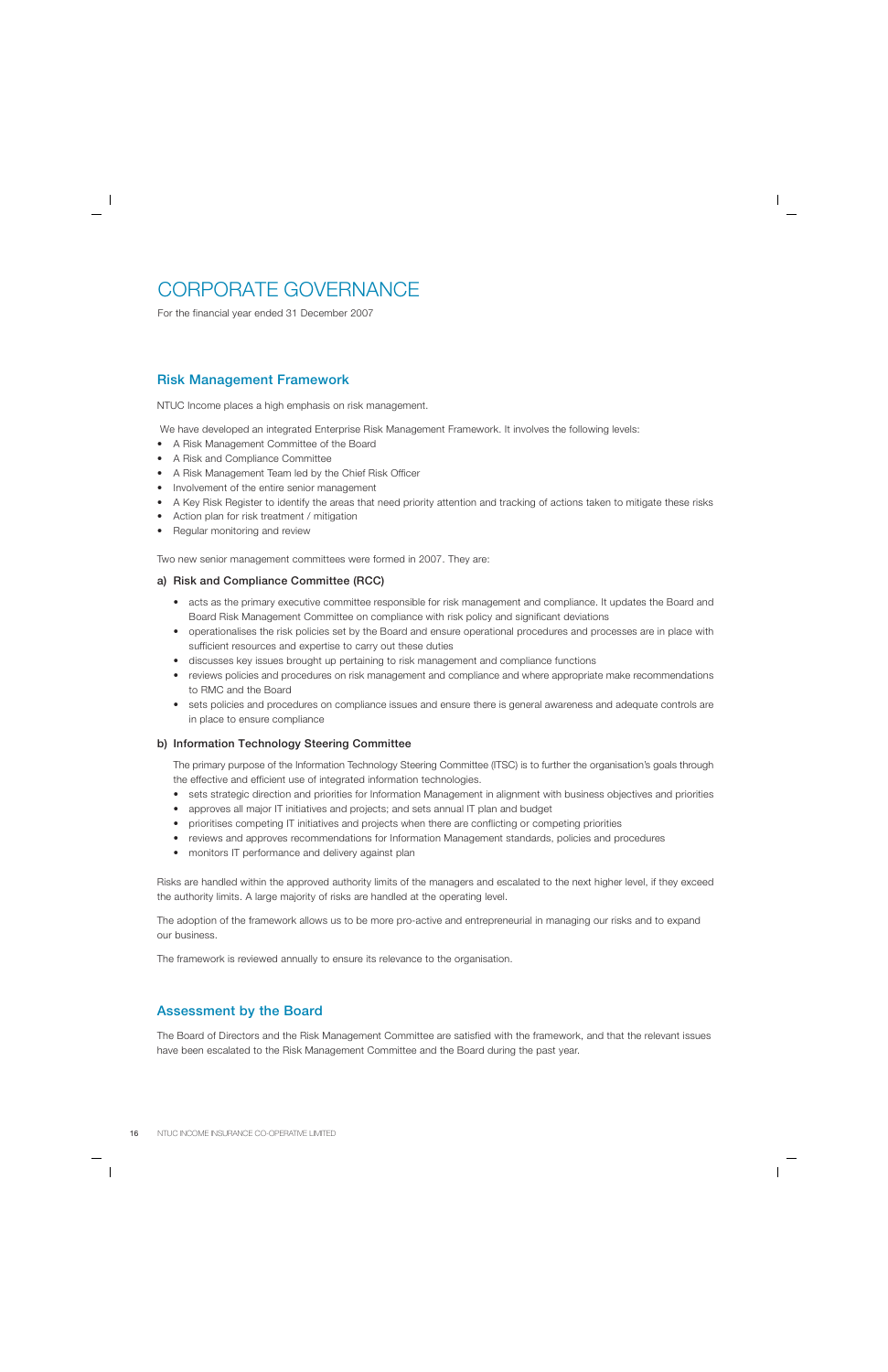# CORPORATE GOVERNANCE

For the financial year ended 31 December 2007

## Risk Management Framework

NTUC Income places a high emphasis on risk management.

We have developed an integrated Enterprise Risk Management Framework. It involves the following levels:

- A Risk Management Committee of the Board
- A Risk and Compliance Committee
- A Risk Management Team led by the Chief Risk Officer
- Involvement of the entire senior management
- A Key Risk Register to identify the areas that need priority attention and tracking of actions taken to mitigate these risks
- Action plan for risk treatment / mitigation
- Regular monitoring and review

Two new senior management committees were formed in 2007. They are:

### a) Risk and Compliance Committee (RCC)

- acts as the primary executive committee responsible for risk management and compliance. It updates the Board and Board Risk Management Committee on compliance with risk policy and significant deviations
- operationalises the risk policies set by the Board and ensure operational procedures and processes are in place with sufficient resources and expertise to carry out these duties
- discusses key issues brought up pertaining to risk management and compliance functions
- reviews policies and procedures on risk management and compliance and where appropriate make recommendations to RMC and the Board
- sets policies and procedures on compliance issues and ensure there is general awareness and adequate controls are in place to ensure compliance

### b) Information Technology Steering Committee

The primary purpose of the Information Technology Steering Committee (ITSC) is to further the organisation's goals through the effective and efficient use of integrated information technologies.

- sets strategic direction and priorities for Information Management in alignment with business objectives and priorities
- approves all major IT initiatives and projects; and sets annual IT plan and budget
- prioritises competing IT initiatives and projects when there are conflicting or competing priorities
- reviews and approves recommendations for Information Management standards, policies and procedures
- monitors IT performance and delivery against plan

Risks are handled within the approved authority limits of the managers and escalated to the next higher level, if they exceed the authority limits. A large majority of risks are handled at the operating level.

The adoption of the framework allows us to be more pro-active and entrepreneurial in managing our risks and to expand our business.

The framework is reviewed annually to ensure its relevance to the organisation.

## Assessment by the Board

The Board of Directors and the Risk Management Committee are satisfied with the framework, and that the relevant issues have been escalated to the Risk Management Committee and the Board during the past year.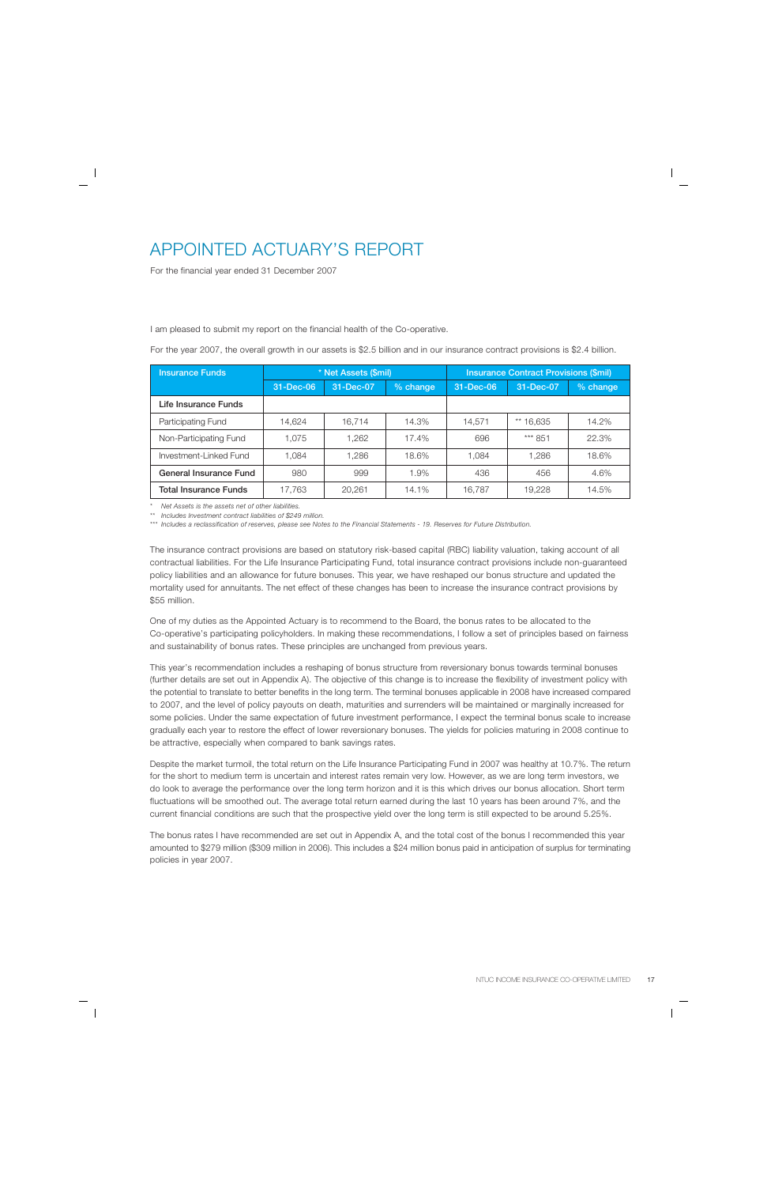# APPOINTED ACTUARY'S REPORT

For the financial year ended 31 December 2007

I am pleased to submit my report on the financial health of the Co-operative.

For the year 2007, the overall growth in our assets is $2.5 billion and in our insurance contract provisions is $2.4 billion.

| Insurance Funds | * Net Assets ($mil) | | | Insurance Contract Provisions ($mil) | | |
|---|---|---|---|---|---|---|
| | 31-Dec-06 | 31-Dec-07 | % change | 31-Dec-06 | 31-Dec-07 | % change |
| **Life Insurance Funds** | | | | | | |
| Participating Fund | 14,624 | 16,714 | 14.3% | 14,571 | ** 16,635 | 14.2% |
| Non-Participating Fund | 1,075 | 1,262 | 17.4% | 696 | *** 851 | 22.3% |
| Investment-Linked Fund | 1,084 | 1,286 | 18.6% | 1,084 | 1,286 | 18.6% |
| **General Insurance Fund** | 980 | 999 | 1.9% | 436 | 456 | 4.6% |
| **Total Insurance Funds** | 17,763 | 20,261 | 14.1% | 16,787 | 19,228 | 14.5% |

\* *Net Assets is the assets net of other liabilities.*

\** *Includes Investment contract liabilities of $249 million.*

\*** *Includes a reclassification of reserves, please see Notes to the Financial Statements - 19. Reserves for Future Distribution.*

The insurance contract provisions are based on statutory risk-based capital (RBC) liability valuation, taking account of all contractual liabilities. For the Life Insurance Participating Fund, total insurance contract provisions include non-guaranteed policy liabilities and an allowance for future bonuses. This year, we have reshaped our bonus structure and updated the mortality used for annuitants. The net effect of these changes has been to increase the insurance contract provisions by $55 million.

One of my duties as the Appointed Actuary is to recommend to the Board, the bonus rates to be allocated to the Co-operative's participating policyholders. In making these recommendations, I follow a set of principles based on fairness and sustainability of bonus rates. These principles are unchanged from previous years.

This year's recommendation includes a reshaping of bonus structure from reversionary bonus towards terminal bonuses (further details are set out in Appendix A). The objective of this change is to increase the flexibility of investment policy with the potential to translate to better benefits in the long term. The terminal bonuses applicable in 2008 have increased compared to 2007, and the level of policy payouts on death, maturities and surrenders will be maintained or marginally increased for some policies. Under the same expectation of future investment performance, I expect the terminal bonus scale to increase gradually each year to restore the effect of lower reversionary bonuses. The yields for policies maturing in 2008 continue to be attractive, especially when compared to bank savings rates.

Despite the market turmoil, the total return on the Life Insurance Participating Fund in 2007 was healthy at 10.7%. The return for the short to medium term is uncertain and interest rates remain very low. However, as we are long term investors, we do look to average the performance over the long term horizon and it is this which drives our bonus allocation. Short term fluctuations will be smoothed out. The average total return earned during the last 10 years has been around 7%, and the current financial conditions are such that the prospective yield over the long term is still expected to be around 5.25%.

The bonus rates I have recommended are set out in Appendix A, and the total cost of the bonus I recommended this year amounted to $279 million ($309 million in 2006). This includes a $24 million bonus paid in anticipation of surplus for terminating policies in year 2007.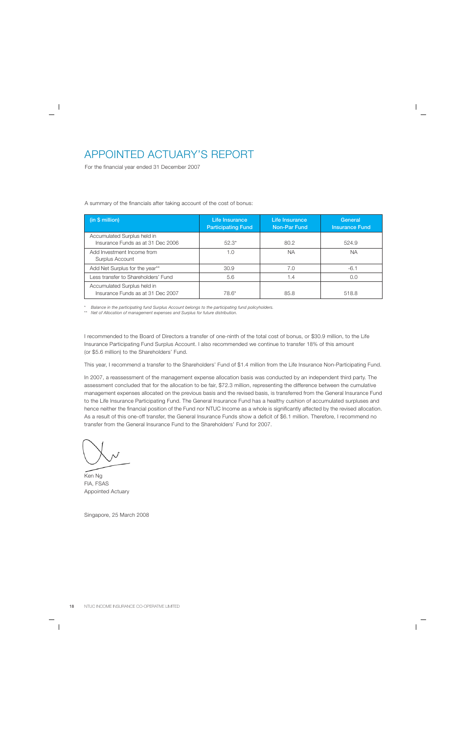# APPOINTED ACTUARY'S REPORT

For the financial year ended 31 December 2007

A summary of the financials after taking account of the cost of bonus:

| (in $ million) | Life Insurance Participating Fund | Life Insurance Non-Par Fund | General Insurance Fund |
|---|---|---|---|
| Accumulated Surplus held in Insurance Funds as at 31 Dec 2006 | 52.3* | 80.2 | 524.9 |
| Add Investment Income from Surplus Account | 1.0 | NA | NA |
| Add Net Surplus for the year** | 30.9 | 7.0 | -6.1 |
| Less transfer to Shareholders' Fund | 5.6 | 1.4 | 0.0 |
| Accumulated Surplus held in Insurance Funds as at 31 Dec 2007 | 78.6* | 85.8 | 518.8 |

\* *Balance in the participating fund Surplus Account belongs to the participating fund policyholders.*

\** *Net of Allocation of management expenses and Surplus for future distribution.*

I recommended to the Board of Directors a transfer of one-ninth of the total cost of bonus, or $30.9 million, to the Life Insurance Participating Fund Surplus Account. I also recommended we continue to transfer 18% of this amount (or $5.6 million) to the Shareholders' Fund.

This year, I recommend a transfer to the Shareholders' Fund of $1.4 million from the Life Insurance Non-Participating Fund.

In 2007, a reassessment of the management expense allocation basis was conducted by an independent third party. The assessment concluded that for the allocation to be fair, $72.3 million, representing the difference between the cumulative management expenses allocated on the previous basis and the revised basis, is transferred from the General Insurance Fund to the Life Insurance Participating Fund. The General Insurance Fund has a healthy cushion of accumulated surpluses and hence neither the financial position of the Fund nor NTUC Income as a whole is significantly affected by the revised allocation. As a result of this one-off transfer, the General Insurance Funds show a deficit of $6.1 million. Therefore, I recommend no transfer from the General Insurance Fund to the Shareholders' Fund for 2007.

Ken Ng
FIA, FSAS
Appointed Actuary

Singapore, 25 March 2008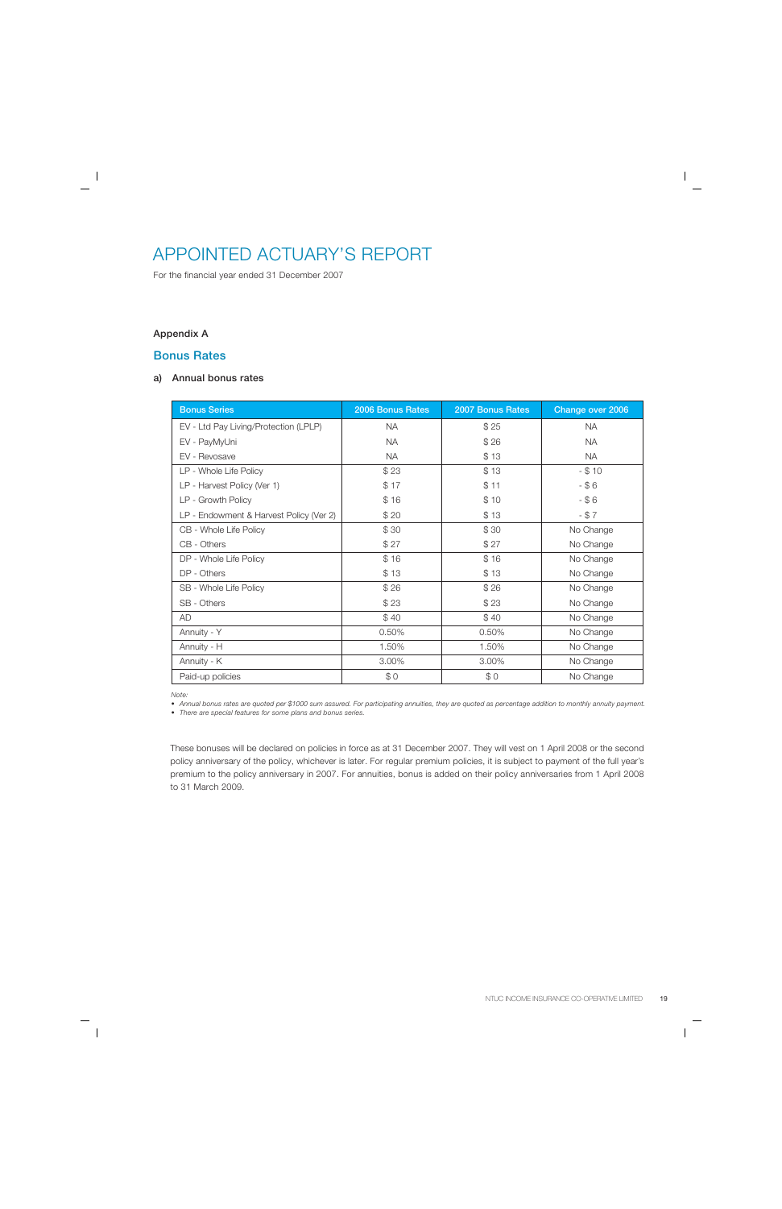# APPOINTED ACTUARY'S REPORT

For the financial year ended 31 December 2007

**Appendix A**

## Bonus Rates

**a) Annual bonus rates**

| Bonus Series | 2006 Bonus Rates | 2007 Bonus Rates | Change over 2006 |
|---|---|---|---|
| EV - Ltd Pay Living/Protection (LPLP) | NA | $ 25 | NA |
| EV - PayMyUni | NA | $ 26 | NA |
| EV - Revosave | NA | $ 13 | NA |
| LP - Whole Life Policy | $ 23 | $ 13 | - $ 10 |
| LP - Harvest Policy (Ver 1) | $ 17 | $ 11 | - $ 6 |
| LP - Growth Policy | $ 16 | $ 10 | - $ 6 |
| LP - Endowment & Harvest Policy (Ver 2) | $ 20 | $ 13 | - $ 7 |
| CB - Whole Life Policy | $ 30 | $ 30 | No Change |
| CB - Others | $ 27 | $ 27 | No Change |
| DP - Whole Life Policy | $ 16 | $ 16 | No Change |
| DP - Others | $ 13 | $ 13 | No Change |
| SB - Whole Life Policy | $ 26 | $ 26 | No Change |
| SB - Others | $ 23 | $ 23 | No Change |
| AD | $ 40 | $ 40 | No Change |
| Annuity - Y | 0.50% | 0.50% | No Change |
| Annuity - H | 1.50% | 1.50% | No Change |
| Annuity - K | 3.00% | 3.00% | No Change |
| Paid-up policies | $ 0 | $ 0 | No Change |

*Note:*
- *Annual bonus rates are quoted per $1000 sum assured. For participating annuities, they are quoted as percentage addition to monthly annuity payment.*
- *There are special features for some plans and bonus series.*

These bonuses will be declared on policies in force as at 31 December 2007. They will vest on 1 April 2008 or the second policy anniversary of the policy, whichever is later. For regular premium policies, it is subject to payment of the full year's premium to the policy anniversary in 2007. For annuities, bonus is added on their policy anniversaries from 1 April 2008 to 31 March 2009.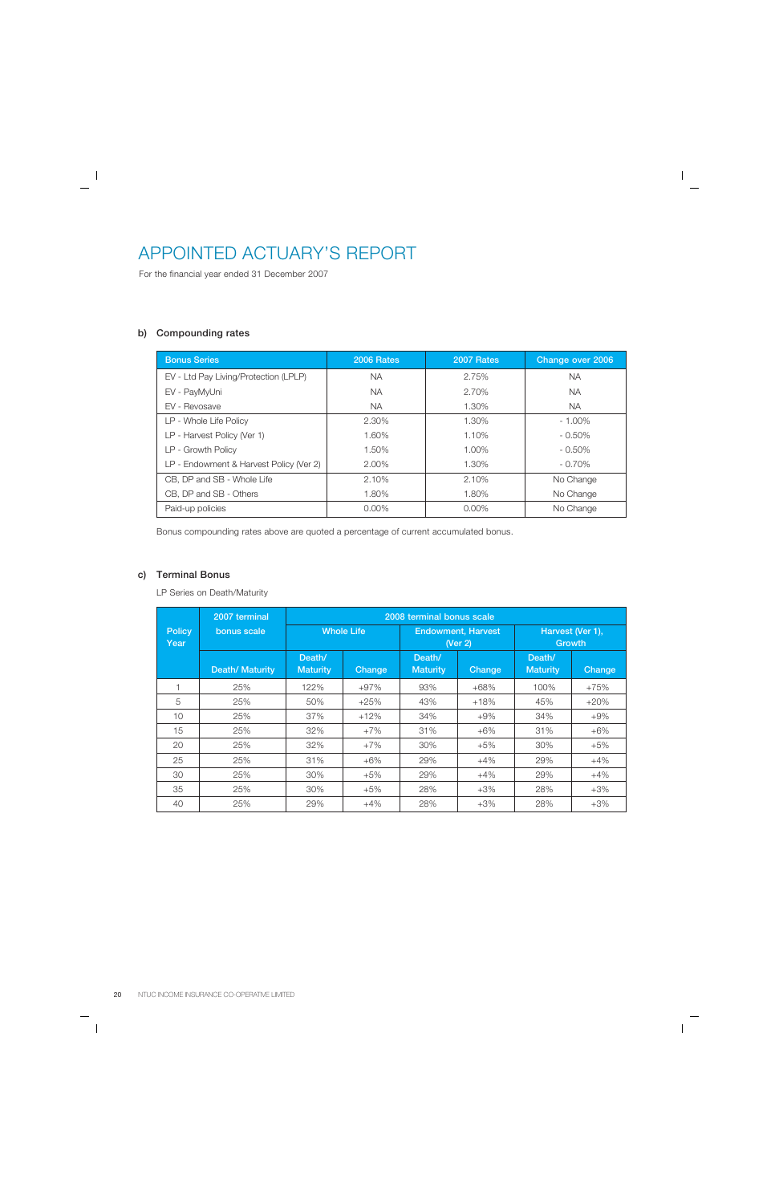# APPOINTED ACTUARY'S REPORT

For the financial year ended 31 December 2007

**b) Compounding rates**

| Bonus Series | 2006 Rates | 2007 Rates | Change over 2006 |
|---|---|---|---|
| EV - Ltd Pay Living/Protection (LPLP) | NA | 2.75% | NA |
| EV - PayMyUni | NA | 2.70% | NA |
| EV - Revosave | NA | 1.30% | NA |
| LP - Whole Life Policy | 2.30% | 1.30% | - 1.00% |
| LP - Harvest Policy (Ver 1) | 1.60% | 1.10% | - 0.50% |
| LP - Growth Policy | 1.50% | 1.00% | - 0.50% |
| LP - Endowment & Harvest Policy (Ver 2) | 2.00% | 1.30% | - 0.70% |
| CB, DP and SB - Whole Life | 2.10% | 2.10% | No Change |
| CB, DP and SB - Others | 1.80% | 1.80% | No Change |
| Paid-up policies | 0.00% | 0.00% | No Change |

Bonus compounding rates above are quoted a percentage of current accumulated bonus.

**c) Terminal Bonus**

LP Series on Death/Maturity

| Policy Year | 2007 terminal bonus scale | 2008 terminal bonus scale | | | | | |
|---|---|---|---|---|---|---|---|
| | | Whole Life | | Endowment, Harvest (Ver 2) | | Harvest (Ver 1), Growth | |
| | Death/ Maturity | Death/ Maturity | Change | Death/ Maturity | Change | Death/ Maturity | Change |
| 1 | 25% | 122% | +97% | 93% | +68% | 100% | +75% |
| 5 | 25% | 50% | +25% | 43% | +18% | 45% | +20% |
| 10 | 25% | 37% | +12% | 34% | +9% | 34% | +9% |
| 15 | 25% | 32% | +7% | 31% | +6% | 31% | +6% |
| 20 | 25% | 32% | +7% | 30% | +5% | 30% | +5% |
| 25 | 25% | 31% | +6% | 29% | +4% | 29% | +4% |
| 30 | 25% | 30% | +5% | 29% | +4% | 29% | +4% |
| 35 | 25% | 30% | +5% | 28% | +3% | 28% | +3% |
| 40 | 25% | 29% | +4% | 28% | +3% | 28% | +3% |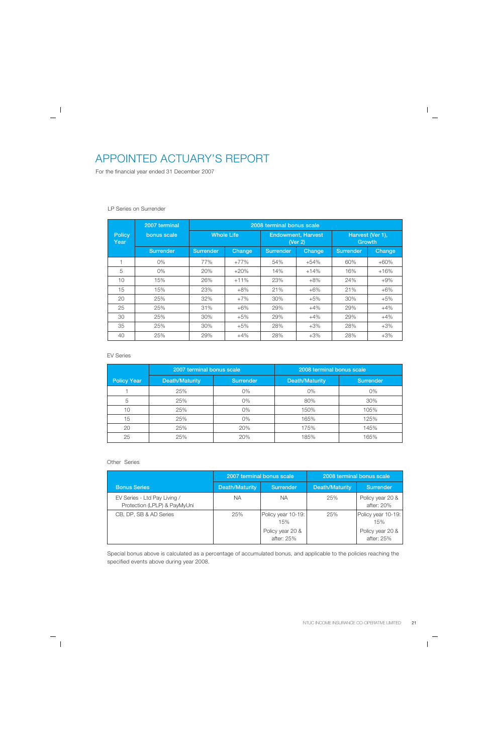# APPOINTED ACTUARY'S REPORT

For the financial year ended 31 December 2007

LP Series on Surrender

| Policy Year | 2007 terminal bonus scale | 2008 terminal bonus scale | | | | | |
|---|---|---|---|---|---|---|---|
| | | Whole Life | | Endowment, Harvest (Ver 2) | | Harvest (Ver 1), Growth | |
| | Surrender | Surrender | Change | Surrender | Change | Surrender | Change |
| 1 | 0% | 77% | +77% | 54% | +54% | 60% | +60% |
| 5 | 0% | 20% | +20% | 14% | +14% | 16% | +16% |
| 10 | 15% | 26% | +11% | 23% | +8% | 24% | +9% |
| 15 | 15% | 23% | +8% | 21% | +6% | 21% | +6% |
| 20 | 25% | 32% | +7% | 30% | +5% | 30% | +5% |
| 25 | 25% | 31% | +6% | 29% | +4% | 29% | +4% |
| 30 | 25% | 30% | +5% | 29% | +4% | 29% | +4% |
| 35 | 25% | 30% | +5% | 28% | +3% | 28% | +3% |
| 40 | 25% | 29% | +4% | 28% | +3% | 28% | +3% |

EV Series

| Policy Year | 2007 terminal bonus scale | | 2008 terminal bonus scale | |
|---|---|---|---|---|
| | Death/Maturity | Surrender | Death/Maturity | Surrender |
| 1 | 25% | 0% | 0% | 0% |
| 5 | 25% | 0% | 80% | 30% |
| 10 | 25% | 0% | 150% | 105% |
| 15 | 25% | 0% | 165% | 125% |
| 20 | 25% | 20% | 175% | 145% |
| 25 | 25% | 20% | 185% | 165% |

Other Series

| Bonus Series | 2007 terminal bonus scale | | 2008 terminal bonus scale | |
|---|---|---|---|---|
| | Death/Maturity | Surrender | Death/Maturity | Surrender |
| EV Series - Ltd Pay Living / Protection (LPLP) & PayMyUni | NA | NA | 25% | Policy year 20 & after: 20% |
| CB, DP, SB & AD Series | 25% | Policy year 10-19: 15%<br>Policy year 20 & after: 25% | 25% | Policy year 10-19: 15%<br>Policy year 20 & after: 25% |

Special bonus above is calculated as a percentage of accumulated bonus, and applicable to the policies reaching the specified events above during year 2008.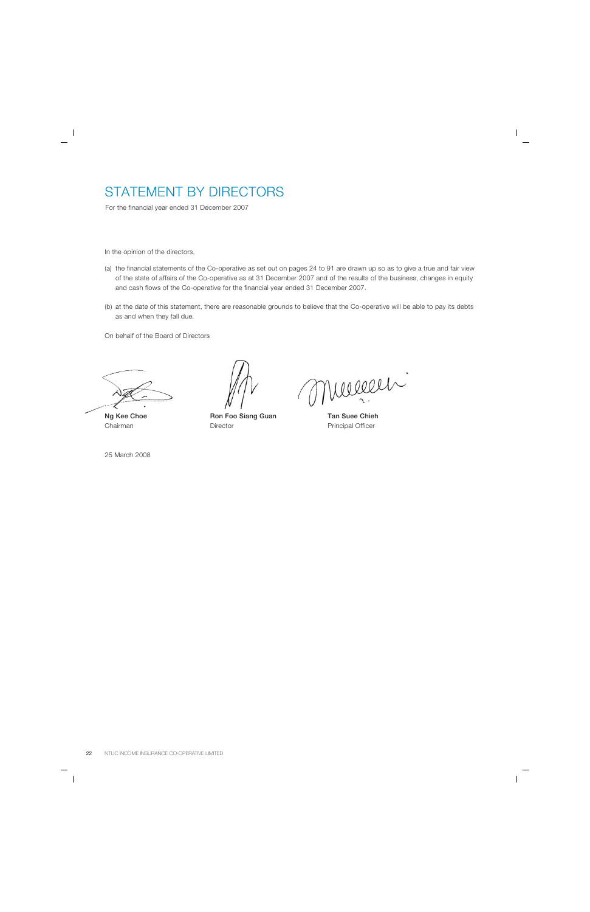# STATEMENT BY DIRECTORS

For the financial year ended 31 December 2007

In the opinion of the directors,

(a) the financial statements of the Co-operative as set out on pages 24 to 91 are drawn up so as to give a true and fair view of the state of affairs of the Co-operative as at 31 December 2007 and of the results of the business, changes in equity and cash flows of the Co-operative for the financial year ended 31 December 2007.

(b) at the date of this statement, there are reasonable grounds to believe that the Co-operative will be able to pay its debts as and when they fall due.

On behalf of the Board of Directors

| | | |
|---|---|---|
| **Ng Kee Choe** | **Ron Foo Siang Guan** | **Tan Suee Chieh** |
| Chairman | Director | Principal Officer |

25 March 2008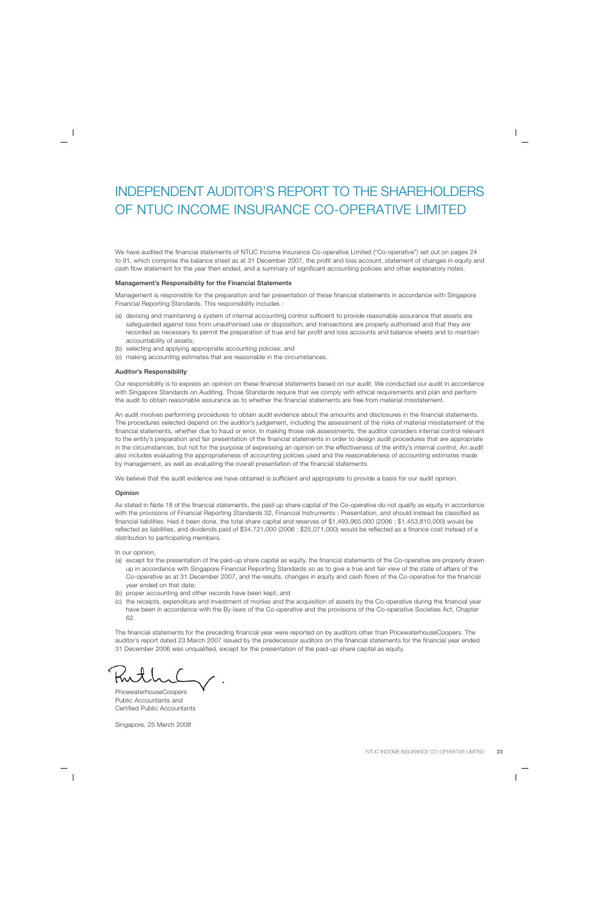# INDEPENDENT AUDITOR'S REPORT TO THE SHAREHOLDERS OF NTUC INCOME INSURANCE CO-OPERATIVE LIMITED

We have audited the financial statements of NTUC Income Insurance Co-operative Limited ("Co-operative") set out on pages 24 to 91, which comprise the balance sheet as at 31 December 2007, the profit and loss account, statement of changes in equity and cash flow statement for the year then ended, and a summary of significant accounting policies and other explanatory notes.

### Management's Responsibility for the Financial Statements

Management is responsible for the preparation and fair presentation of these financial statements in accordance with Singapore Financial Reporting Standards. This responsibility includes :

(a) devising and maintaining a system of internal accounting control sufficient to provide reasonable assurance that assets are safeguarded against loss from unauthorised use or disposition; and transactions are properly authorised and that they are recorded as necessary to permit the preparation of true and fair profit and loss accounts and balance sheets and to maintain accountability of assets;
(b) selecting and applying appropriate accounting policies; and
(c) making accounting estimates that are reasonable in the circumstances.

### Auditor's Responsibility

Our responsibility is to express an opinion on these financial statements based on our audit. We conducted our audit in accordance with Singapore Standards on Auditing. Those Standards require that we comply with ethical requirements and plan and perform the audit to obtain reasonable assurance as to whether the financial statements are free from material misstatement.

An audit involves performing procedures to obtain audit evidence about the amounts and disclosures in the financial statements. The procedures selected depend on the auditor's judgement, including the assessment of the risks of material misstatement of the financial statements, whether due to fraud or error. In making those risk assessments, the auditor considers internal control relevant to the entity's preparation and fair presentation of the financial statements in order to design audit procedures that are appropriate in the circumstances, but not for the purpose of expressing an opinion on the effectiveness of the entity's internal control. An audit also includes evaluating the appropriateness of accounting policies used and the reasonableness of accounting estimates made by management, as well as evaluating the overall presentation of the financial statements.

We believe that the audit evidence we have obtained is sufficient and appropriate to provide a basis for our audit opinion.

### Opinion

As stated in Note 18 of the financial statements, the paid-up share capital of the Co-operative do not qualify as equity in accordance with the provisions of Financial Reporting Standards 32, Financial Instruments : Presentation, and should instead be classified as financial liabilities. Had it been done, the total share capital and reserves of $1,493,965,000 (2006 : $1,453,810,000) would be reflected as liabilities, and dividends paid of $34,721,000 (2006 : $25,071,000) would be reflected as a finance cost instead of a distribution to participating members.

In our opinion,

(a) except for the presentation of the paid-up share capital as equity, the financial statements of the Co-operative are properly drawn up in accordance with Singapore Financial Reporting Standards so as to give a true and fair view of the state of affairs of the Co-operative as at 31 December 2007, and the results, changes in equity and cash flows of the Co-operative for the financial year ended on that date;
(b) proper accounting and other records have been kept; and
(c) the receipts, expenditure and investment of monies and the acquisition of assets by the Co-operative during the financial year have been in accordance with the By-laws of the Co-operative and the provisions of the Co-operative Societies Act, Chapter 62.

The financial statements for the preceding financial year were reported on by auditors other than PricewaterhouseCoopers. The auditor's report dated 23 March 2007 issued by the predecessor auditors on the financial statements for the financial year ended 31 December 2006 was unqualified, except for the presentation of the paid-up share capital as equity.

PricewaterhouseCoopers
Public Accountants and
Certified Public Accountants

Singapore, 25 March 2008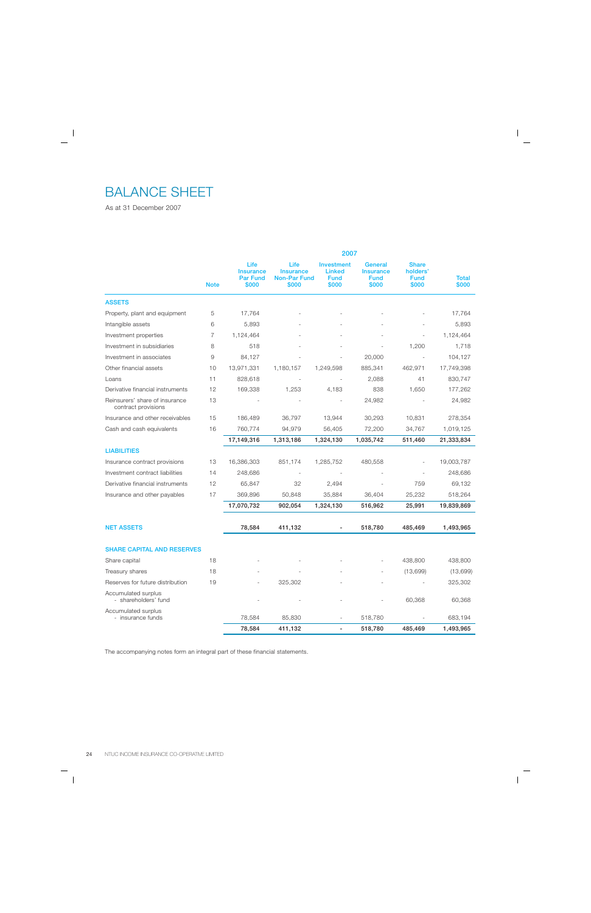# BALANCE SHEET

As at 31 December 2007

| | | 2007 | | | | | |
|---|---|---|---|---|---|---|---|
| | Note | Life Insurance Par Fund $000 | Life Insurance Non-Par Fund $000 | Investment Linked Fund $000 | General Insurance Fund $000 | Share holders' Fund $000 | Total $000 |
| **ASSETS** | | | | | | | |
| Property, plant and equipment | 5 | 17,764 | - | - | - | - | 17,764 |
| Intangible assets | 6 | 5,893 | - | - | - | - | 5,893 |
| Investment properties | 7 | 1,124,464 | - | - | - | - | 1,124,464 |
| Investment in subsidiaries | 8 | 518 | - | - | - | 1,200 | 1,718 |
| Investment in associates | 9 | 84,127 | - | - | 20,000 | - | 104,127 |
| Other financial assets | 10 | 13,971,331 | 1,180,157 | 1,249,598 | 885,341 | 462,971 | 17,749,398 |
| Loans | 11 | 828,618 | - | - | 2,088 | 41 | 830,747 |
| Derivative financial instruments | 12 | 169,338 | 1,253 | 4,183 | 838 | 1,650 | 177,262 |
| Reinsurers' share of insurance contract provisions | 13 | - | - | - | 24,982 | - | 24,982 |
| Insurance and other receivables | 15 | 186,489 | 36,797 | 13,944 | 30,293 | 10,831 | 278,354 |
| Cash and cash equivalents | 16 | 760,774 | 94,979 | 56,405 | 72,200 | 34,767 | 1,019,125 |
| | | **17,149,316** | **1,313,186** | **1,324,130** | **1,035,742** | **511,460** | **21,333,834** |
| **LIABILITIES** | | | | | | | |
| Insurance contract provisions | 13 | 16,386,303 | 851,174 | 1,285,752 | 480,558 | - | 19,003,787 |
| Investment contract liabilities | 14 | 248,686 | - | - | - | - | 248,686 |
| Derivative financial instruments | 12 | 65,847 | 32 | 2,494 | - | 759 | 69,132 |
| Insurance and other payables | 17 | 369,896 | 50,848 | 35,884 | 36,404 | 25,232 | 518,264 |
| | | **17,070,732** | **902,054** | **1,324,130** | **516,962** | **25,991** | **19,839,869** |
| **NET ASSETS** | | **78,584** | **411,132** | **-** | **518,780** | **485,469** | **1,493,965** |
| **SHARE CAPITAL AND RESERVES** | | | | | | | |
| Share capital | 18 | - | - | - | - | 438,800 | 438,800 |
| Treasury shares | 18 | - | - | - | - | (13,699) | (13,699) |
| Reserves for future distribution | 19 | - | 325,302 | - | - | - | 325,302 |
| Accumulated surplus - shareholders' fund | | - | - | - | - | 60,368 | 60,368 |
| Accumulated surplus - insurance funds | | 78,584 | 85,830 | - | 518,780 | - | 683,194 |
| | | **78,584** | **411,132** | **-** | **518,780** | **485,469** | **1,493,965** |

The accompanying notes form an integral part of these financial statements.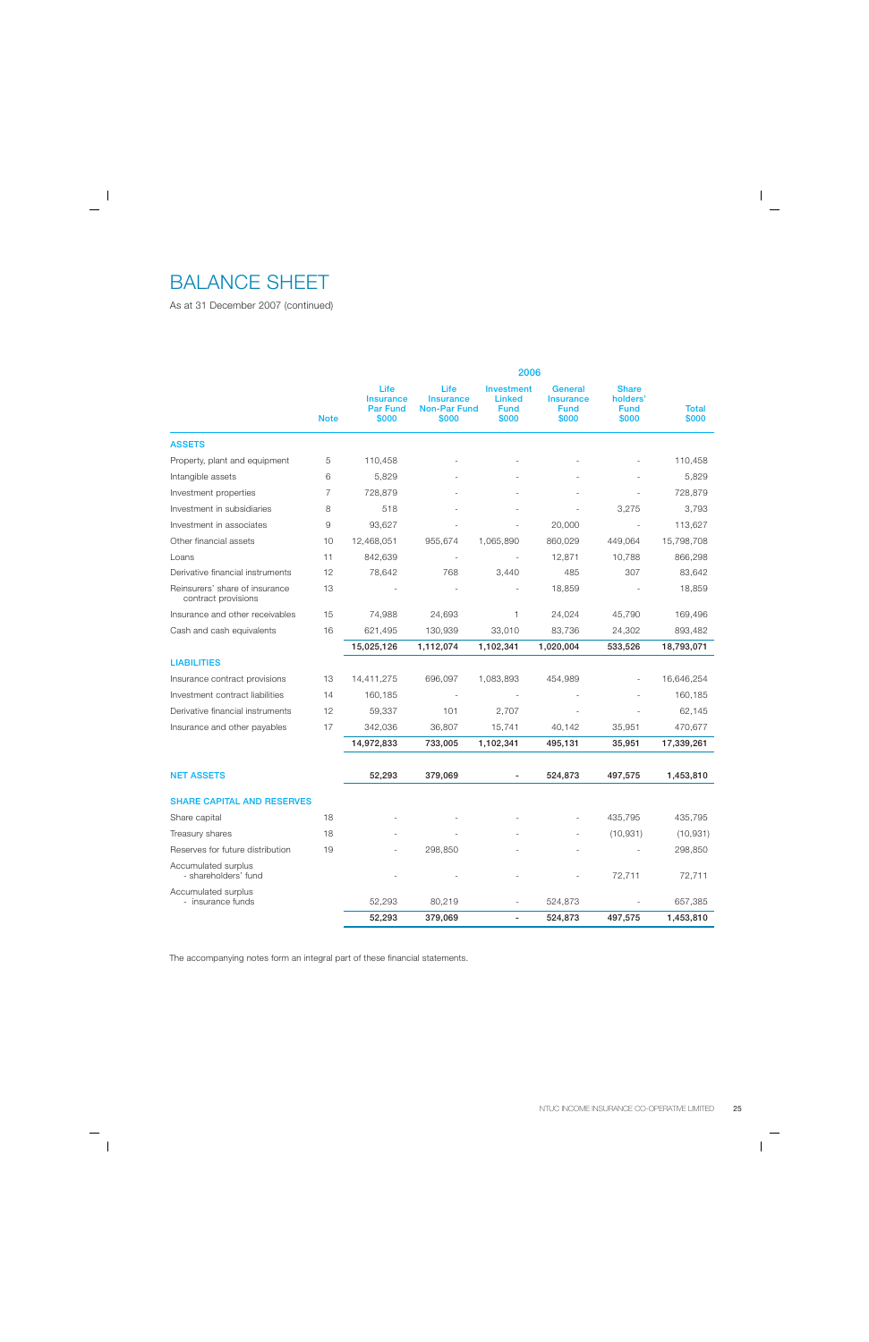# BALANCE SHEET

As at 31 December 2007 (continued)

| | | 2006 | | | | | |
|---|---|---|---|---|---|---|---|
| | Note | Life Insurance Par Fund $000 | Life Insurance Non-Par Fund $000 | Investment Linked Fund $000 | General Insurance Fund $000 | Share holders' Fund $000 | Total $000 |
| **ASSETS** | | | | | | | |
| Property, plant and equipment | 5 | 110,458 | - | - | - | - | 110,458 |
| Intangible assets | 6 | 5,829 | - | - | - | - | 5,829 |
| Investment properties | 7 | 728,879 | - | - | - | - | 728,879 |
| Investment in subsidiaries | 8 | 518 | - | - | - | 3,275 | 3,793 |
| Investment in associates | 9 | 93,627 | - | - | 20,000 | - | 113,627 |
| Other financial assets | 10 | 12,468,051 | 955,674 | 1,065,890 | 860,029 | 449,064 | 15,798,708 |
| Loans | 11 | 842,639 | - | - | 12,871 | 10,788 | 866,298 |
| Derivative financial instruments | 12 | 78,642 | 768 | 3,440 | 485 | 307 | 83,642 |
| Reinsurers' share of insurance contract provisions | 13 | - | - | - | 18,859 | - | 18,859 |
| Insurance and other receivables | 15 | 74,988 | 24,693 | 1 | 24,024 | 45,790 | 169,496 |
| Cash and cash equivalents | 16 | 621,495 | 130,939 | 33,010 | 83,736 | 24,302 | 893,482 |
| | | **15,025,126** | **1,112,074** | **1,102,341** | **1,020,004** | **533,526** | **18,793,071** |
| **LIABILITIES** | | | | | | | |
| Insurance contract provisions | 13 | 14,411,275 | 696,097 | 1,083,893 | 454,989 | - | 16,646,254 |
| Investment contract liabilities | 14 | 160,185 | - | - | - | - | 160,185 |
| Derivative financial instruments | 12 | 59,337 | 101 | 2,707 | - | - | 62,145 |
| Insurance and other payables | 17 | 342,036 | 36,807 | 15,741 | 40,142 | 35,951 | 470,677 |
| | | **14,972,833** | **733,005** | **1,102,341** | **495,131** | **35,951** | **17,339,261** |
| **NET ASSETS** | | **52,293** | **379,069** | **-** | **524,873** | **497,575** | **1,453,810** |
| **SHARE CAPITAL AND RESERVES** | | | | | | | |
| Share capital | 18 | - | - | - | - | 435,795 | 435,795 |
| Treasury shares | 18 | - | - | - | - | (10,931) | (10,931) |
| Reserves for future distribution | 19 | - | 298,850 | - | - | - | 298,850 |
| Accumulated surplus - shareholders' fund | | - | - | - | - | 72,711 | 72,711 |
| Accumulated surplus - insurance funds | | 52,293 | 80,219 | - | 524,873 | - | 657,385 |
| | | **52,293** | **379,069** | **-** | **524,873** | **497,575** | **1,453,810** |

The accompanying notes form an integral part of these financial statements.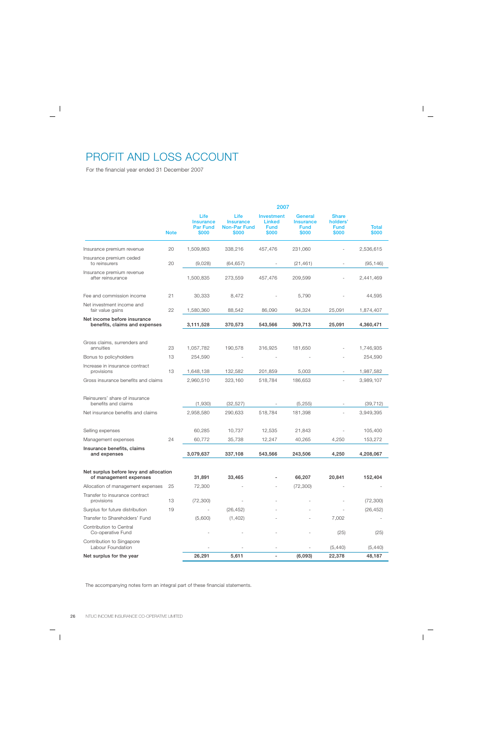# PROFIT AND LOSS ACCOUNT

For the financial year ended 31 December 2007

| | | 2007 | | | | | |
|---|---|---|---|---|---|---|---|
| | Note | Life Insurance Par Fund $000 | Life Insurance Non-Par Fund $000 | Investment Linked Fund $000 | General Insurance Fund $000 | Share holders' Fund $000 | Total $000 |
| Insurance premium revenue | 20 | 1,509,863 | 338,216 | 457,476 | 231,060 | - | 2,536,615 |
| Insurance premium ceded to reinsurers | 20 | (9,028) | (64,657) | - | (21,461) | - | (95,146) |
| Insurance premium revenue after reinsurance | | 1,500,835 | 273,559 | 457,476 | 209,599 | - | 2,441,469 |
| Fee and commission income | 21 | 30,333 | 8,472 | - | 5,790 | - | 44,595 |
| Net investment income and fair value gains | 22 | 1,580,360 | 88,542 | 86,090 | 94,324 | 25,091 | 1,874,407 |
| **Net income before insurance benefits, claims and expenses** | | **3,111,528** | **370,573** | **543,566** | **309,713** | **25,091** | **4,360,471** |
| Gross claims, surrenders and annuities | 23 | 1,057,782 | 190,578 | 316,925 | 181,650 | - | 1,746,935 |
| Bonus to policyholders | 13 | 254,590 | - | - | - | - | 254,590 |
| Increase in insurance contract provisions | 13 | 1,648,138 | 132,582 | 201,859 | 5,003 | - | 1,987,582 |
| Gross insurance benefits and claims | | 2,960,510 | 323,160 | 518,784 | 186,653 | - | 3,989,107 |
| Reinsurers' share of insurance benefits and claims | | (1,930) | (32,527) | - | (5,255) | - | (39,712) |
| Net insurance benefits and claims | | 2,958,580 | 290,633 | 518,784 | 181,398 | - | 3,949,395 |
| Selling expenses | | 60,285 | 10,737 | 12,535 | 21,843 | - | 105,400 |
| Management expenses | 24 | 60,772 | 35,738 | 12,247 | 40,265 | 4,250 | 153,272 |
| **Insurance benefits, claims and expenses** | | **3,079,637** | **337,108** | **543,566** | **243,506** | **4,250** | **4,208,067** |
| **Net surplus before levy and allocation of management expenses** | | **31,891** | **33,465** | **-** | **66,207** | **20,841** | **152,404** |
| Allocation of management expenses | 25 | 72,300 | - | - | (72,300) | - | - |
| Transfer to insurance contract provisions | 13 | (72,300) | - | - | - | - | (72,300) |
| Surplus for future distribution | 19 | - | (26,452) | - | - | - | (26,452) |
| Transfer to Shareholders' Fund | | (5,600) | (1,402) | - | - | 7,002 | - |
| Contribution to Central Co-operative Fund | | - | - | - | - | (25) | (25) |
| Contribution to Singapore Labour Foundation | | - | - | - | - | (5,440) | (5,440) |
| **Net surplus for the year** | | **26,291** | **5,611** | **-** | **(6,093)** | **22,378** | **48,187** |

The accompanying notes form an integral part of these financial statements.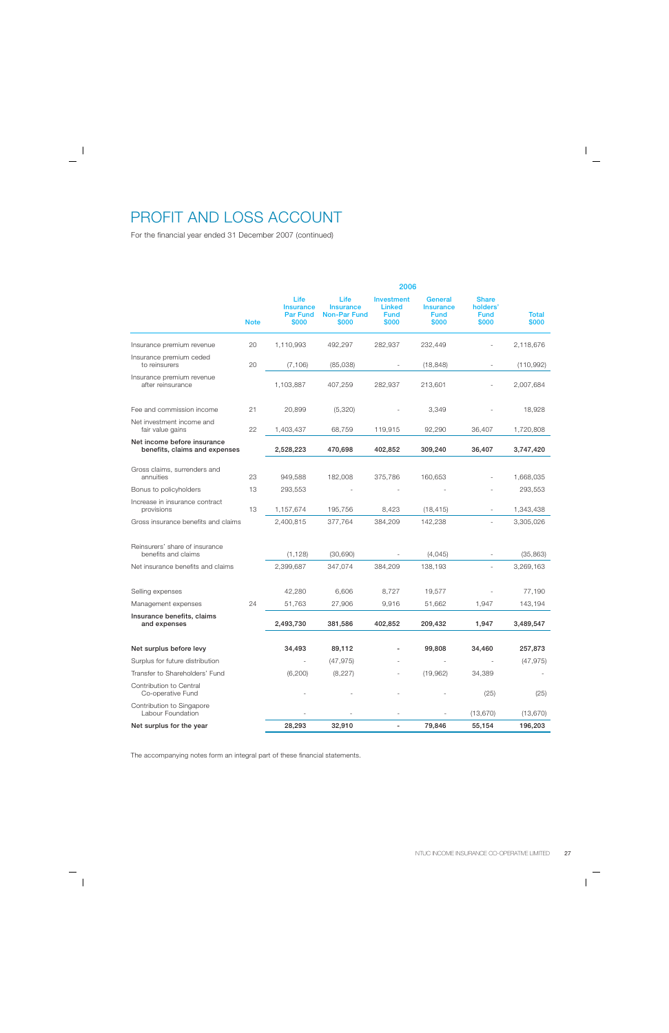# PROFIT AND LOSS ACCOUNT

For the financial year ended 31 December 2007 (continued)

| | Note | 2006 | | | | | |
|---|---|---|---|---|---|---|---|
| | | Life Insurance Par Fund $000 | Life Insurance Non-Par Fund $000 | Investment Linked Fund $000 | General Insurance Fund $000 | Share holders' Fund $000 | Total $000 |
| Insurance premium revenue | 20 | 1,110,993 | 492,297 | 282,937 | 232,449 | - | 2,118,676 |
| Insurance premium ceded to reinsurers | 20 | (7,106) | (85,038) | - | (18,848) | - | (110,992) |
| Insurance premium revenue after reinsurance | | 1,103,887 | 407,259 | 282,937 | 213,601 | - | 2,007,684 |
| Fee and commission income | 21 | 20,899 | (5,320) | - | 3,349 | - | 18,928 |
| Net investment income and fair value gains | 22 | 1,403,437 | 68,759 | 119,915 | 92,290 | 36,407 | 1,720,808 |
| **Net income before insurance benefits, claims and expenses** | | **2,528,223** | **470,698** | **402,852** | **309,240** | **36,407** | **3,747,420** |
| Gross claims, surrenders and annuities | 23 | 949,588 | 182,008 | 375,786 | 160,653 | - | 1,668,035 |
| Bonus to policyholders | 13 | 293,553 | - | - | - | - | 293,553 |
| Increase in insurance contract provisions | 13 | 1,157,674 | 195,756 | 8,423 | (18,415) | - | 1,343,438 |
| Gross insurance benefits and claims | | 2,400,815 | 377,764 | 384,209 | 142,238 | - | 3,305,026 |
| Reinsurers' share of insurance benefits and claims | | (1,128) | (30,690) | - | (4,045) | - | (35,863) |
| Net insurance benefits and claims | | 2,399,687 | 347,074 | 384,209 | 138,193 | - | 3,269,163 |
| Selling expenses | | 42,280 | 6,606 | 8,727 | 19,577 | - | 77,190 |
| Management expenses | 24 | 51,763 | 27,906 | 9,916 | 51,662 | 1,947 | 143,194 |
| **Insurance benefits, claims and expenses** | | **2,493,730** | **381,586** | **402,852** | **209,432** | **1,947** | **3,489,547** |
| **Net surplus before levy** | | **34,493** | **89,112** | **-** | **99,808** | **34,460** | **257,873** |
| Surplus for future distribution | | - | (47,975) | - | - | - | (47,975) |
| Transfer to Shareholders' Fund | | (6,200) | (8,227) | - | (19,962) | 34,389 | - |
| Contribution to Central Co-operative Fund | | - | - | - | - | (25) | (25) |
| Contribution to Singapore Labour Foundation | | - | - | - | - | (13,670) | (13,670) |
| **Net surplus for the year** | | **28,293** | **32,910** | **-** | **79,846** | **55,154** | **196,203** |

The accompanying notes form an integral part of these financial statements.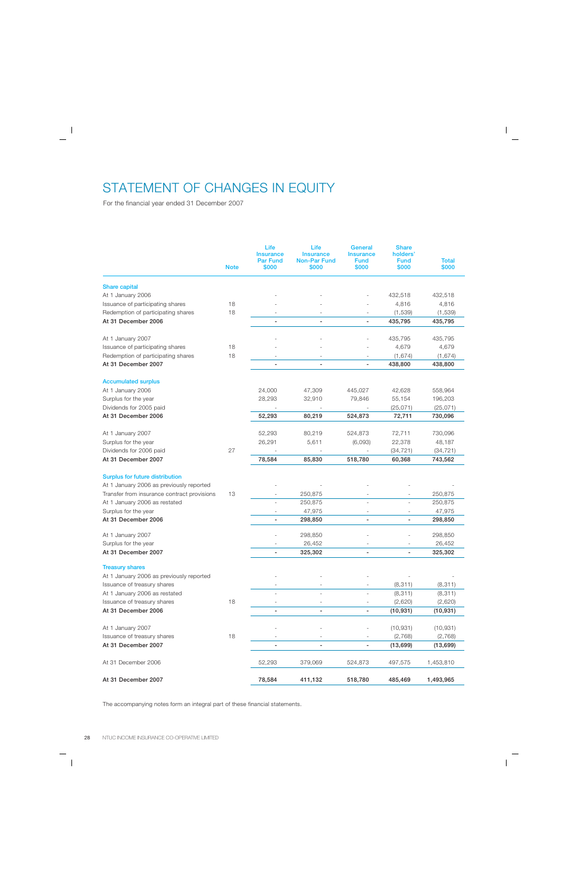# STATEMENT OF CHANGES IN EQUITY

For the financial year ended 31 December 2007

| | Note | Life Insurance Par Fund $000 | Life Insurance Non-Par Fund $000 | General Insurance Fund $000 | Share holders' Fund $000 | Total $000 |
|---|---|---|---|---|---|---|
| **Share capital** | | | | | | |
| At 1 January 2006 | | - | - | - | 432,518 | 432,518 |
| Issuance of participating shares | 18 | - | - | - | 4,816 | 4,816 |
| Redemption of participating shares | 18 | - | - | - | (1,539) | (1,539) |
| **At 31 December 2006** | | **-** | **-** | **-** | **435,795** | **435,795** |
| At 1 January 2007 | | - | - | - | 435,795 | 435,795 |
| Issuance of participating shares | 18 | - | - | - | 4,679 | 4,679 |
| Redemption of participating shares | 18 | - | - | - | (1,674) | (1,674) |
| **At 31 December 2007** | | **-** | **-** | **-** | **438,800** | **438,800** |
| **Accumulated surplus** | | | | | | |
| At 1 January 2006 | | 24,000 | 47,309 | 445,027 | 42,628 | 558,964 |
| Surplus for the year | | 28,293 | 32,910 | 79,846 | 55,154 | 196,203 |
| Dividends for 2005 paid | | - | - | - | (25,071) | (25,071) |
| **At 31 December 2006** | | **52,293** | **80,219** | **524,873** | **72,711** | **730,096** |
| At 1 January 2007 | | 52,293 | 80,219 | 524,873 | 72,711 | 730,096 |
| Surplus for the year | | 26,291 | 5,611 | (6,093) | 22,378 | 48,187 |
| Dividends for 2006 paid | 27 | - | - | - | (34,721) | (34,721) |
| **At 31 December 2007** | | **78,584** | **85,830** | **518,780** | **60,368** | **743,562** |
| **Surplus for future distribution** | | | | | | |
| At 1 January 2006 as previously reported | | - | - | - | - | - |
| Transfer from insurance contract provisions | 13 | - | 250,875 | - | - | 250,875 |
| At 1 January 2006 as restated | | - | 250,875 | - | - | 250,875 |
| Surplus for the year | | - | 47,975 | - | - | 47,975 |
| **At 31 December 2006** | | **-** | **298,850** | **-** | **-** | **298,850** |
| At 1 January 2007 | | - | 298,850 | - | - | 298,850 |
| Surplus for the year | | - | 26,452 | - | - | 26,452 |
| **At 31 December 2007** | | **-** | **325,302** | **-** | **-** | **325,302** |
| **Treasury shares** | | | | | | |
| At 1 January 2006 as previously reported | | - | - | - | - | - |
| Issuance of treasury shares | | - | - | - | (8,311) | (8,311) |
| At 1 January 2006 as restated | | - | - | - | (8,311) | (8,311) |
| Issuance of treasury shares | 18 | - | - | - | (2,620) | (2,620) |
| **At 31 December 2006** | | **-** | **-** | **-** | **(10,931)** | **(10,931)** |
| At 1 January 2007 | | - | - | - | (10,931) | (10,931) |
| Issuance of treasury shares | 18 | - | - | - | (2,768) | (2,768) |
| **At 31 December 2007** | | **-** | **-** | **-** | **(13,699)** | **(13,699)** |
| At 31 December 2006 | | 52,293 | 379,069 | 524,873 | 497,575 | 1,453,810 |
| **At 31 December 2007** | | **78,584** | **411,132** | **518,780** | **485,469** | **1,493,965** |

The accompanying notes form an integral part of these financial statements.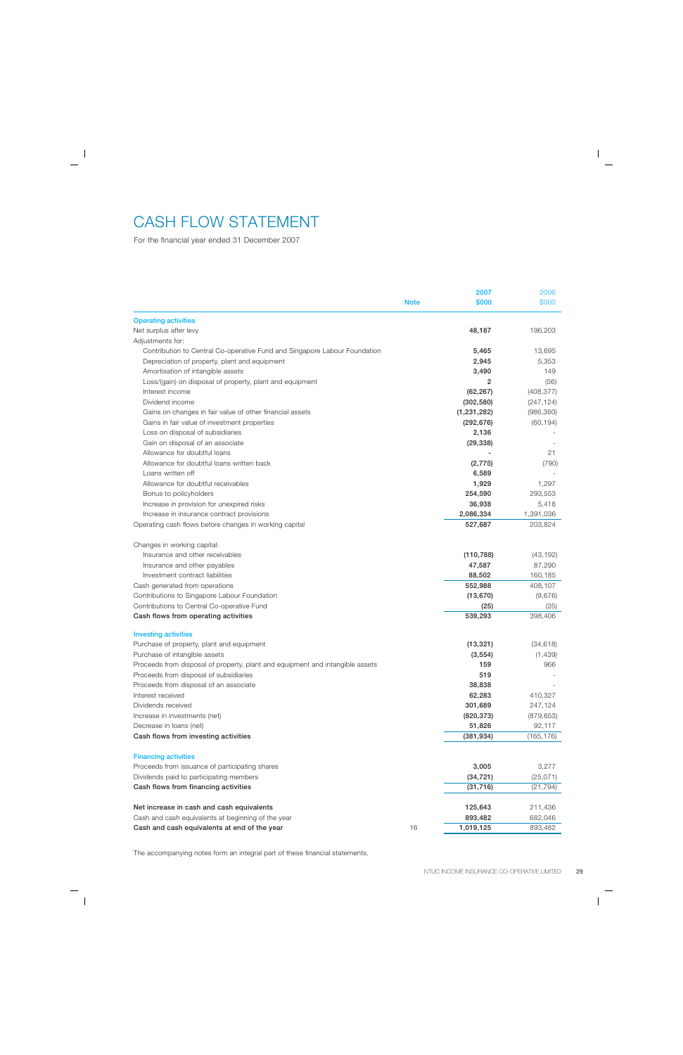# CASH FLOW STATEMENT

For the financial year ended 31 December 2007

| | Note | 2007<br>$000 | 2006<br>$000 |
|---|---|---|---|
| **Operating activities** | | | |
| Net surplus after levy | | 48,187 | 196,203 |
| Adjustments for: | | | |
| Contribution to Central Co-operative Fund and Singapore Labour Foundation | | 5,465 | 13,695 |
| Depreciation of property, plant and equipment | | 2,945 | 5,353 |
| Amortisation of intangible assets | | 3,490 | 149 |
| Loss/(gain) on disposal of property, plant and equipment | | 2 | (56) |
| Interest income | | (62,267) | (408,377) |
| Dividend income | | (302,580) | (247,124) |
| Gains on changes in fair value of other financial assets | | (1,231,282) | (986,360) |
| Gains in fair value of investment properties | | (292,676) | (60,194) |
| Loss on disposal of subsidiaries | | 2,136 | - |
| Gain on disposal of an associate | | (29,338) | - |
| Allowance for doubtful loans | | - | 21 |
| Allowance for doubtful loans written back | | (2,775) | (790) |
| Loans written off | | 6,589 | - |
| Allowance for doubtful receivables | | 1,929 | 1,297 |
| Bonus to policyholders | | 254,590 | 293,553 |
| Increase in provision for unexpired risks | | 36,938 | 5,418 |
| Increase in insurance contract provisions | | 2,086,334 | 1,391,036 |
| Operating cash flows before changes in working capital | | 527,687 | 203,824 |
| | | | |
| Changes in working capital: | | | |
| Insurance and other receivables | | (110,788) | (43,192) |
| Insurance and other payables | | 47,587 | 87,290 |
| Investment contract liabilities | | 88,502 | 160,185 |
| Cash generated from operations | | 552,988 | 408,107 |
| Contributions to Singapore Labour Foundation | | (13,670) | (9,676) |
| Contributions to Central Co-operative Fund | | (25) | (25) |
| **Cash flows from operating activities** | | **539,293** | 398,406 |
| | | | |
| **Investing activities** | | | |
| Purchase of property, plant and equipment | | (13,321) | (34,618) |
| Purchase of intangible assets | | (3,554) | (1,439) |
| Proceeds from disposal of property, plant and equipment and intangible assets | | 159 | 966 |
| Proceeds from disposal of subsidiaries | | 519 | - |
| Proceeds from disposal of an associate | | 38,838 | - |
| Interest received | | 62,283 | 410,327 |
| Dividends received | | 301,689 | 247,124 |
| Increase in investments (net) | | (820,373) | (879,653) |
| Decrease in loans (net) | | 51,826 | 92,117 |
| **Cash flows from investing activities** | | **(381,934)** | (165,176) |
| | | | |
| **Financing activities** | | | |
| Proceeds from issuance of participating shares | | 3,005 | 3,277 |
| Dividends paid to participating members | | (34,721) | (25,071) |
| **Cash flows from financing activities** | | **(31,716)** | (21,794) |
| | | | |
| **Net increase in cash and cash equivalents** | | **125,643** | 211,436 |
| Cash and cash equivalents at beginning of the year | | 893,482 | 682,046 |
| **Cash and cash equivalents at end of the year** | 16 | **1,019,125** | 893,482 |

The accompanying notes form an integral part of these financial statements.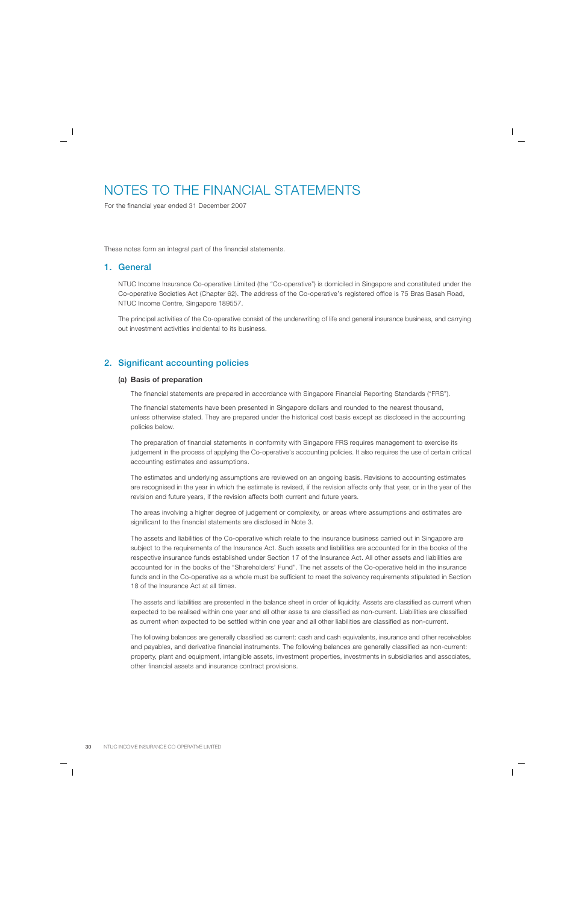# NOTES TO THE FINANCIAL STATEMENTS

For the financial year ended 31 December 2007

These notes form an integral part of the financial statements.

## 1. General

NTUC Income Insurance Co-operative Limited (the "Co-operative") is domiciled in Singapore and constituted under the Co-operative Societies Act (Chapter 62). The address of the Co-operative's registered office is 75 Bras Basah Road, NTUC Income Centre, Singapore 189557.

The principal activities of the Co-operative consist of the underwriting of life and general insurance business, and carrying out investment activities incidental to its business.

## 2. Significant accounting policies

### (a) Basis of preparation

The financial statements are prepared in accordance with Singapore Financial Reporting Standards ("FRS").

The financial statements have been presented in Singapore dollars and rounded to the nearest thousand, unless otherwise stated. They are prepared under the historical cost basis except as disclosed in the accounting policies below.

The preparation of financial statements in conformity with Singapore FRS requires management to exercise its judgement in the process of applying the Co-operative's accounting policies. It also requires the use of certain critical accounting estimates and assumptions.

The estimates and underlying assumptions are reviewed on an ongoing basis. Revisions to accounting estimates are recognised in the year in which the estimate is revised, if the revision affects only that year, or in the year of the revision and future years, if the revision affects both current and future years.

The areas involving a higher degree of judgement or complexity, or areas where assumptions and estimates are significant to the financial statements are disclosed in Note 3.

The assets and liabilities of the Co-operative which relate to the insurance business carried out in Singapore are subject to the requirements of the Insurance Act. Such assets and liabilities are accounted for in the books of the respective insurance funds established under Section 17 of the Insurance Act. All other assets and liabilities are accounted for in the books of the "Shareholders' Fund". The net assets of the Co-operative held in the insurance funds and in the Co-operative as a whole must be sufficient to meet the solvency requirements stipulated in Section 18 of the Insurance Act at all times.

The assets and liabilities are presented in the balance sheet in order of liquidity. Assets are classified as current when expected to be realised within one year and all other asse ts are classified as non-current. Liabilities are classified as current when expected to be settled within one year and all other liabilities are classified as non-current.

The following balances are generally classified as current: cash and cash equivalents, insurance and other receivables and payables, and derivative financial instruments. The following balances are generally classified as non-current: property, plant and equipment, intangible assets, investment properties, investments in subsidiaries and associates, other financial assets and insurance contract provisions.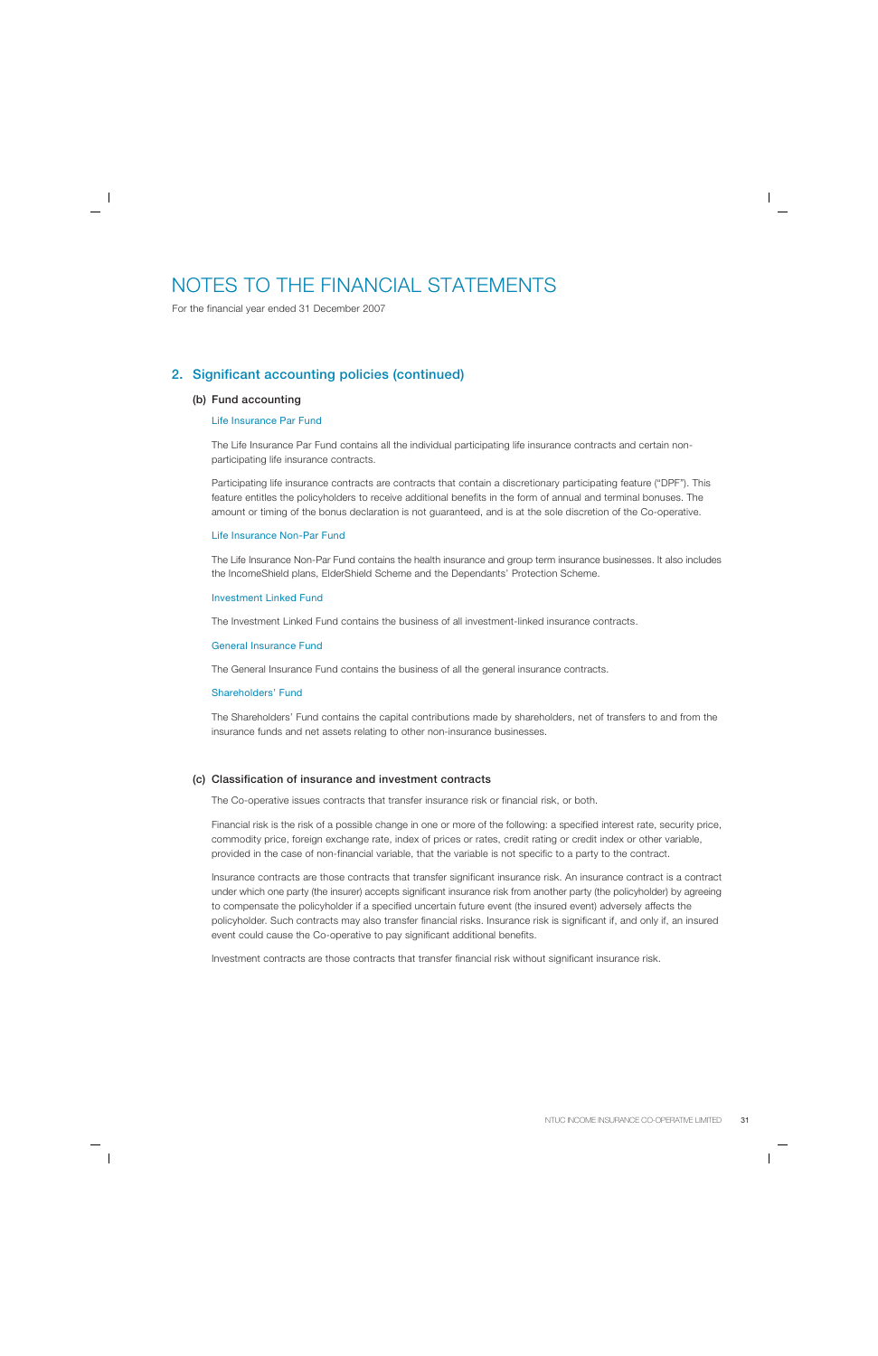# NOTES TO THE FINANCIAL STATEMENTS

For the financial year ended 31 December 2007

## 2. Significant accounting policies (continued)

### (b) Fund accounting

#### Life Insurance Par Fund

The Life Insurance Par Fund contains all the individual participating life insurance contracts and certain non-participating life insurance contracts.

Participating life insurance contracts are contracts that contain a discretionary participating feature ("DPF"). This feature entitles the policyholders to receive additional benefits in the form of annual and terminal bonuses. The amount or timing of the bonus declaration is not guaranteed, and is at the sole discretion of the Co-operative.

#### Life Insurance Non-Par Fund

The Life Insurance Non-Par Fund contains the health insurance and group term insurance businesses. It also includes the IncomeShield plans, ElderShield Scheme and the Dependants' Protection Scheme.

#### Investment Linked Fund

The Investment Linked Fund contains the business of all investment-linked insurance contracts.

#### General Insurance Fund

The General Insurance Fund contains the business of all the general insurance contracts.

#### Shareholders' Fund

The Shareholders' Fund contains the capital contributions made by shareholders, net of transfers to and from the insurance funds and net assets relating to other non-insurance businesses.

### (c) Classification of insurance and investment contracts

The Co-operative issues contracts that transfer insurance risk or financial risk, or both.

Financial risk is the risk of a possible change in one or more of the following: a specified interest rate, security price, commodity price, foreign exchange rate, index of prices or rates, credit rating or credit index or other variable, provided in the case of non-financial variable, that the variable is not specific to a party to the contract.

Insurance contracts are those contracts that transfer significant insurance risk. An insurance contract is a contract under which one party (the insurer) accepts significant insurance risk from another party (the policyholder) by agreeing to compensate the policyholder if a specified uncertain future event (the insured event) adversely affects the policyholder. Such contracts may also transfer financial risks. Insurance risk is significant if, and only if, an insured event could cause the Co-operative to pay significant additional benefits.

Investment contracts are those contracts that transfer financial risk without significant insurance risk.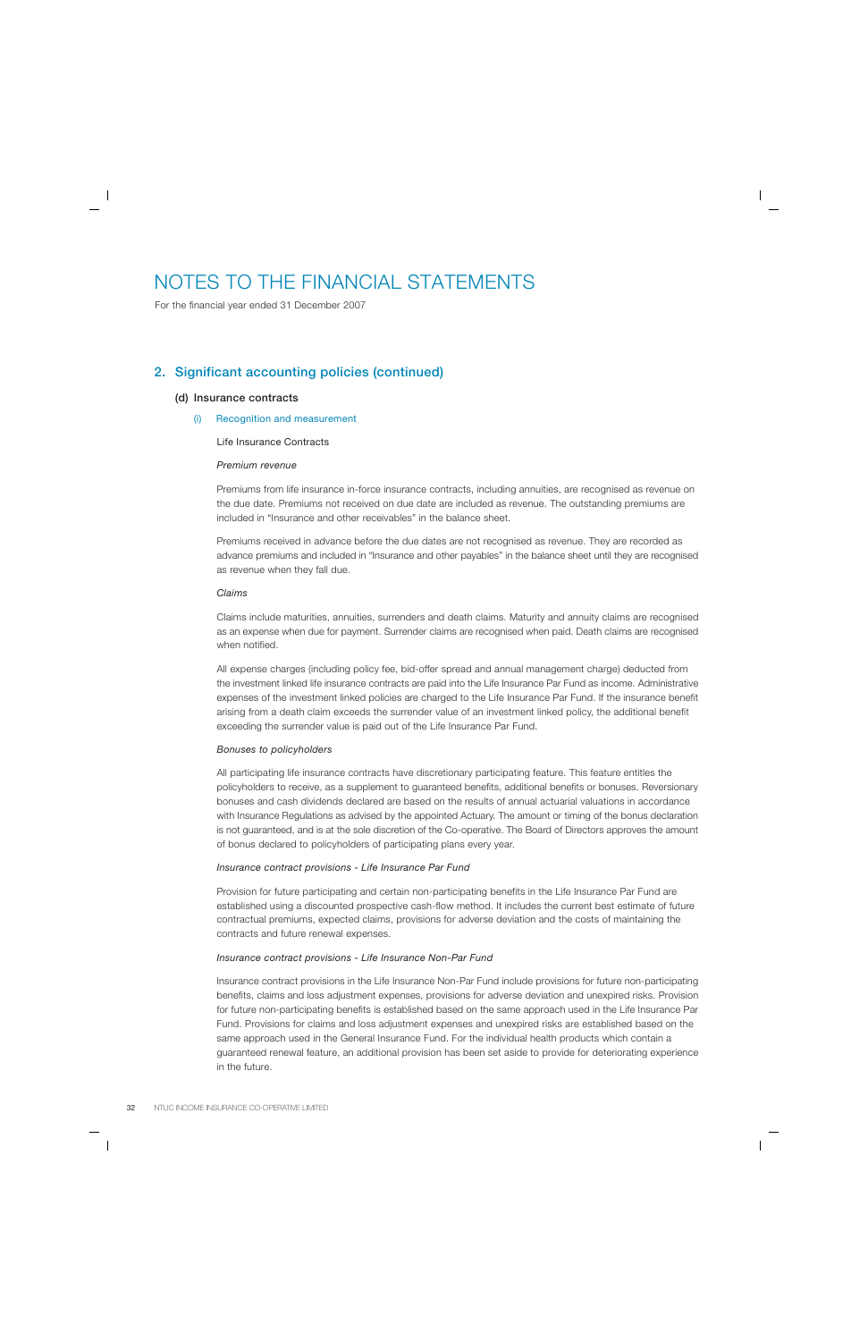# NOTES TO THE FINANCIAL STATEMENTS

For the financial year ended 31 December 2007

## 2. Significant accounting policies (continued)

### (d) Insurance contracts

#### (i) Recognition and measurement

Life Insurance Contracts

*Premium revenue*

Premiums from life insurance in-force insurance contracts, including annuities, are recognised as revenue on the due date. Premiums not received on due date are included as revenue. The outstanding premiums are included in "Insurance and other receivables" in the balance sheet.

Premiums received in advance before the due dates are not recognised as revenue. They are recorded as advance premiums and included in "Insurance and other payables" in the balance sheet until they are recognised as revenue when they fall due.

*Claims*

Claims include maturities, annuities, surrenders and death claims. Maturity and annuity claims are recognised as an expense when due for payment. Surrender claims are recognised when paid. Death claims are recognised when notified.

All expense charges (including policy fee, bid-offer spread and annual management charge) deducted from the investment linked life insurance contracts are paid into the Life Insurance Par Fund as income. Administrative expenses of the investment linked policies are charged to the Life Insurance Par Fund. If the insurance benefit arising from a death claim exceeds the surrender value of an investment linked policy, the additional benefit exceeding the surrender value is paid out of the Life Insurance Par Fund.

*Bonuses to policyholders*

All participating life insurance contracts have discretionary participating feature. This feature entitles the policyholders to receive, as a supplement to guaranteed benefits, additional benefits or bonuses. Reversionary bonuses and cash dividends declared are based on the results of annual actuarial valuations in accordance with Insurance Regulations as advised by the appointed Actuary. The amount or timing of the bonus declaration is not guaranteed, and is at the sole discretion of the Co-operative. The Board of Directors approves the amount of bonus declared to policyholders of participating plans every year.

*Insurance contract provisions - Life Insurance Par Fund*

Provision for future participating and certain non-participating benefits in the Life Insurance Par Fund are established using a discounted prospective cash-flow method. It includes the current best estimate of future contractual premiums, expected claims, provisions for adverse deviation and the costs of maintaining the contracts and future renewal expenses.

*Insurance contract provisions - Life Insurance Non-Par Fund*

Insurance contract provisions in the Life Insurance Non-Par Fund include provisions for future non-participating benefits, claims and loss adjustment expenses, provisions for adverse deviation and unexpired risks. Provision for future non-participating benefits is established based on the same approach used in the Life Insurance Par Fund. Provisions for claims and loss adjustment expenses and unexpired risks are established based on the same approach used in the General Insurance Fund. For the individual health products which contain a guaranteed renewal feature, an additional provision has been set aside to provide for deteriorating experience in the future.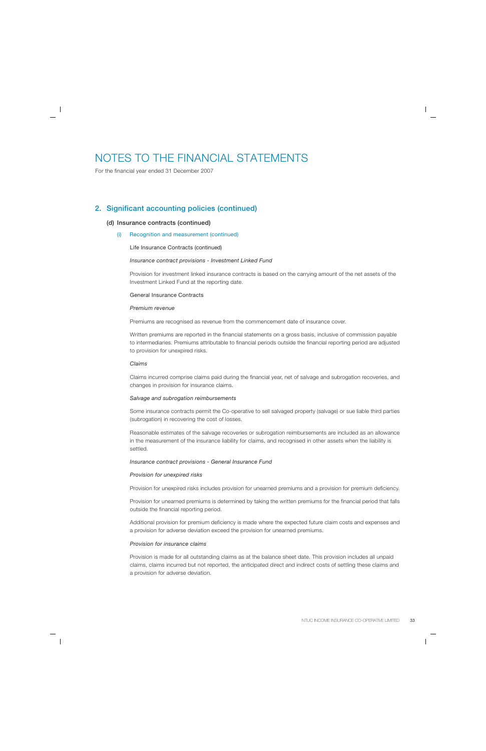# NOTES TO THE FINANCIAL STATEMENTS

For the financial year ended 31 December 2007

## 2. Significant accounting policies (continued)

### (d) Insurance contracts (continued)

#### (i) Recognition and measurement (continued)

Life Insurance Contracts (continued)

*Insurance contract provisions - Investment Linked Fund*

Provision for investment linked insurance contracts is based on the carrying amount of the net assets of the Investment Linked Fund at the reporting date.

General Insurance Contracts

*Premium revenue*

Premiums are recognised as revenue from the commencement date of insurance cover.

Written premiums are reported in the financial statements on a gross basis, inclusive of commission payable to intermediaries. Premiums attributable to financial periods outside the financial reporting period are adjusted to provision for unexpired risks.

*Claims*

Claims incurred comprise claims paid during the financial year, net of salvage and subrogation recoveries, and changes in provision for insurance claims.

*Salvage and subrogation reimbursements*

Some insurance contracts permit the Co-operative to sell salvaged property (salvage) or sue liable third parties (subrogation) in recovering the cost of losses.

Reasonable estimates of the salvage recoveries or subrogation reimbursements are included as an allowance in the measurement of the insurance liability for claims, and recognised in other assets when the liability is settled.

*Insurance contract provisions - General Insurance Fund*

*Provision for unexpired risks*

Provision for unexpired risks includes provision for unearned premiums and a provision for premium deficiency.

Provision for unearned premiums is determined by taking the written premiums for the financial period that falls outside the financial reporting period.

Additional provision for premium deficiency is made where the expected future claim costs and expenses and a provision for adverse deviation exceed the provision for unearned premiums.

*Provision for insurance claims*

Provision is made for all outstanding claims as at the balance sheet date. This provision includes all unpaid claims, claims incurred but not reported, the anticipated direct and indirect costs of settling these claims and a provision for adverse deviation.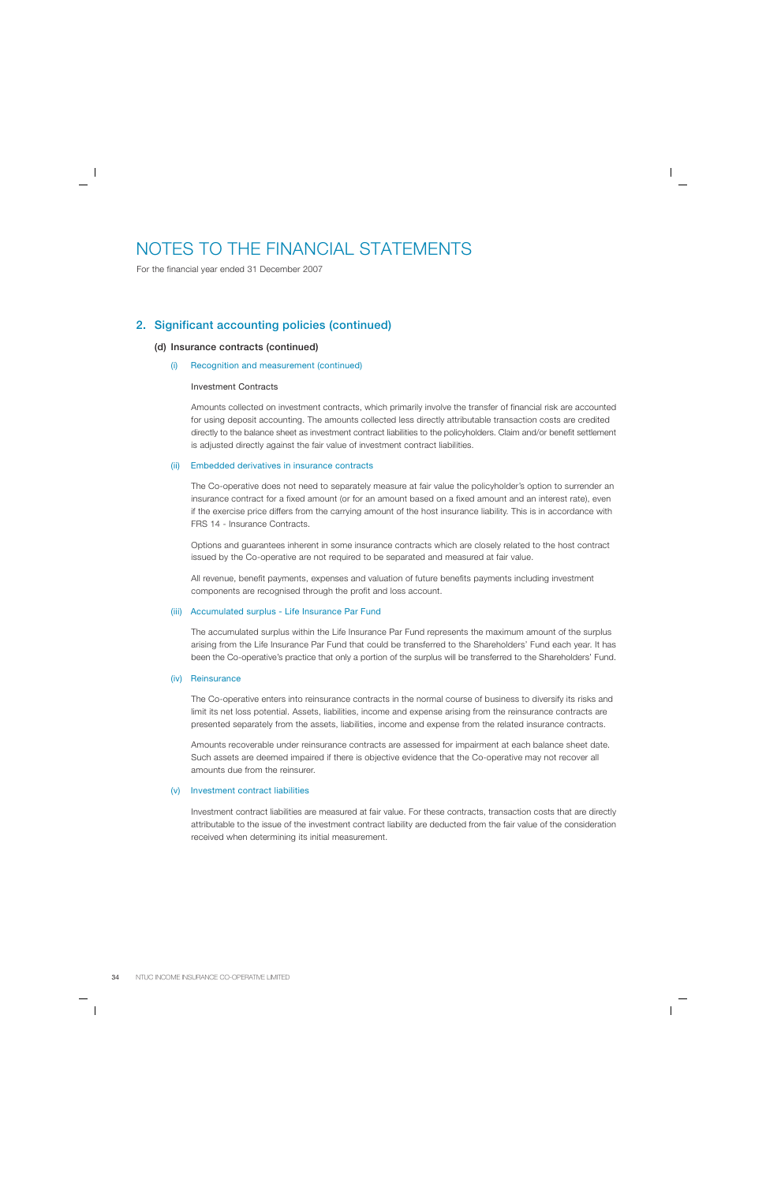# NOTES TO THE FINANCIAL STATEMENTS

For the financial year ended 31 December 2007

## 2. Significant accounting policies (continued)

### (d) Insurance contracts (continued)

#### (i) Recognition and measurement (continued)

Investment Contracts

Amounts collected on investment contracts, which primarily involve the transfer of financial risk are accounted for using deposit accounting. The amounts collected less directly attributable transaction costs are credited directly to the balance sheet as investment contract liabilities to the policyholders. Claim and/or benefit settlement is adjusted directly against the fair value of investment contract liabilities.

#### (ii) Embedded derivatives in insurance contracts

The Co-operative does not need to separately measure at fair value the policyholder's option to surrender an insurance contract for a fixed amount (or for an amount based on a fixed amount and an interest rate), even if the exercise price differs from the carrying amount of the host insurance liability. This is in accordance with FRS 14 - Insurance Contracts.

Options and guarantees inherent in some insurance contracts which are closely related to the host contract issued by the Co-operative are not required to be separated and measured at fair value.

All revenue, benefit payments, expenses and valuation of future benefits payments including investment components are recognised through the profit and loss account.

#### (iii) Accumulated surplus - Life Insurance Par Fund

The accumulated surplus within the Life Insurance Par Fund represents the maximum amount of the surplus arising from the Life Insurance Par Fund that could be transferred to the Shareholders' Fund each year. It has been the Co-operative's practice that only a portion of the surplus will be transferred to the Shareholders' Fund.

#### (iv) Reinsurance

The Co-operative enters into reinsurance contracts in the normal course of business to diversify its risks and limit its net loss potential. Assets, liabilities, income and expense arising from the reinsurance contracts are presented separately from the assets, liabilities, income and expense from the related insurance contracts.

Amounts recoverable under reinsurance contracts are assessed for impairment at each balance sheet date. Such assets are deemed impaired if there is objective evidence that the Co-operative may not recover all amounts due from the reinsurer.

#### (v) Investment contract liabilities

Investment contract liabilities are measured at fair value. For these contracts, transaction costs that are directly attributable to the issue of the investment contract liability are deducted from the fair value of the consideration received when determining its initial measurement.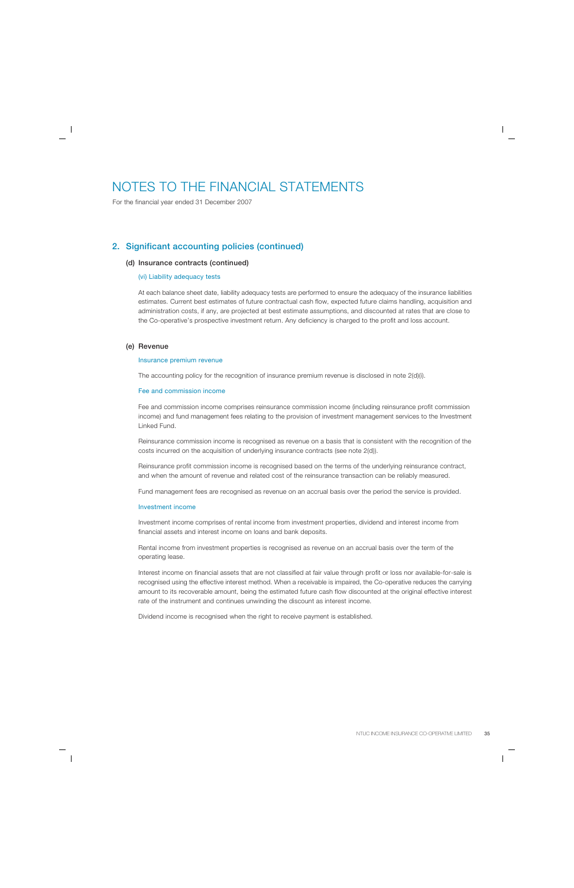# NOTES TO THE FINANCIAL STATEMENTS

For the financial year ended 31 December 2007

## 2. Significant accounting policies (continued)

### (d) Insurance contracts (continued)

#### (vi) Liability adequacy tests

At each balance sheet date, liability adequacy tests are performed to ensure the adequacy of the insurance liabilities estimates. Current best estimates of future contractual cash flow, expected future claims handling, acquisition and administration costs, if any, are projected at best estimate assumptions, and discounted at rates that are close to the Co-operative's prospective investment return. Any deficiency is charged to the profit and loss account.

### (e) Revenue

#### Insurance premium revenue

The accounting policy for the recognition of insurance premium revenue is disclosed in note 2(d)(i).

#### Fee and commission income

Fee and commission income comprises reinsurance commission income (including reinsurance profit commission income) and fund management fees relating to the provision of investment management services to the Investment Linked Fund.

Reinsurance commission income is recognised as revenue on a basis that is consistent with the recognition of the costs incurred on the acquisition of underlying insurance contracts (see note 2(d)).

Reinsurance profit commission income is recognised based on the terms of the underlying reinsurance contract, and when the amount of revenue and related cost of the reinsurance transaction can be reliably measured.

Fund management fees are recognised as revenue on an accrual basis over the period the service is provided.

#### Investment income

Investment income comprises of rental income from investment properties, dividend and interest income from financial assets and interest income on loans and bank deposits.

Rental income from investment properties is recognised as revenue on an accrual basis over the term of the operating lease.

Interest income on financial assets that are not classified at fair value through profit or loss nor available-for-sale is recognised using the effective interest method. When a receivable is impaired, the Co-operative reduces the carrying amount to its recoverable amount, being the estimated future cash flow discounted at the original effective interest rate of the instrument and continues unwinding the discount as interest income.

Dividend income is recognised when the right to receive payment is established.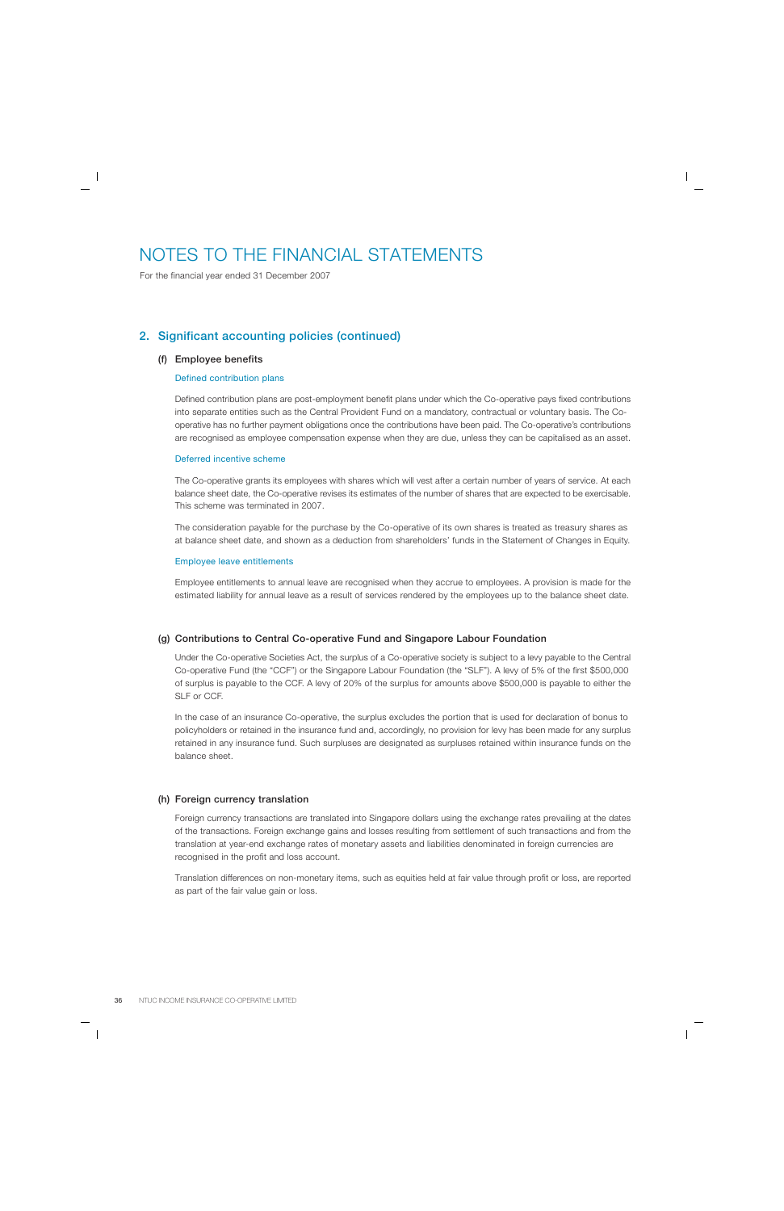# NOTES TO THE FINANCIAL STATEMENTS

For the financial year ended 31 December 2007

## 2. Significant accounting policies (continued)

### (f) Employee benefits

#### Defined contribution plans

Defined contribution plans are post-employment benefit plans under which the Co-operative pays fixed contributions into separate entities such as the Central Provident Fund on a mandatory, contractual or voluntary basis. The Co-operative has no further payment obligations once the contributions have been paid. The Co-operative's contributions are recognised as employee compensation expense when they are due, unless they can be capitalised as an asset.

#### Deferred incentive scheme

The Co-operative grants its employees with shares which will vest after a certain number of years of service. At each balance sheet date, the Co-operative revises its estimates of the number of shares that are expected to be exercisable. This scheme was terminated in 2007.

The consideration payable for the purchase by the Co-operative of its own shares is treated as treasury shares as at balance sheet date, and shown as a deduction from shareholders' funds in the Statement of Changes in Equity.

#### Employee leave entitlements

Employee entitlements to annual leave are recognised when they accrue to employees. A provision is made for the estimated liability for annual leave as a result of services rendered by the employees up to the balance sheet date.

### (g) Contributions to Central Co-operative Fund and Singapore Labour Foundation

Under the Co-operative Societies Act, the surplus of a Co-operative society is subject to a levy payable to the Central Co-operative Fund (the "CCF") or the Singapore Labour Foundation (the "SLF"). A levy of 5% of the first $500,000 of surplus is payable to the CCF. A levy of 20% of the surplus for amounts above $500,000 is payable to either the SLF or CCF.

In the case of an insurance Co-operative, the surplus excludes the portion that is used for declaration of bonus to policyholders or retained in the insurance fund and, accordingly, no provision for levy has been made for any surplus retained in any insurance fund. Such surpluses are designated as surpluses retained within insurance funds on the balance sheet.

### (h) Foreign currency translation

Foreign currency transactions are translated into Singapore dollars using the exchange rates prevailing at the dates of the transactions. Foreign exchange gains and losses resulting from settlement of such transactions and from the translation at year-end exchange rates of monetary assets and liabilities denominated in foreign currencies are recognised in the profit and loss account.

Translation differences on non-monetary items, such as equities held at fair value through profit or loss, are reported as part of the fair value gain or loss.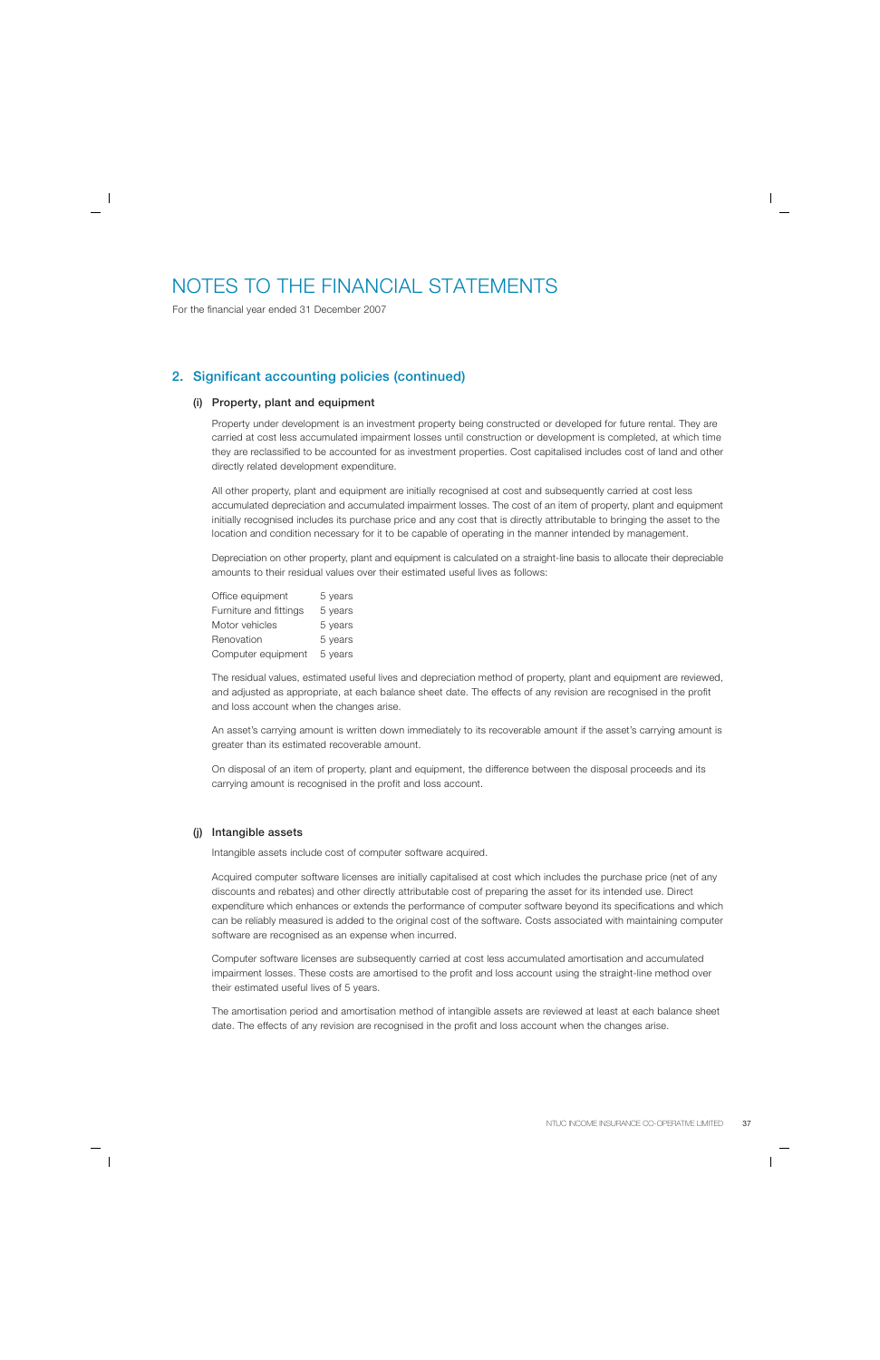# NOTES TO THE FINANCIAL STATEMENTS

For the financial year ended 31 December 2007

## 2. Significant accounting policies (continued)

### (i) Property, plant and equipment

Property under development is an investment property being constructed or developed for future rental. They are carried at cost less accumulated impairment losses until construction or development is completed, at which time they are reclassified to be accounted for as investment properties. Cost capitalised includes cost of land and other directly related development expenditure.

All other property, plant and equipment are initially recognised at cost and subsequently carried at cost less accumulated depreciation and accumulated impairment losses. The cost of an item of property, plant and equipment initially recognised includes its purchase price and any cost that is directly attributable to bringing the asset to the location and condition necessary for it to be capable of operating in the manner intended by management.

Depreciation on other property, plant and equipment is calculated on a straight-line basis to allocate their depreciable amounts to their residual values over their estimated useful lives as follows:

| | |
|---|---|
| Office equipment | 5 years |
| Furniture and fittings | 5 years |
| Motor vehicles | 5 years |
| Renovation | 5 years |
| Computer equipment | 5 years |

The residual values, estimated useful lives and depreciation method of property, plant and equipment are reviewed, and adjusted as appropriate, at each balance sheet date. The effects of any revision are recognised in the profit and loss account when the changes arise.

An asset's carrying amount is written down immediately to its recoverable amount if the asset's carrying amount is greater than its estimated recoverable amount.

On disposal of an item of property, plant and equipment, the difference between the disposal proceeds and its carrying amount is recognised in the profit and loss account.

### (j) Intangible assets

Intangible assets include cost of computer software acquired.

Acquired computer software licenses are initially capitalised at cost which includes the purchase price (net of any discounts and rebates) and other directly attributable cost of preparing the asset for its intended use. Direct expenditure which enhances or extends the performance of computer software beyond its specifications and which can be reliably measured is added to the original cost of the software. Costs associated with maintaining computer software are recognised as an expense when incurred.

Computer software licenses are subsequently carried at cost less accumulated amortisation and accumulated impairment losses. These costs are amortised to the profit and loss account using the straight-line method over their estimated useful lives of 5 years.

The amortisation period and amortisation method of intangible assets are reviewed at least at each balance sheet date. The effects of any revision are recognised in the profit and loss account when the changes arise.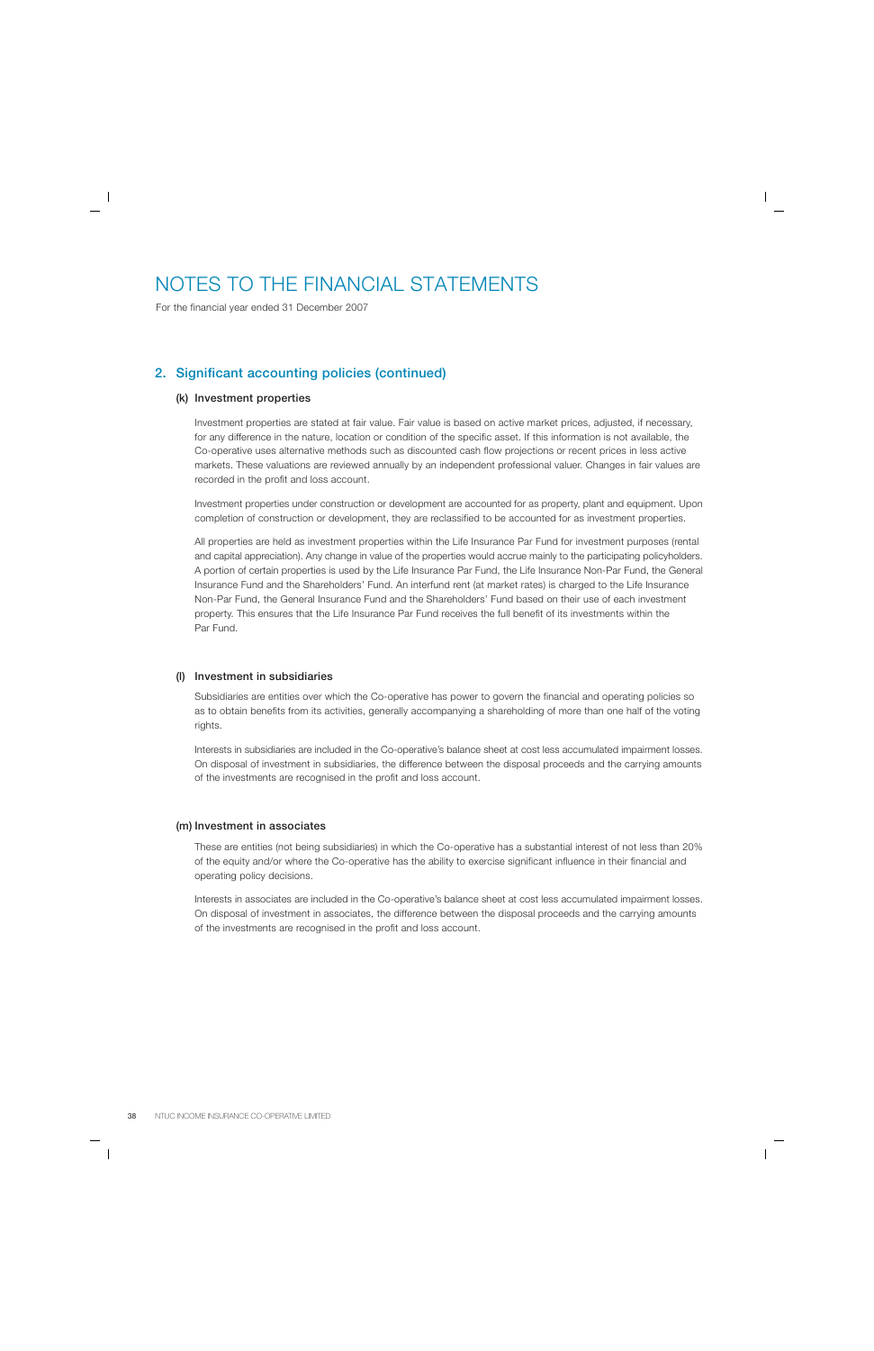# NOTES TO THE FINANCIAL STATEMENTS

For the financial year ended 31 December 2007

## 2. Significant accounting policies (continued)

### (k) Investment properties

Investment properties are stated at fair value. Fair value is based on active market prices, adjusted, if necessary, for any difference in the nature, location or condition of the specific asset. If this information is not available, the Co-operative uses alternative methods such as discounted cash flow projections or recent prices in less active markets. These valuations are reviewed annually by an independent professional valuer. Changes in fair values are recorded in the profit and loss account.

Investment properties under construction or development are accounted for as property, plant and equipment. Upon completion of construction or development, they are reclassified to be accounted for as investment properties.

All properties are held as investment properties within the Life Insurance Par Fund for investment purposes (rental and capital appreciation). Any change in value of the properties would accrue mainly to the participating policyholders. A portion of certain properties is used by the Life Insurance Par Fund, the Life Insurance Non-Par Fund, the General Insurance Fund and the Shareholders' Fund. An interfund rent (at market rates) is charged to the Life Insurance Non-Par Fund, the General Insurance Fund and the Shareholders' Fund based on their use of each investment property. This ensures that the Life Insurance Par Fund receives the full benefit of its investments within the Par Fund.

### (l) Investment in subsidiaries

Subsidiaries are entities over which the Co-operative has power to govern the financial and operating policies so as to obtain benefits from its activities, generally accompanying a shareholding of more than one half of the voting rights.

Interests in subsidiaries are included in the Co-operative's balance sheet at cost less accumulated impairment losses. On disposal of investment in subsidiaries, the difference between the disposal proceeds and the carrying amounts of the investments are recognised in the profit and loss account.

### (m) Investment in associates

These are entities (not being subsidiaries) in which the Co-operative has a substantial interest of not less than 20% of the equity and/or where the Co-operative has the ability to exercise significant influence in their financial and operating policy decisions.

Interests in associates are included in the Co-operative's balance sheet at cost less accumulated impairment losses. On disposal of investment in associates, the difference between the disposal proceeds and the carrying amounts of the investments are recognised in the profit and loss account.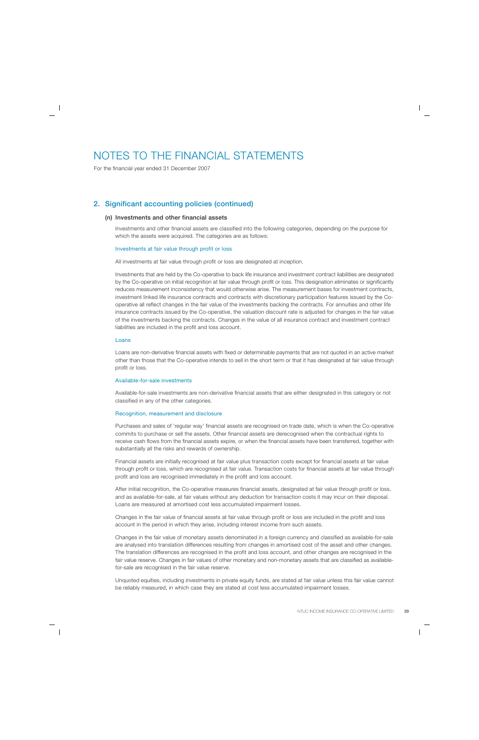# NOTES TO THE FINANCIAL STATEMENTS

For the financial year ended 31 December 2007

## 2. Significant accounting policies (continued)

### (n) Investments and other financial assets

Investments and other financial assets are classified into the following categories, depending on the purpose for which the assets were acquired. The categories are as follows:

#### Investments at fair value through profit or loss

All investments at fair value through profit or loss are designated at inception.

Investments that are held by the Co-operative to back life insurance and investment contract liabilities are designated by the Co-operative on initial recognition at fair value through profit or loss. This designation eliminates or significantly reduces measurement inconsistency that would otherwise arise. The measurement bases for investment contracts, investment linked life insurance contracts and contracts with discretionary participation features issued by the Co-operative all reflect changes in the fair value of the investments backing the contracts. For annuities and other life insurance contracts issued by the Co-operative, the valuation discount rate is adjusted for changes in the fair value of the investments backing the contracts. Changes in the value of all insurance contract and investment contract liabilities are included in the profit and loss account.

#### Loans

Loans are non-derivative financial assets with fixed or determinable payments that are not quoted in an active market other than those that the Co-operative intends to sell in the short term or that it has designated at fair value through profit or loss.

#### Available-for-sale investments

Available-for-sale investments are non-derivative financial assets that are either designated in this category or not classified in any of the other categories.

#### Recognition, measurement and disclosure

Purchases and sales of 'regular way' financial assets are recognised on trade date, which is when the Co-operative commits to purchase or sell the assets. Other financial assets are derecognised when the contractual rights to receive cash flows from the financial assets expire, or when the financial assets have been transferred, together with substantially all the risks and rewards of ownership.

Financial assets are initially recognised at fair value plus transaction costs except for financial assets at fair value through profit or loss, which are recognised at fair value. Transaction costs for financial assets at fair value through profit and loss are recognised immediately in the profit and loss account.

After initial recognition, the Co-operative measures financial assets, designated at fair value through profit or loss, and as available-for-sale, at fair values without any deduction for transaction costs it may incur on their disposal. Loans are measured at amortised cost less accumulated impairment losses.

Changes in the fair value of financial assets at fair value through profit or loss are included in the profit and loss account in the period in which they arise, including interest income from such assets.

Changes in the fair value of monetary assets denominated in a foreign currency and classified as available-for-sale are analysed into translation differences resulting from changes in amortised cost of the asset and other changes. The translation differences are recognised in the profit and loss account, and other changes are recognised in the fair value reserve. Changes in fair values of other monetary and non-monetary assets that are classified as available-for-sale are recognised in the fair value reserve.

Unquoted equities, including investments in private equity funds, are stated at fair value unless this fair value cannot be reliably measured, in which case they are stated at cost less accumulated impairment losses.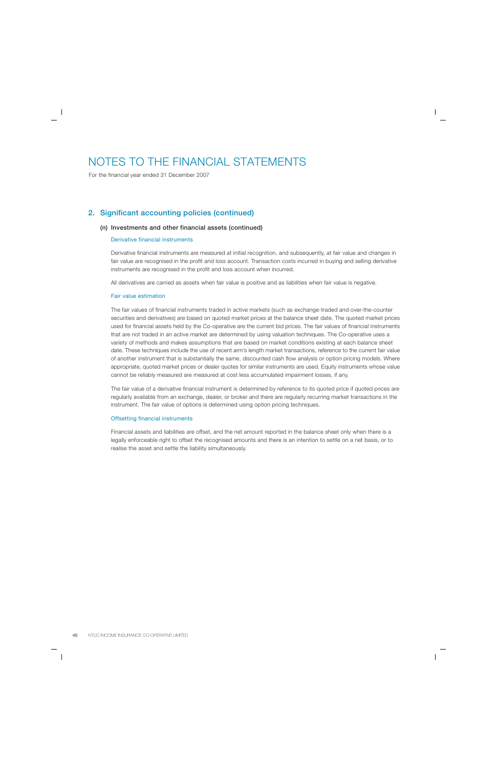# NOTES TO THE FINANCIAL STATEMENTS

For the financial year ended 31 December 2007

## 2. Significant accounting policies (continued)

### (n) Investments and other financial assets (continued)

#### Derivative financial instruments

Derivative financial instruments are measured at initial recognition, and subsequently, at fair value and changes in fair value are recognised in the profit and loss account. Transaction costs incurred in buying and selling derivative instruments are recognised in the profit and loss account when incurred.

All derivatives are carried as assets when fair value is positive and as liabilities when fair value is negative.

#### Fair value estimation

The fair values of financial instruments traded in active markets (such as exchange-traded and over-the-counter securities and derivatives) are based on quoted market prices at the balance sheet date. The quoted market prices used for financial assets held by the Co-operative are the current bid prices. The fair values of financial instruments that are not traded in an active market are determined by using valuation techniques. The Co-operative uses a variety of methods and makes assumptions that are based on market conditions existing at each balance sheet date. These techniques include the use of recent arm's length market transactions, reference to the current fair value of another instrument that is substantially the same, discounted cash flow analysis or option pricing models. Where appropriate, quoted market prices or dealer quotes for similar instruments are used. Equity instruments whose value cannot be reliably measured are measured at cost less accumulated impairment losses, if any.

The fair value of a derivative financial instrument is determined by reference to its quoted price if quoted prices are regularly available from an exchange, dealer, or broker and there are regularly recurring market transactions in the instrument. The fair value of options is determined using option pricing techniques.

#### Offsetting financial instruments

Financial assets and liabilities are offset, and the net amount reported in the balance sheet only when there is a legally enforceable right to offset the recognised amounts and there is an intention to settle on a net basis, or to realise the asset and settle the liability simultaneously.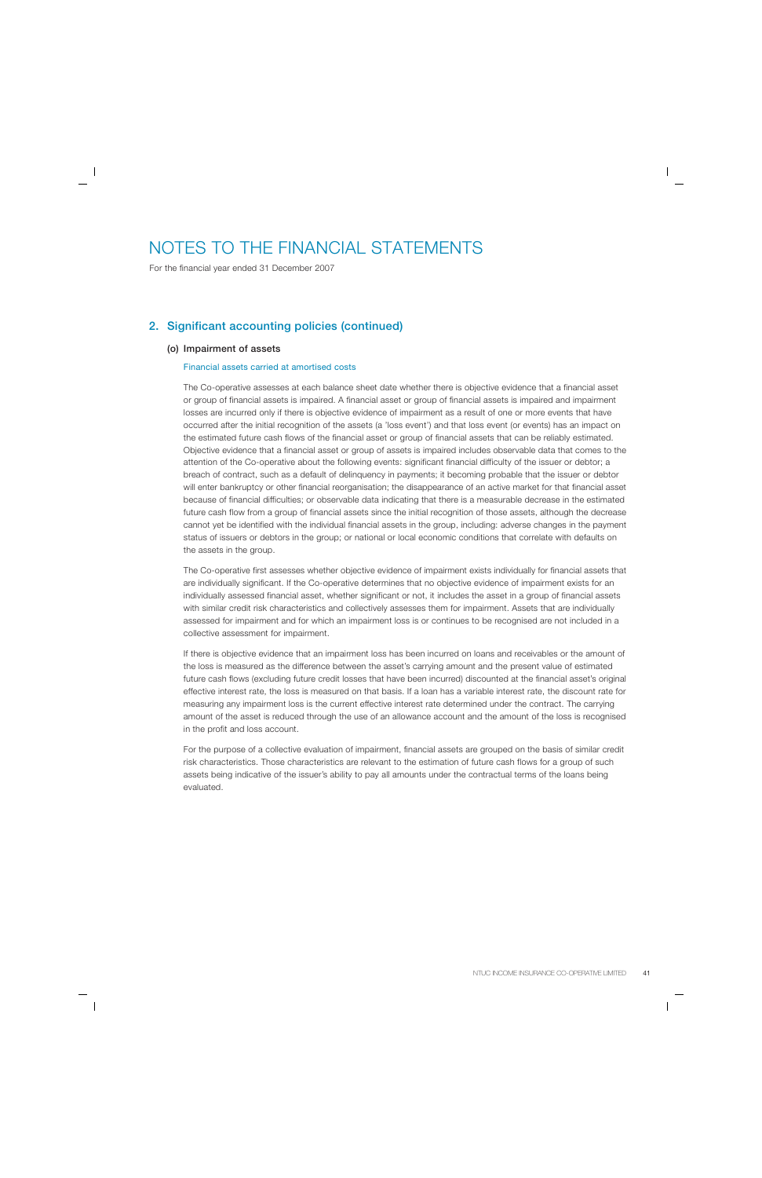# NOTES TO THE FINANCIAL STATEMENTS

For the financial year ended 31 December 2007

## 2. Significant accounting policies (continued)

### (o) Impairment of assets

#### Financial assets carried at amortised costs

The Co-operative assesses at each balance sheet date whether there is objective evidence that a financial asset or group of financial assets is impaired. A financial asset or group of financial assets is impaired and impairment losses are incurred only if there is objective evidence of impairment as a result of one or more events that have occurred after the initial recognition of the assets (a 'loss event') and that loss event (or events) has an impact on the estimated future cash flows of the financial asset or group of financial assets that can be reliably estimated. Objective evidence that a financial asset or group of assets is impaired includes observable data that comes to the attention of the Co-operative about the following events: significant financial difficulty of the issuer or debtor; a breach of contract, such as a default of delinquency in payments; it becoming probable that the issuer or debtor will enter bankruptcy or other financial reorganisation; the disappearance of an active market for that financial asset because of financial difficulties; or observable data indicating that there is a measurable decrease in the estimated future cash flow from a group of financial assets since the initial recognition of those assets, although the decrease cannot yet be identified with the individual financial assets in the group, including: adverse changes in the payment status of issuers or debtors in the group; or national or local economic conditions that correlate with defaults on the assets in the group.

The Co-operative first assesses whether objective evidence of impairment exists individually for financial assets that are individually significant. If the Co-operative determines that no objective evidence of impairment exists for an individually assessed financial asset, whether significant or not, it includes the asset in a group of financial assets with similar credit risk characteristics and collectively assesses them for impairment. Assets that are individually assessed for impairment and for which an impairment loss is or continues to be recognised are not included in a collective assessment for impairment.

If there is objective evidence that an impairment loss has been incurred on loans and receivables or the amount of the loss is measured as the difference between the asset's carrying amount and the present value of estimated future cash flows (excluding future credit losses that have been incurred) discounted at the financial asset's original effective interest rate, the loss is measured on that basis. If a loan has a variable interest rate, the discount rate for measuring any impairment loss is the current effective interest rate determined under the contract. The carrying amount of the asset is reduced through the use of an allowance account and the amount of the loss is recognised in the profit and loss account.

For the purpose of a collective evaluation of impairment, financial assets are grouped on the basis of similar credit risk characteristics. Those characteristics are relevant to the estimation of future cash flows for a group of such assets being indicative of the issuer's ability to pay all amounts under the contractual terms of the loans being evaluated.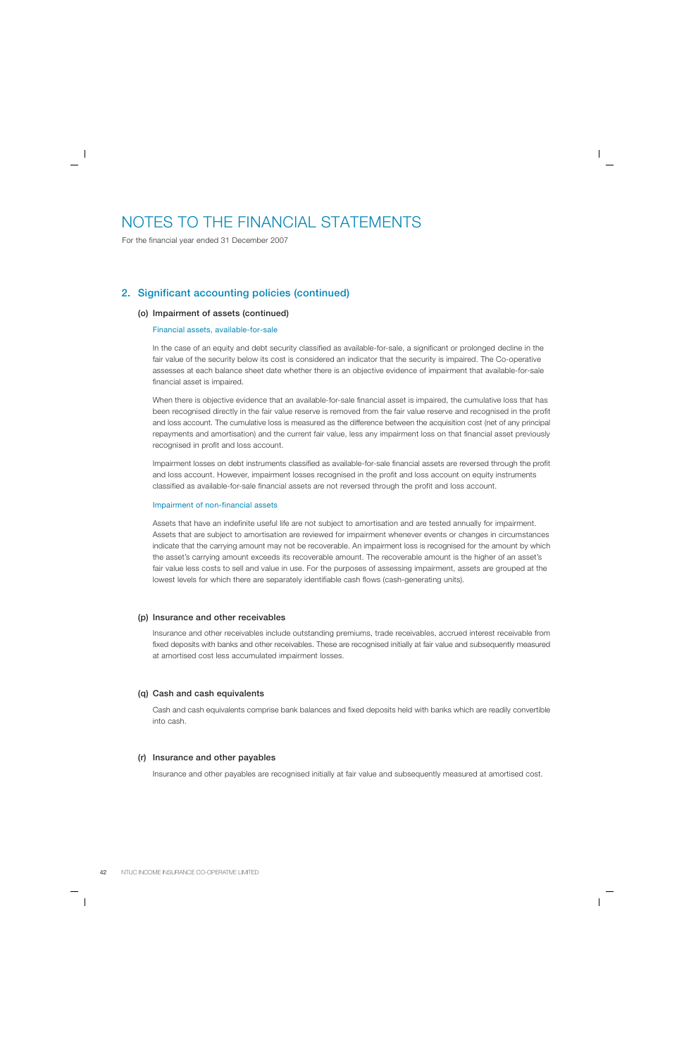# NOTES TO THE FINANCIAL STATEMENTS

For the financial year ended 31 December 2007

## 2. Significant accounting policies (continued)

### (o) Impairment of assets (continued)

#### Financial assets, available-for-sale

In the case of an equity and debt security classified as available-for-sale, a significant or prolonged decline in the fair value of the security below its cost is considered an indicator that the security is impaired. The Co-operative assesses at each balance sheet date whether there is an objective evidence of impairment that available-for-sale financial asset is impaired.

When there is objective evidence that an available-for-sale financial asset is impaired, the cumulative loss that has been recognised directly in the fair value reserve is removed from the fair value reserve and recognised in the profit and loss account. The cumulative loss is measured as the difference between the acquisition cost (net of any principal repayments and amortisation) and the current fair value, less any impairment loss on that financial asset previously recognised in profit and loss account.

Impairment losses on debt instruments classified as available-for-sale financial assets are reversed through the profit and loss account. However, impairment losses recognised in the profit and loss account on equity instruments classified as available-for-sale financial assets are not reversed through the profit and loss account.

#### Impairment of non-financial assets

Assets that have an indefinite useful life are not subject to amortisation and are tested annually for impairment. Assets that are subject to amortisation are reviewed for impairment whenever events or changes in circumstances indicate that the carrying amount may not be recoverable. An impairment loss is recognised for the amount by which the asset's carrying amount exceeds its recoverable amount. The recoverable amount is the higher of an asset's fair value less costs to sell and value in use. For the purposes of assessing impairment, assets are grouped at the lowest levels for which there are separately identifiable cash flows (cash-generating units).

### (p) Insurance and other receivables

Insurance and other receivables include outstanding premiums, trade receivables, accrued interest receivable from fixed deposits with banks and other receivables. These are recognised initially at fair value and subsequently measured at amortised cost less accumulated impairment losses.

### (q) Cash and cash equivalents

Cash and cash equivalents comprise bank balances and fixed deposits held with banks which are readily convertible into cash.

### (r) Insurance and other payables

Insurance and other payables are recognised initially at fair value and subsequently measured at amortised cost.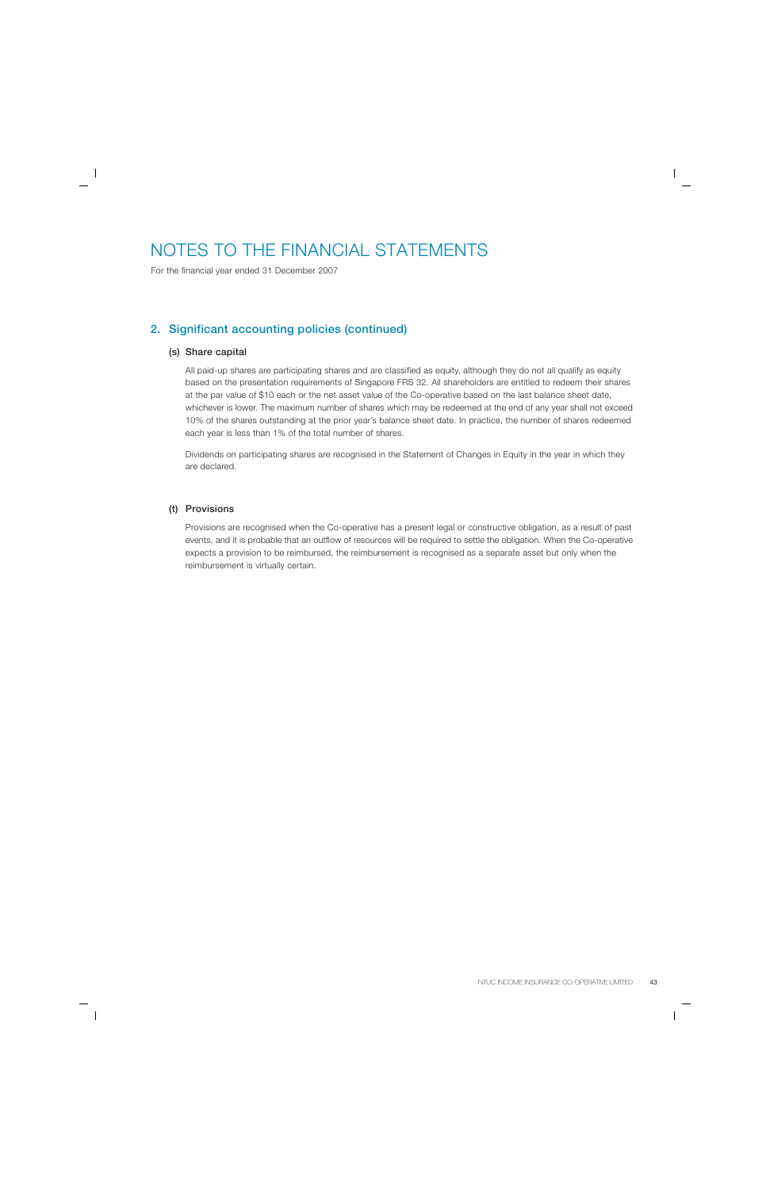# NOTES TO THE FINANCIAL STATEMENTS

For the financial year ended 31 December 2007

## 2. Significant accounting policies (continued)

### (s) Share capital

All paid-up shares are participating shares and are classified as equity, although they do not all qualify as equity based on the presentation requirements of Singapore FRS 32. All shareholders are entitled to redeem their shares at the par value of $10 each or the net asset value of the Co-operative based on the last balance sheet date, whichever is lower. The maximum number of shares which may be redeemed at the end of any year shall not exceed 10% of the shares outstanding at the prior year's balance sheet date. In practice, the number of shares redeemed each year is less than 1% of the total number of shares.

Dividends on participating shares are recognised in the Statement of Changes in Equity in the year in which they are declared.

### (t) Provisions

Provisions are recognised when the Co-operative has a present legal or constructive obligation, as a result of past events, and it is probable that an outflow of resources will be required to settle the obligation. When the Co-operative expects a provision to be reimbursed, the reimbursement is recognised as a separate asset but only when the reimbursement is virtually certain.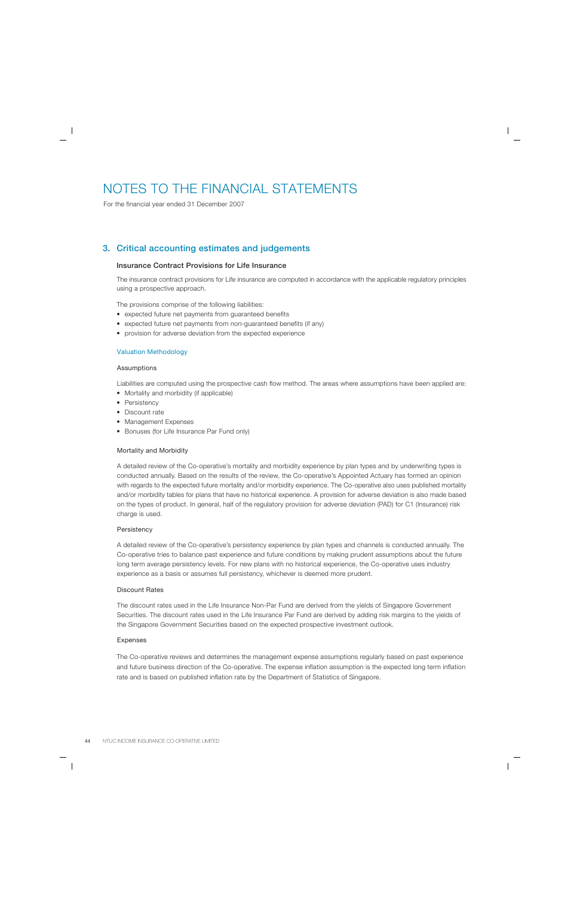# NOTES TO THE FINANCIAL STATEMENTS

For the financial year ended 31 December 2007

## 3. Critical accounting estimates and judgements

### Insurance Contract Provisions for Life Insurance

The insurance contract provisions for Life insurance are computed in accordance with the applicable regulatory principles using a prospective approach.

The provisions comprise of the following liabilities:

- expected future net payments from guaranteed benefits
- expected future net payments from non-guaranteed benefits (if any)
- provision for adverse deviation from the expected experience

#### Valuation Methodology

##### Assumptions

Liabilities are computed using the prospective cash flow method. The areas where assumptions have been applied are:

- Mortality and morbidity (if applicable)
- Persistency
- Discount rate
- Management Expenses
- Bonuses (for Life Insurance Par Fund only)

##### Mortality and Morbidity

A detailed review of the Co-operative's mortality and morbidity experience by plan types and by underwriting types is conducted annually. Based on the results of the review, the Co-operative's Appointed Actuary has formed an opinion with regards to the expected future mortality and/or morbidity experience. The Co-operative also uses published mortality and/or morbidity tables for plans that have no historical experience. A provision for adverse deviation is also made based on the types of product. In general, half of the regulatory provision for adverse deviation (PAD) for C1 (Insurance) risk charge is used.

##### Persistency

A detailed review of the Co-operative's persistency experience by plan types and channels is conducted annually. The Co-operative tries to balance past experience and future conditions by making prudent assumptions about the future long term average persistency levels. For new plans with no historical experience, the Co-operative uses industry experience as a basis or assumes full persistency, whichever is deemed more prudent.

##### Discount Rates

The discount rates used in the Life Insurance Non-Par Fund are derived from the yields of Singapore Government Securities. The discount rates used in the Life Insurance Par Fund are derived by adding risk margins to the yields of the Singapore Government Securities based on the expected prospective investment outlook.

##### Expenses

The Co-operative reviews and determines the management expense assumptions regularly based on past experience and future business direction of the Co-operative. The expense inflation assumption is the expected long term inflation rate and is based on published inflation rate by the Department of Statistics of Singapore.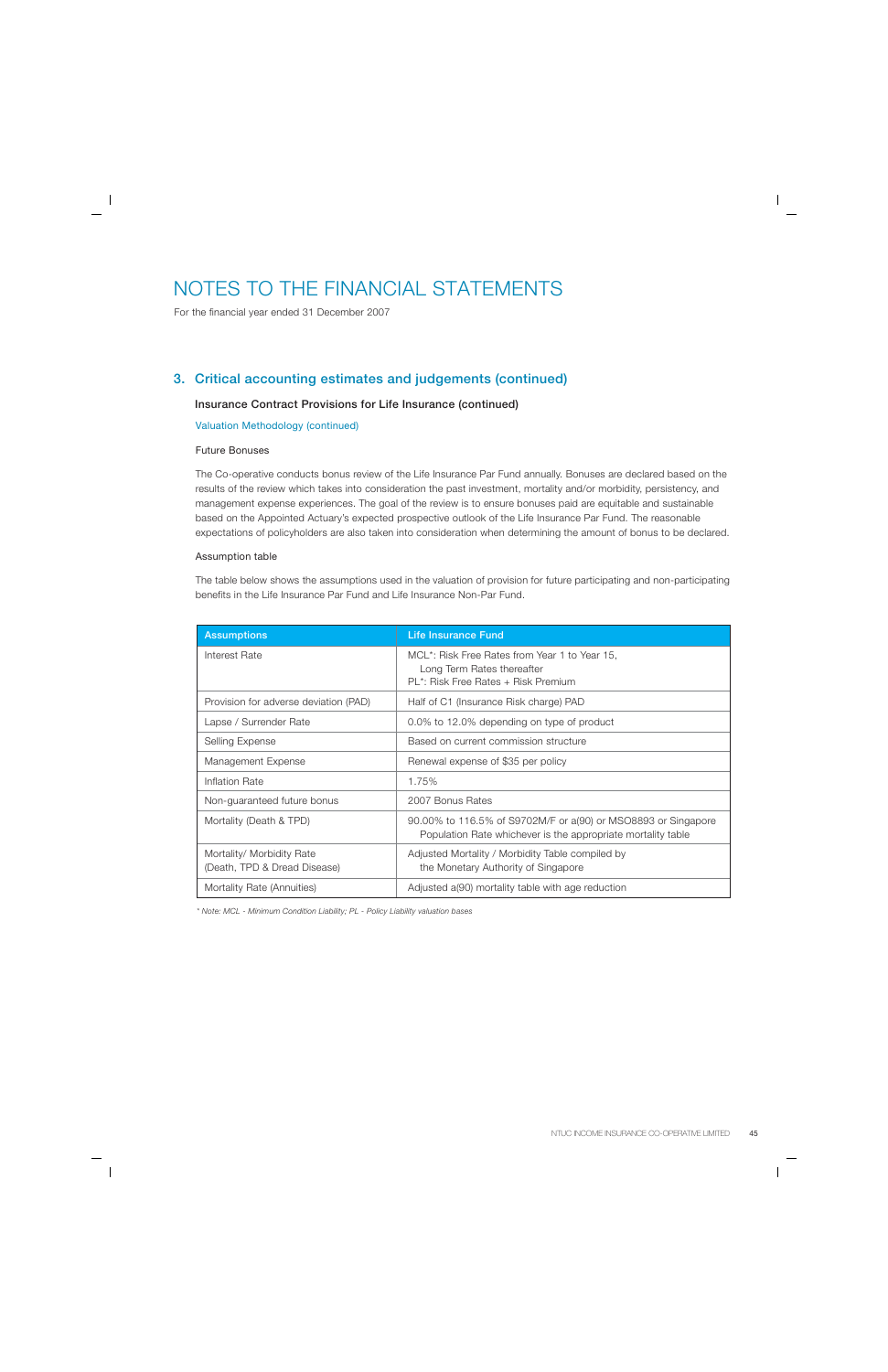# NOTES TO THE FINANCIAL STATEMENTS

For the financial year ended 31 December 2007

## 3. Critical accounting estimates and judgements (continued)

### Insurance Contract Provisions for Life Insurance (continued)

#### Valuation Methodology (continued)

**Future Bonuses**

The Co-operative conducts bonus review of the Life Insurance Par Fund annually. Bonuses are declared based on the results of the review which takes into consideration the past investment, mortality and/or morbidity, persistency, and management expense experiences. The goal of the review is to ensure bonuses paid are equitable and sustainable based on the Appointed Actuary's expected prospective outlook of the Life Insurance Par Fund. The reasonable expectations of policyholders are also taken into consideration when determining the amount of bonus to be declared.

**Assumption table**

The table below shows the assumptions used in the valuation of provision for future participating and non-participating benefits in the Life Insurance Par Fund and Life Insurance Non-Par Fund.

| Assumptions | Life Insurance Fund |
|---|---|
| Interest Rate | MCL*: Risk Free Rates from Year 1 to Year 15, Long Term Rates thereafter<br>PL*: Risk Free Rates + Risk Premium |
| Provision for adverse deviation (PAD) | Half of C1 (Insurance Risk charge) PAD |
| Lapse / Surrender Rate | 0.0% to 12.0% depending on type of product |
| Selling Expense | Based on current commission structure |
| Management Expense | Renewal expense of $35 per policy |
| Inflation Rate | 1.75% |
| Non-guaranteed future bonus | 2007 Bonus Rates |
| Mortality (Death & TPD) | 90.00% to 116.5% of S9702M/F or a(90) or MSO8893 or Singapore Population Rate whichever is the appropriate mortality table |
| Mortality/ Morbidity Rate (Death, TPD & Dread Disease) | Adjusted Mortality / Morbidity Table compiled by the Monetary Authority of Singapore |
| Mortality Rate (Annuities) | Adjusted a(90) mortality table with age reduction |

*\* Note: MCL - Minimum Condition Liability; PL - Policy Liability valuation bases*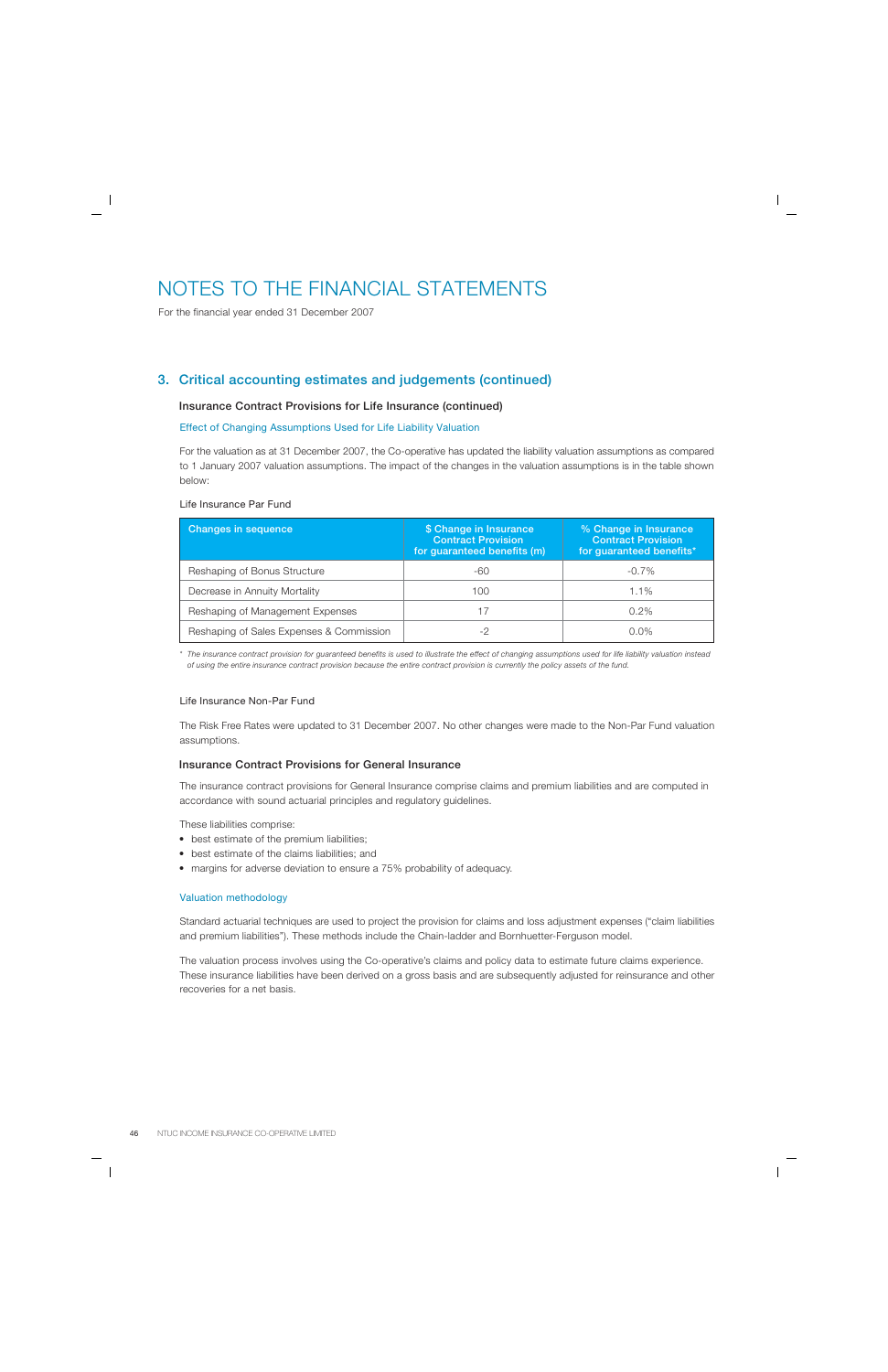# NOTES TO THE FINANCIAL STATEMENTS

For the financial year ended 31 December 2007

## 3. Critical accounting estimates and judgements (continued)

### Insurance Contract Provisions for Life Insurance (continued)

#### Effect of Changing Assumptions Used for Life Liability Valuation

For the valuation as at 31 December 2007, the Co-operative has updated the liability valuation assumptions as compared to 1 January 2007 valuation assumptions. The impact of the changes in the valuation assumptions is in the table shown below:

Life Insurance Par Fund

| Changes in sequence | $ Change in Insurance Contract Provision for guaranteed benefits (m) | % Change in Insurance Contract Provision for guaranteed benefits* |
|---|---|---|
| Reshaping of Bonus Structure | -60 | -0.7% |
| Decrease in Annuity Mortality | 100 | 1.1% |
| Reshaping of Management Expenses | 17 | 0.2% |
| Reshaping of Sales Expenses & Commission | -2 | 0.0% |

\* *The insurance contract provision for guaranteed benefits is used to illustrate the effect of changing assumptions used for life liability valuation instead of using the entire insurance contract provision because the entire contract provision is currently the policy assets of the fund.*

Life Insurance Non-Par Fund

The Risk Free Rates were updated to 31 December 2007. No other changes were made to the Non-Par Fund valuation assumptions.

### Insurance Contract Provisions for General Insurance

The insurance contract provisions for General Insurance comprise claims and premium liabilities and are computed in accordance with sound actuarial principles and regulatory guidelines.

These liabilities comprise:

- best estimate of the premium liabilities;
- best estimate of the claims liabilities; and
- margins for adverse deviation to ensure a 75% probability of adequacy.

#### Valuation methodology

Standard actuarial techniques are used to project the provision for claims and loss adjustment expenses ("claim liabilities and premium liabilities"). These methods include the Chain-ladder and Bornhuetter-Ferguson model.

The valuation process involves using the Co-operative's claims and policy data to estimate future claims experience. These insurance liabilities have been derived on a gross basis and are subsequently adjusted for reinsurance and other recoveries for a net basis.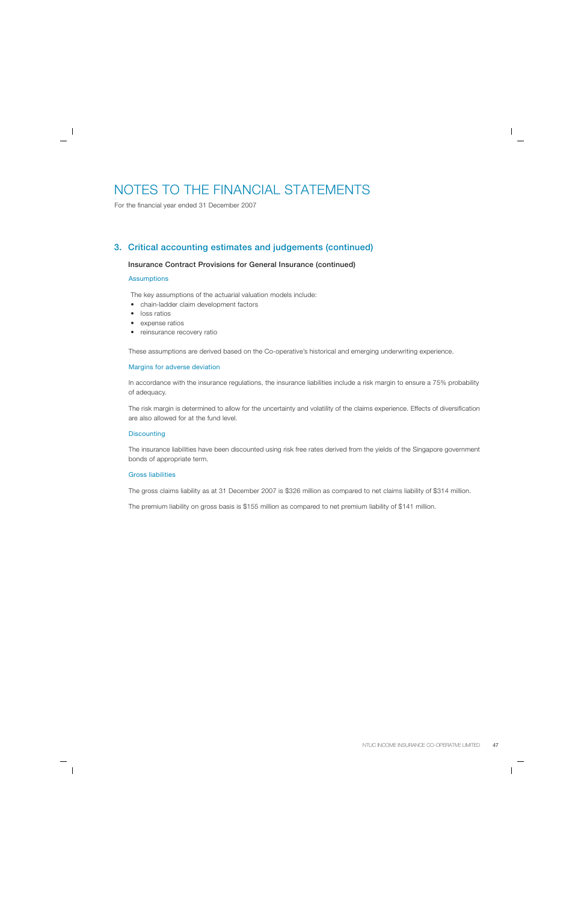# NOTES TO THE FINANCIAL STATEMENTS

For the financial year ended 31 December 2007

## 3. Critical accounting estimates and judgements (continued)

### Insurance Contract Provisions for General Insurance (continued)

#### Assumptions

The key assumptions of the actuarial valuation models include:

- chain-ladder claim development factors
- loss ratios
- expense ratios
- reinsurance recovery ratio

These assumptions are derived based on the Co-operative's historical and emerging underwriting experience.

#### Margins for adverse deviation

In accordance with the insurance regulations, the insurance liabilities include a risk margin to ensure a 75% probability of adequacy.

The risk margin is determined to allow for the uncertainty and volatility of the claims experience. Effects of diversification are also allowed for at the fund level.

#### Discounting

The insurance liabilities have been discounted using risk free rates derived from the yields of the Singapore government bonds of appropriate term.

#### Gross liabilities

The gross claims liability as at 31 December 2007 is $326 million as compared to net claims liability of $314 million.

The premium liability on gross basis is $155 million as compared to net premium liability of $141 million.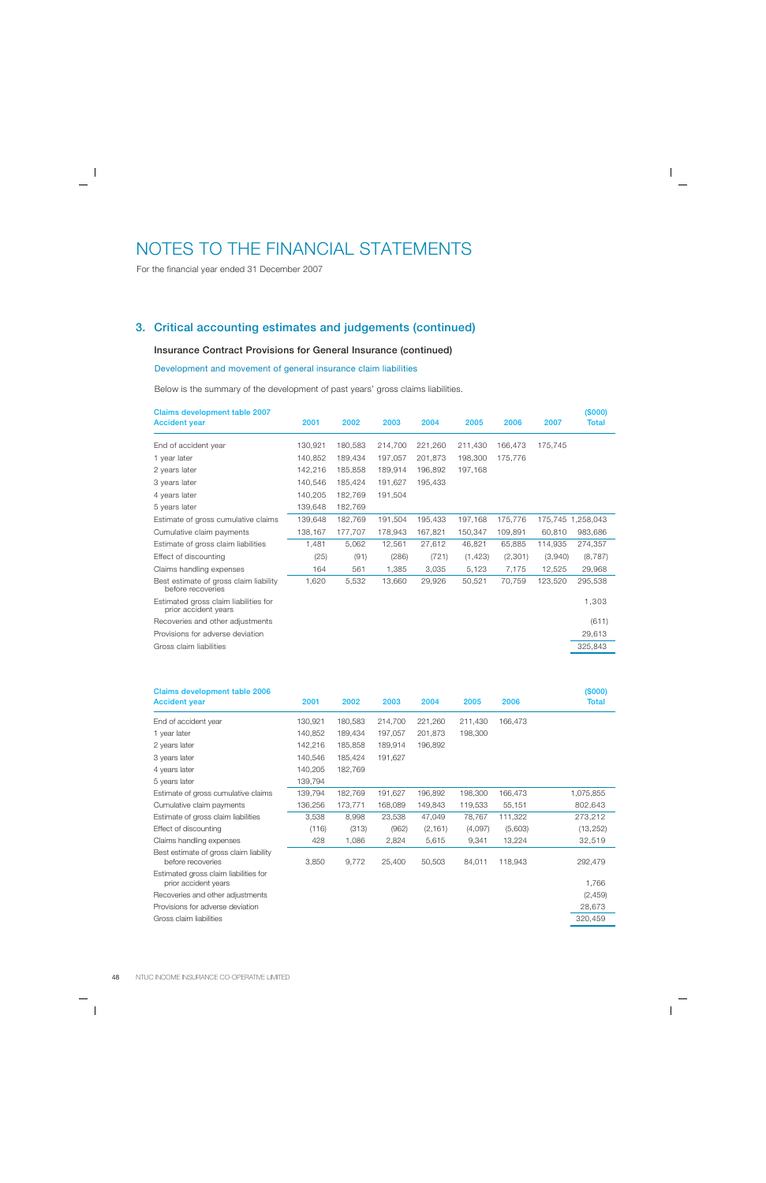# NOTES TO THE FINANCIAL STATEMENTS

For the financial year ended 31 December 2007

## 3. Critical accounting estimates and judgements (continued)

### Insurance Contract Provisions for General Insurance (continued)

Development and movement of general insurance claim liabilities

Below is the summary of the development of past years' gross claims liabilities.

| Claims development table 2007<br>Accident year | 2001 | 2002 | 2003 | 2004 | 2005 | 2006 | 2007 | ($000)<br>Total |
|---|---|---|---|---|---|---|---|---|
| End of accident year | 130,921 | 180,583 | 214,700 | 221,260 | 211,430 | 166,473 | 175,745 | |
| 1 year later | 140,852 | 189,434 | 197,057 | 201,873 | 198,300 | 175,776 | | |
| 2 years later | 142,216 | 185,858 | 189,914 | 196,892 | 197,168 | | | |
| 3 years later | 140,546 | 185,424 | 191,627 | 195,433 | | | | |
| 4 years later | 140,205 | 182,769 | 191,504 | | | | | |
| 5 years later | 139,648 | 182,769 | | | | | | |
| Estimate of gross cumulative claims | 139,648 | 182,769 | 191,504 | 195,433 | 197,168 | 175,776 | 175,745 | 1,258,043 |
| Cumulative claim payments | 138,167 | 177,707 | 178,943 | 167,821 | 150,347 | 109,891 | 60,810 | 983,686 |
| Estimate of gross claim liabilities | 1,481 | 5,062 | 12,561 | 27,612 | 46,821 | 65,885 | 114,935 | 274,357 |
| Effect of discounting | (25) | (91) | (286) | (721) | (1,423) | (2,301) | (3,940) | (8,787) |
| Claims handling expenses | 164 | 561 | 1,385 | 3,035 | 5,123 | 7,175 | 12,525 | 29,968 |
| Best estimate of gross claim liability before recoveries | 1,620 | 5,532 | 13,660 | 29,926 | 50,521 | 70,759 | 123,520 | 295,538 |
| Estimated gross claim liabilities for prior accident years | | | | | | | | 1,303 |
| Recoveries and other adjustments | | | | | | | | (611) |
| Provisions for adverse deviation | | | | | | | | 29,613 |
| Gross claim liabilities | | | | | | | | 325,843 |

| Claims development table 2006<br>Accident year | 2001 | 2002 | 2003 | 2004 | 2005 | 2006 | ($000)<br>Total |
|---|---|---|---|---|---|---|---|
| End of accident year | 130,921 | 180,583 | 214,700 | 221,260 | 211,430 | 166,473 | |
| 1 year later | 140,852 | 189,434 | 197,057 | 201,873 | 198,300 | | |
| 2 years later | 142,216 | 185,858 | 189,914 | 196,892 | | | |
| 3 years later | 140,546 | 185,424 | 191,627 | | | | |
| 4 years later | 140,205 | 182,769 | | | | | |
| 5 years later | 139,794 | | | | | | |
| Estimate of gross cumulative claims | 139,794 | 182,769 | 191,627 | 196,892 | 198,300 | 166,473 | 1,075,855 |
| Cumulative claim payments | 136,256 | 173,771 | 168,089 | 149,843 | 119,533 | 55,151 | 802,643 |
| Estimate of gross claim liabilities | 3,538 | 8,998 | 23,538 | 47,049 | 78,767 | 111,322 | 273,212 |
| Effect of discounting | (116) | (313) | (962) | (2,161) | (4,097) | (5,603) | (13,252) |
| Claims handling expenses | 428 | 1,086 | 2,824 | 5,615 | 9,341 | 13,224 | 32,519 |
| Best estimate of gross claim liability before recoveries | 3,850 | 9,772 | 25,400 | 50,503 | 84,011 | 118,943 | 292,479 |
| Estimated gross claim liabilities for prior accident years | | | | | | | 1,766 |
| Recoveries and other adjustments | | | | | | | (2,459) |
| Provisions for adverse deviation | | | | | | | 28,673 |
| Gross claim liabilities | | | | | | | 320,459 |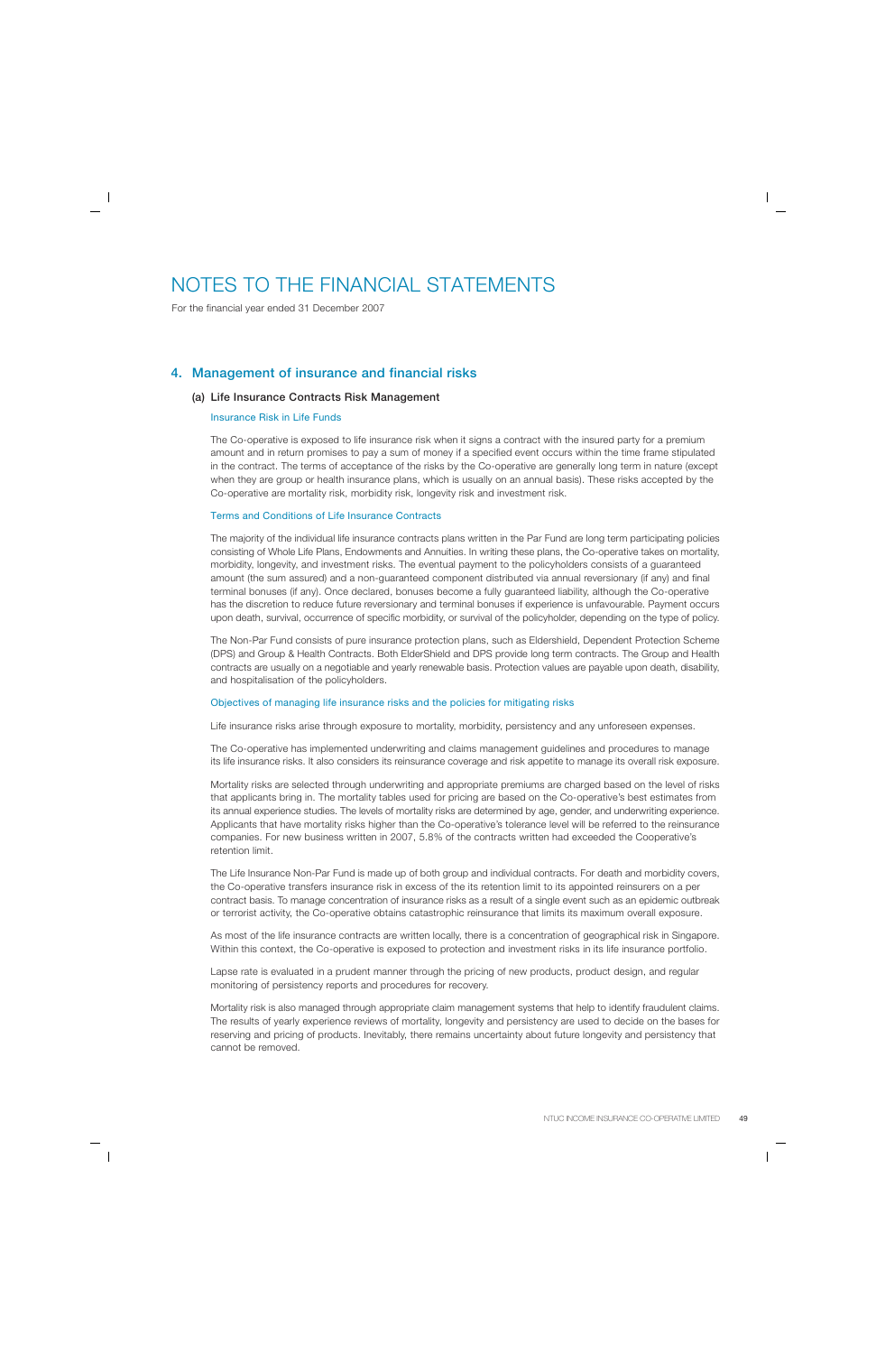# NOTES TO THE FINANCIAL STATEMENTS

For the financial year ended 31 December 2007

## 4. Management of insurance and financial risks

### (a) Life Insurance Contracts Risk Management

#### Insurance Risk in Life Funds

The Co-operative is exposed to life insurance risk when it signs a contract with the insured party for a premium amount and in return promises to pay a sum of money if a specified event occurs within the time frame stipulated in the contract. The terms of acceptance of the risks by the Co-operative are generally long term in nature (except when they are group or health insurance plans, which is usually on an annual basis). These risks accepted by the Co-operative are mortality risk, morbidity risk, longevity risk and investment risk.

#### Terms and Conditions of Life Insurance Contracts

The majority of the individual life insurance contracts plans written in the Par Fund are long term participating policies consisting of Whole Life Plans, Endowments and Annuities. In writing these plans, the Co-operative takes on mortality, morbidity, longevity, and investment risks. The eventual payment to the policyholders consists of a guaranteed amount (the sum assured) and a non-guaranteed component distributed via annual reversionary (if any) and final terminal bonuses (if any). Once declared, bonuses become a fully guaranteed liability, although the Co-operative has the discretion to reduce future reversionary and terminal bonuses if experience is unfavourable. Payment occurs upon death, survival, occurrence of specific morbidity, or survival of the policyholder, depending on the type of policy.

The Non-Par Fund consists of pure insurance protection plans, such as Eldershield, Dependent Protection Scheme (DPS) and Group & Health Contracts. Both ElderShield and DPS provide long term contracts. The Group and Health contracts are usually on a negotiable and yearly renewable basis. Protection values are payable upon death, disability, and hospitalisation of the policyholders.

#### Objectives of managing life insurance risks and the policies for mitigating risks

Life insurance risks arise through exposure to mortality, morbidity, persistency and any unforeseen expenses.

The Co-operative has implemented underwriting and claims management guidelines and procedures to manage its life insurance risks. It also considers its reinsurance coverage and risk appetite to manage its overall risk exposure.

Mortality risks are selected through underwriting and appropriate premiums are charged based on the level of risks that applicants bring in. The mortality tables used for pricing are based on the Co-operative's best estimates from its annual experience studies. The levels of mortality risks are determined by age, gender, and underwriting experience. Applicants that have mortality risks higher than the Co-operative's tolerance level will be referred to the reinsurance companies. For new business written in 2007, 5.8% of the contracts written had exceeded the Cooperative's retention limit.

The Life Insurance Non-Par Fund is made up of both group and individual contracts. For death and morbidity covers, the Co-operative transfers insurance risk in excess of the its retention limit to its appointed reinsurers on a per contract basis. To manage concentration of insurance risks as a result of a single event such as an epidemic outbreak or terrorist activity, the Co-operative obtains catastrophic reinsurance that limits its maximum overall exposure.

As most of the life insurance contracts are written locally, there is a concentration of geographical risk in Singapore. Within this context, the Co-operative is exposed to protection and investment risks in its life insurance portfolio.

Lapse rate is evaluated in a prudent manner through the pricing of new products, product design, and regular monitoring of persistency reports and procedures for recovery.

Mortality risk is also managed through appropriate claim management systems that help to identify fraudulent claims. The results of yearly experience reviews of mortality, longevity and persistency are used to decide on the bases for reserving and pricing of products. Inevitably, there remains uncertainty about future longevity and persistency that cannot be removed.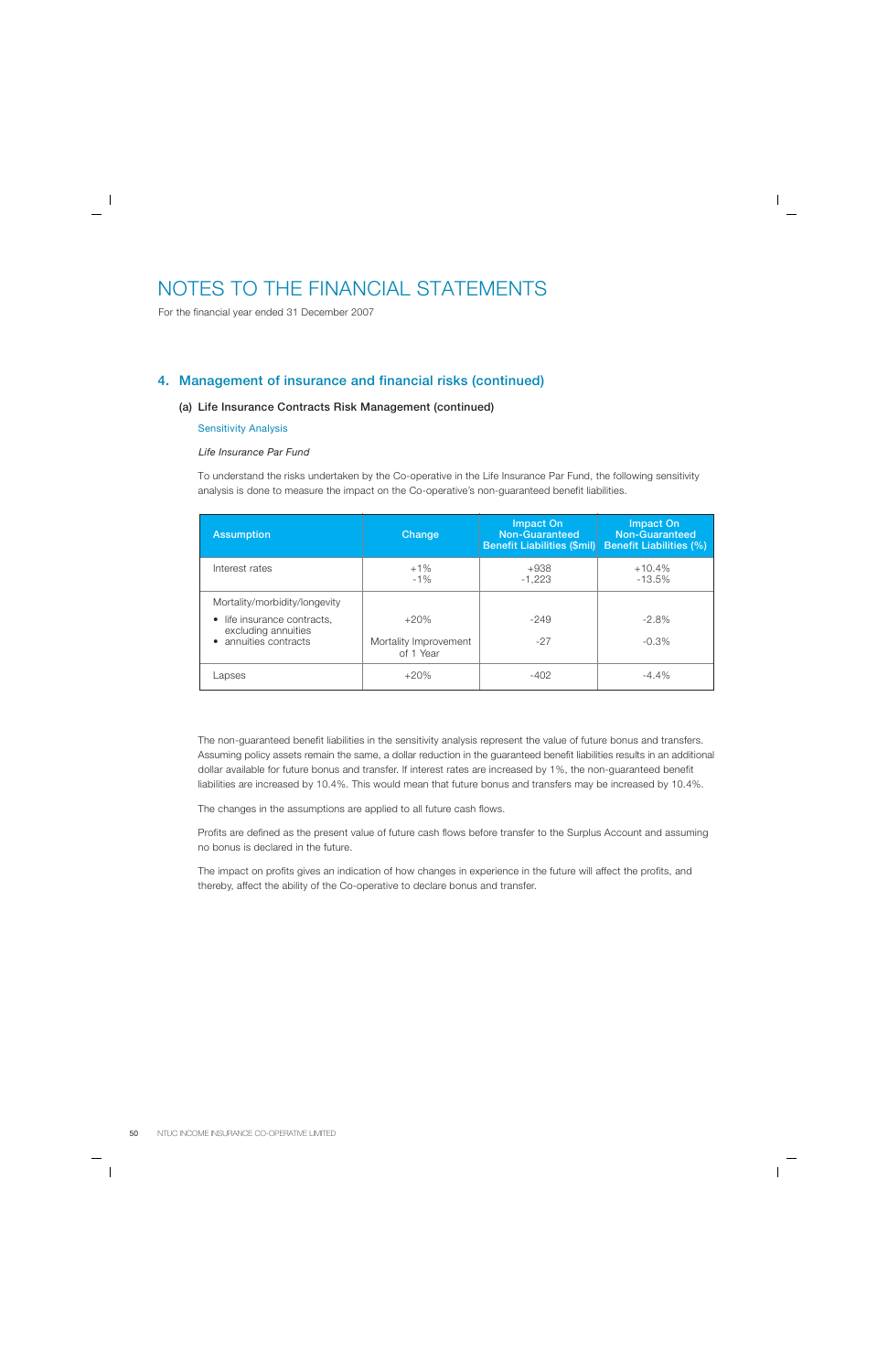# NOTES TO THE FINANCIAL STATEMENTS

For the financial year ended 31 December 2007

## 4. Management of insurance and financial risks (continued)

### (a) Life Insurance Contracts Risk Management (continued)

Sensitivity Analysis

*Life Insurance Par Fund*

To understand the risks undertaken by the Co-operative in the Life Insurance Par Fund, the following sensitivity analysis is done to measure the impact on the Co-operative's non-guaranteed benefit liabilities.

| Assumption | Change | Impact On Non-Guaranteed Benefit Liabilities ($mil) | Impact On Non-Guaranteed Benefit Liabilities (%) |
|---|---|---|---|
| Interest rates | +1%<br>-1% | +938<br>-1,223 | +10.4%<br>-13.5% |
| Mortality/morbidity/longevity | | | |
| • life insurance contracts, excluding annuities | +20% | -249 | -2.8% |
| • annuities contracts | Mortality Improvement of 1 Year | -27 | -0.3% |
| Lapses | +20% | -402 | -4.4% |

The non-guaranteed benefit liabilities in the sensitivity analysis represent the value of future bonus and transfers. Assuming policy assets remain the same, a dollar reduction in the guaranteed benefit liabilities results in an additional dollar available for future bonus and transfer. If interest rates are increased by 1%, the non-guaranteed benefit liabilities are increased by 10.4%. This would mean that future bonus and transfers may be increased by 10.4%.

The changes in the assumptions are applied to all future cash flows.

Profits are defined as the present value of future cash flows before transfer to the Surplus Account and assuming no bonus is declared in the future.

The impact on profits gives an indication of how changes in experience in the future will affect the profits, and thereby, affect the ability of the Co-operative to declare bonus and transfer.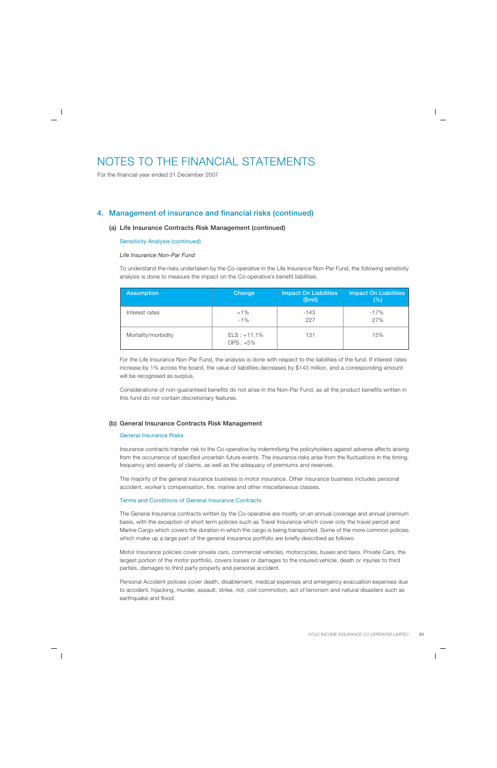# NOTES TO THE FINANCIAL STATEMENTS

For the financial year ended 31 December 2007

## 4. Management of insurance and financial risks (continued)

### (a) Life Insurance Contracts Risk Management (continued)

Sensitivity Analysis (continued)

*Life Insurance Non-Par Fund*

To understand the risks undertaken by the Co-operative in the Life Insurance Non-Par Fund, the following sensitivity analysis is done to measure the impact on the Co-operative's benefit liabilities.

| Assumption | Change | Impact On Liabilities ($mil) | Impact On Liabilities (%) |
|---|---|---|---|
| Interest rates | +1%<br>-1% | -143<br>227 | -17%<br>27% |
| Mortality/morbidity | ELS : +11.1%<br>DPS : +5% | 131 | 15% |

For the Life Insurance Non-Par Fund, the analysis is done with respect to the liabilities of the fund. If interest rates increase by 1% across the board, the value of liabilities decreases by $143 million, and a corresponding amount will be recognised as surplus.

Considerations of non-guaranteed benefits do not arise in the Non-Par Fund, as all the product benefits written in this fund do not contain discretionary features.

### (b) General Insurance Contracts Risk Management

General Insurance Risks

Insurance contracts transfer risk to the Co-operative by indemnifying the policyholders against adverse affects arising from the occurrence of specified uncertain future events. The insurance risks arise from the fluctuations in the timing, frequency and severity of claims, as well as the adequacy of premiums and reserves.

The majority of the general insurance business is motor insurance. Other insurance business includes personal accident, worker's compensation, fire, marine and other miscellaneous classes.

Terms and Conditions of General Insurance Contracts

The General Insurance contracts written by the Co-operative are mostly on an annual coverage and annual premium basis, with the exception of short term policies such as Travel Insurance which cover only the travel period and Marine Cargo which covers the duration in which the cargo is being transported. Some of the more common policies which make up a large part of the general insurance portfolio are briefly described as follows:

Motor Insurance policies cover private cars, commercial vehicles, motorcycles, buses and taxis. Private Cars, the largest portion of the motor portfolio, covers losses or damages to the insured vehicle, death or injuries to third parties, damages to third party property and personal accident.

Personal Accident policies cover death, disablement, medical expenses and emergency evacuation expenses due to accident, hijacking, murder, assault, strike, riot, civil commotion, act of terrorism and natural disasters such as earthquake and flood.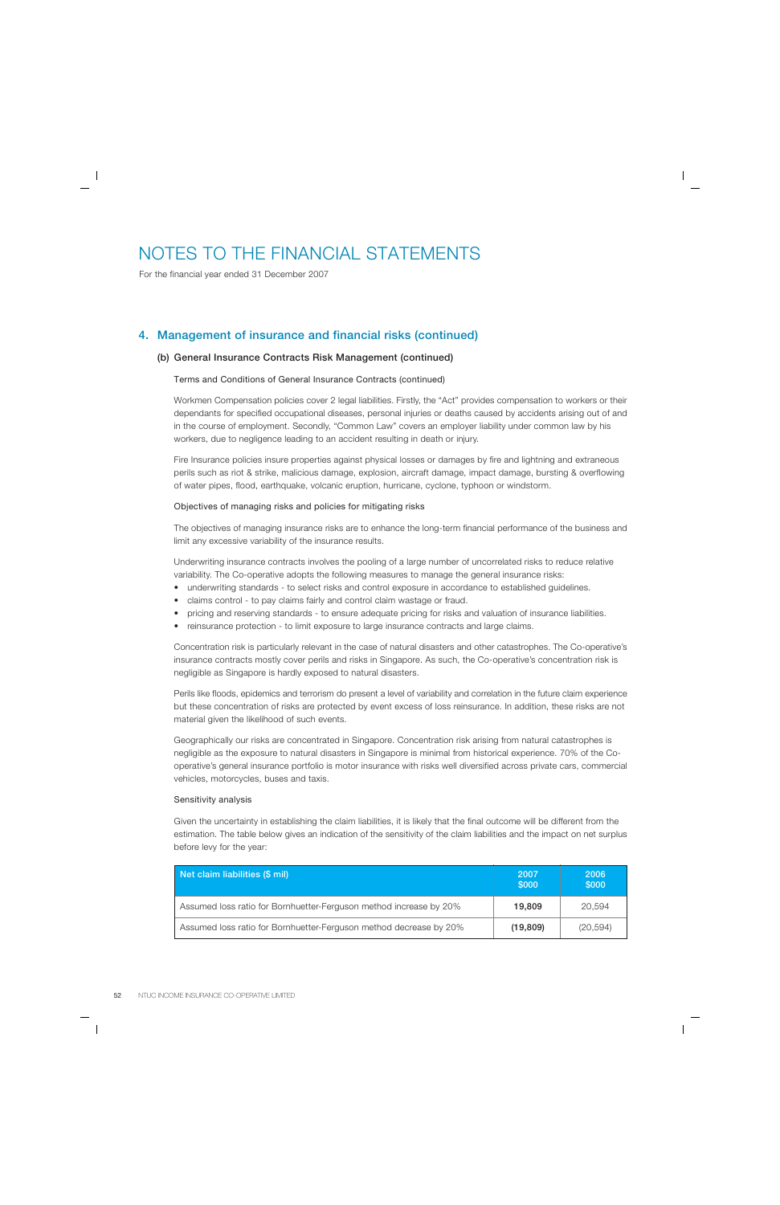# NOTES TO THE FINANCIAL STATEMENTS

For the financial year ended 31 December 2007

## 4. Management of insurance and financial risks (continued)

### (b) General Insurance Contracts Risk Management (continued)

Terms and Conditions of General Insurance Contracts (continued)

Workmen Compensation policies cover 2 legal liabilities. Firstly, the "Act" provides compensation to workers or their dependants for specified occupational diseases, personal injuries or deaths caused by accidents arising out of and in the course of employment. Secondly, "Common Law" covers an employer liability under common law by his workers, due to negligence leading to an accident resulting in death or injury.

Fire Insurance policies insure properties against physical losses or damages by fire and lightning and extraneous perils such as riot & strike, malicious damage, explosion, aircraft damage, impact damage, bursting & overflowing of water pipes, flood, earthquake, volcanic eruption, hurricane, cyclone, typhoon or windstorm.

Objectives of managing risks and policies for mitigating risks

The objectives of managing insurance risks are to enhance the long-term financial performance of the business and limit any excessive variability of the insurance results.

Underwriting insurance contracts involves the pooling of a large number of uncorrelated risks to reduce relative variability. The Co-operative adopts the following measures to manage the general insurance risks:

- underwriting standards - to select risks and control exposure in accordance to established guidelines.
- claims control - to pay claims fairly and control claim wastage or fraud.
- pricing and reserving standards - to ensure adequate pricing for risks and valuation of insurance liabilities.
- reinsurance protection - to limit exposure to large insurance contracts and large claims.

Concentration risk is particularly relevant in the case of natural disasters and other catastrophes. The Co-operative's insurance contracts mostly cover perils and risks in Singapore. As such, the Co-operative's concentration risk is negligible as Singapore is hardly exposed to natural disasters.

Perils like floods, epidemics and terrorism do present a level of variability and correlation in the future claim experience but these concentration of risks are protected by event excess of loss reinsurance. In addition, these risks are not material given the likelihood of such events.

Geographically our risks are concentrated in Singapore. Concentration risk arising from natural catastrophes is negligible as the exposure to natural disasters in Singapore is minimal from historical experience. 70% of the Co-operative's general insurance portfolio is motor insurance with risks well diversified across private cars, commercial vehicles, motorcycles, buses and taxis.

Sensitivity analysis

Given the uncertainty in establishing the claim liabilities, it is likely that the final outcome will be different from the estimation. The table below gives an indication of the sensitivity of the claim liabilities and the impact on net surplus before levy for the year:

| Net claim liabilities ($ mil) | 2007 $000 | 2006 $000 |
|---|---|---|
| Assumed loss ratio for Bornhuetter-Ferguson method increase by 20% | **19,809** | 20,594 |
| Assumed loss ratio for Bornhuetter-Ferguson method decrease by 20% | **(19,809)** | (20,594) |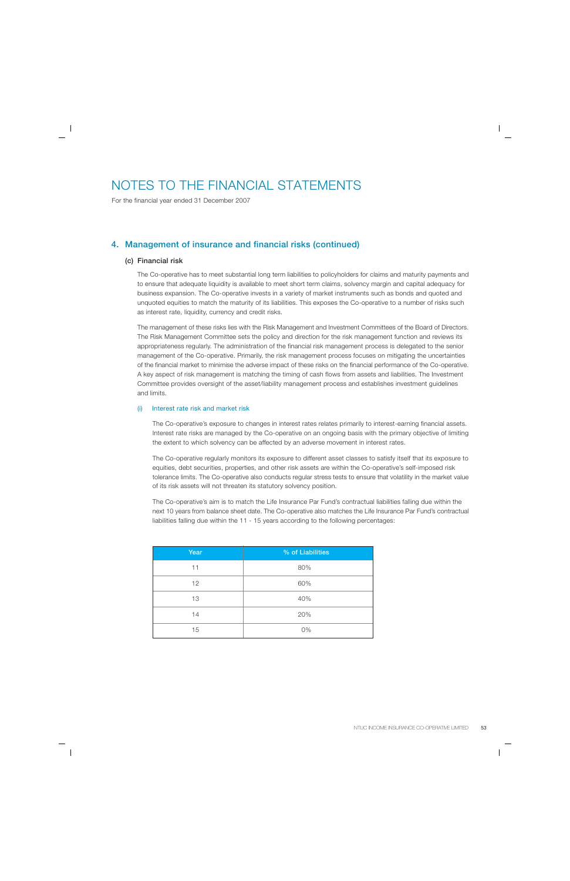# NOTES TO THE FINANCIAL STATEMENTS

For the financial year ended 31 December 2007

## 4. Management of insurance and financial risks (continued)

### (c) Financial risk

The Co-operative has to meet substantial long term liabilities to policyholders for claims and maturity payments and to ensure that adequate liquidity is available to meet short term claims, solvency margin and capital adequacy for business expansion. The Co-operative invests in a variety of market instruments such as bonds and quoted and unquoted equities to match the maturity of its liabilities. This exposes the Co-operative to a number of risks such as interest rate, liquidity, currency and credit risks.

The management of these risks lies with the Risk Management and Investment Committees of the Board of Directors. The Risk Management Committee sets the policy and direction for the risk management function and reviews its appropriateness regularly. The administration of the financial risk management process is delegated to the senior management of the Co-operative. Primarily, the risk management process focuses on mitigating the uncertainties of the financial market to minimise the adverse impact of these risks on the financial performance of the Co-operative. A key aspect of risk management is matching the timing of cash flows from assets and liabilities. The Investment Committee provides oversight of the asset/liability management process and establishes investment guidelines and limits.

#### (i) Interest rate risk and market risk

The Co-operative's exposure to changes in interest rates relates primarily to interest-earning financial assets. Interest rate risks are managed by the Co-operative on an ongoing basis with the primary objective of limiting the extent to which solvency can be affected by an adverse movement in interest rates.

The Co-operative regularly monitors its exposure to different asset classes to satisfy itself that its exposure to equities, debt securities, properties, and other risk assets are within the Co-operative's self-imposed risk tolerance limits. The Co-operative also conducts regular stress tests to ensure that volatility in the market value of its risk assets will not threaten its statutory solvency position.

The Co-operative's aim is to match the Life Insurance Par Fund's contractual liabilities falling due within the next 10 years from balance sheet date. The Co-operative also matches the Life Insurance Par Fund's contractual liabilities falling due within the 11 - 15 years according to the following percentages:

| Year | % of Liabilities |
|---|---|
| 11 | 80% |
| 12 | 60% |
| 13 | 40% |
| 14 | 20% |
| 15 | 0% |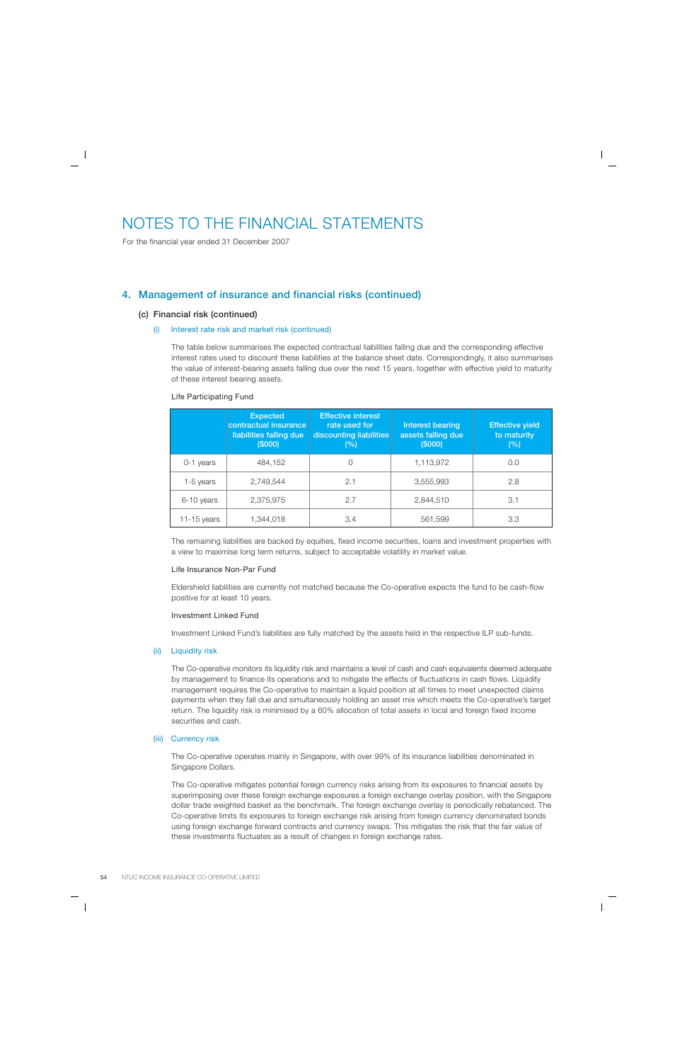# NOTES TO THE FINANCIAL STATEMENTS

For the financial year ended 31 December 2007

## 4. Management of insurance and financial risks (continued)

### (c) Financial risk (continued)

#### (i) Interest rate risk and market risk (continued)

The table below summarises the expected contractual liabilities falling due and the corresponding effective interest rates used to discount these liabilities at the balance sheet date. Correspondingly, it also summarises the value of interest-bearing assets falling due over the next 15 years, together with effective yield to maturity of these interest bearing assets.

Life Participating Fund

| | Expected contractual insurance liabilities falling due ($000) | Effective interest rate used for discounting liabilities (%) | Interest bearing assets falling due ($000) | Effective yield to maturity (%) |
|---|---|---|---|---|
| 0-1 years | 484,152 | 0 | 1,113,972 | 0.0 |
| 1-5 years | 2,749,544 | 2.1 | 3,555,993 | 2.8 |
| 6-10 years | 2,375,975 | 2.7 | 2,844,510 | 3.1 |
| 11-15 years | 1,344,018 | 3.4 | 561,599 | 3.3 |

The remaining liabilities are backed by equities, fixed income securities, loans and investment properties with a view to maximise long term returns, subject to acceptable volatility in market value.

Life Insurance Non-Par Fund

Eldershield liabilities are currently not matched because the Co-operative expects the fund to be cash-flow positive for at least 10 years.

Investment Linked Fund

Investment Linked Fund's liabilities are fully matched by the assets held in the respective ILP sub-funds.

#### (ii) Liquidity risk

The Co-operative monitors its liquidity risk and maintains a level of cash and cash equivalents deemed adequate by management to finance its operations and to mitigate the effects of fluctuations in cash flows. Liquidity management requires the Co-operative to maintain a liquid position at all times to meet unexpected claims payments when they fall due and simultaneously holding an asset mix which meets the Co-operative's target return. The liquidity risk is minimised by a 60% allocation of total assets in local and foreign fixed income securities and cash.

#### (iii) Currency risk

The Co-operative operates mainly in Singapore, with over 99% of its insurance liabilities denominated in Singapore Dollars.

The Co-operative mitigates potential foreign currency risks arising from its exposures to financial assets by superimposing over these foreign exchange exposures a foreign exchange overlay position, with the Singapore dollar trade weighted basket as the benchmark. The foreign exchange overlay is periodically rebalanced. The Co-operative limits its exposures to foreign exchange risk arising from foreign currency denominated bonds using foreign exchange forward contracts and currency swaps. This mitigates the risk that the fair value of these investments fluctuates as a result of changes in foreign exchange rates.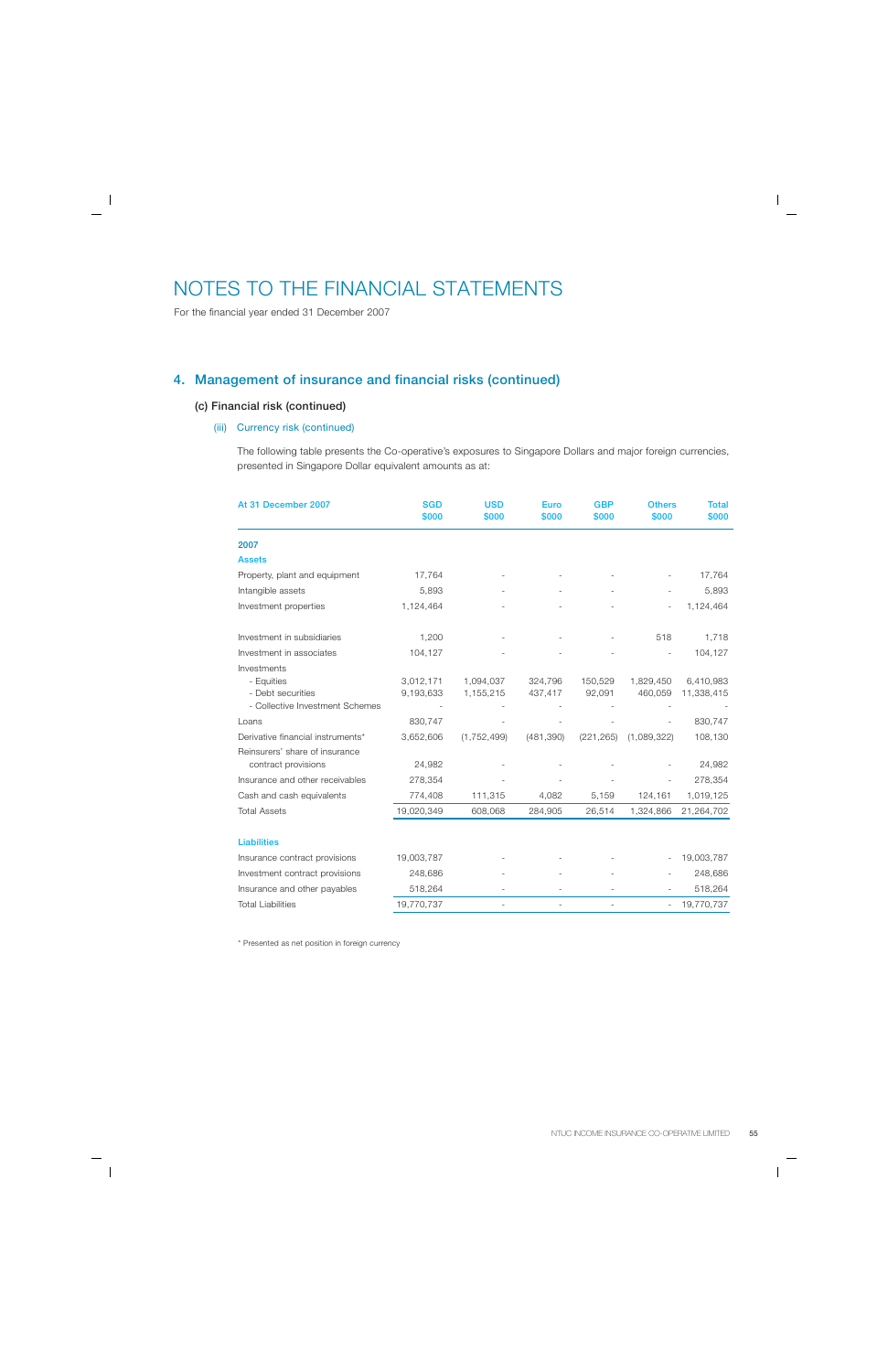# NOTES TO THE FINANCIAL STATEMENTS

For the financial year ended 31 December 2007

## 4. Management of insurance and financial risks (continued)

### (c) Financial risk (continued)

#### (iii) Currency risk (continued)

The following table presents the Co-operative's exposures to Singapore Dollars and major foreign currencies, presented in Singapore Dollar equivalent amounts as at:

| At 31 December 2007 | SGD $000 | USD $000 | Euro $000 | GBP $000 | Others $000 | Total $000 |
|---|---|---|---|---|---|---|
| **2007** | | | | | | |
| **Assets** | | | | | | |
| Property, plant and equipment | 17,764 | - | - | - | - | 17,764 |
| Intangible assets | 5,893 | - | - | - | - | 5,893 |
| Investment properties | 1,124,464 | - | - | - | - | 1,124,464 |
| Investment in subsidiaries | 1,200 | - | - | - | 518 | 1,718 |
| Investment in associates | 104,127 | - | - | - | - | 104,127 |
| Investments | | | | | | |
| - Equities | 3,012,171 | 1,094,037 | 324,796 | 150,529 | 1,829,450 | 6,410,983 |
| - Debt securities | 9,193,633 | 1,155,215 | 437,417 | 92,091 | 460,059 | 11,338,415 |
| - Collective Investment Schemes | - | - | - | - | - | - |
| Loans | 830,747 | - | - | - | - | 830,747 |
| Derivative financial instruments* | 3,652,606 | (1,752,499) | (481,390) | (221,265) | (1,089,322) | 108,130 |
| Reinsurers' share of insurance contract provisions | 24,982 | - | - | - | - | 24,982 |
| Insurance and other receivables | 278,354 | - | - | - | - | 278,354 |
| Cash and cash equivalents | 774,408 | 111,315 | 4,082 | 5,159 | 124,161 | 1,019,125 |
| Total Assets | 19,020,349 | 608,068 | 284,905 | 26,514 | 1,324,866 | 21,264,702 |
| **Liabilities** | | | | | | |
| Insurance contract provisions | 19,003,787 | - | - | - | - | 19,003,787 |
| Investment contract provisions | 248,686 | - | - | - | - | 248,686 |
| Insurance and other payables | 518,264 | - | - | - | - | 518,264 |
| Total Liabilities | 19,770,737 | - | - | - | - | 19,770,737 |

\* Presented as net position in foreign currency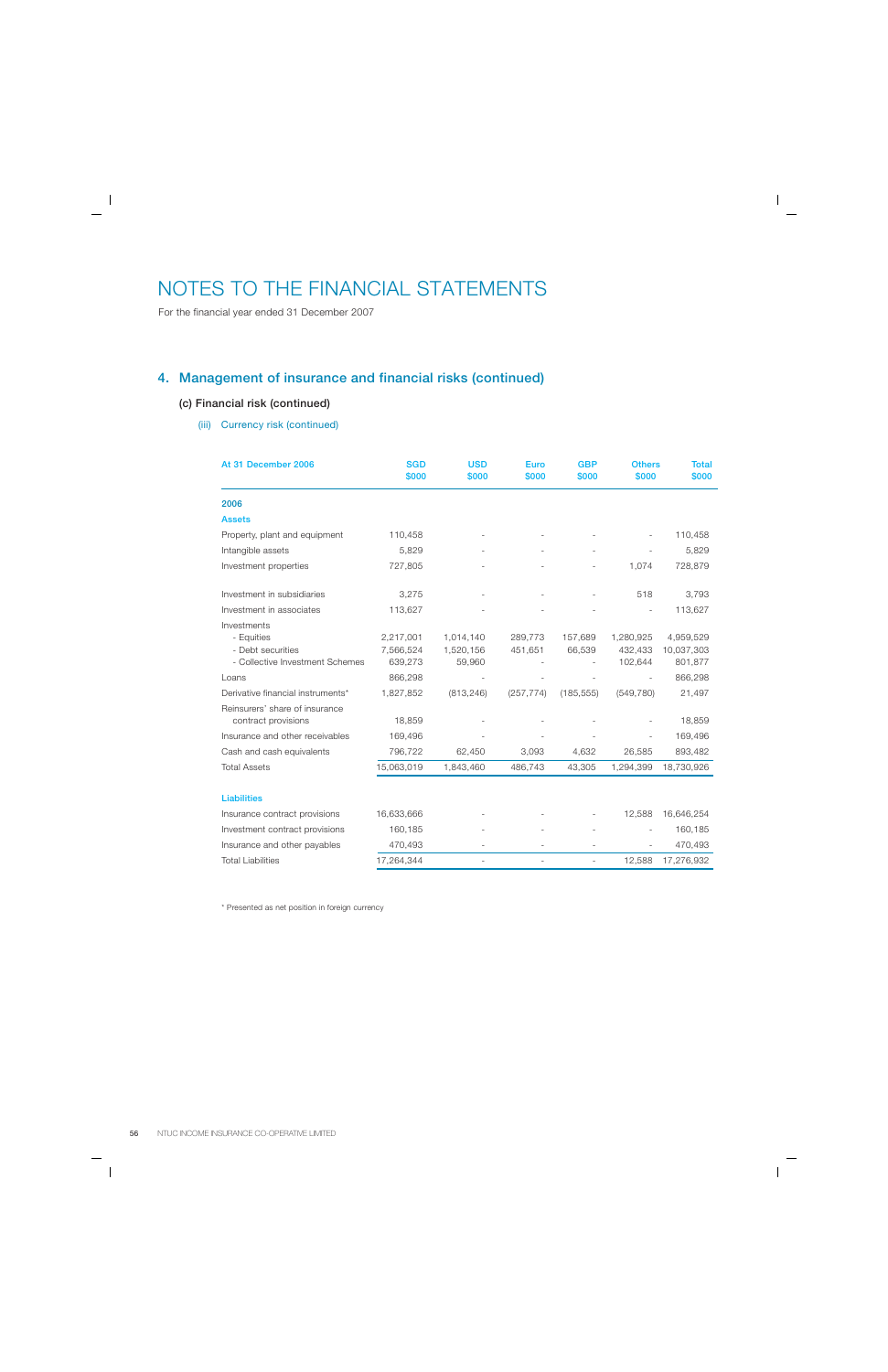# NOTES TO THE FINANCIAL STATEMENTS

For the financial year ended 31 December 2007

## 4. Management of insurance and financial risks (continued)

### (c) Financial risk (continued)

#### (iii) Currency risk (continued)

| At 31 December 2006 | SGD $000 | USD $000 | Euro $000 | GBP $000 | Others $000 | Total $000 |
|---|---|---|---|---|---|---|
| **2006** | | | | | | |
| **Assets** | | | | | | |
| Property, plant and equipment | 110,458 | - | - | - | - | 110,458 |
| Intangible assets | 5,829 | - | - | - | - | 5,829 |
| Investment properties | 727,805 | - | - | - | 1,074 | 728,879 |
| Investment in subsidiaries | 3,275 | - | - | - | 518 | 3,793 |
| Investment in associates | 113,627 | - | - | - | - | 113,627 |
| Investments | | | | | | |
| - Equities | 2,217,001 | 1,014,140 | 289,773 | 157,689 | 1,280,925 | 4,959,529 |
| - Debt securities | 7,566,524 | 1,520,156 | 451,651 | 66,539 | 432,433 | 10,037,303 |
| - Collective Investment Schemes | 639,273 | 59,960 | - | - | 102,644 | 801,877 |
| Loans | 866,298 | - | - | - | - | 866,298 |
| Derivative financial instruments* | 1,827,852 | (813,246) | (257,774) | (185,555) | (549,780) | 21,497 |
| Reinsurers' share of insurance contract provisions | 18,859 | - | - | - | - | 18,859 |
| Insurance and other receivables | 169,496 | - | - | - | - | 169,496 |
| Cash and cash equivalents | 796,722 | 62,450 | 3,093 | 4,632 | 26,585 | 893,482 |
| Total Assets | 15,063,019 | 1,843,460 | 486,743 | 43,305 | 1,294,399 | 18,730,926 |
| **Liabilities** | | | | | | |
| Insurance contract provisions | 16,633,666 | - | - | - | 12,588 | 16,646,254 |
| Investment contract provisions | 160,185 | - | - | - | - | 160,185 |
| Insurance and other payables | 470,493 | - | - | - | - | 470,493 |
| Total Liabilities | 17,264,344 | - | - | - | 12,588 | 17,276,932 |

* Presented as net position in foreign currency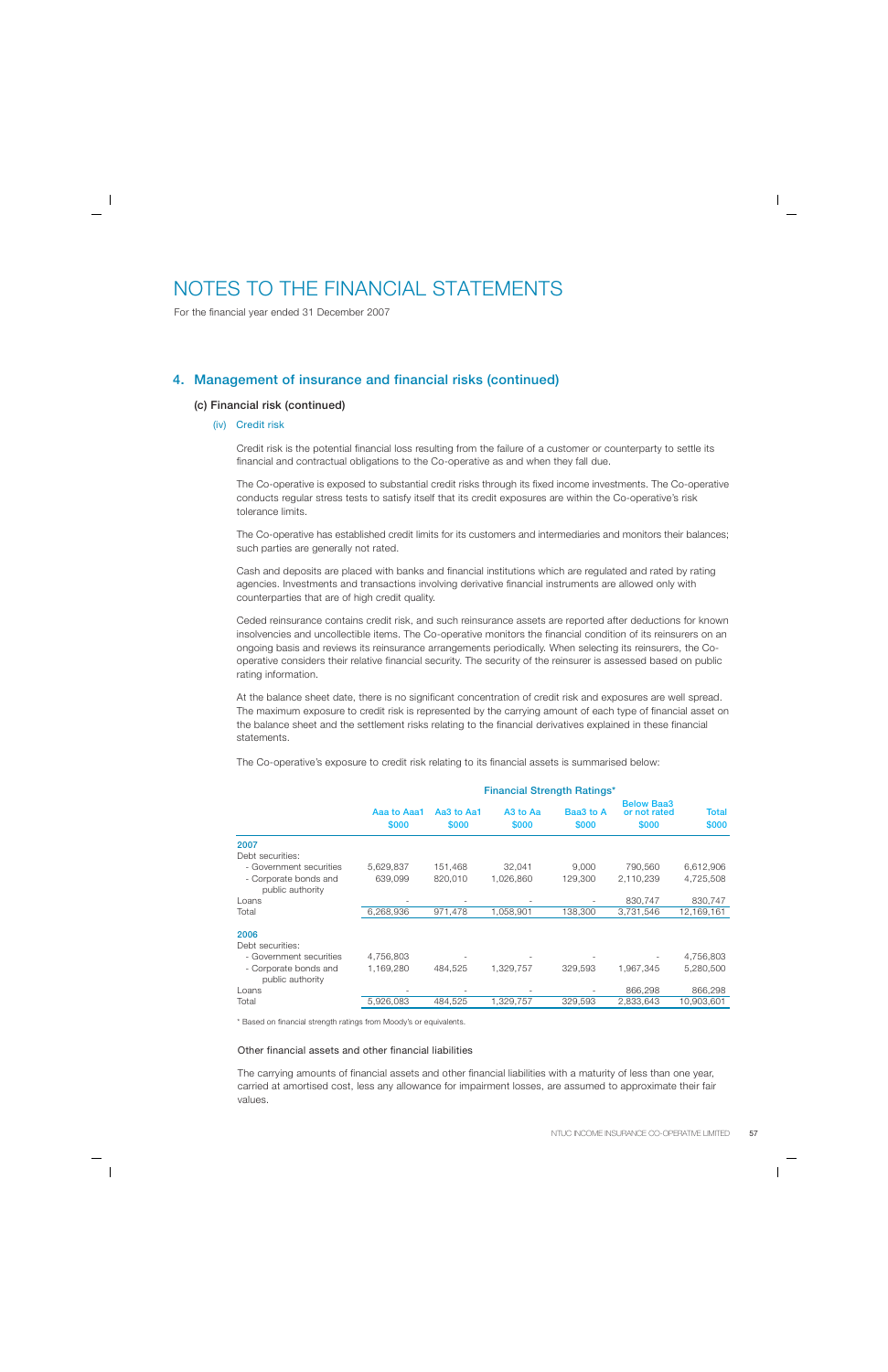# NOTES TO THE FINANCIAL STATEMENTS

For the financial year ended 31 December 2007

## 4. Management of insurance and financial risks (continued)

### (c) Financial risk (continued)

#### (iv) Credit risk

Credit risk is the potential financial loss resulting from the failure of a customer or counterparty to settle its financial and contractual obligations to the Co-operative as and when they fall due.

The Co-operative is exposed to substantial credit risks through its fixed income investments. The Co-operative conducts regular stress tests to satisfy itself that its credit exposures are within the Co-operative's risk tolerance limits.

The Co-operative has established credit limits for its customers and intermediaries and monitors their balances; such parties are generally not rated.

Cash and deposits are placed with banks and financial institutions which are regulated and rated by rating agencies. Investments and transactions involving derivative financial instruments are allowed only with counterparties that are of high credit quality.

Ceded reinsurance contains credit risk, and such reinsurance assets are reported after deductions for known insolvencies and uncollectible items. The Co-operative monitors the financial condition of its reinsurers on an ongoing basis and reviews its reinsurance arrangements periodically. When selecting its reinsurers, the Co-operative considers their relative financial security. The security of the reinsurer is assessed based on public rating information.

At the balance sheet date, there is no significant concentration of credit risk and exposures are well spread. The maximum exposure to credit risk is represented by the carrying amount of each type of financial asset on the balance sheet and the settlement risks relating to the financial derivatives explained in these financial statements.

The Co-operative's exposure to credit risk relating to its financial assets is summarised below:

| | Financial Strength Ratings* | | | | | |
|---|---|---|---|---|---|---|
| | Aaa to Aaa1<br>$000 | Aa3 to Aa1<br>$000 | A3 to Aa<br>$000 | Baa3 to A<br>$000 | Below Baa3 or not rated<br>$000 | Total<br>$000 |
| **2007** | | | | | | |
| Debt securities: | | | | | | |
| - Government securities | 5,629,837 | 151,468 | 32,041 | 9,000 | 790,560 | 6,612,906 |
| - Corporate bonds and public authority | 639,099 | 820,010 | 1,026,860 | 129,300 | 2,110,239 | 4,725,508 |
| Loans | - | - | - | - | 830,747 | 830,747 |
| Total | 6,268,936 | 971,478 | 1,058,901 | 138,300 | 3,731,546 | 12,169,161 |
| **2006** | | | | | | |
| Debt securities: | | | | | | |
| - Government securities | 4,756,803 | - | - | - | - | 4,756,803 |
| - Corporate bonds and public authority | 1,169,280 | 484,525 | 1,329,757 | 329,593 | 1,967,345 | 5,280,500 |
| Loans | - | - | - | - | 866,298 | 866,298 |
| Total | 5,926,083 | 484,525 | 1,329,757 | 329,593 | 2,833,643 | 10,903,601 |

\* Based on financial strength ratings from Moody's or equivalents.

Other financial assets and other financial liabilities

The carrying amounts of financial assets and other financial liabilities with a maturity of less than one year, carried at amortised cost, less any allowance for impairment losses, are assumed to approximate their fair values.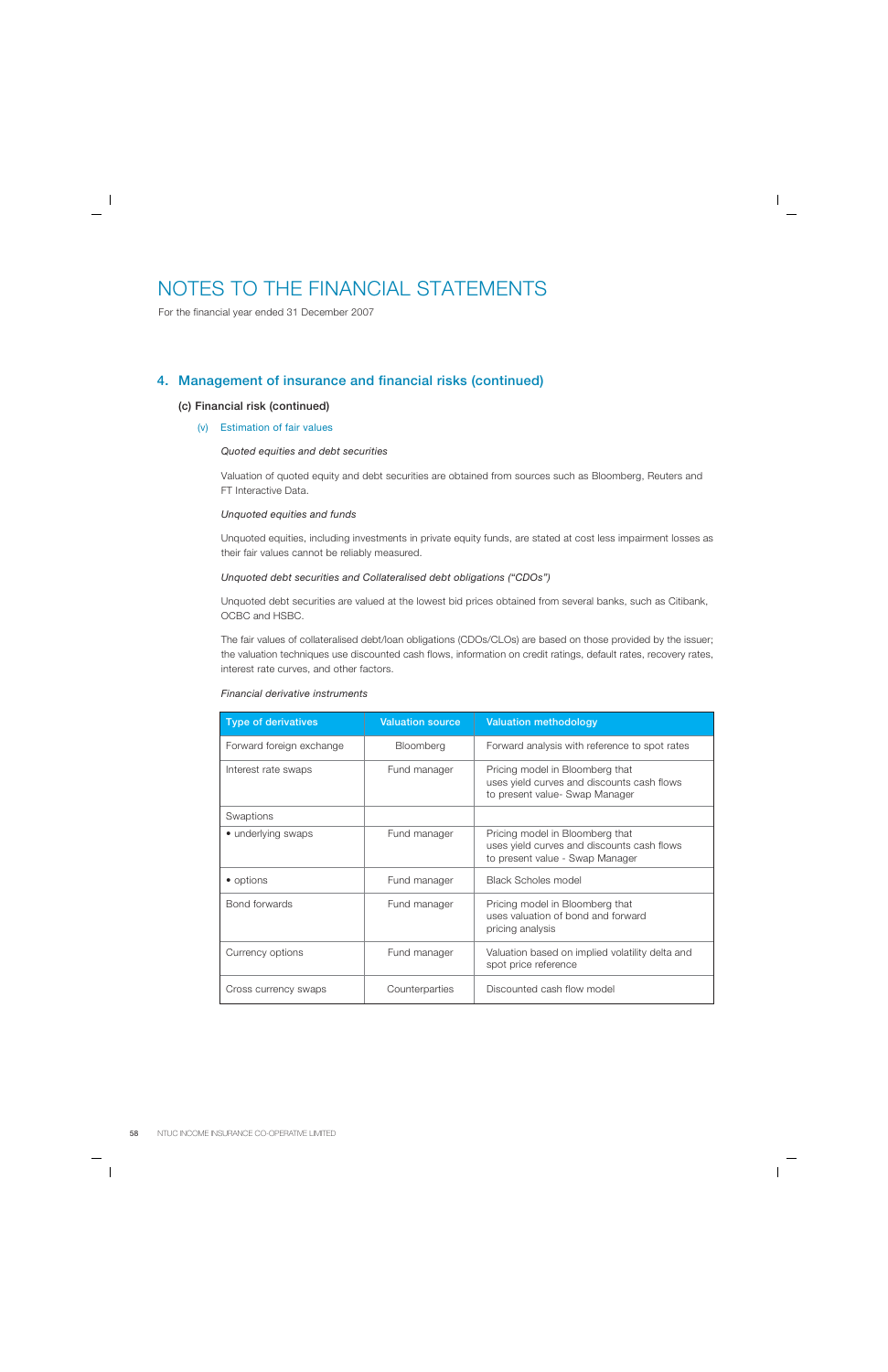# NOTES TO THE FINANCIAL STATEMENTS

For the financial year ended 31 December 2007

## 4. Management of insurance and financial risks (continued)

### (c) Financial risk (continued)

#### (v) Estimation of fair values

*Quoted equities and debt securities*

Valuation of quoted equity and debt securities are obtained from sources such as Bloomberg, Reuters and FT Interactive Data.

*Unquoted equities and funds*

Unquoted equities, including investments in private equity funds, are stated at cost less impairment losses as their fair values cannot be reliably measured.

*Unquoted debt securities and Collateralised debt obligations ("CDOs")*

Unquoted debt securities are valued at the lowest bid prices obtained from several banks, such as Citibank, OCBC and HSBC.

The fair values of collateralised debt/loan obligations (CDOs/CLOs) are based on those provided by the issuer; the valuation techniques use discounted cash flows, information on credit ratings, default rates, recovery rates, interest rate curves, and other factors.

*Financial derivative instruments*

| Type of derivatives | Valuation source | Valuation methodology |
|---|---|---|
| Forward foreign exchange | Bloomberg | Forward analysis with reference to spot rates |
| Interest rate swaps | Fund manager | Pricing model in Bloomberg that uses yield curves and discounts cash flows to present value- Swap Manager |
| Swaptions | | |
| • underlying swaps | Fund manager | Pricing model in Bloomberg that uses yield curves and discounts cash flows to present value - Swap Manager |
| • options | Fund manager | Black Scholes model |
| Bond forwards | Fund manager | Pricing model in Bloomberg that uses valuation of bond and forward pricing analysis |
| Currency options | Fund manager | Valuation based on implied volatility delta and spot price reference |
| Cross currency swaps | Counterparties | Discounted cash flow model |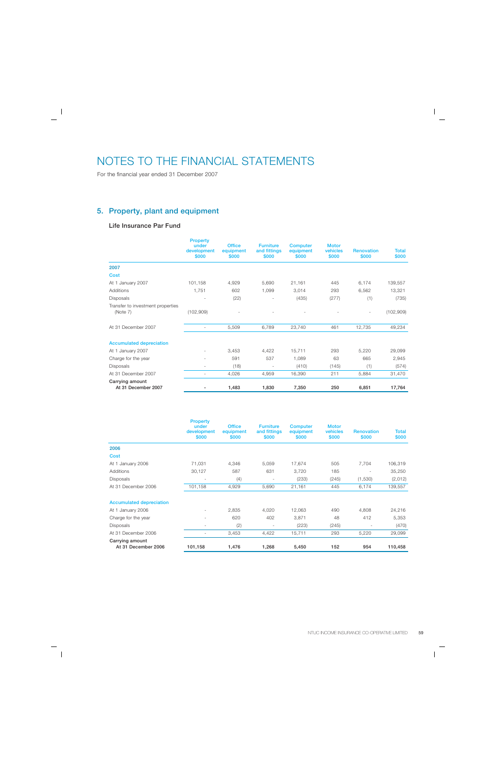# NOTES TO THE FINANCIAL STATEMENTS

For the financial year ended 31 December 2007

## 5. Property, plant and equipment

### Life Insurance Par Fund

| | Property under development $000 | Office equipment $000 | Furniture and fittings $000 | Computer equipment $000 | Motor vehicles $000 | Renovation $000 | Total $000 |
|---|---|---|---|---|---|---|---|
| **2007** | | | | | | | |
| **Cost** | | | | | | | |
| At 1 January 2007 | 101,158 | 4,929 | 5,690 | 21,161 | 445 | 6,174 | 139,557 |
| Additions | 1,751 | 602 | 1,099 | 3,014 | 293 | 6,562 | 13,321 |
| Disposals | - | (22) | - | (435) | (277) | (1) | (735) |
| Transfer to investment properties (Note 7) | (102,909) | - | - | - | - | - | (102,909) |
| At 31 December 2007 | - | 5,509 | 6,789 | 23,740 | 461 | 12,735 | 49,234 |
| **Accumulated depreciation** | | | | | | | |
| At 1 January 2007 | - | 3,453 | 4,422 | 15,711 | 293 | 5,220 | 29,099 |
| Charge for the year | - | 591 | 537 | 1,089 | 63 | 665 | 2,945 |
| Disposals | - | (18) | - | (410) | (145) | (1) | (574) |
| At 31 December 2007 | - | 4,026 | 4,959 | 16,390 | 211 | 5,884 | 31,470 |
| **Carrying amount At 31 December 2007** | **-** | **1,483** | **1,830** | **7,350** | **250** | **6,851** | **17,764** |

| | Property under development $000 | Office equipment $000 | Furniture and fittings $000 | Computer equipment $000 | Motor vehicles $000 | Renovation $000 | Total $000 |
|---|---|---|---|---|---|---|---|
| **2006** | | | | | | | |
| **Cost** | | | | | | | |
| At 1 January 2006 | 71,031 | 4,346 | 5,059 | 17,674 | 505 | 7,704 | 106,319 |
| Additions | 30,127 | 587 | 631 | 3,720 | 185 | - | 35,250 |
| Disposals | - | (4) | - | (233) | (245) | (1,530) | (2,012) |
| At 31 December 2006 | 101,158 | 4,929 | 5,690 | 21,161 | 445 | 6,174 | 139,557 |
| **Accumulated depreciation** | | | | | | | |
| At 1 January 2006 | - | 2,835 | 4,020 | 12,063 | 490 | 4,808 | 24,216 |
| Charge for the year | - | 620 | 402 | 3,871 | 48 | 412 | 5,353 |
| Disposals | - | (2) | - | (223) | (245) | - | (470) |
| At 31 December 2006 | - | 3,453 | 4,422 | 15,711 | 293 | 5,220 | 29,099 |
| **Carrying amount At 31 December 2006** | **101,158** | **1,476** | **1,268** | **5,450** | **152** | **954** | **110,458** |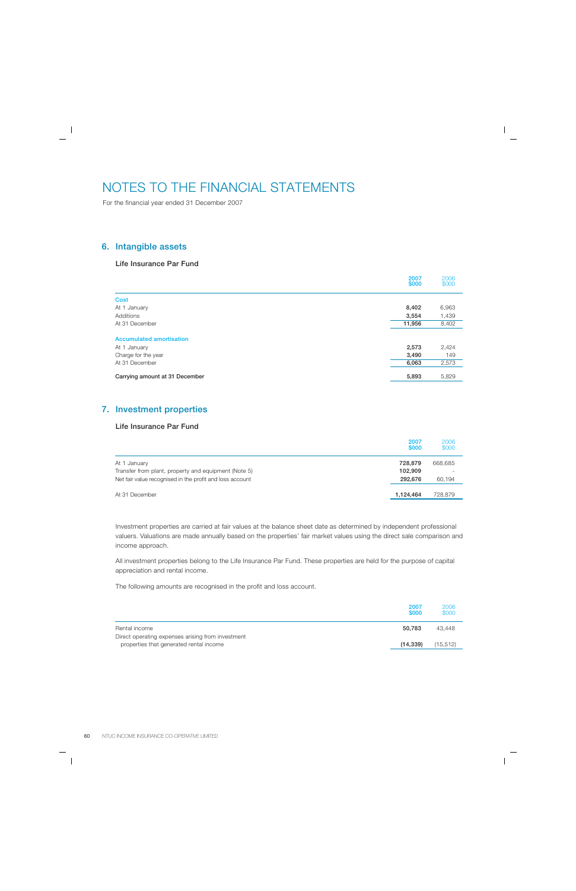# NOTES TO THE FINANCIAL STATEMENTS

For the financial year ended 31 December 2007

## 6. Intangible assets

### Life Insurance Par Fund

| | 2007 $000 | 2006 $000 |
|---|---|---|
| **Cost** | | |
| At 1 January | **8,402** | 6,963 |
| Additions | **3,554** | 1,439 |
| At 31 December | **11,956** | 8,402 |
| **Accumulated amortisation** | | |
| At 1 January | **2,573** | 2,424 |
| Charge for the year | **3,490** | 149 |
| At 31 December | **6,063** | 2,573 |
| **Carrying amount at 31 December** | **5,893** | 5,829 |

## 7. Investment properties

### Life Insurance Par Fund

| | 2007 $000 | 2006 $000 |
|---|---|---|
| At 1 January | **728,879** | 668,685 |
| Transfer from plant, property and equipment (Note 5) | **102,909** | - |
| Net fair value recognised in the profit and loss account | **292,676** | 60,194 |
| At 31 December | **1,124,464** | 728,879 |

Investment properties are carried at fair values at the balance sheet date as determined by independent professional valuers. Valuations are made annually based on the properties' fair market values using the direct sale comparison and income approach.

All investment properties belong to the Life Insurance Par Fund. These properties are held for the purpose of capital appreciation and rental income.

The following amounts are recognised in the profit and loss account.

| | 2007 $000 | 2006 $000 |
|---|---|---|
| Rental income | **50,783** | 43,448 |
| Direct operating expenses arising from investment properties that generated rental income | **(14,339)** | (15,512) |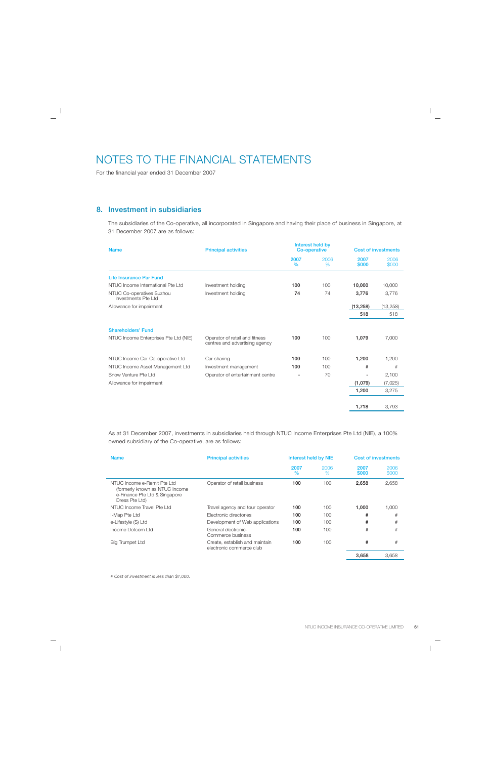# NOTES TO THE FINANCIAL STATEMENTS

For the financial year ended 31 December 2007

## 8. Investment in subsidiaries

The subsidiaries of the Co-operative, all incorporated in Singapore and having their place of business in Singapore, at 31 December 2007 are as follows:

| Name | Principal activities | Interest held by Co-operative | | Cost of investments | |
|---|---|---|---|---|---|
| | | 2007 % | 2006 % | 2007 $000 | 2006 $000 |
| **Life Insurance Par Fund** | | | | | |
| NTUC Income International Pte Ltd | Investment holding | **100** | 100 | **10,000** | 10,000 |
| NTUC Co-operatives Suzhou Investments Pte Ltd | Investment holding | **74** | 74 | **3,776** | 3,776 |
| Allowance for impairment | | | | **(13,258)** | (13,258) |
| | | | | **518** | 518 |
| **Shareholders' Fund** | | | | | |
| NTUC Income Enterprises Pte Ltd (NIE) | Operator of retail and fitness centres and advertising agency | **100** | 100 | **1,079** | 7,000 |
| NTUC Income Car Co-operative Ltd | Car sharing | **100** | 100 | **1,200** | 1,200 |
| NTUC Income Asset Management Ltd | Investment management | **100** | 100 | **#** | # |
| Snow Venture Pte Ltd | Operator of entertainment centre | **-** | 70 | **-** | 2,100 |
| Allowance for impairment | | | | **(1,079)** | (7,025) |
| | | | | **1,200** | 3,275 |
| | | | | **1,718** | 3,793 |

As at 31 December 2007, investments in subsidiaries held through NTUC Income Enterprises Pte Ltd (NIE), a 100% owned subsidiary of the Co-operative, are as follows:

| Name | Principal activities | Interest held by NIE | | Cost of investments | |
|---|---|---|---|---|---|
| | | 2007 % | 2006 % | 2007 $000 | 2006 $000 |
| NTUC Income e-Remit Pte Ltd (formerly known as NTUC Income e-Finance Pte Ltd & Singapore Dress Pte Ltd) | Operator of retail business | **100** | 100 | **2,658** | 2,658 |
| NTUC Income Travel Pte Ltd | Travel agency and tour operator | **100** | 100 | **1,000** | 1,000 |
| I-Map Pte Ltd | Electronic directories | **100** | 100 | **#** | # |
| e-Lifestyle (S) Ltd | Development of Web applications | **100** | 100 | **#** | # |
| Income Dotcom Ltd | General electronic-Commerce business | **100** | 100 | **#** | # |
| Big Trumpet Ltd | Create, establish and maintain electronic commerce club | **100** | 100 | **#** | # |
| | | | | **3,658** | 3,658 |

*# Cost of investment is less than $1,000.*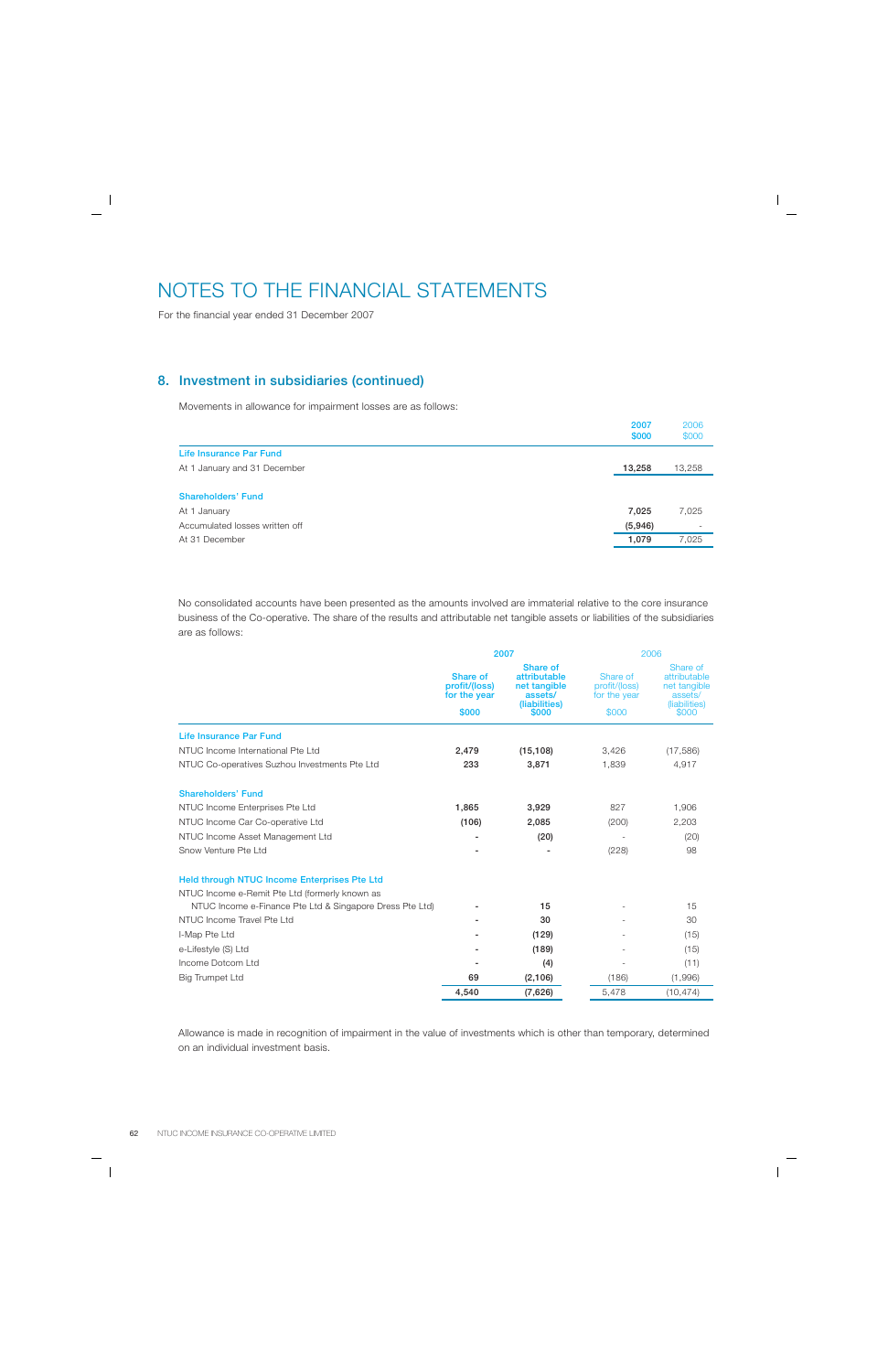# NOTES TO THE FINANCIAL STATEMENTS

For the financial year ended 31 December 2007

## 8. Investment in subsidiaries (continued)

Movements in allowance for impairment losses are as follows:

| | 2007 $000 | 2006 $000 |
|---|---|---|
| **Life Insurance Par Fund** | | |
| At 1 January and 31 December | 13,258 | 13,258 |
| | | |
| **Shareholders' Fund** | | |
| At 1 January | 7,025 | 7,025 |
| Accumulated losses written off | (5,946) | - |
| At 31 December | 1,079 | 7,025 |

No consolidated accounts have been presented as the amounts involved are immaterial relative to the core insurance business of the Co-operative. The share of the results and attributable net tangible assets or liabilities of the subsidiaries are as follows:

| | 2007 | | 2006 | |
|---|---|---|---|---|
| | Share of profit/(loss) for the year $000 | Share of attributable net tangible assets/ (liabilities) $000 | Share of profit/(loss) for the year $000 | Share of attributable net tangible assets/ (liabilities) $000 |
| **Life Insurance Par Fund** | | | | |
| NTUC Income International Pte Ltd | 2,479 | (15,108) | 3,426 | (17,586) |
| NTUC Co-operatives Suzhou Investments Pte Ltd | 233 | 3,871 | 1,839 | 4,917 |
| | | | | |
| **Shareholders' Fund** | | | | |
| NTUC Income Enterprises Pte Ltd | 1,865 | 3,929 | 827 | 1,906 |
| NTUC Income Car Co-operative Ltd | (106) | 2,085 | (200) | 2,203 |
| NTUC Income Asset Management Ltd | - | (20) | - | (20) |
| Snow Venture Pte Ltd | - | - | (228) | 98 |
| | | | | |
| **Held through NTUC Income Enterprises Pte Ltd** | | | | |
| NTUC Income e-Remit Pte Ltd (formerly known as NTUC Income e-Finance Pte Ltd & Singapore Dress Pte Ltd) | - | 15 | - | 15 |
| NTUC Income Travel Pte Ltd | - | 30 | - | 30 |
| I-Map Pte Ltd | - | (129) | - | (15) |
| e-Lifestyle (S) Ltd | - | (189) | - | (15) |
| Income Dotcom Ltd | - | (4) | - | (11) |
| Big Trumpet Ltd | 69 | (2,106) | (186) | (1,996) |
| | 4,540 | (7,626) | 5,478 | (10,474) |

Allowance is made in recognition of impairment in the value of investments which is other than temporary, determined on an individual investment basis.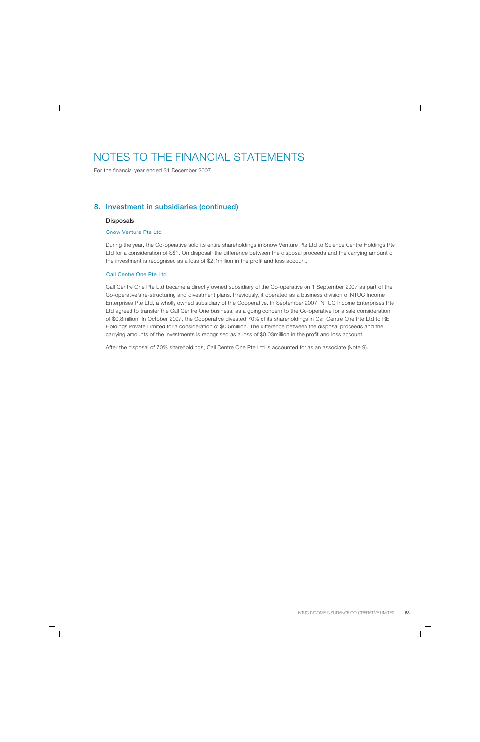# NOTES TO THE FINANCIAL STATEMENTS

For the financial year ended 31 December 2007

## 8. Investment in subsidiaries (continued)

### Disposals

#### Snow Venture Pte Ltd

During the year, the Co-operative sold its entire shareholdings in Snow Venture Pte Ltd to Science Centre Holdings Pte Ltd for a consideration of S$1. On disposal, the difference between the disposal proceeds and the carrying amount of the investment is recognised as a loss of $2.1million in the profit and loss account.

#### Call Centre One Pte Ltd

Call Centre One Pte Ltd became a directly owned subsidiary of the Co-operative on 1 September 2007 as part of the Co-operative's re-structuring and divestment plans. Previously, it operated as a business division of NTUC Income Enterprises Pte Ltd, a wholly owned subsidiary of the Cooperative. In September 2007, NTUC Income Enterprises Pte Ltd agreed to transfer the Call Centre One business, as a going concern to the Co-operative for a sale consideration of $0.8million. In October 2007, the Cooperative divested 70% of its shareholdings in Call Centre One Pte Ltd to RE Holdings Private Limited for a consideration of $0.5million. The difference between the disposal proceeds and the carrying amounts of the investments is recognised as a loss of $0.03million in the profit and loss account.

After the disposal of 70% shareholdings, Call Centre One Pte Ltd is accounted for as an associate (Note 9).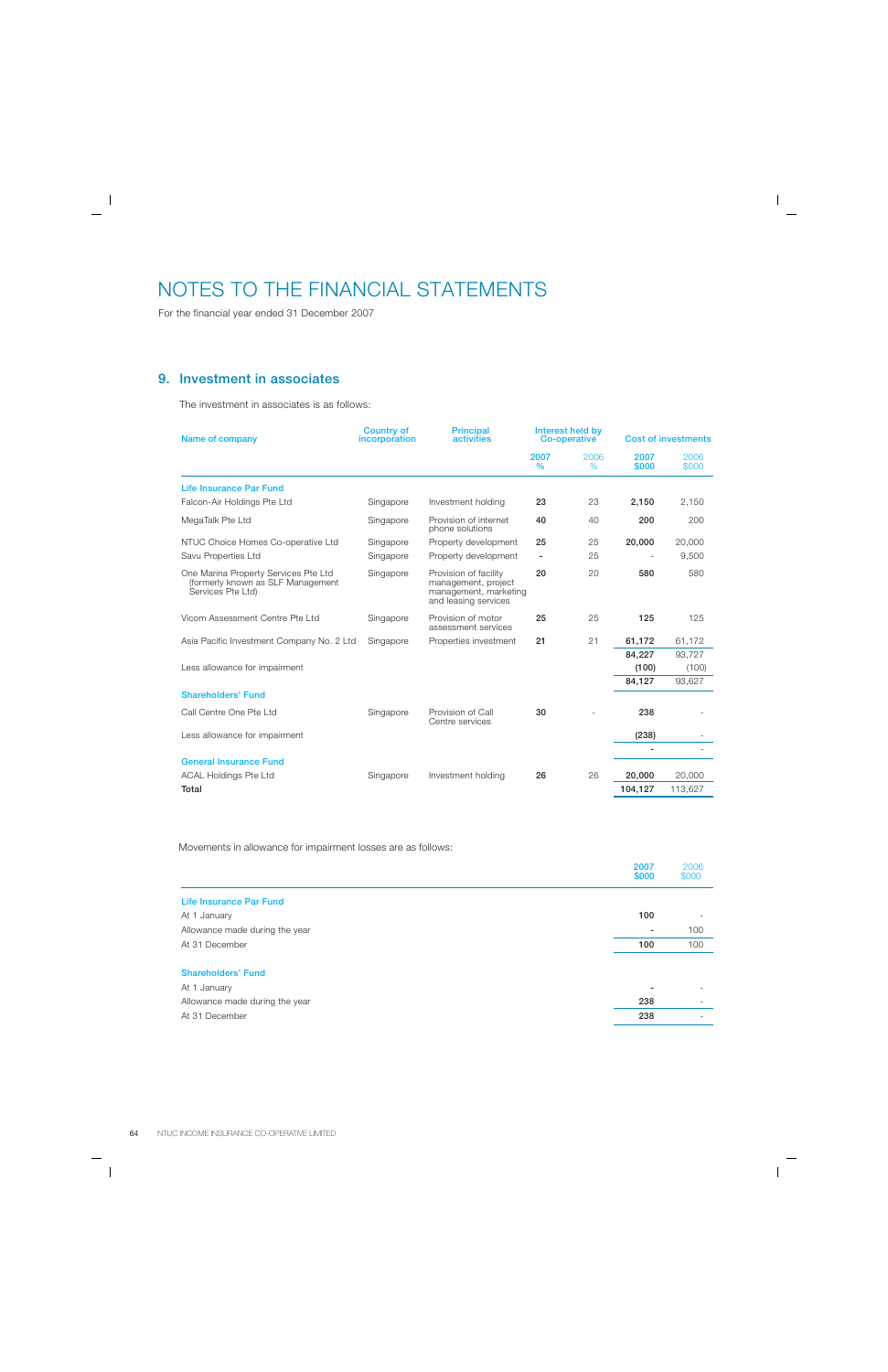# NOTES TO THE FINANCIAL STATEMENTS

For the financial year ended 31 December 2007

## 9. Investment in associates

The investment in associates is as follows:

| Name of company | Country of incorporation | Principal activities | Interest held by Co-operative | | Cost of investments | |
|---|---|---|---|---|---|---|
| | | | 2007 % | 2006 % | 2007 $000 | 2006 $000 |
| **Life Insurance Par Fund** | | | | | | |
| Falcon-Air Holdings Pte Ltd | Singapore | Investment holding | 23 | 23 | 2,150 | 2,150 |
| MegaTalk Pte Ltd | Singapore | Provision of internet phone solutions | 40 | 40 | 200 | 200 |
| NTUC Choice Homes Co-operative Ltd | Singapore | Property development | 25 | 25 | 20,000 | 20,000 |
| Savu Properties Ltd | Singapore | Property development | - | 25 | - | 9,500 |
| One Marina Property Services Pte Ltd (formerly known as SLF Management Services Pte Ltd) | Singapore | Provision of facility management, project management, marketing and leasing services | 20 | 20 | 580 | 580 |
| Vicom Assessment Centre Pte Ltd | Singapore | Provision of motor assessment services | 25 | 25 | 125 | 125 |
| Asia Pacific Investment Company No. 2 Ltd | Singapore | Properties investment | 21 | 21 | 61,172 | 61,172 |
| | | | | | 84,227 | 93,727 |
| Less allowance for impairment | | | | | (100) | (100) |
| | | | | | 84,127 | 93,627 |
| **Shareholders' Fund** | | | | | | |
| Call Centre One Pte Ltd | Singapore | Provision of Call Centre services | 30 | - | 238 | - |
| Less allowance for impairment | | | | | (238) | - |
| | | | | | - | - |
| **General Insurance Fund** | | | | | | |
| ACAL Holdings Pte Ltd | Singapore | Investment holding | 26 | 26 | 20,000 | 20,000 |
| **Total** | | | | | 104,127 | 113,627 |

Movements in allowance for impairment losses are as follows:

| | 2007 $000 | 2006 $000 |
|---|---|---|
| **Life Insurance Par Fund** | | |
| At 1 January | 100 | - |
| Allowance made during the year | - | 100 |
| At 31 December | 100 | 100 |
| **Shareholders' Fund** | | |
| At 1 January | - | - |
| Allowance made during the year | 238 | - |
| At 31 December | 238 | - |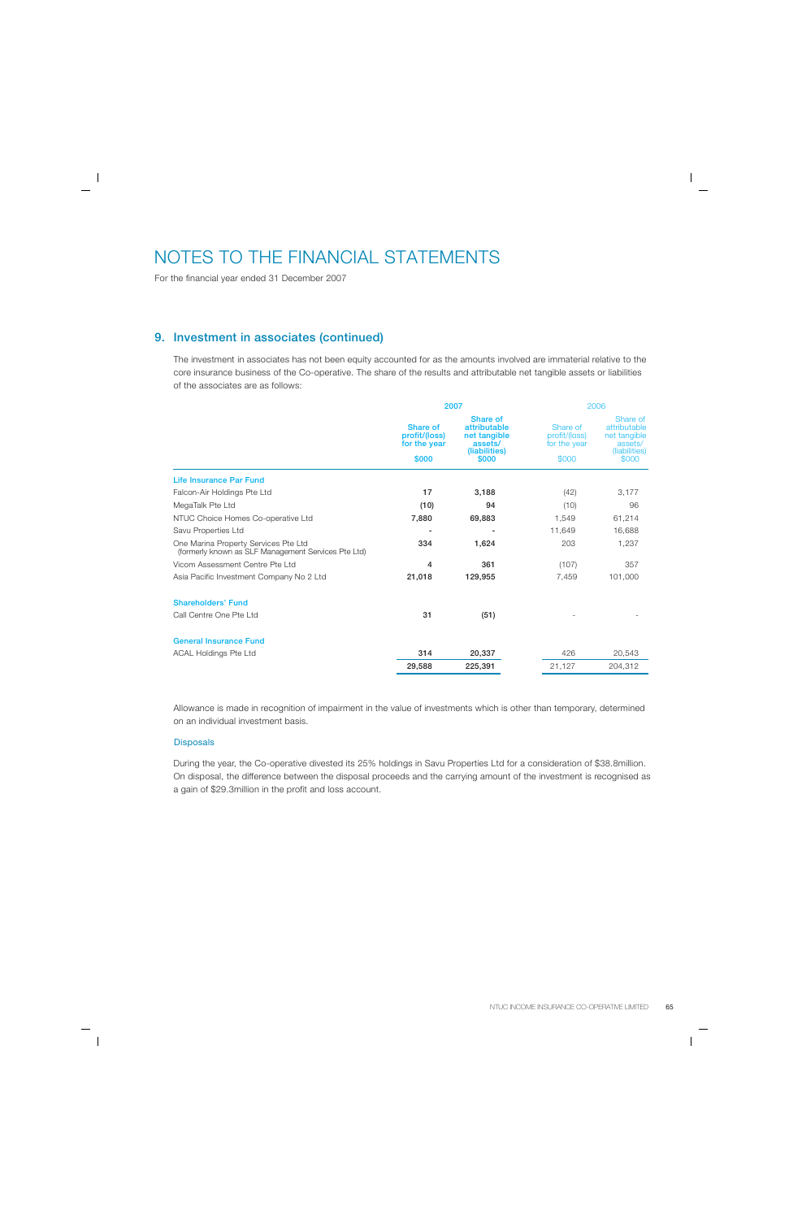# NOTES TO THE FINANCIAL STATEMENTS

For the financial year ended 31 December 2007

## 9. Investment in associates (continued)

The investment in associates has not been equity accounted for as the amounts involved are immaterial relative to the core insurance business of the Co-operative. The share of the results and attributable net tangible assets or liabilities of the associates are as follows:

| | 2007 | | 2006 | |
|---|---|---|---|---|
| | Share of profit/(loss) for the year<br>$000 | Share of attributable net tangible assets/ (liabilities)<br>$000 | Share of profit/(loss) for the year<br>$000 | Share of attributable net tangible assets/ (liabilities)<br>$000 |
| **Life Insurance Par Fund** | | | | |
| Falcon-Air Holdings Pte Ltd | 17 | 3,188 | (42) | 3,177 |
| MegaTalk Pte Ltd | (10) | 94 | (10) | 96 |
| NTUC Choice Homes Co-operative Ltd | 7,880 | 69,883 | 1,549 | 61,214 |
| Savu Properties Ltd | - | - | 11,649 | 16,688 |
| One Marina Property Services Pte Ltd (formerly known as SLF Management Services Pte Ltd) | 334 | 1,624 | 203 | 1,237 |
| Vicom Assessment Centre Pte Ltd | 4 | 361 | (107) | 357 |
| Asia Pacific Investment Company No 2 Ltd | 21,018 | 129,955 | 7,459 | 101,000 |
| **Shareholders' Fund** | | | | |
| Call Centre One Pte Ltd | 31 | (51) | - | - |
| **General Insurance Fund** | | | | |
| ACAL Holdings Pte Ltd | 314 | 20,337 | 426 | 20,543 |
| | 29,588 | 225,391 | 21,127 | 204,312 |

Allowance is made in recognition of impairment in the value of investments which is other than temporary, determined on an individual investment basis.

### Disposals

During the year, the Co-operative divested its 25% holdings in Savu Properties Ltd for a consideration of $38.8million. On disposal, the difference between the disposal proceeds and the carrying amount of the investment is recognised as a gain of $29.3million in the profit and loss account.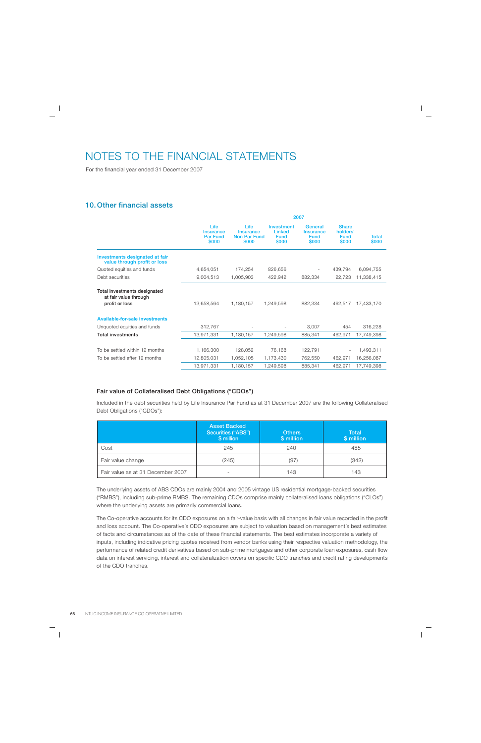# NOTES TO THE FINANCIAL STATEMENTS

For the financial year ended 31 December 2007

## 10. Other financial assets

| | 2007 | | | | | |
|---|---|---|---|---|---|---|
| | Life Insurance Par Fund $000 | Life Insurance Non Par Fund $000 | Investment Linked Fund $000 | General Insurance Fund $000 | Share holders' Fund $000 | Total $000 |
| **Investments designated at fair value through profit or loss** | | | | | | |
| Quoted equities and funds | 4,654,051 | 174,254 | 826,656 | - | 439,794 | 6,094,755 |
| Debt securities | 9,004,513 | 1,005,903 | 422,942 | 882,334 | 22,723 | 11,338,415 |
| **Total investments designated at fair value through profit or loss** | 13,658,564 | 1,180,157 | 1,249,598 | 882,334 | 462,517 | 17,433,170 |
| **Available-for-sale investments** | | | | | | |
| Unquoted equities and funds | 312,767 | - | - | 3,007 | 454 | 316,228 |
| **Total investments** | 13,971,331 | 1,180,157 | 1,249,598 | 885,341 | 462,971 | 17,749,398 |
| To be settled within 12 months | 1,166,300 | 128,052 | 76,168 | 122,791 | - | 1,493,311 |
| To be settled after 12 months | 12,805,031 | 1,052,105 | 1,173,430 | 762,550 | 462,971 | 16,256,087 |
| | 13,971,331 | 1,180,157 | 1,249,598 | 885,341 | 462,971 | 17,749,398 |

### Fair value of Collateralised Debt Obligations ("CDOs")

Included in the debt securities held by Life Insurance Par Fund as at 31 December 2007 are the following Collateralised Debt Obligations ("CDOs"):

| | Asset Backed Securities ("ABS") $ million | Others $ million | Total $ million |
|---|---|---|---|
| Cost | 245 | 240 | 485 |
| Fair value change | (245) | (97) | (342) |
| Fair value as at 31 December 2007 | - | 143 | 143 |

The underlying assets of ABS CDOs are mainly 2004 and 2005 vintage US residential mortgage-backed securities ("RMBS"), including sub-prime RMBS. The remaining CDOs comprise mainly collateralised loans obligations ("CLOs") where the underlying assets are primarily commercial loans.

The Co-operative accounts for its CDO exposures on a fair-value basis with all changes in fair value recorded in the profit and loss account. The Co-operative's CDO exposures are subject to valuation based on management's best estimates of facts and circumstances as of the date of these financial statements. The best estimates incorporate a variety of inputs, including indicative pricing quotes received from vendor banks using their respective valuation methodology, the performance of related credit derivatives based on sub-prime mortgages and other corporate loan exposures, cash flow data on interest servicing, interest and collateralization covers on specific CDO tranches and credit rating developments of the CDO tranches.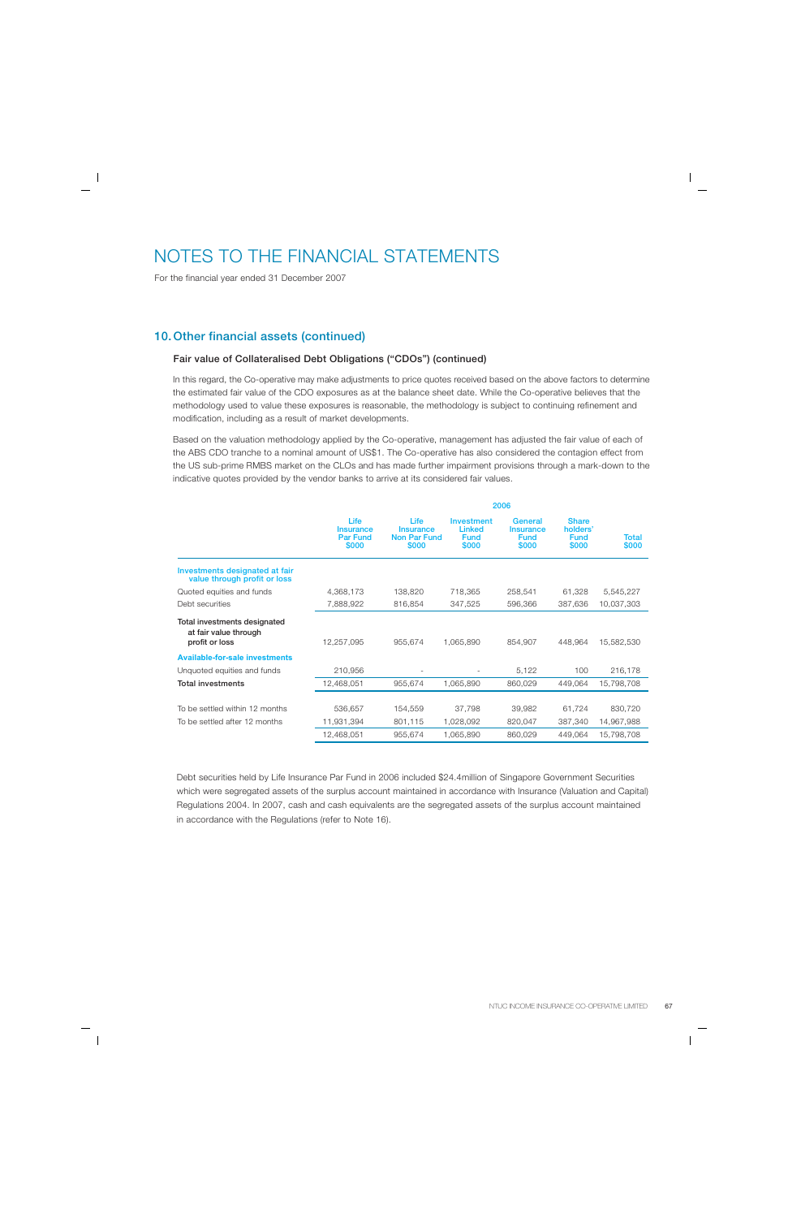# NOTES TO THE FINANCIAL STATEMENTS

For the financial year ended 31 December 2007

## 10. Other financial assets (continued)

### Fair value of Collateralised Debt Obligations ("CDOs") (continued)

In this regard, the Co-operative may make adjustments to price quotes received based on the above factors to determine the estimated fair value of the CDO exposures as at the balance sheet date. While the Co-operative believes that the methodology used to value these exposures is reasonable, the methodology is subject to continuing refinement and modification, including as a result of market developments.

Based on the valuation methodology applied by the Co-operative, management has adjusted the fair value of each of the ABS CDO tranche to a nominal amount of US$1. The Co-operative has also considered the contagion effect from the US sub-prime RMBS market on the CLOs and has made further impairment provisions through a mark-down to the indicative quotes provided by the vendor banks to arrive at its considered fair values.

| | 2006 | | | | | |
|---|---|---|---|---|---|---|
| | Life Insurance Par Fund $000 | Life Insurance Non Par Fund $000 | Investment Linked Fund $000 | General Insurance Fund $000 | Share holders' Fund $000 | Total $000 |
| **Investments designated at fair value through profit or loss** | | | | | | |
| Quoted equities and funds | 4,368,173 | 138,820 | 718,365 | 258,541 | 61,328 | 5,545,227 |
| Debt securities | 7,888,922 | 816,854 | 347,525 | 596,366 | 387,636 | 10,037,303 |
| **Total investments designated at fair value through profit or loss** | 12,257,095 | 955,674 | 1,065,890 | 854,907 | 448,964 | 15,582,530 |
| **Available-for-sale investments** | | | | | | |
| Unquoted equities and funds | 210,956 | - | - | 5,122 | 100 | 216,178 |
| **Total investments** | 12,468,051 | 955,674 | 1,065,890 | 860,029 | 449,064 | 15,798,708 |
| To be settled within 12 months | 536,657 | 154,559 | 37,798 | 39,982 | 61,724 | 830,720 |
| To be settled after 12 months | 11,931,394 | 801,115 | 1,028,092 | 820,047 | 387,340 | 14,967,988 |
| | 12,468,051 | 955,674 | 1,065,890 | 860,029 | 449,064 | 15,798,708 |

Debt securities held by Life Insurance Par Fund in 2006 included $24.4million of Singapore Government Securities which were segregated assets of the surplus account maintained in accordance with Insurance (Valuation and Capital) Regulations 2004. In 2007, cash and cash equivalents are the segregated assets of the surplus account maintained in accordance with the Regulations (refer to Note 16).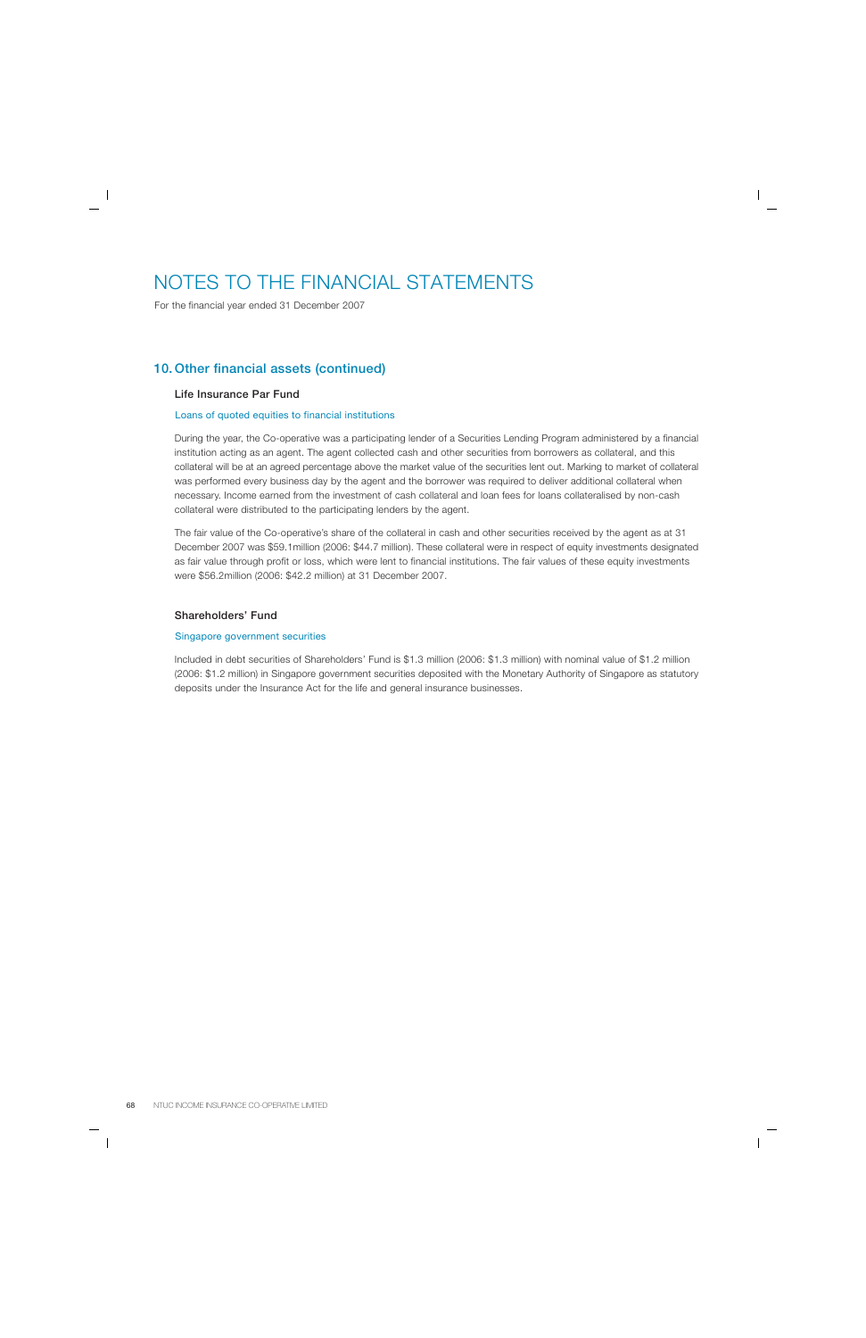# NOTES TO THE FINANCIAL STATEMENTS

For the financial year ended 31 December 2007

## 10. Other financial assets (continued)

### Life Insurance Par Fund

#### Loans of quoted equities to financial institutions

During the year, the Co-operative was a participating lender of a Securities Lending Program administered by a financial institution acting as an agent. The agent collected cash and other securities from borrowers as collateral, and this collateral will be at an agreed percentage above the market value of the securities lent out. Marking to market of collateral was performed every business day by the agent and the borrower was required to deliver additional collateral when necessary. Income earned from the investment of cash collateral and loan fees for loans collateralised by non-cash collateral were distributed to the participating lenders by the agent.

The fair value of the Co-operative's share of the collateral in cash and other securities received by the agent as at 31 December 2007 was $59.1million (2006: $44.7 million). These collateral were in respect of equity investments designated as fair value through profit or loss, which were lent to financial institutions. The fair values of these equity investments were $56.2million (2006: $42.2 million) at 31 December 2007.

### Shareholders' Fund

#### Singapore government securities

Included in debt securities of Shareholders' Fund is $1.3 million (2006: $1.3 million) with nominal value of $1.2 million (2006: $1.2 million) in Singapore government securities deposited with the Monetary Authority of Singapore as statutory deposits under the Insurance Act for the life and general insurance businesses.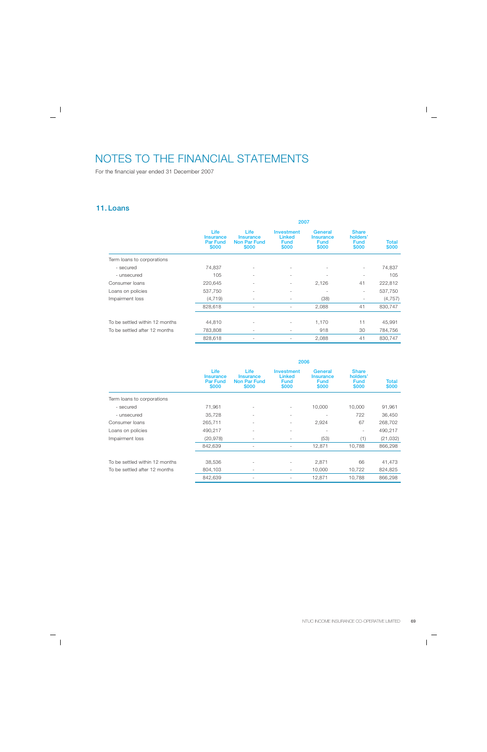# NOTES TO THE FINANCIAL STATEMENTS

For the financial year ended 31 December 2007

## 11. Loans

| | 2007 | | | | | |
|---|---|---|---|---|---|---|
| | Life Insurance Par Fund $000 | Life Insurance Non Par Fund $000 | Investment Linked Fund $000 | General Insurance Fund $000 | Share holders' Fund $000 | Total $000 |
| Term loans to corporations | | | | | | |
| - secured | 74,837 | - | - | - | - | 74,837 |
| - unsecured | 105 | - | - | - | - | 105 |
| Consumer loans | 220,645 | - | - | 2,126 | 41 | 222,812 |
| Loans on policies | 537,750 | - | - | - | - | 537,750 |
| Impairment loss | (4,719) | - | - | (38) | - | (4,757) |
| | 828,618 | - | - | 2,088 | 41 | 830,747 |
| To be settled within 12 months | 44,810 | - | - | 1,170 | 11 | 45,991 |
| To be settled after 12 months | 783,808 | - | - | 918 | 30 | 784,756 |
| | 828,618 | - | - | 2,088 | 41 | 830,747 |

| | 2006 | | | | | |
|---|---|---|---|---|---|---|
| | Life Insurance Par Fund $000 | Life Insurance Non Par Fund $000 | Investment Linked Fund $000 | General Insurance Fund $000 | Share holders' Fund $000 | Total $000 |
| Term loans to corporations | | | | | | |
| - secured | 71,961 | - | - | 10,000 | 10,000 | 91,961 |
| - unsecured | 35,728 | - | - | - | 722 | 36,450 |
| Consumer loans | 265,711 | - | - | 2,924 | 67 | 268,702 |
| Loans on policies | 490,217 | - | - | - | - | 490,217 |
| Impairment loss | (20,978) | - | - | (53) | (1) | (21,032) |
| | 842,639 | - | - | 12,871 | 10,788 | 866,298 |
| To be settled within 12 months | 38,536 | - | - | 2,871 | 66 | 41,473 |
| To be settled after 12 months | 804,103 | - | - | 10,000 | 10,722 | 824,825 |
| | 842,639 | - | - | 12,871 | 10,788 | 866,298 |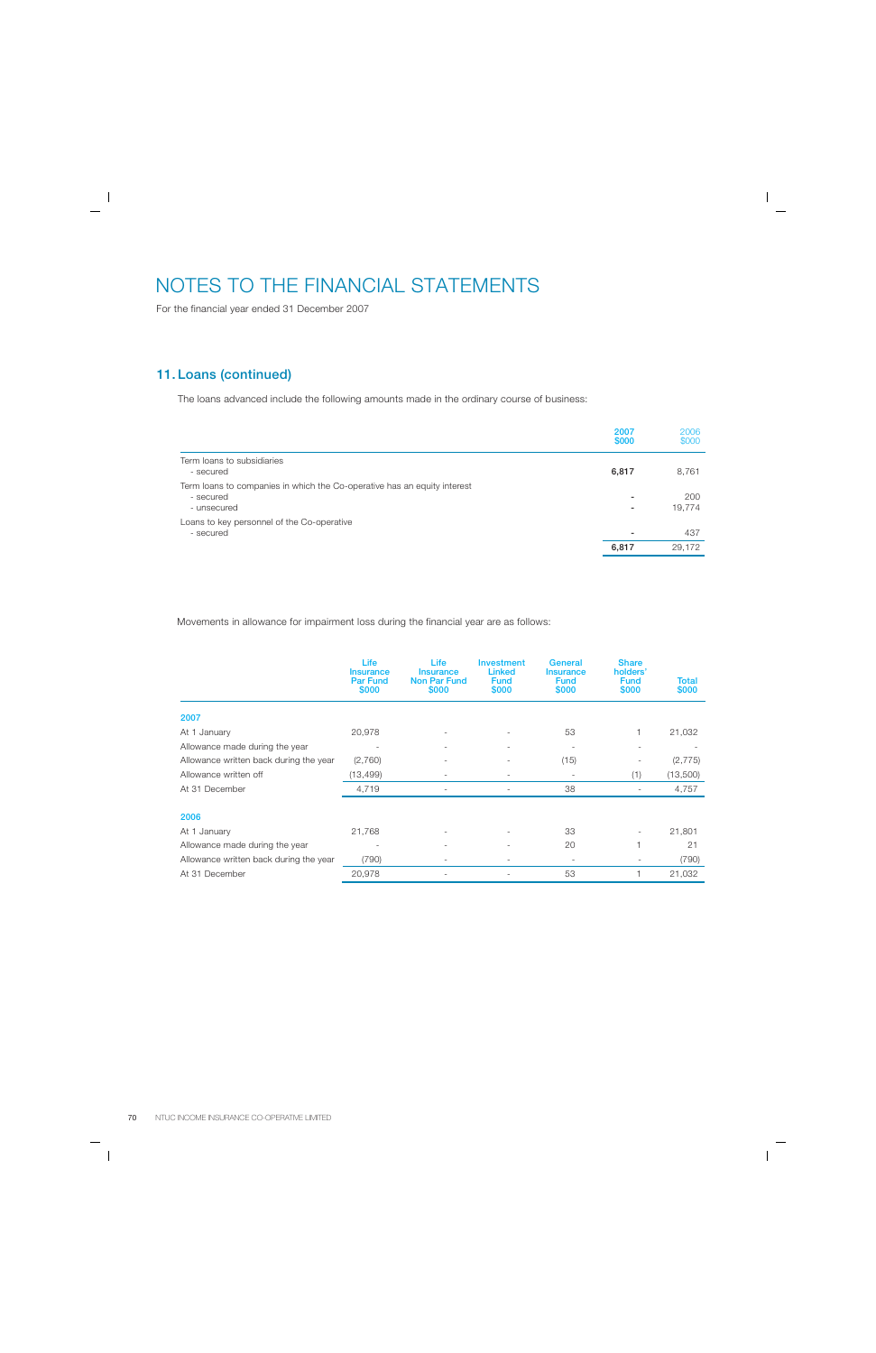# NOTES TO THE FINANCIAL STATEMENTS

For the financial year ended 31 December 2007

## 11. Loans (continued)

The loans advanced include the following amounts made in the ordinary course of business:

| | 2007 $000 | 2006 $000 |
|---|---|---|
| Term loans to subsidiaries | | |
| - secured | **6,817** | 8,761 |
| Term loans to companies in which the Co-operative has an equity interest | | |
| - secured | **-** | 200 |
| - unsecured | **-** | 19,774 |
| Loans to key personnel of the Co-operative | | |
| - secured | **-** | 437 |
| | **6,817** | 29,172 |

Movements in allowance for impairment loss during the financial year are as follows:

| | Life Insurance Par Fund $000 | Life Insurance Non Par Fund $000 | Investment Linked Fund $000 | General Insurance Fund $000 | Share holders' Fund $000 | Total $000 |
|---|---|---|---|---|---|---|
| **2007** | | | | | | |
| At 1 January | 20,978 | - | - | 53 | 1 | 21,032 |
| Allowance made during the year | - | - | - | - | - | - |
| Allowance written back during the year | (2,760) | - | - | (15) | - | (2,775) |
| Allowance written off | (13,499) | - | - | - | (1) | (13,500) |
| At 31 December | 4,719 | - | - | 38 | - | 4,757 |
| **2006** | | | | | | |
| At 1 January | 21,768 | - | - | 33 | - | 21,801 |
| Allowance made during the year | - | - | - | 20 | 1 | 21 |
| Allowance written back during the year | (790) | - | - | - | - | (790) |
| At 31 December | 20,978 | - | - | 53 | 1 | 21,032 |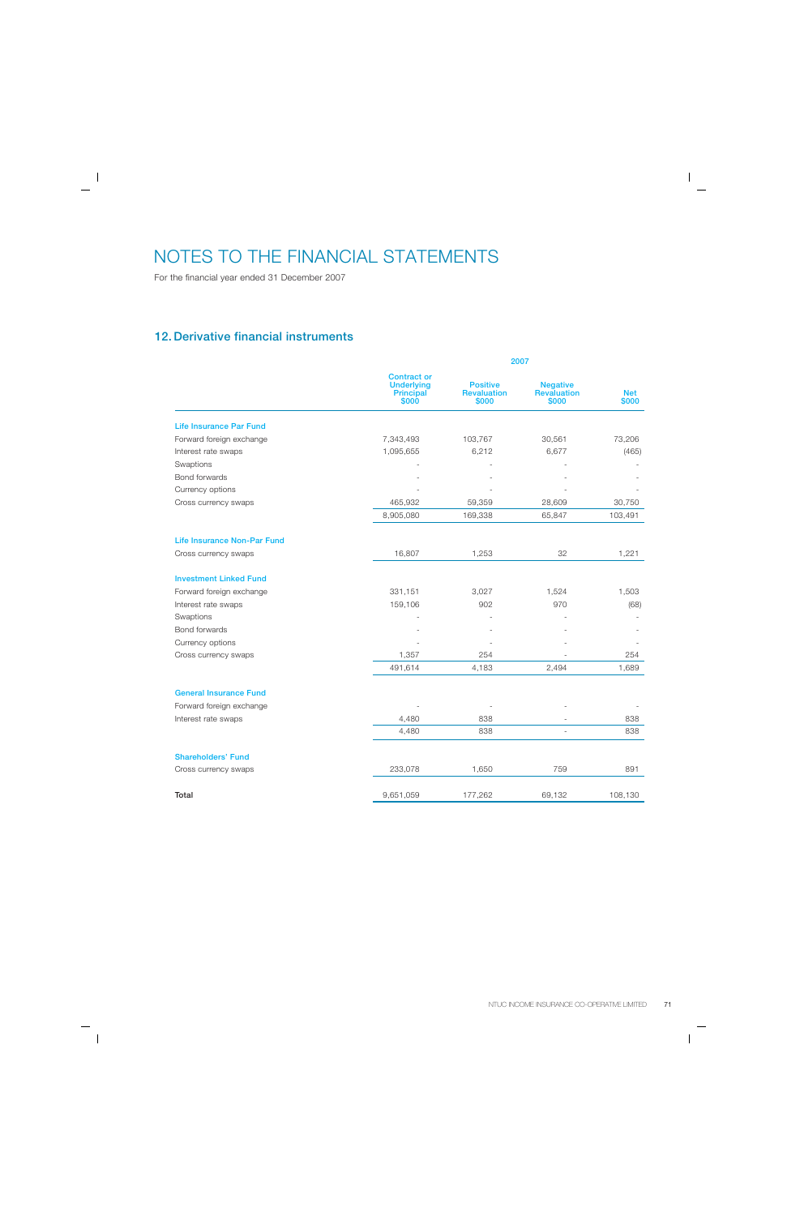# NOTES TO THE FINANCIAL STATEMENTS

For the financial year ended 31 December 2007

## 12. Derivative financial instruments

| | 2007 | | | |
|---|---|---|---|---|
| | Contract or Underlying Principal $000 | Positive Revaluation $000 | Negative Revaluation $000 | Net $000 |
| **Life Insurance Par Fund** | | | | |
| Forward foreign exchange | 7,343,493 | 103,767 | 30,561 | 73,206 |
| Interest rate swaps | 1,095,655 | 6,212 | 6,677 | (465) |
| Swaptions | - | - | - | - |
| Bond forwards | - | - | - | - |
| Currency options | - | - | - | - |
| Cross currency swaps | 465,932 | 59,359 | 28,609 | 30,750 |
| | 8,905,080 | 169,338 | 65,847 | 103,491 |
| **Life Insurance Non-Par Fund** | | | | |
| Cross currency swaps | 16,807 | 1,253 | 32 | 1,221 |
| **Investment Linked Fund** | | | | |
| Forward foreign exchange | 331,151 | 3,027 | 1,524 | 1,503 |
| Interest rate swaps | 159,106 | 902 | 970 | (68) |
| Swaptions | - | - | - | - |
| Bond forwards | - | - | - | - |
| Currency options | - | - | - | - |
| Cross currency swaps | 1,357 | 254 | - | 254 |
| | 491,614 | 4,183 | 2,494 | 1,689 |
| **General Insurance Fund** | | | | |
| Forward foreign exchange | - | - | - | - |
| Interest rate swaps | 4,480 | 838 | - | 838 |
| | 4,480 | 838 | - | 838 |
| **Shareholders' Fund** | | | | |
| Cross currency swaps | 233,078 | 1,650 | 759 | 891 |
| **Total** | 9,651,059 | 177,262 | 69,132 | 108,130 |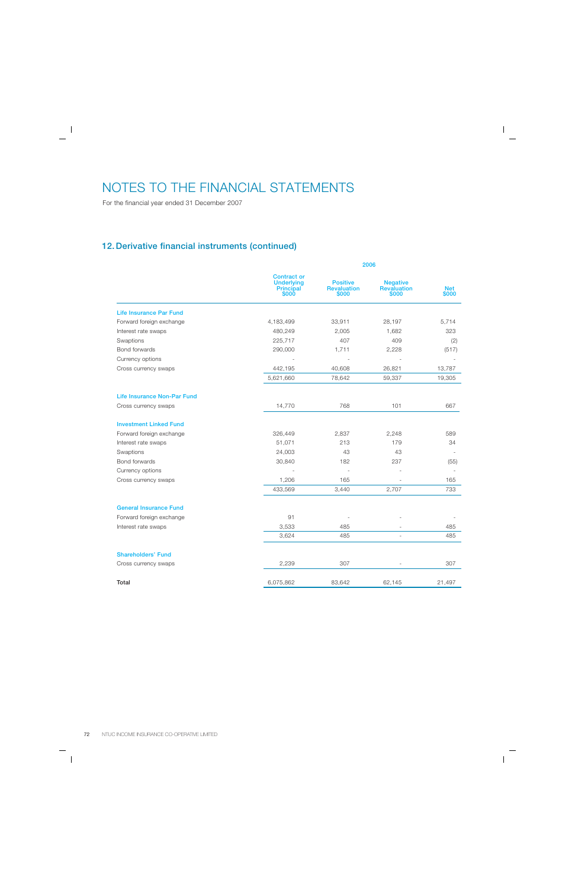# NOTES TO THE FINANCIAL STATEMENTS

For the financial year ended 31 December 2007

## 12. Derivative financial instruments (continued)

| | 2006 | | | |
|---|---|---|---|---|
| | Contract or Underlying Principal $000 | Positive Revaluation $000 | Negative Revaluation $000 | Net $000 |
| **Life Insurance Par Fund** | | | | |
| Forward foreign exchange | 4,183,499 | 33,911 | 28,197 | 5,714 |
| Interest rate swaps | 480,249 | 2,005 | 1,682 | 323 |
| Swaptions | 225,717 | 407 | 409 | (2) |
| Bond forwards | 290,000 | 1,711 | 2,228 | (517) |
| Currency options | - | - | - | - |
| Cross currency swaps | 442,195 | 40,608 | 26,821 | 13,787 |
| | 5,621,660 | 78,642 | 59,337 | 19,305 |
| **Life Insurance Non-Par Fund** | | | | |
| Cross currency swaps | 14,770 | 768 | 101 | 667 |
| **Investment Linked Fund** | | | | |
| Forward foreign exchange | 326,449 | 2,837 | 2,248 | 589 |
| Interest rate swaps | 51,071 | 213 | 179 | 34 |
| Swaptions | 24,003 | 43 | 43 | - |
| Bond forwards | 30,840 | 182 | 237 | (55) |
| Currency options | - | - | - | - |
| Cross currency swaps | 1,206 | 165 | - | 165 |
| | 433,569 | 3,440 | 2,707 | 733 |
| **General Insurance Fund** | | | | |
| Forward foreign exchange | 91 | - | - | - |
| Interest rate swaps | 3,533 | 485 | - | 485 |
| | 3,624 | 485 | - | 485 |
| **Shareholders' Fund** | | | | |
| Cross currency swaps | 2,239 | 307 | - | 307 |
| **Total** | 6,075,862 | 83,642 | 62,145 | 21,497 |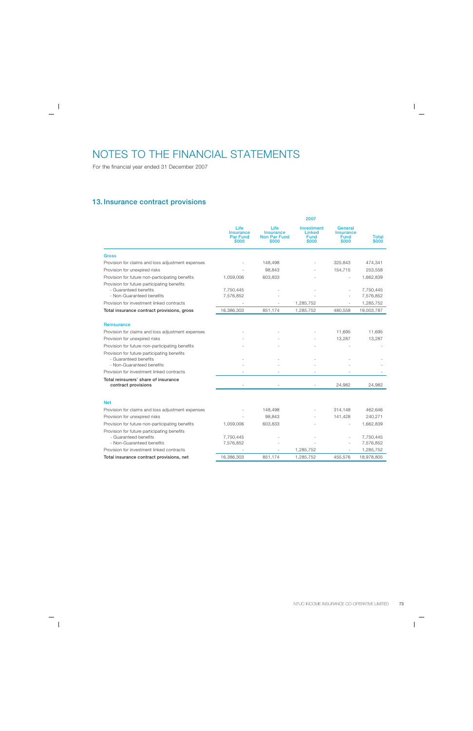# NOTES TO THE FINANCIAL STATEMENTS

For the financial year ended 31 December 2007

## 13. Insurance contract provisions

| | 2007 | | | | |
|---|---|---|---|---|---|
| | Life Insurance Par Fund $000 | Life Insurance Non Par Fund $000 | Investment Linked Fund $000 | General Insurance Fund $000 | Total $000 |
| **Gross** | | | | | |
| Provision for claims and loss adjustment expenses | - | 148,498 | - | 325,843 | 474,341 |
| Provision for unexpired risks | - | 98,843 | - | 154,715 | 253,558 |
| Provision for future non-participating benefits | 1,059,006 | 603,833 | - | - | 1,662,839 |
| Provision for future participating benefits | | | | | |
| - Guaranteed benefits | 7,750,445 | - | - | - | 7,750,445 |
| - Non-Guaranteed benefits | 7,576,852 | - | - | - | 7,576,852 |
| Provision for investment linked contracts | - | - | 1,285,752 | - | 1,285,752 |
| **Total insurance contract provisions, gross** | 16,386,303 | 851,174 | 1,285,752 | 480,558 | 19,003,787 |
| **Reinsurance** | | | | | |
| Provision for claims and loss adjustment expenses | - | - | - | 11,695 | 11,695 |
| Provision for unexpired risks | - | - | - | 13,287 | 13,287 |
| Provision for future non-participating benefits | - | - | - | - | - |
| Provision for future participating benefits | | | | | |
| - Guaranteed benefits | - | - | - | - | - |
| - Non-Guaranteed benefits | - | - | - | - | - |
| Provision for investment linked contracts | - | - | - | - | - |
| **Total reinsurers' share of insurance contract provisions** | - | - | - | 24,982 | 24,982 |
| **Net** | | | | | |
| Provision for claims and loss adjustment expenses | - | 148,498 | - | 314,148 | 462,646 |
| Provision for unexpired risks | - | 98,843 | - | 141,428 | 240,271 |
| Provision for future non-participating benefits | 1,059,006 | 603,833 | - | - | 1,662,839 |
| Provision for future participating benefits | | | | | |
| - Guaranteed benefits | 7,750,445 | - | - | - | 7,750,445 |
| - Non-Guaranteed benefits | 7,576,852 | - | - | - | 7,576,852 |
| Provision for investment linked contracts | - | - | 1,285,752 | - | 1,285,752 |
| **Total insurance contract provisions, net** | 16,386,303 | 851,174 | 1,285,752 | 455,576 | 18,978,805 |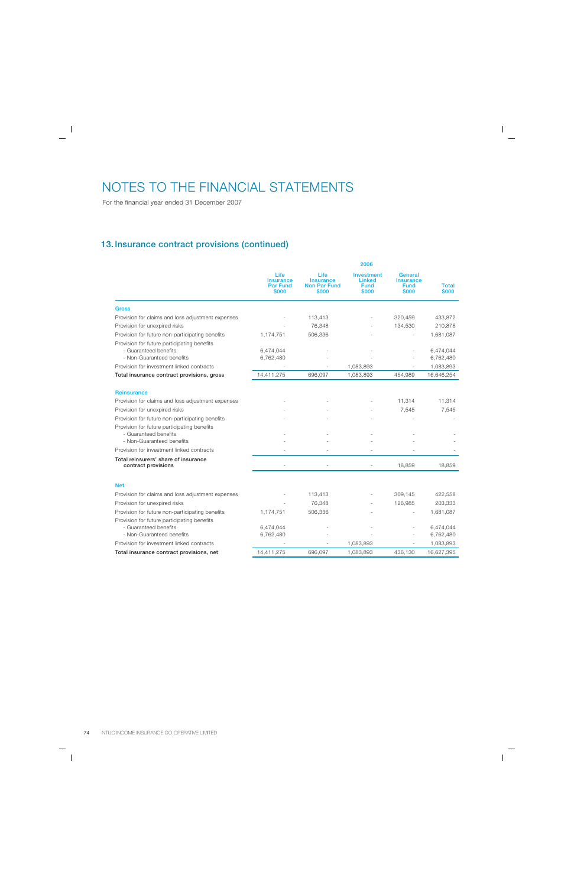# NOTES TO THE FINANCIAL STATEMENTS

For the financial year ended 31 December 2007

## 13. Insurance contract provisions (continued)

| | 2006 | | | | |
|---|---|---|---|---|---|
| | Life Insurance Par Fund $000 | Life Insurance Non Par Fund $000 | Investment Linked Fund $000 | General Insurance Fund $000 | Total $000 |
| **Gross** | | | | | |
| Provision for claims and loss adjustment expenses | - | 113,413 | - | 320,459 | 433,872 |
| Provision for unexpired risks | - | 76,348 | - | 134,530 | 210,878 |
| Provision for future non-participating benefits | 1,174,751 | 506,336 | - | - | 1,681,087 |
| Provision for future participating benefits | | | | | |
| - Guaranteed benefits | 6,474,044 | - | - | - | 6,474,044 |
| - Non-Guaranteed benefits | 6,762,480 | - | - | - | 6,762,480 |
| Provision for investment linked contracts | - | - | 1,083,893 | - | 1,083,893 |
| **Total insurance contract provisions, gross** | 14,411,275 | 696,097 | 1,083,893 | 454,989 | 16,646,254 |
| **Reinsurance** | | | | | |
| Provision for claims and loss adjustment expenses | - | - | - | 11,314 | 11,314 |
| Provision for unexpired risks | - | - | - | 7,545 | 7,545 |
| Provision for future non-participating benefits | - | - | - | - | - |
| Provision for future participating benefits | | | | | |
| - Guaranteed benefits | - | - | - | - | - |
| - Non-Guaranteed benefits | - | - | - | - | - |
| Provision for investment linked contracts | - | - | - | - | - |
| **Total reinsurers' share of insurance contract provisions** | - | - | - | 18,859 | 18,859 |
| **Net** | | | | | |
| Provision for claims and loss adjustment expenses | - | 113,413 | - | 309,145 | 422,558 |
| Provision for unexpired risks | - | 76,348 | - | 126,985 | 203,333 |
| Provision for future non-participating benefits | 1,174,751 | 506,336 | - | - | 1,681,087 |
| Provision for future participating benefits | | | | | |
| - Guaranteed benefits | 6,474,044 | - | - | - | 6,474,044 |
| - Non-Guaranteed benefits | 6,762,480 | - | - | - | 6,762,480 |
| Provision for investment linked contracts | - | - | 1,083,893 | - | 1,083,893 |
| **Total insurance contract provisions, net** | 14,411,275 | 696,097 | 1,083,893 | 436,130 | 16,627,395 |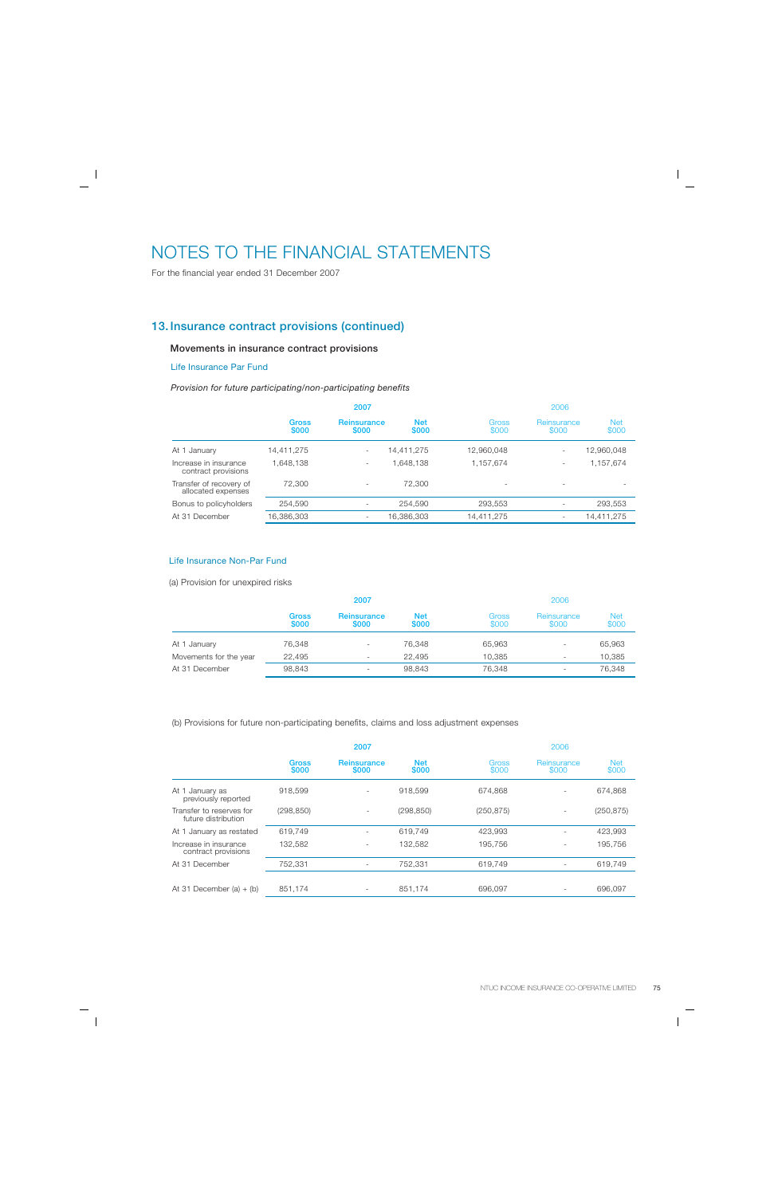# NOTES TO THE FINANCIAL STATEMENTS

For the financial year ended 31 December 2007

## 13. Insurance contract provisions (continued)

### Movements in insurance contract provisions

#### Life Insurance Par Fund

*Provision for future participating/non-participating benefits*

| | 2007 | | | 2006 | | |
|---|---|---|---|---|---|---|
| | Gross $000 | Reinsurance $000 | Net $000 | Gross $000 | Reinsurance $000 | Net $000 |
| At 1 January | 14,411,275 | - | 14,411,275 | 12,960,048 | - | 12,960,048 |
| Increase in insurance contract provisions | 1,648,138 | - | 1,648,138 | 1,157,674 | - | 1,157,674 |
| Transfer of recovery of allocated expenses | 72,300 | - | 72,300 | - | - | - |
| Bonus to policyholders | 254,590 | - | 254,590 | 293,553 | - | 293,553 |
| At 31 December | 16,386,303 | - | 16,386,303 | 14,411,275 | - | 14,411,275 |

#### Life Insurance Non-Par Fund

(a) Provision for unexpired risks

| | 2007 | | | 2006 | | |
|---|---|---|---|---|---|---|
| | Gross $000 | Reinsurance $000 | Net $000 | Gross $000 | Reinsurance $000 | Net $000 |
| At 1 January | 76,348 | - | 76,348 | 65,963 | - | 65,963 |
| Movements for the year | 22,495 | - | 22,495 | 10,385 | - | 10,385 |
| At 31 December | 98,843 | - | 98,843 | 76,348 | - | 76,348 |

(b) Provisions for future non-participating benefits, claims and loss adjustment expenses

| | 2007 | | | 2006 | | |
|---|---|---|---|---|---|---|
| | Gross $000 | Reinsurance $000 | Net $000 | Gross $000 | Reinsurance $000 | Net $000 |
| At 1 January as previously reported | 918,599 | - | 918,599 | 674,868 | - | 674,868 |
| Transfer to reserves for future distribution | (298,850) | - | (298,850) | (250,875) | - | (250,875) |
| At 1 January as restated | 619,749 | - | 619,749 | 423,993 | - | 423,993 |
| Increase in insurance contract provisions | 132,582 | - | 132,582 | 195,756 | - | 195,756 |
| At 31 December | 752,331 | - | 752,331 | 619,749 | - | 619,749 |
| At 31 December (a) + (b) | 851,174 | - | 851,174 | 696,097 | - | 696,097 |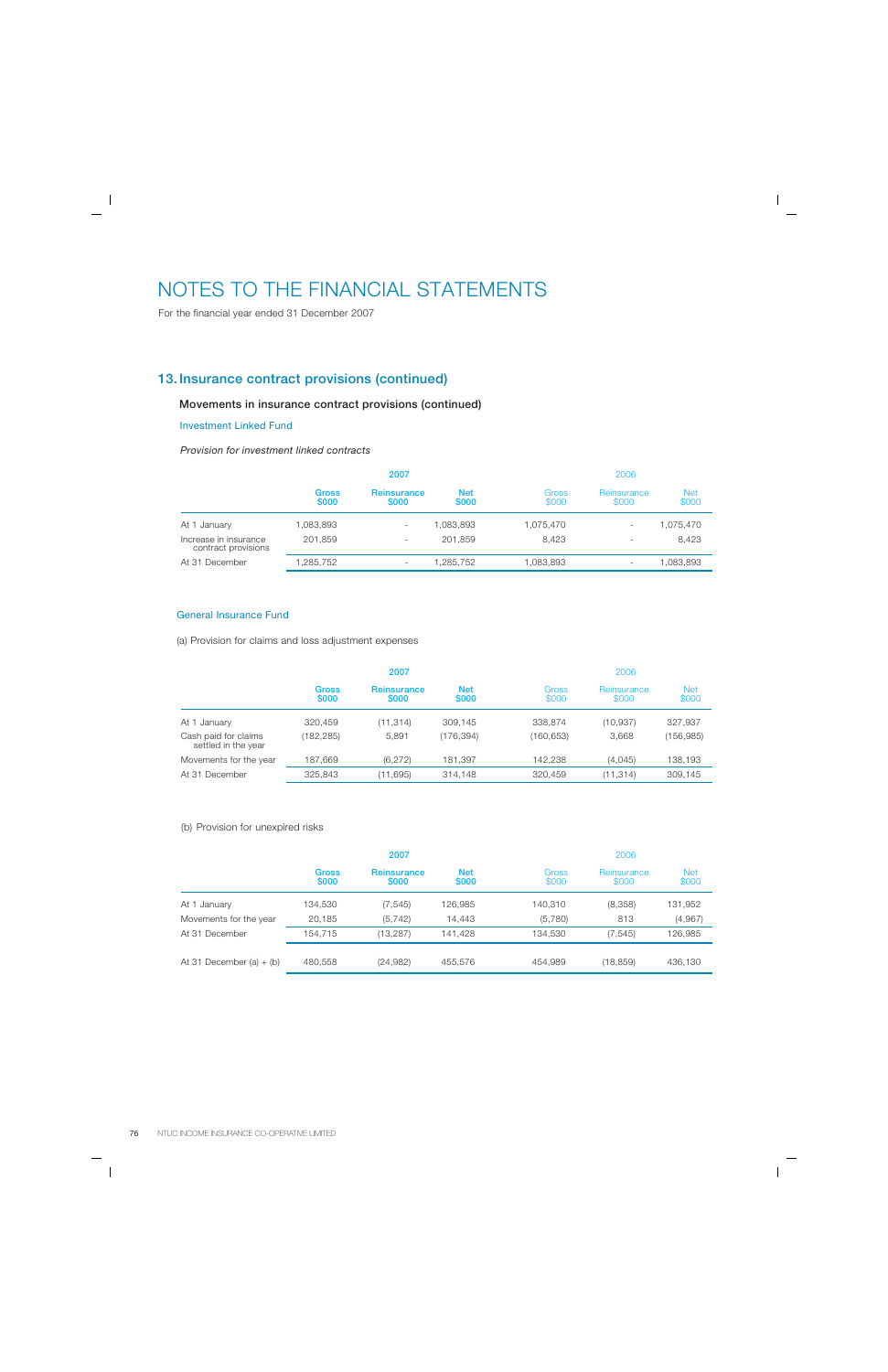# NOTES TO THE FINANCIAL STATEMENTS

For the financial year ended 31 December 2007

## 13. Insurance contract provisions (continued)

### Movements in insurance contract provisions (continued)

#### Investment Linked Fund

*Provision for investment linked contracts*

| | 2007 | | | 2006 | | |
|---|---|---|---|---|---|---|
| | Gross $000 | Reinsurance $000 | Net $000 | Gross $000 | Reinsurance $000 | Net $000 |
| At 1 January | 1,083,893 | - | 1,083,893 | 1,075,470 | - | 1,075,470 |
| Increase in insurance contract provisions | 201,859 | - | 201,859 | 8,423 | - | 8,423 |
| At 31 December | 1,285,752 | - | 1,285,752 | 1,083,893 | - | 1,083,893 |

#### General Insurance Fund

(a) Provision for claims and loss adjustment expenses

| | 2007 | | | 2006 | | |
|---|---|---|---|---|---|---|
| | Gross $000 | Reinsurance $000 | Net $000 | Gross $000 | Reinsurance $000 | Net $000 |
| At 1 January | 320,459 | (11,314) | 309,145 | 338,874 | (10,937) | 327,937 |
| Cash paid for claims settled in the year | (182,285) | 5,891 | (176,394) | (160,653) | 3,668 | (156,985) |
| Movements for the year | 187,669 | (6,272) | 181,397 | 142,238 | (4,045) | 138,193 |
| At 31 December | 325,843 | (11,695) | 314,148 | 320,459 | (11,314) | 309,145 |

(b) Provision for unexpired risks

| | 2007 | | | 2006 | | |
|---|---|---|---|---|---|---|
| | Gross $000 | Reinsurance $000 | Net $000 | Gross $000 | Reinsurance $000 | Net $000 |
| At 1 January | 134,530 | (7,545) | 126,985 | 140,310 | (8,358) | 131,952 |
| Movements for the year | 20,185 | (5,742) | 14,443 | (5,780) | 813 | (4,967) |
| At 31 December | 154,715 | (13,287) | 141,428 | 134,530 | (7,545) | 126,985 |
| | | | | | | |
| At 31 December (a) + (b) | 480,558 | (24,982) | 455,576 | 454,989 | (18,859) | 436,130 |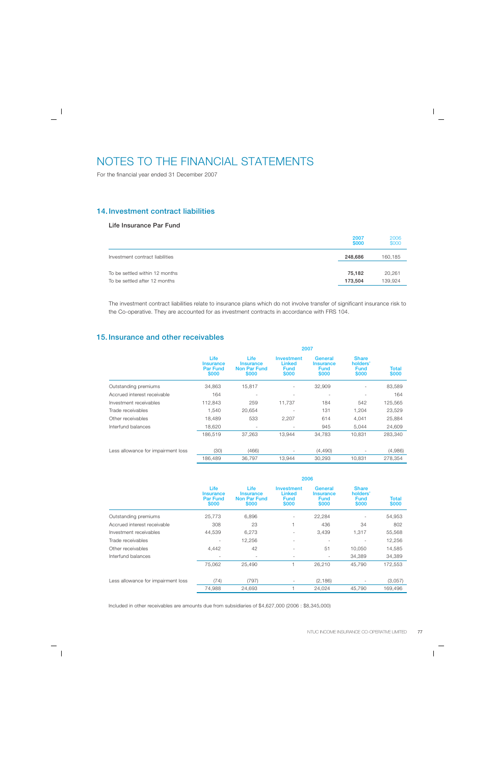# NOTES TO THE FINANCIAL STATEMENTS

For the financial year ended 31 December 2007

## 14. Investment contract liabilities

### Life Insurance Par Fund

| | 2007 $000 | 2006 $000 |
|---|---|---|
| Investment contract liabilities | **248,686** | 160,185 |
| To be settled within 12 months | **75,182** | 20,261 |
| To be settled after 12 months | **173,504** | 139,924 |

The investment contract liabilities relate to insurance plans which do not involve transfer of significant insurance risk to the Co-operative. They are accounted for as investment contracts in accordance with FRS 104.

## 15. Insurance and other receivables

| | 2007 | | | | | |
|---|---|---|---|---|---|---|
| | Life Insurance Par Fund $000 | Life Insurance Non Par Fund $000 | Investment Linked Fund $000 | General Insurance Fund $000 | Share holders' Fund $000 | Total $000 |
| Outstanding premiums | 34,863 | 15,817 | - | 32,909 | - | 83,589 |
| Accrued interest receivable | 164 | - | - | - | - | 164 |
| Investment receivables | 112,843 | 259 | 11,737 | 184 | 542 | 125,565 |
| Trade receivables | 1,540 | 20,654 | - | 131 | 1,204 | 23,529 |
| Other receivables | 18,489 | 533 | 2,207 | 614 | 4,041 | 25,884 |
| Interfund balances | 18,620 | - | - | 945 | 5,044 | 24,609 |
| | 186,519 | 37,263 | 13,944 | 34,783 | 10,831 | 283,340 |
| Less allowance for impairment loss | (30) | (466) | - | (4,490) | - | (4,986) |
| | 186,489 | 36,797 | 13,944 | 30,293 | 10,831 | 278,354 |

| | 2006 | | | | | |
|---|---|---|---|---|---|---|
| | Life Insurance Par Fund $000 | Life Insurance Non Par Fund $000 | Investment Linked Fund $000 | General Insurance Fund $000 | Share holders' Fund $000 | Total $000 |
| Outstanding premiums | 25,773 | 6,896 | - | 22,284 | - | 54,953 |
| Accrued interest receivable | 308 | 23 | 1 | 436 | 34 | 802 |
| Investment receivables | 44,539 | 6,273 | - | 3,439 | 1,317 | 55,568 |
| Trade receivables | - | 12,256 | - | - | - | 12,256 |
| Other receivables | 4,442 | 42 | - | 51 | 10,050 | 14,585 |
| Interfund balances | - | - | - | - | 34,389 | 34,389 |
| | 75,062 | 25,490 | 1 | 26,210 | 45,790 | 172,553 |
| Less allowance for impairment loss | (74) | (797) | - | (2,186) | - | (3,057) |
| | 74,988 | 24,693 | 1 | 24,024 | 45,790 | 169,496 |

Included in other receivables are amounts due from subsidiaries of $4,627,000 (2006 : $8,345,000)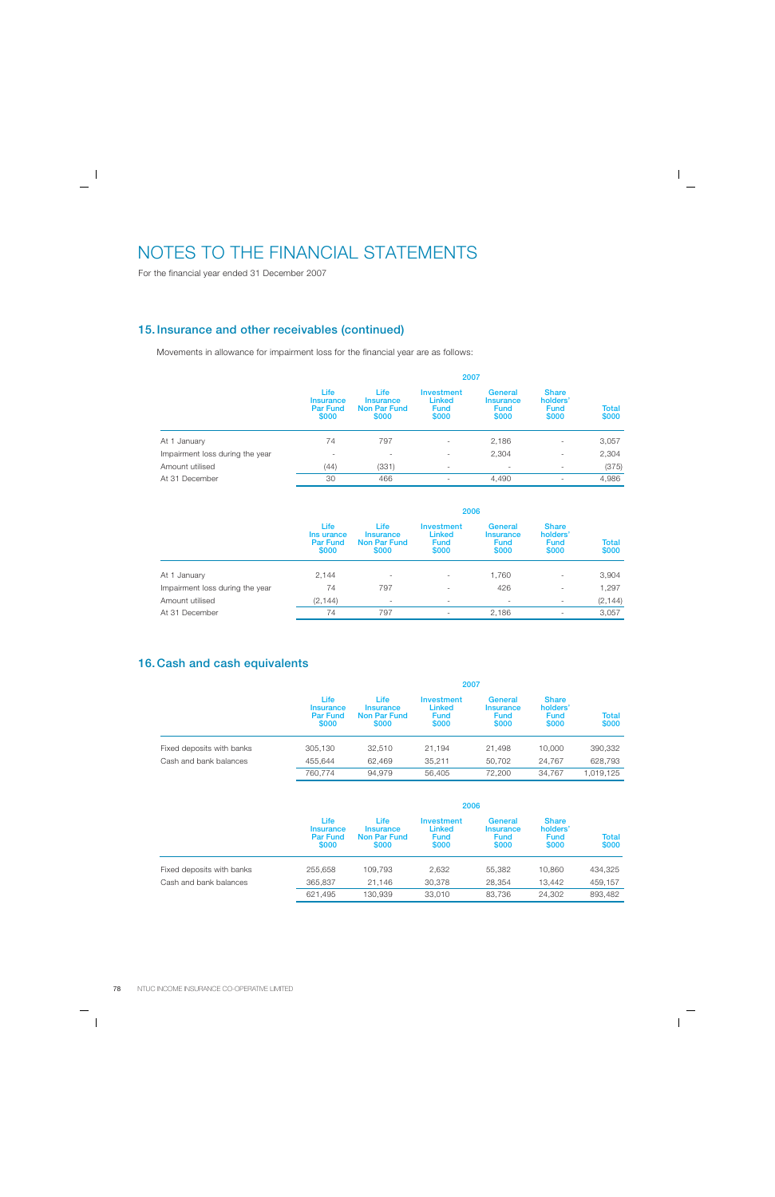# NOTES TO THE FINANCIAL STATEMENTS

For the financial year ended 31 December 2007

## 15. Insurance and other receivables (continued)

Movements in allowance for impairment loss for the financial year are as follows:

| | 2007 | | | | | |
|---|---|---|---|---|---|---|
| | Life Insurance Par Fund $000 | Life Insurance Non Par Fund $000 | Investment Linked Fund $000 | General Insurance Fund $000 | Share holders' Fund $000 | Total $000 |
| At 1 January | 74 | 797 | - | 2,186 | - | 3,057 |
| Impairment loss during the year | - | - | - | 2,304 | - | 2,304 |
| Amount utilised | (44) | (331) | - | - | - | (375) |
| At 31 December | 30 | 466 | - | 4,490 | - | 4,986 |

| | 2006 | | | | | |
|---|---|---|---|---|---|---|
| | Life Ins urance Par Fund $000 | Life Insurance Non Par Fund $000 | Investment Linked Fund $000 | General Insurance Fund $000 | Share holders' Fund $000 | Total $000 |
| At 1 January | 2,144 | - | - | 1,760 | - | 3,904 |
| Impairment loss during the year | 74 | 797 | - | 426 | - | 1,297 |
| Amount utilised | (2,144) | - | - | - | - | (2,144) |
| At 31 December | 74 | 797 | - | 2,186 | - | 3,057 |

## 16. Cash and cash equivalents

| | 2007 | | | | | |
|---|---|---|---|---|---|---|
| | Life Insurance Par Fund $000 | Life Insurance Non Par Fund $000 | Investment Linked Fund $000 | General Insurance Fund $000 | Share holders' Fund $000 | Total $000 |
| Fixed deposits with banks | 305,130 | 32,510 | 21,194 | 21,498 | 10,000 | 390,332 |
| Cash and bank balances | 455,644 | 62,469 | 35,211 | 50,702 | 24,767 | 628,793 |
| | 760,774 | 94,979 | 56,405 | 72,200 | 34,767 | 1,019,125 |

| | 2006 | | | | | |
|---|---|---|---|---|---|---|
| | Life Insurance Par Fund $000 | Life Insurance Non Par Fund $000 | Investment Linked Fund $000 | General Insurance Fund $000 | Share holders' Fund $000 | Total $000 |
| Fixed deposits with banks | 255,658 | 109,793 | 2,632 | 55,382 | 10,860 | 434,325 |
| Cash and bank balances | 365,837 | 21,146 | 30,378 | 28,354 | 13,442 | 459,157 |
| | 621,495 | 130,939 | 33,010 | 83,736 | 24,302 | 893,482 |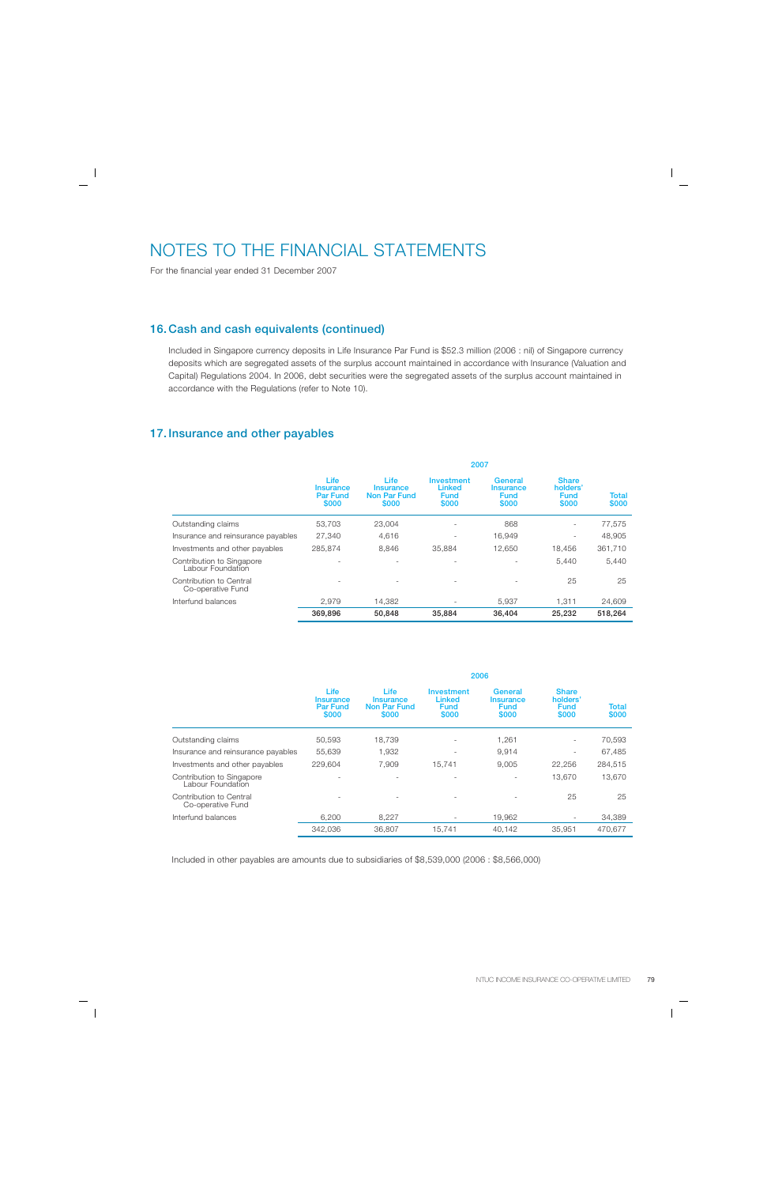# NOTES TO THE FINANCIAL STATEMENTS

For the financial year ended 31 December 2007

## 16. Cash and cash equivalents (continued)

Included in Singapore currency deposits in Life Insurance Par Fund is $52.3 million (2006 : nil) of Singapore currency deposits which are segregated assets of the surplus account maintained in accordance with Insurance (Valuation and Capital) Regulations 2004. In 2006, debt securities were the segregated assets of the surplus account maintained in accordance with the Regulations (refer to Note 10).

## 17. Insurance and other payables

| | 2007 | | | | | |
|---|---|---|---|---|---|---|
| | Life Insurance Par Fund $000 | Life Insurance Non Par Fund $000 | Investment Linked Fund $000 | General Insurance Fund $000 | Share holders' Fund $000 | Total $000 |
| Outstanding claims | 53,703 | 23,004 | - | 868 | - | 77,575 |
| Insurance and reinsurance payables | 27,340 | 4,616 | - | 16,949 | - | 48,905 |
| Investments and other payables | 285,874 | 8,846 | 35,884 | 12,650 | 18,456 | 361,710 |
| Contribution to Singapore Labour Foundation | - | - | - | - | 5,440 | 5,440 |
| Contribution to Central Co-operative Fund | - | - | - | - | 25 | 25 |
| Interfund balances | 2,979 | 14,382 | - | 5,937 | 1,311 | 24,609 |
| | **369,896** | **50,848** | **35,884** | **36,404** | **25,232** | **518,264** |

| | 2006 | | | | | |
|---|---|---|---|---|---|---|
| | Life Insurance Par Fund $000 | Life Insurance Non Par Fund $000 | Investment Linked Fund $000 | General Insurance Fund $000 | Share holders' Fund $000 | Total $000 |
| Outstanding claims | 50,593 | 18,739 | - | 1,261 | - | 70,593 |
| Insurance and reinsurance payables | 55,639 | 1,932 | - | 9,914 | - | 67,485 |
| Investments and other payables | 229,604 | 7,909 | 15,741 | 9,005 | 22,256 | 284,515 |
| Contribution to Singapore Labour Foundation | - | - | - | - | 13,670 | 13,670 |
| Contribution to Central Co-operative Fund | - | - | - | - | 25 | 25 |
| Interfund balances | 6,200 | 8,227 | - | 19,962 | - | 34,389 |
| | 342,036 | 36,807 | 15,741 | 40,142 | 35,951 | 470,677 |

Included in other payables are amounts due to subsidiaries of $8,539,000 (2006 : $8,566,000)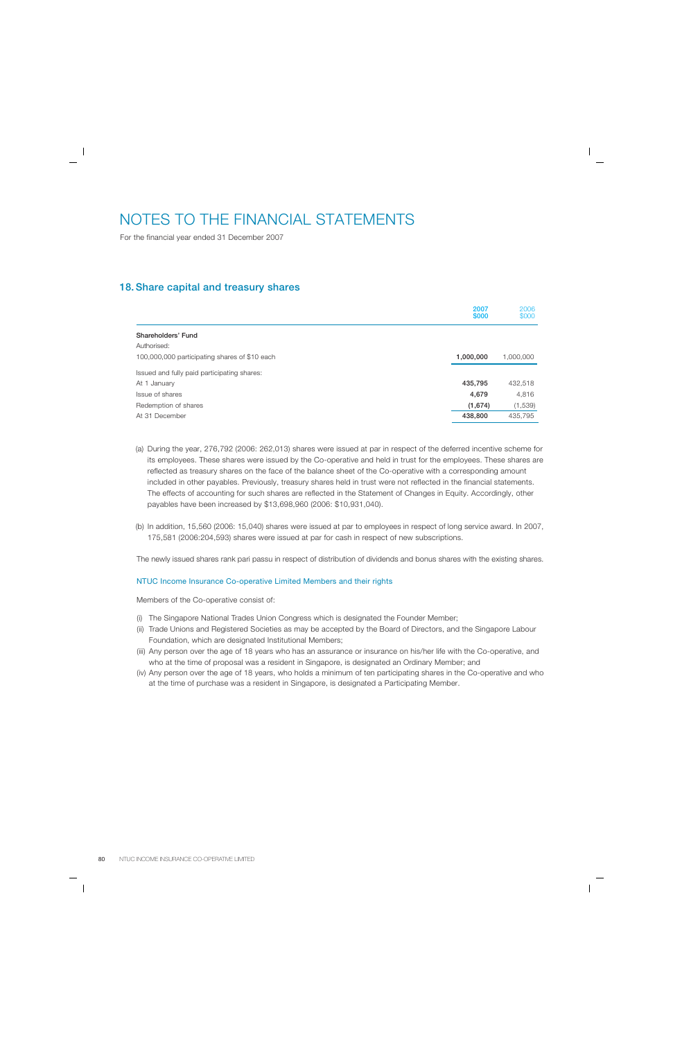# NOTES TO THE FINANCIAL STATEMENTS

For the financial year ended 31 December 2007

## 18. Share capital and treasury shares

| | 2007 $000 | 2006 $000 |
|---|---|---|
| **Shareholders' Fund** | | |
| Authorised: | | |
| 100,000,000 participating shares of $10 each | **1,000,000** | 1,000,000 |
| Issued and fully paid participating shares: | | |
| At 1 January | **435,795** | 432,518 |
| Issue of shares | **4,679** | 4,816 |
| Redemption of shares | **(1,674)** | (1,539) |
| At 31 December | **438,800** | 435,795 |

(a) During the year, 276,792 (2006: 262,013) shares were issued at par in respect of the deferred incentive scheme for its employees. These shares were issued by the Co-operative and held in trust for the employees. These shares are reflected as treasury shares on the face of the balance sheet of the Co-operative with a corresponding amount included in other payables. Previously, treasury shares held in trust were not reflected in the financial statements. The effects of accounting for such shares are reflected in the Statement of Changes in Equity. Accordingly, other payables have been increased by $13,698,960 (2006: $10,931,040).

(b) In addition, 15,560 (2006: 15,040) shares were issued at par to employees in respect of long service award. In 2007, 175,581 (2006:204,593) shares were issued at par for cash in respect of new subscriptions.

The newly issued shares rank pari passu in respect of distribution of dividends and bonus shares with the existing shares.

### NTUC Income Insurance Co-operative Limited Members and their rights

Members of the Co-operative consist of:

(i) The Singapore National Trades Union Congress which is designated the Founder Member;
(ii) Trade Unions and Registered Societies as may be accepted by the Board of Directors, and the Singapore Labour Foundation, which are designated Institutional Members;
(iii) Any person over the age of 18 years who has an assurance or insurance on his/her life with the Co-operative, and who at the time of proposal was a resident in Singapore, is designated an Ordinary Member; and
(iv) Any person over the age of 18 years, who holds a minimum of ten participating shares in the Co-operative and who at the time of purchase was a resident in Singapore, is designated a Participating Member.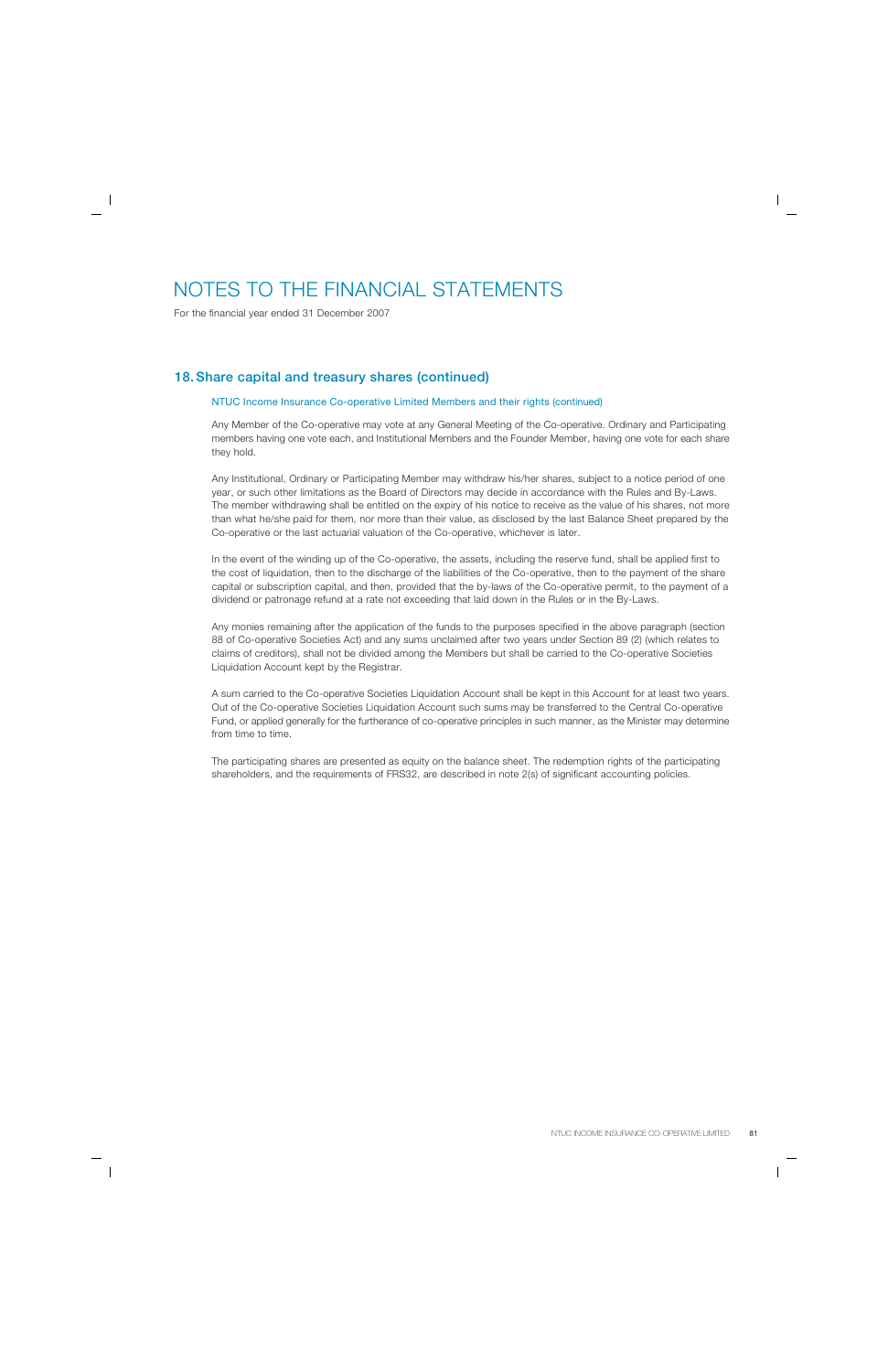# NOTES TO THE FINANCIAL STATEMENTS

For the financial year ended 31 December 2007

## 18. Share capital and treasury shares (continued)

### NTUC Income Insurance Co-operative Limited Members and their rights (continued)

Any Member of the Co-operative may vote at any General Meeting of the Co-operative. Ordinary and Participating members having one vote each, and Institutional Members and the Founder Member, having one vote for each share they hold.

Any Institutional, Ordinary or Participating Member may withdraw his/her shares, subject to a notice period of one year, or such other limitations as the Board of Directors may decide in accordance with the Rules and By-Laws. The member withdrawing shall be entitled on the expiry of his notice to receive as the value of his shares, not more than what he/she paid for them, nor more than their value, as disclosed by the last Balance Sheet prepared by the Co-operative or the last actuarial valuation of the Co-operative, whichever is later.

In the event of the winding up of the Co-operative, the assets, including the reserve fund, shall be applied first to the cost of liquidation, then to the discharge of the liabilities of the Co-operative, then to the payment of the share capital or subscription capital, and then, provided that the by-laws of the Co-operative permit, to the payment of a dividend or patronage refund at a rate not exceeding that laid down in the Rules or in the By-Laws.

Any monies remaining after the application of the funds to the purposes specified in the above paragraph (section 88 of Co-operative Societies Act) and any sums unclaimed after two years under Section 89 (2) (which relates to claims of creditors), shall not be divided among the Members but shall be carried to the Co-operative Societies Liquidation Account kept by the Registrar.

A sum carried to the Co-operative Societies Liquidation Account shall be kept in this Account for at least two years. Out of the Co-operative Societies Liquidation Account such sums may be transferred to the Central Co-operative Fund, or applied generally for the furtherance of co-operative principles in such manner, as the Minister may determine from time to time.

The participating shares are presented as equity on the balance sheet. The redemption rights of the participating shareholders, and the requirements of FRS32, are described in note 2(s) of significant accounting policies.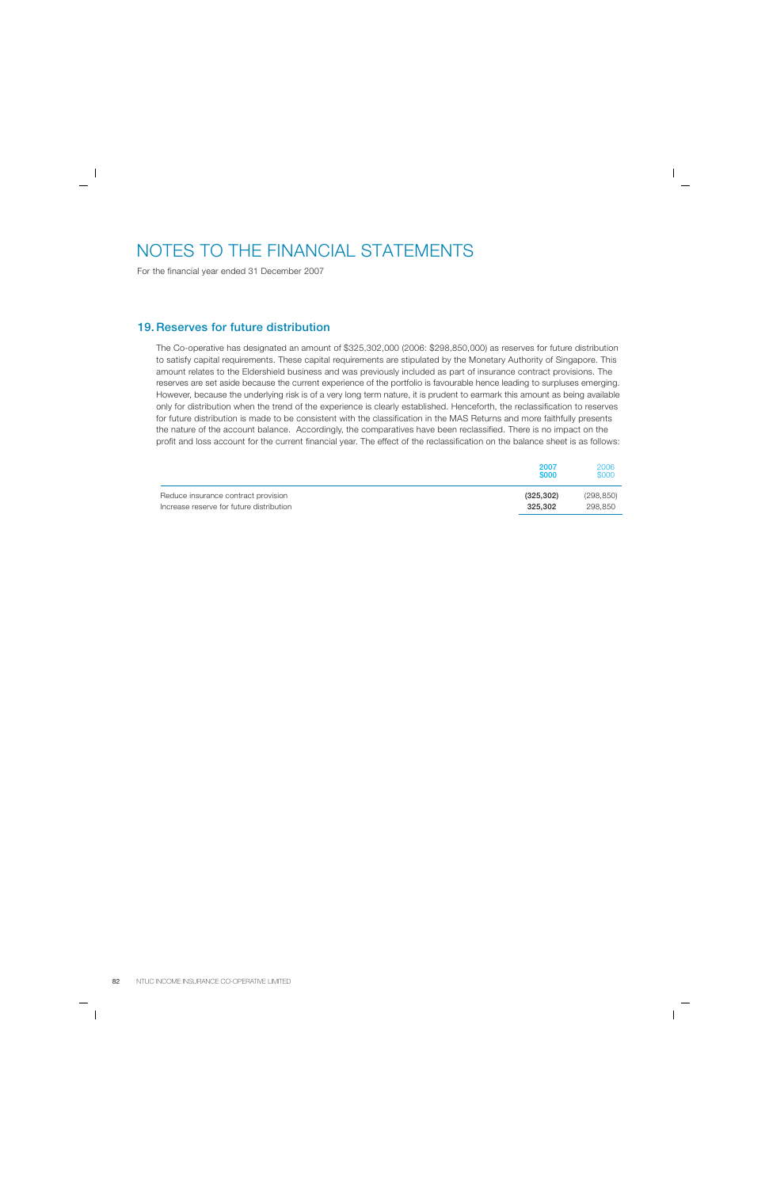# NOTES TO THE FINANCIAL STATEMENTS

For the financial year ended 31 December 2007

## 19. Reserves for future distribution

The Co-operative has designated an amount of $325,302,000 (2006: $298,850,000) as reserves for future distribution to satisfy capital requirements. These capital requirements are stipulated by the Monetary Authority of Singapore. This amount relates to the Eldershield business and was previously included as part of insurance contract provisions. The reserves are set aside because the current experience of the portfolio is favourable hence leading to surpluses emerging. However, because the underlying risk is of a very long term nature, it is prudent to earmark this amount as being available only for distribution when the trend of the experience is clearly established. Henceforth, the reclassification to reserves for future distribution is made to be consistent with the classification in the MAS Returns and more faithfully presents the nature of the account balance. Accordingly, the comparatives have been reclassified. There is no impact on the profit and loss account for the current financial year. The effect of the reclassification on the balance sheet is as follows:

| | **2007 $000** | 2006 $000 |
|---|---|---|
| Reduce insurance contract provision | **(325,302)** | (298,850) |
| Increase reserve for future distribution | **325,302** | 298,850 |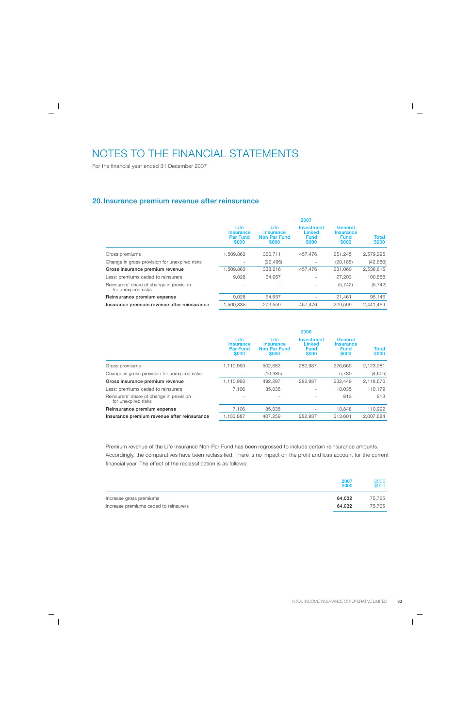# NOTES TO THE FINANCIAL STATEMENTS

For the financial year ended 31 December 2007

## 20. Insurance premium revenue after reinsurance

| | 2007 | | | | |
|---|---|---|---|---|---|
| | Life Insurance Par Fund $000 | Life Insurance Non Par Fund $000 | Investment Linked Fund $000 | General Insurance Fund $000 | Total $000 |
| Gross premiums | 1,509,863 | 360,711 | 457,476 | 251,245 | 2,579,295 |
| Change in gross provision for unexpired risks | - | (22,495) | - | (20,185) | (42,680) |
| **Gross insurance premium revenue** | 1,509,863 | 338,216 | 457,476 | 231,060 | 2,536,615 |
| Less: premiums ceded to reinsurers | 9,028 | 64,657 | - | 27,203 | 100,888 |
| Reinsurers' share of change in provision for unexpired risks | - | - | - | (5,742) | (5,742) |
| **Reinsurance premium expense** | 9,028 | 64,657 | - | 21,461 | 95,146 |
| **Insurance premium revenue after reinsurance** | 1,500,835 | 273,559 | 457,476 | 209,599 | 2,441,469 |

| | 2006 | | | | |
|---|---|---|---|---|---|
| | Life Insurance Par Fund $000 | Life Insurance Non Par Fund $000 | Investment Linked Fund $000 | General Insurance Fund $000 | Total $000 |
| Gross premiums | 1,110,993 | 502,682 | 282,937 | 226,669 | 2,123,281 |
| Change in gross provision for unexpired risks | - | (10,385) | - | 5,780 | (4,605) |
| **Gross insurance premium revenue** | 1,110,993 | 492,297 | 282,937 | 232,449 | 2,118,676 |
| Less: premiums ceded to reinsurers | 7,106 | 85,038 | - | 18,035 | 110,179 |
| Reinsurers' share of change in provision for unexpired risks | - | - | - | 813 | 813 |
| **Reinsurance premium expense** | 7,106 | 85,038 | - | 18,848 | 110,992 |
| **Insurance premium revenue after reinsurance** | 1,103,887 | 407,259 | 282,937 | 213,601 | 2,007,684 |

Premium revenue of the Life Insurance Non-Par Fund has been regrossed to include certain reinsurance amounts. Accordingly, the comparatives have been reclassified. There is no impact on the profit and loss account for the current financial year. The effect of the reclassification is as follows:

| | 2007 $000 | 2006 $000 |
|---|---|---|
| Increase gross premiums | **64,032** | 75,765 |
| Increase premiums ceded to reinsurers | **64,032** | 75,765 |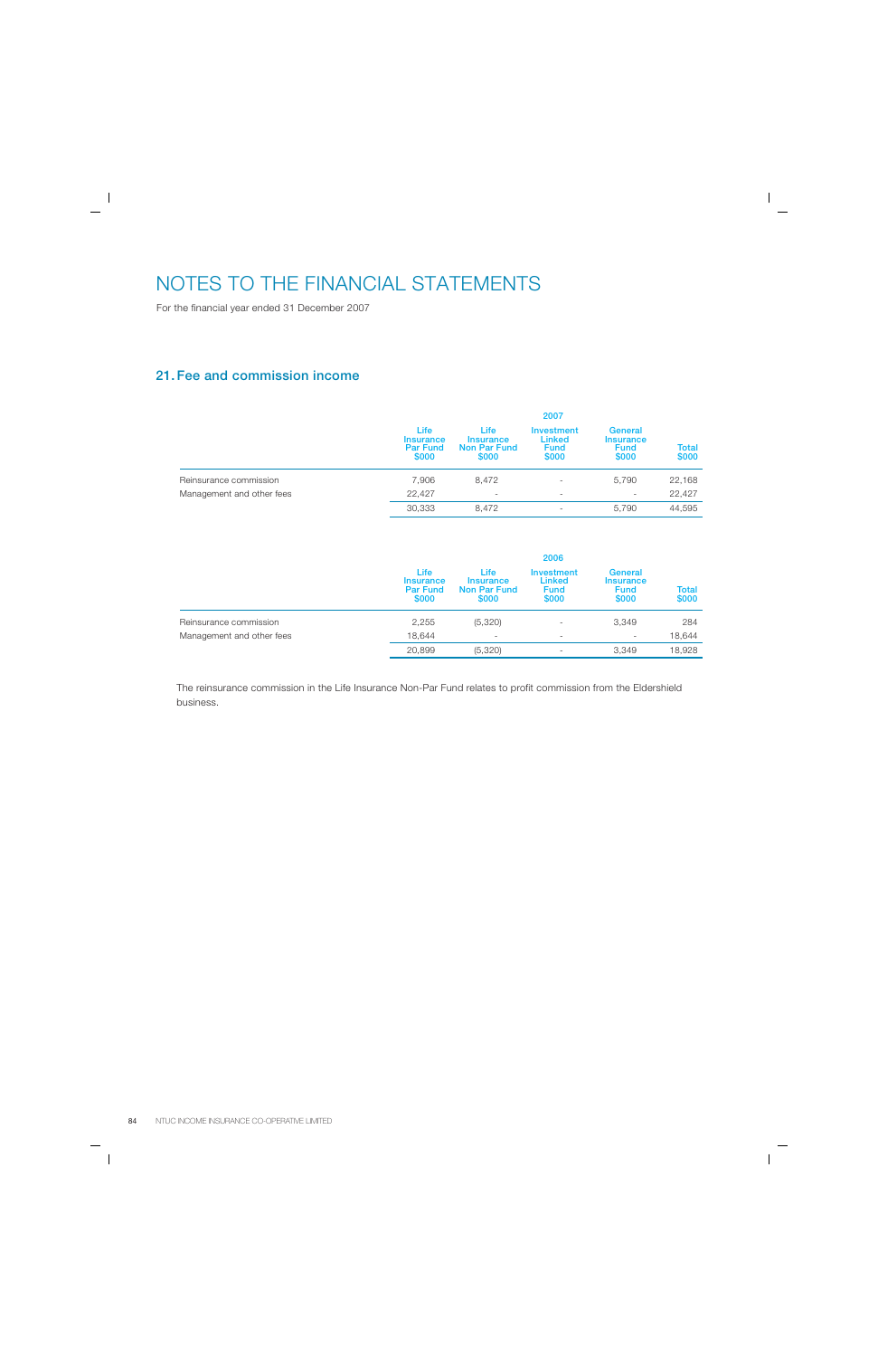# NOTES TO THE FINANCIAL STATEMENTS

For the financial year ended 31 December 2007

## 21. Fee and commission income

| | 2007 | | | | |
|---|---|---|---|---|---|
| | Life Insurance Par Fund $000 | Life Insurance Non Par Fund $000 | Investment Linked Fund $000 | General Insurance Fund $000 | Total $000 |
| Reinsurance commission | 7,906 | 8,472 | - | 5,790 | 22,168 |
| Management and other fees | 22,427 | - | - | - | 22,427 |
| | 30,333 | 8,472 | - | 5,790 | 44,595 |

| | 2006 | | | | |
|---|---|---|---|---|---|
| | Life Insurance Par Fund $000 | Life Insurance Non Par Fund $000 | Investment Linked Fund $000 | General Insurance Fund $000 | Total $000 |
| Reinsurance commission | 2,255 | (5,320) | - | 3,349 | 284 |
| Management and other fees | 18,644 | - | - | - | 18,644 |
| | 20,899 | (5,320) | - | 3,349 | 18,928 |

The reinsurance commission in the Life Insurance Non-Par Fund relates to profit commission from the Eldershield business.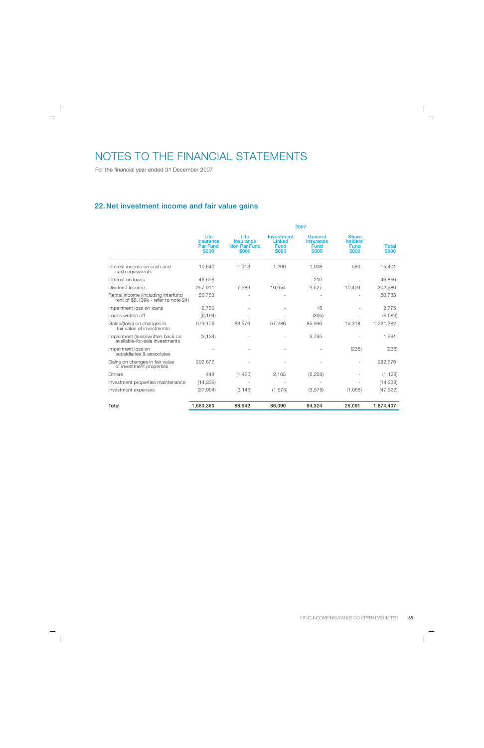# NOTES TO THE FINANCIAL STATEMENTS

For the financial year ended 31 December 2007

## 22. Net investment income and fair value gains

| | 2007 | | | | | |
|---|---|---|---|---|---|---|
| | Life Insurance Par Fund $000 | Life Insurance Non Par Fund $000 | Investment Linked Fund $000 | General Insurance Fund $000 | Share holders' Fund $000 | Total $000 |
| Interest income on cash and cash equivalents | 10,640 | 1,913 | 1,260 | 1,008 | 580 | 15,401 |
| Interest on loans | 46,656 | - | - | 210 | - | 46,866 |
| Dividend income | 257,911 | 7,689 | 16,954 | 9,527 | 10,499 | 302,580 |
| Rental income (including interfund rent of $5,139k - refer to note 24) | 50,783 | - | - | - | - | 50,783 |
| Impairment loss on loans | 2,760 | - | - | 15 | - | 2,775 |
| Loans written off | (6,194) | - | - | (395) | - | (6,589) |
| Gains/(loss) on changes in fair value of investments | 979,106 | 83,576 | 67,286 | 85,996 | 15,318 | 1,231,282 |
| Impairment (loss)/written back on available-for-sale investments | (2,134) | - | - | 3,795 | - | 1,661 |
| Impairment loss on subsidiaries & associates | - | - | - | - | (238) | (238) |
| Gains on changes in fair value of investment properties | 292,676 | - | - | - | - | 292,676 |
| Others | 449 | (1,490) | 2,165 | (2,253) | - | (1,129) |
| Investment properties maintenance | (14,339) | - | - | - | - | (14,339) |
| Investment expenses | (37,954) | (3,146) | (1,575) | (3,579) | (1,068) | (47,322) |
| **Total** | **1,580,360** | **88,542** | **86,090** | **94,324** | **25,091** | **1,874,407** |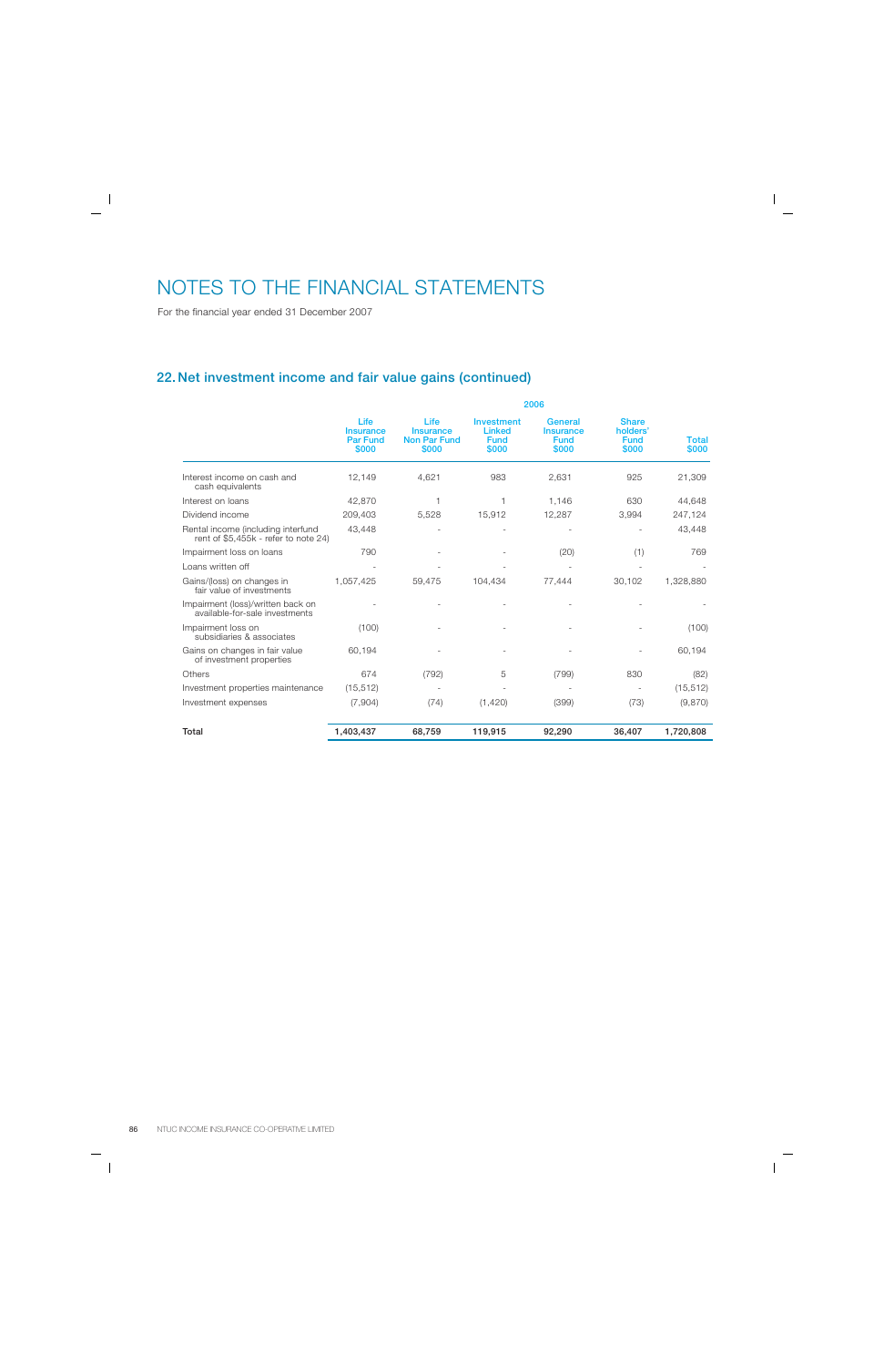# NOTES TO THE FINANCIAL STATEMENTS

For the financial year ended 31 December 2007

## 22. Net investment income and fair value gains (continued)

| | 2006 | | | | | |
|---|---|---|---|---|---|---|
| | Life Insurance Par Fund $000 | Life Insurance Non Par Fund $000 | Investment Linked Fund $000 | General Insurance Fund $000 | Share holders' Fund $000 | Total $000 |
| Interest income on cash and cash equivalents | 12,149 | 4,621 | 983 | 2,631 | 925 | 21,309 |
| Interest on loans | 42,870 | 1 | 1 | 1,146 | 630 | 44,648 |
| Dividend income | 209,403 | 5,528 | 15,912 | 12,287 | 3,994 | 247,124 |
| Rental income (including interfund rent of $5,455k - refer to note 24) | 43,448 | - | - | - | - | 43,448 |
| Impairment loss on loans | 790 | - | - | (20) | (1) | 769 |
| Loans written off | - | - | - | - | - | - |
| Gains/(loss) on changes in fair value of investments | 1,057,425 | 59,475 | 104,434 | 77,444 | 30,102 | 1,328,880 |
| Impairment (loss)/written back on available-for-sale investments | - | - | - | - | - | - |
| Impairment loss on subsidiaries & associates | (100) | - | - | - | - | (100) |
| Gains on changes in fair value of investment properties | 60,194 | - | - | - | - | 60,194 |
| Others | 674 | (792) | 5 | (799) | 830 | (82) |
| Investment properties maintenance | (15,512) | - | - | - | - | (15,512) |
| Investment expenses | (7,904) | (74) | (1,420) | (399) | (73) | (9,870) |
| **Total** | **1,403,437** | **68,759** | **119,915** | **92,290** | **36,407** | **1,720,808** |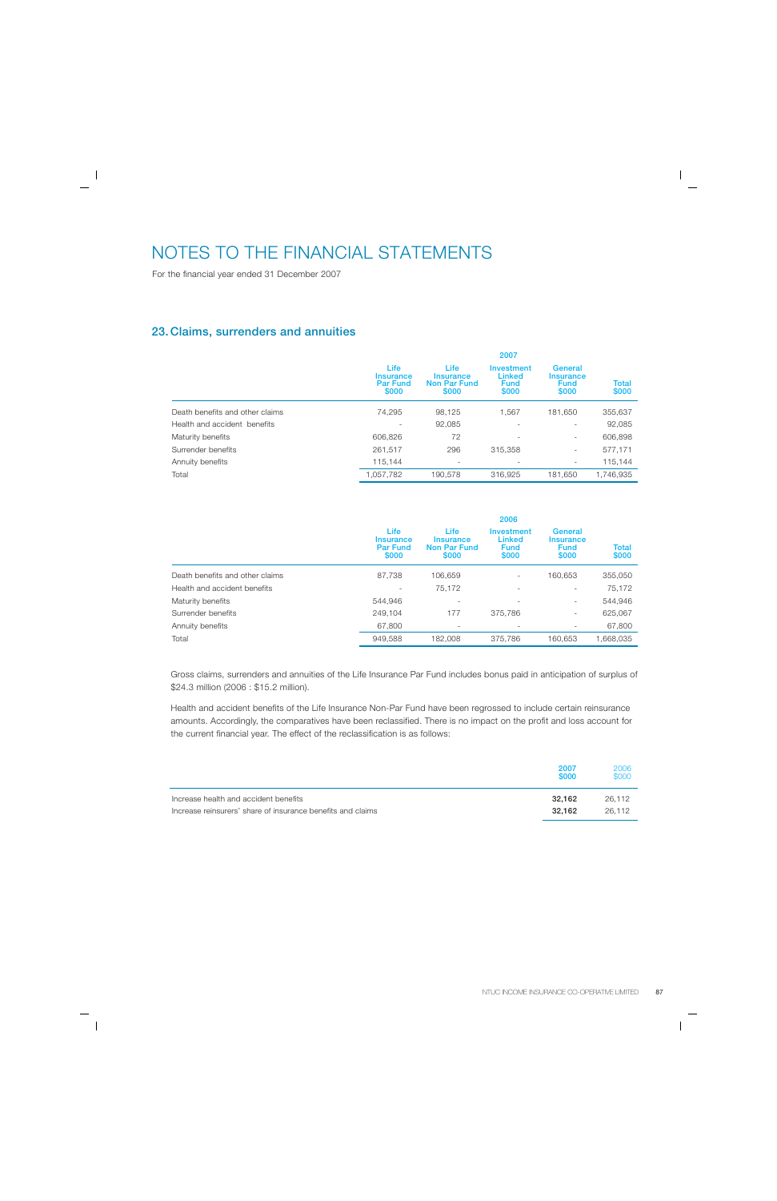# NOTES TO THE FINANCIAL STATEMENTS

For the financial year ended 31 December 2007

## 23. Claims, surrenders and annuities

| | 2007 | | | | |
|---|---|---|---|---|---|
| | Life Insurance Par Fund $000 | Life Insurance Non Par Fund $000 | Investment Linked Fund $000 | General Insurance Fund $000 | Total $000 |
| Death benefits and other claims | 74,295 | 98,125 | 1,567 | 181,650 | 355,637 |
| Health and accident benefits | - | 92,085 | - | - | 92,085 |
| Maturity benefits | 606,826 | 72 | - | - | 606,898 |
| Surrender benefits | 261,517 | 296 | 315,358 | - | 577,171 |
| Annuity benefits | 115,144 | - | - | - | 115,144 |
| Total | 1,057,782 | 190,578 | 316,925 | 181,650 | 1,746,935 |

| | 2006 | | | | |
|---|---|---|---|---|---|
| | Life Insurance Par Fund $000 | Life Insurance Non Par Fund $000 | Investment Linked Fund $000 | General Insurance Fund $000 | Total $000 |
| Death benefits and other claims | 87,738 | 106,659 | - | 160,653 | 355,050 |
| Health and accident benefits | - | 75,172 | - | - | 75,172 |
| Maturity benefits | 544,946 | - | - | - | 544,946 |
| Surrender benefits | 249,104 | 177 | 375,786 | - | 625,067 |
| Annuity benefits | 67,800 | - | - | - | 67,800 |
| Total | 949,588 | 182,008 | 375,786 | 160,653 | 1,668,035 |

Gross claims, surrenders and annuities of the Life Insurance Par Fund includes bonus paid in anticipation of surplus of $24.3 million (2006 : $15.2 million).

Health and accident benefits of the Life Insurance Non-Par Fund have been regrossed to include certain reinsurance amounts. Accordingly, the comparatives have been reclassified. There is no impact on the profit and loss account for the current financial year. The effect of the reclassification is as follows:

| | 2007 $000 | 2006 $000 |
|---|---|---|
| Increase health and accident benefits | **32,162** | 26,112 |
| Increase reinsurers' share of insurance benefits and claims | **32,162** | 26,112 |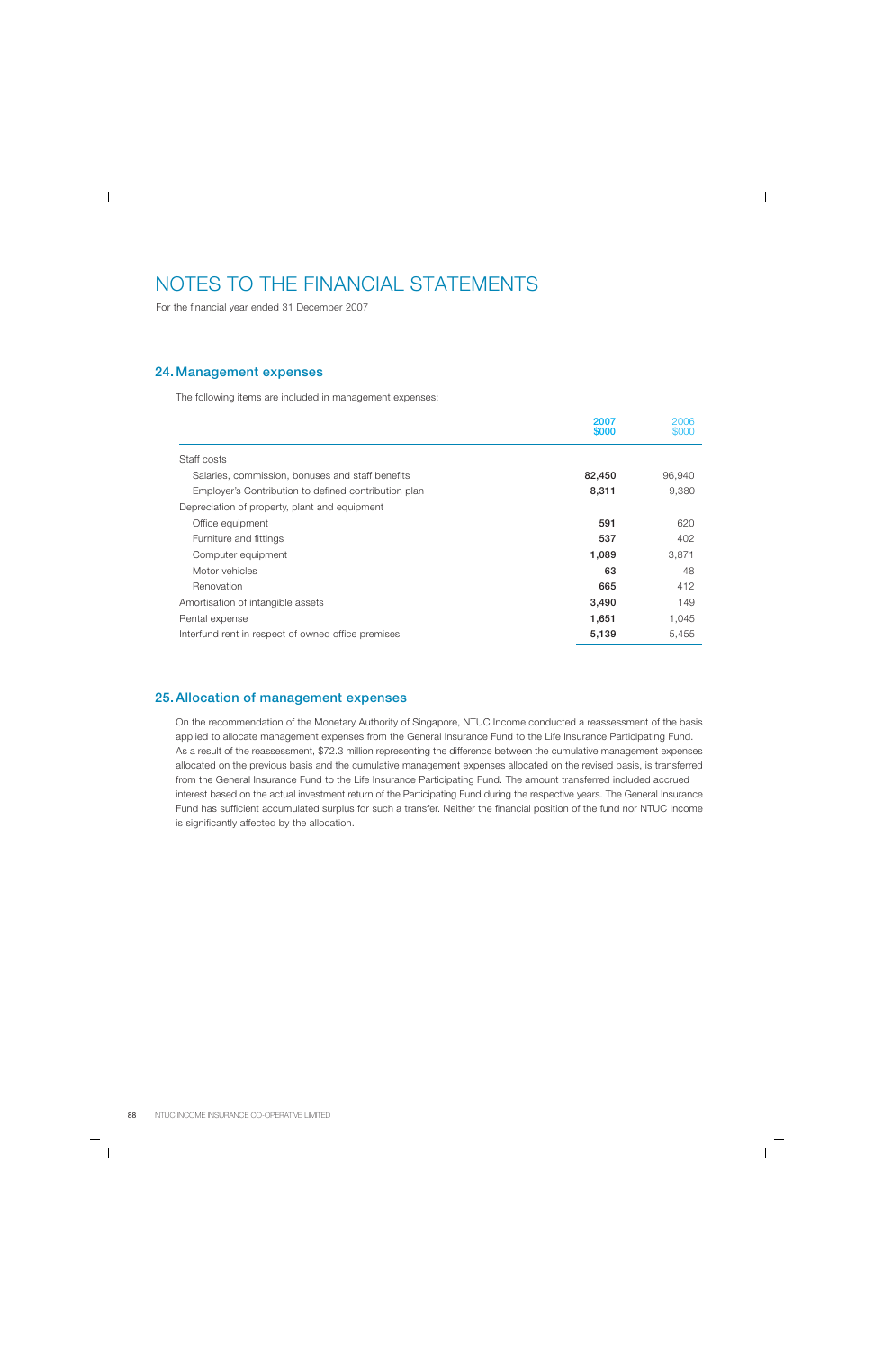# NOTES TO THE FINANCIAL STATEMENTS

For the financial year ended 31 December 2007

## 24. Management expenses

The following items are included in management expenses:

| | 2007 $000 | 2006 $000 |
|---|---|---|
| Staff costs | | |
| Salaries, commission, bonuses and staff benefits | **82,450** | 96,940 |
| Employer's Contribution to defined contribution plan | **8,311** | 9,380 |
| Depreciation of property, plant and equipment | | |
| Office equipment | **591** | 620 |
| Furniture and fittings | **537** | 402 |
| Computer equipment | **1,089** | 3,871 |
| Motor vehicles | **63** | 48 |
| Renovation | **665** | 412 |
| Amortisation of intangible assets | **3,490** | 149 |
| Rental expense | **1,651** | 1,045 |
| Interfund rent in respect of owned office premises | **5,139** | 5,455 |

## 25. Allocation of management expenses

On the recommendation of the Monetary Authority of Singapore, NTUC Income conducted a reassessment of the basis applied to allocate management expenses from the General Insurance Fund to the Life Insurance Participating Fund. As a result of the reassessment, $72.3 million representing the difference between the cumulative management expenses allocated on the previous basis and the cumulative management expenses allocated on the revised basis, is transferred from the General Insurance Fund to the Life Insurance Participating Fund. The amount transferred included accrued interest based on the actual investment return of the Participating Fund during the respective years. The General Insurance Fund has sufficient accumulated surplus for such a transfer. Neither the financial position of the fund nor NTUC Income is significantly affected by the allocation.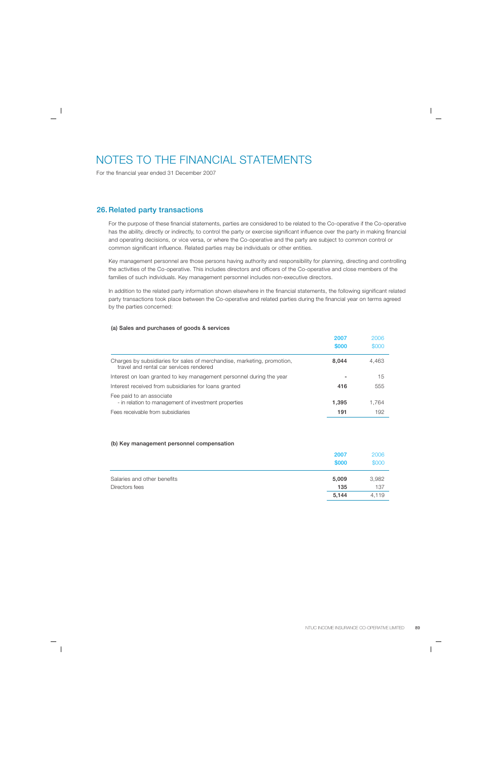# NOTES TO THE FINANCIAL STATEMENTS

For the financial year ended 31 December 2007

## 26. Related party transactions

For the purpose of these financial statements, parties are considered to be related to the Co-operative if the Co-operative has the ability, directly or indirectly, to control the party or exercise significant influence over the party in making financial and operating decisions, or vice versa, or where the Co-operative and the party are subject to common control or common significant influence. Related parties may be individuals or other entities.

Key management personnel are those persons having authority and responsibility for planning, directing and controlling the activities of the Co-operative. This includes directors and officers of the Co-operative and close members of the families of such individuals. Key management personnel includes non-executive directors.

In addition to the related party information shown elsewhere in the financial statements, the following significant related party transactions took place between the Co-operative and related parties during the financial year on terms agreed by the parties concerned:

**(a) Sales and purchases of goods & services**

| | 2007<br>$000 | 2006<br>$000 |
|---|---|---|
| Charges by subsidiaries for sales of merchandise, marketing, promotion, travel and rental car services rendered | **8,044** | 4,463 |
| Interest on loan granted to key management personnel during the year | **-** | 15 |
| Interest received from subsidiaries for loans granted | **416** | 555 |
| Fee paid to an associate<br>- in relation to management of investment properties | **1,395** | 1,764 |
| Fees receivable from subsidiaries | **191** | 192 |

**(b) Key management personnel compensation**

| | 2007<br>$000 | 2006<br>$000 |
|---|---|---|
| Salaries and other benefits | **5,009** | 3,982 |
| Directors fees | **135** | 137 |
| | **5,144** | 4,119 |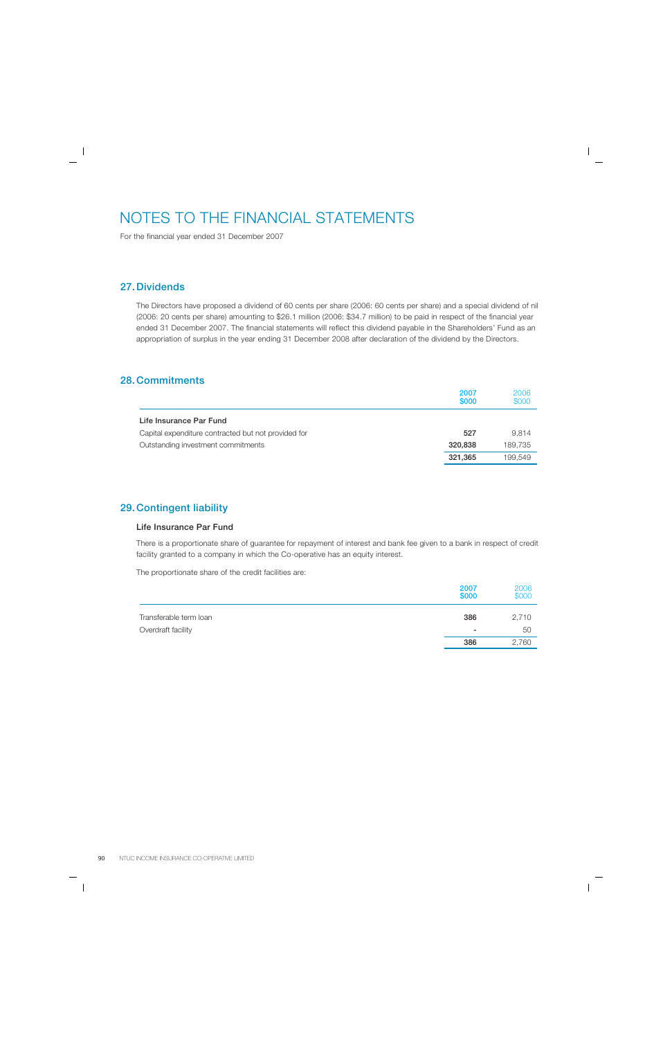# NOTES TO THE FINANCIAL STATEMENTS

For the financial year ended 31 December 2007

## 27. Dividends

The Directors have proposed a dividend of 60 cents per share (2006: 60 cents per share) and a special dividend of nil (2006: 20 cents per share) amounting to $26.1 million (2006: $34.7 million) to be paid in respect of the financial year ended 31 December 2007. The financial statements will reflect this dividend payable in the Shareholders' Fund as an appropriation of surplus in the year ending 31 December 2008 after declaration of the dividend by the Directors.

## 28. Commitments

| | 2007 $000 | 2006 $000 |
|---|---|---|
| **Life Insurance Par Fund** | | |
| Capital expenditure contracted but not provided for | **527** | 9,814 |
| Outstanding investment commitments | **320,838** | 189,735 |
| | **321,365** | 199,549 |

## 29. Contingent liability

### Life Insurance Par Fund

There is a proportionate share of guarantee for repayment of interest and bank fee given to a bank in respect of credit facility granted to a company in which the Co-operative has an equity interest.

The proportionate share of the credit facilities are:

| | 2007 $000 | 2006 $000 |
|---|---|---|
| Transferable term loan | **386** | 2,710 |
| Overdraft facility | **-** | 50 |
| | **386** | 2,760 |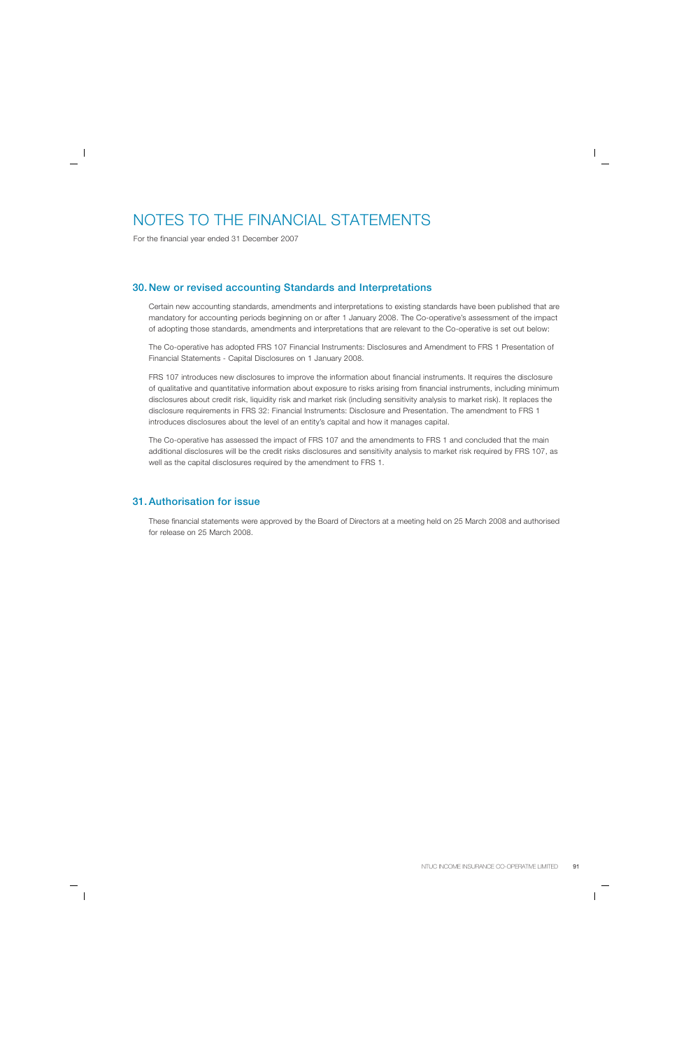# NOTES TO THE FINANCIAL STATEMENTS

For the financial year ended 31 December 2007

## 30. New or revised accounting Standards and Interpretations

Certain new accounting standards, amendments and interpretations to existing standards have been published that are mandatory for accounting periods beginning on or after 1 January 2008. The Co-operative's assessment of the impact of adopting those standards, amendments and interpretations that are relevant to the Co-operative is set out below:

The Co-operative has adopted FRS 107 Financial Instruments: Disclosures and Amendment to FRS 1 Presentation of Financial Statements - Capital Disclosures on 1 January 2008.

FRS 107 introduces new disclosures to improve the information about financial instruments. It requires the disclosure of qualitative and quantitative information about exposure to risks arising from financial instruments, including minimum disclosures about credit risk, liquidity risk and market risk (including sensitivity analysis to market risk). It replaces the disclosure requirements in FRS 32: Financial Instruments: Disclosure and Presentation. The amendment to FRS 1 introduces disclosures about the level of an entity's capital and how it manages capital.

The Co-operative has assessed the impact of FRS 107 and the amendments to FRS 1 and concluded that the main additional disclosures will be the credit risks disclosures and sensitivity analysis to market risk required by FRS 107, as well as the capital disclosures required by the amendment to FRS 1.

## 31. Authorisation for issue

These financial statements were approved by the Board of Directors at a meeting held on 25 March 2008 and authorised for release on 25 March 2008.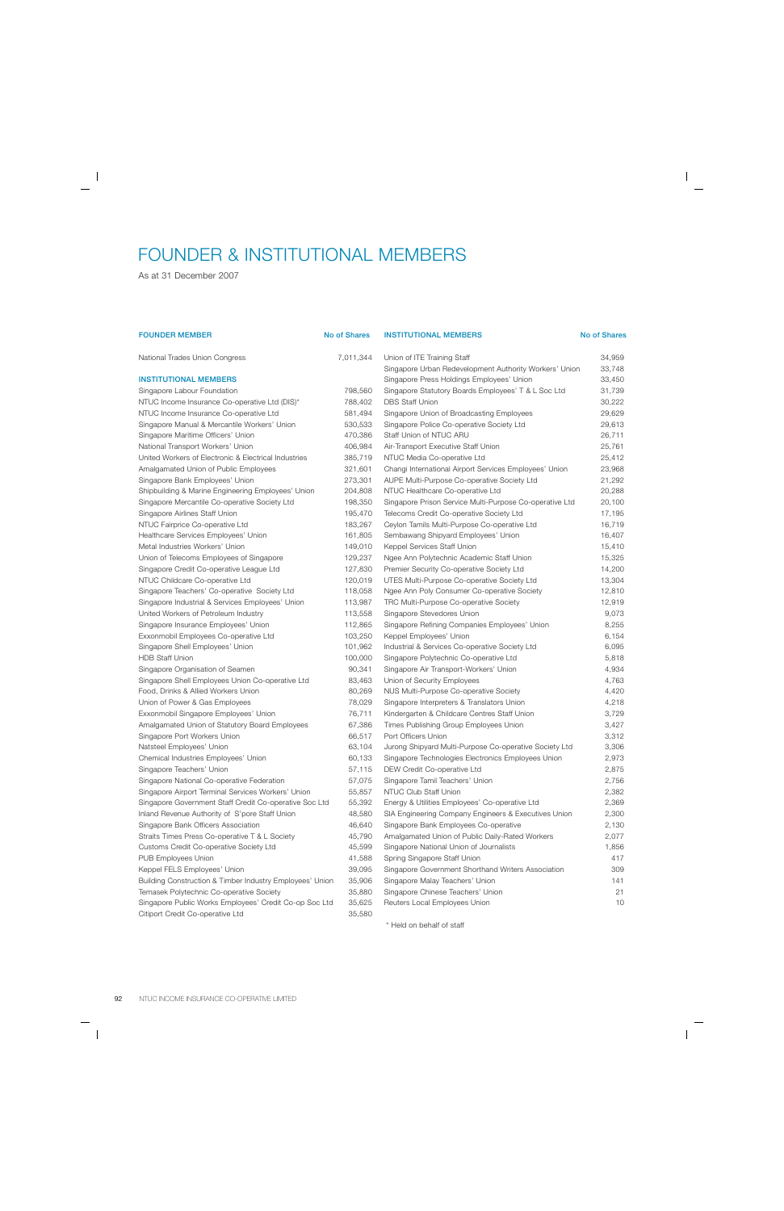# FOUNDER & INSTITUTIONAL MEMBERS

As at 31 December 2007

| FOUNDER MEMBER | No of Shares |
|---|---|
| National Trades Union Congress | 7,011,344 |

| INSTITUTIONAL MEMBERS | No of Shares |
|---|---|
| Singapore Labour Foundation | 798,560 |
| NTUC Income Insurance Co-operative Ltd (DIS)* | 788,402 |
| NTUC Income Insurance Co-operative Ltd | 581,494 |
| Singapore Manual & Mercantile Workers' Union | 530,533 |
| Singapore Maritime Officers' Union | 470,386 |
| National Transport Workers' Union | 406,984 |
| United Workers of Electronic & Electrical Industries | 385,719 |
| Amalgamated Union of Public Employees | 321,601 |
| Singapore Bank Employees' Union | 273,301 |
| Shipbuilding & Marine Engineering Employees' Union | 204,808 |
| Singapore Mercantile Co-operative Society Ltd | 198,350 |
| Singapore Airlines Staff Union | 195,470 |
| NTUC Fairprice Co-operative Ltd | 183,267 |
| Healthcare Services Employees' Union | 161,805 |
| Metal Industries Workers' Union | 149,010 |
| Union of Telecoms Employees of Singapore | 129,237 |
| Singapore Credit Co-operative League Ltd | 127,830 |
| NTUC Childcare Co-operative Ltd | 120,019 |
| Singapore Teachers' Co-operative Society Ltd | 118,058 |
| Singapore Industrial & Services Employees' Union | 113,987 |
| United Workers of Petroleum Industry | 113,558 |
| Singapore Insurance Employees' Union | 112,865 |
| Exxonmobil Employees Co-operative Ltd | 103,250 |
| Singapore Shell Employees' Union | 101,962 |
| HDB Staff Union | 100,000 |
| Singapore Organisation of Seamen | 90,341 |
| Singapore Shell Employees Union Co-operative Ltd | 83,463 |
| Food, Drinks & Allied Workers Union | 80,269 |
| Union of Power & Gas Employees | 78,029 |
| Exxonmobil Singapore Employees' Union | 76,711 |
| Amalgamated Union of Statutory Board Employees | 67,386 |
| Singapore Port Workers Union | 66,517 |
| Natsteel Employees' Union | 63,104 |
| Chemical Industries Employees' Union | 60,133 |
| Singapore Teachers' Union | 57,115 |
| Singapore National Co-operative Federation | 57,075 |
| Singapore Airport Terminal Services Workers' Union | 55,857 |
| Singapore Government Staff Credit Co-operative Soc Ltd | 55,392 |
| Inland Revenue Authority of S'pore Staff Union | 48,580 |
| Singapore Bank Officers Association | 46,640 |
| Straits Times Press Co-operative T & L Society | 45,790 |
| Customs Credit Co-operative Society Ltd | 45,599 |
| PUB Employees Union | 41,588 |
| Keppel FELS Employees' Union | 39,095 |
| Building Construction & Timber Industry Employees' Union | 35,906 |
| Temasek Polytechnic Co-operative Society | 35,880 |
| Singapore Public Works Employees' Credit Co-op Soc Ltd | 35,625 |
| Citiport Credit Co-operative Ltd | 35,580 |
| Union of ITE Training Staff | 34,959 |
| Singapore Urban Redevelopment Authority Workers' Union | 33,748 |
| Singapore Press Holdings Employees' Union | 33,450 |
| Singapore Statutory Boards Employees' T & L Soc Ltd | 31,739 |
| DBS Staff Union | 30,222 |
| Singapore Union of Broadcasting Employees | 29,629 |
| Singapore Police Co-operative Society Ltd | 29,613 |
| Staff Union of NTUC ARU | 26,711 |
| Air-Transport Executive Staff Union | 25,761 |
| NTUC Media Co-operative Ltd | 25,412 |
| Changi International Airport Services Employees' Union | 23,968 |
| AUPE Multi-Purpose Co-operative Society Ltd | 21,292 |
| NTUC Healthcare Co-operative Ltd | 20,288 |
| Singapore Prison Service Multi-Purpose Co-operative Ltd | 20,100 |
| Telecoms Credit Co-operative Society Ltd | 17,195 |
| Ceylon Tamils Multi-Purpose Co-operative Ltd | 16,719 |
| Sembawang Shipyard Employees' Union | 16,407 |
| Keppel Services Staff Union | 15,410 |
| Ngee Ann Polytechnic Academic Staff Union | 15,325 |
| Premier Security Co-operative Society Ltd | 14,200 |
| UTES Multi-Purpose Co-operative Society Ltd | 13,304 |
| Ngee Ann Poly Consumer Co-operative Society | 12,810 |
| TRC Multi-Purpose Co-operative Society | 12,919 |
| Singapore Stevedores Union | 9,073 |
| Singapore Refining Companies Employees' Union | 8,255 |
| Keppel Employees' Union | 6,154 |
| Industrial & Services Co-operative Society Ltd | 6,095 |
| Singapore Polytechnic Co-operative Ltd | 5,818 |
| Singapore Air Transport-Workers' Union | 4,934 |
| Union of Security Employees | 4,763 |
| NUS Multi-Purpose Co-operative Society | 4,420 |
| Singapore Interpreters & Translators Union | 4,218 |
| Kindergarten & Childcare Centres Staff Union | 3,729 |
| Times Publishing Group Employees Union | 3,427 |
| Port Officers Union | 3,312 |
| Jurong Shipyard Multi-Purpose Co-operative Society Ltd | 3,306 |
| Singapore Technologies Electronics Employees Union | 2,973 |
| DEW Credit Co-operative Ltd | 2,875 |
| Singapore Tamil Teachers' Union | 2,756 |
| NTUC Club Staff Union | 2,382 |
| Energy & Utilities Employees' Co-operative Ltd | 2,369 |
| SIA Engineering Company Engineers & Executives Union | 2,300 |
| Singapore Bank Employees Co-operative | 2,130 |
| Amalgamated Union of Public Daily-Rated Workers | 2,077 |
| Singapore National Union of Journalists | 1,856 |
| Spring Singapore Staff Union | 417 |
| Singapore Government Shorthand Writers Association | 309 |
| Singapore Malay Teachers' Union | 141 |
| Singapore Chinese Teachers' Union | 21 |
| Reuters Local Employees Union | 10 |

* Held on behalf of staff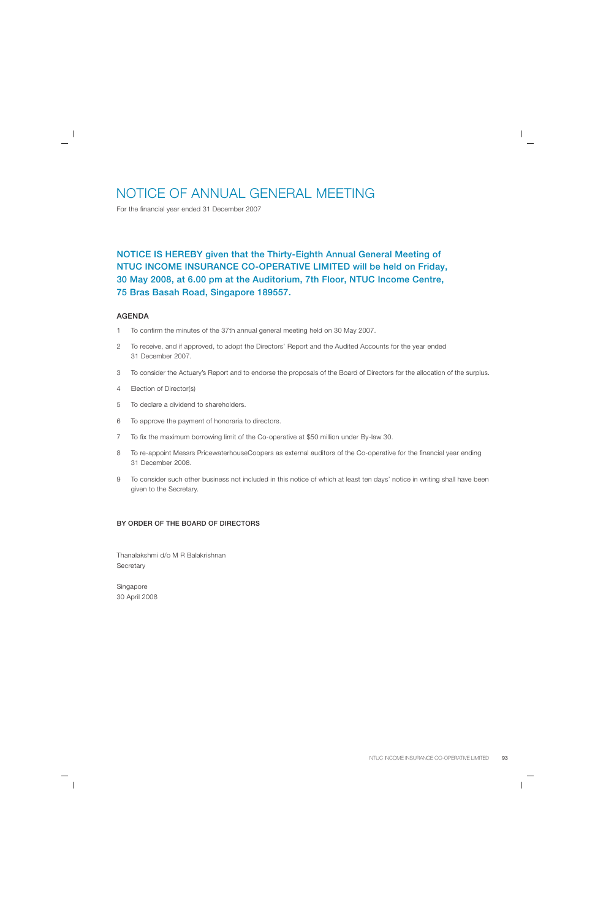# NOTICE OF ANNUAL GENERAL MEETING

For the financial year ended 31 December 2007

**NOTICE IS HEREBY given that the Thirty-Eighth Annual General Meeting of NTUC INCOME INSURANCE CO-OPERATIVE LIMITED will be held on Friday, 30 May 2008, at 6.00 pm at the Auditorium, 7th Floor, NTUC Income Centre, 75 Bras Basah Road, Singapore 189557.**

## AGENDA

1. To confirm the minutes of the 37th annual general meeting held on 30 May 2007.
2. To receive, and if approved, to adopt the Directors' Report and the Audited Accounts for the year ended 31 December 2007.
3. To consider the Actuary's Report and to endorse the proposals of the Board of Directors for the allocation of the surplus.
4. Election of Director(s)
5. To declare a dividend to shareholders.
6. To approve the payment of honoraria to directors.
7. To fix the maximum borrowing limit of the Co-operative at $50 million under By-law 30.
8. To re-appoint Messrs PricewaterhouseCoopers as external auditors of the Co-operative for the financial year ending 31 December 2008.
9. To consider such other business not included in this notice of which at least ten days' notice in writing shall have been given to the Secretary.

**BY ORDER OF THE BOARD OF DIRECTORS**

Thanalakshmi d/o M R Balakrishnan
Secretary

Singapore
30 April 2008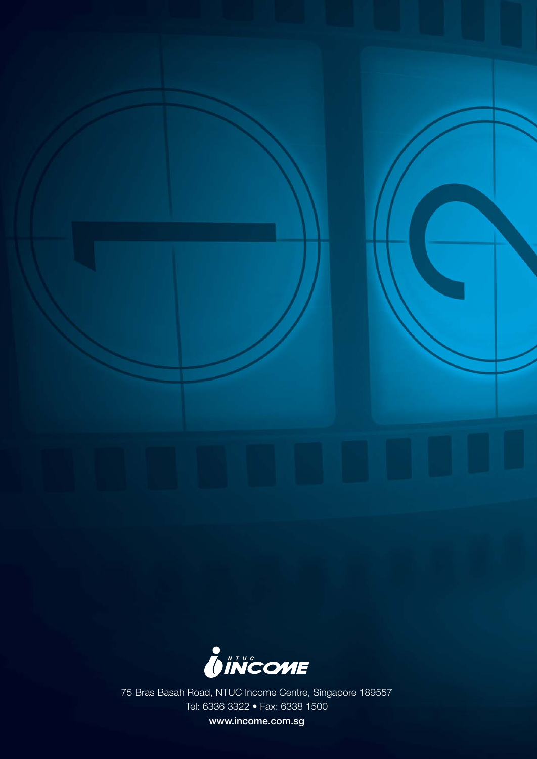NTUC INCOME

75 Bras Basah Road, NTUC Income Centre, Singapore 189557
Tel: 6336 3322 • Fax: 6338 1500
**www.income.com.sg**